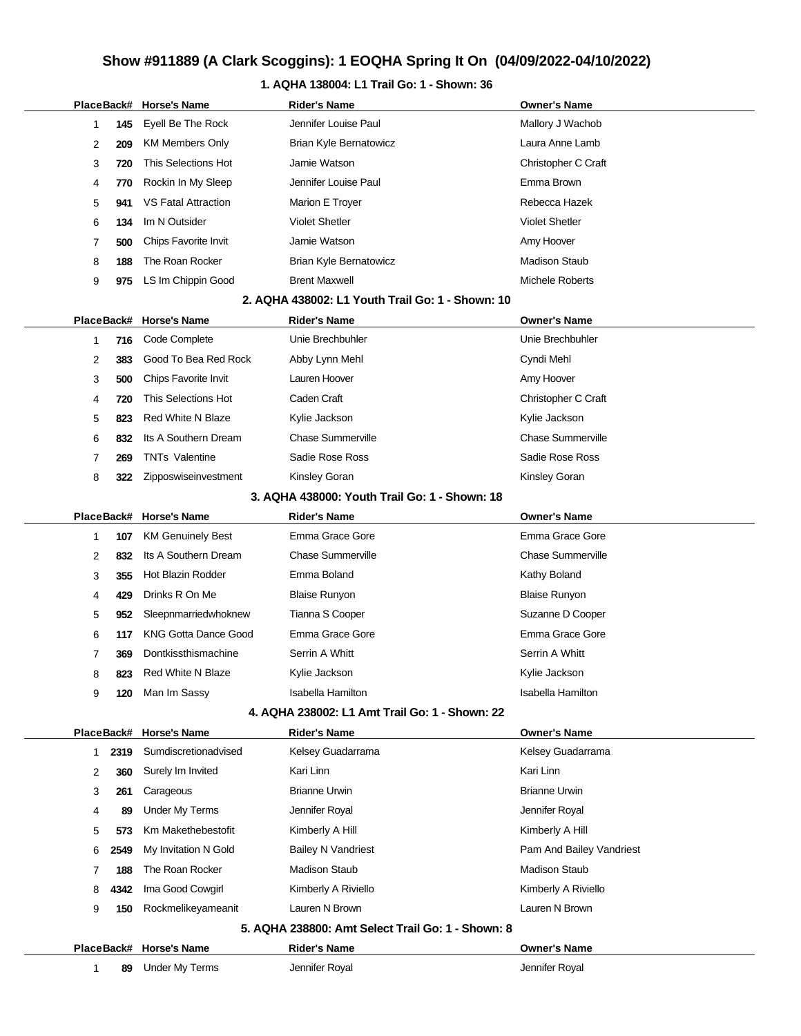# Show #911889 (A Clark Scoggins): 1 EOQHA Spring It On (04/09/2022-04/10/2022)

## 1. AQHA 138004: L1 Trail Go: 1 - Shown: 36

| Place | Back# | Horse's Name | Rider's Name | Owner's Name |
|---|---|---|---|---|
| 1 | 145 | Eyell Be The Rock | Jennifer Louise Paul | Mallory J Wachob |
| 2 | 209 | KM Members Only | Brian Kyle Bernatowicz | Laura Anne Lamb |
| 3 | 720 | This Selections Hot | Jamie Watson | Christopher C Craft |
| 4 | 770 | Rockin In My Sleep | Jennifer Louise Paul | Emma Brown |
| 5 | 941 | VS Fatal Attraction | Marion E Troyer | Rebecca Hazek |
| 6 | 134 | Im N Outsider | Violet Shetler | Violet Shetler |
| 7 | 500 | Chips Favorite Invit | Jamie Watson | Amy Hoover |
| 8 | 188 | The Roan Rocker | Brian Kyle Bernatowicz | Madison Staub |
| 9 | 975 | LS Im Chippin Good | Brent Maxwell | Michele Roberts |

## 2. AQHA 438002: L1 Youth Trail Go: 1 - Shown: 10

| Place | Back# | Horse's Name | Rider's Name | Owner's Name |
|---|---|---|---|---|
| 1 | 716 | Code Complete | Unie Brechbuhler | Unie Brechbuhler |
| 2 | 383 | Good To Bea Red Rock | Abby Lynn Mehl | Cyndi Mehl |
| 3 | 500 | Chips Favorite Invit | Lauren Hoover | Amy Hoover |
| 4 | 720 | This Selections Hot | Caden Craft | Christopher C Craft |
| 5 | 823 | Red White N Blaze | Kylie Jackson | Kylie Jackson |
| 6 | 832 | Its A Southern Dream | Chase Summerville | Chase Summerville |
| 7 | 269 | TNTs Valentine | Sadie Rose Ross | Sadie Rose Ross |
| 8 | 322 | Zipposwiseinvestment | Kinsley Goran | Kinsley Goran |

## 3. AQHA 438000: Youth Trail Go: 1 - Shown: 18

| Place | Back# | Horse's Name | Rider's Name | Owner's Name |
|---|---|---|---|---|
| 1 | 107 | KM Genuinely Best | Emma Grace Gore | Emma Grace Gore |
| 2 | 832 | Its A Southern Dream | Chase Summerville | Chase Summerville |
| 3 | 355 | Hot Blazin Rodder | Emma Boland | Kathy Boland |
| 4 | 429 | Drinks R On Me | Blaise Runyon | Blaise Runyon |
| 5 | 952 | Sleepnmarriedwhoknew | Tianna S Cooper | Suzanne D Cooper |
| 6 | 117 | KNG Gotta Dance Good | Emma Grace Gore | Emma Grace Gore |
| 7 | 369 | Dontkissthismachine | Serrin A Whitt | Serrin A Whitt |
| 8 | 823 | Red White N Blaze | Kylie Jackson | Kylie Jackson |
| 9 | 120 | Man Im Sassy | Isabella Hamilton | Isabella Hamilton |

## 4. AQHA 238002: L1 Amt Trail Go: 1 - Shown: 22

| Place | Back# | Horse's Name | Rider's Name | Owner's Name |
|---|---|---|---|---|
| 1 | 2319 | Sumdiscretionadvised | Kelsey Guadarrama | Kelsey Guadarrama |
| 2 | 360 | Surely Im Invited | Kari Linn | Kari Linn |
| 3 | 261 | Carageous | Brianne Urwin | Brianne Urwin |
| 4 | 89 | Under My Terms | Jennifer Royal | Jennifer Royal |
| 5 | 573 | Km Makethebestofit | Kimberly A Hill | Kimberly A Hill |
| 6 | 2549 | My Invitation N Gold | Bailey N Vandriest | Pam And Bailey Vandriest |
| 7 | 188 | The Roan Rocker | Madison Staub | Madison Staub |
| 8 | 4342 | Ima Good Cowgirl | Kimberly A Riviello | Kimberly A Riviello |
| 9 | 150 | Rockmelikeyameanit | Lauren N Brown | Lauren N Brown |

## 5. AQHA 238800: Amt Select Trail Go: 1 - Shown: 8

| Place | Back# | Horse's Name | Rider's Name | Owner's Name |
|---|---|---|---|---|
| 1 | 89 | Under My Terms | Jennifer Royal | Jennifer Royal |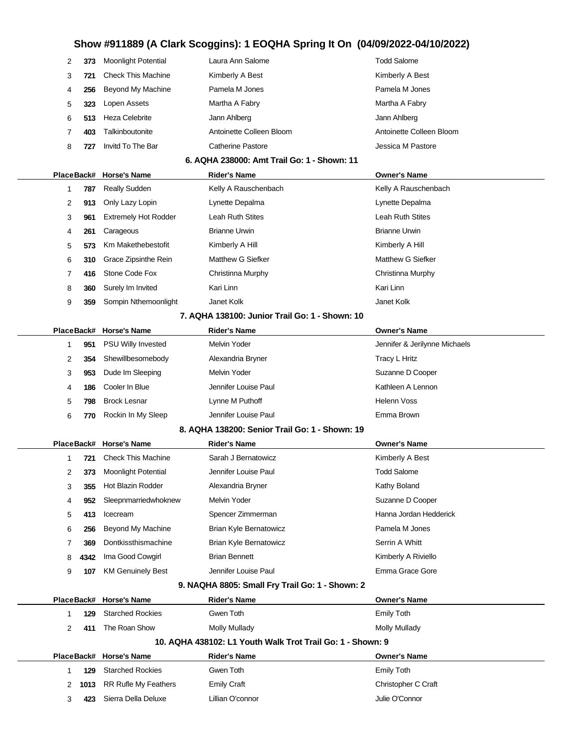# Show #911889 (A Clark Scoggins): 1 EOQHA Spring It On (04/09/2022-04/10/2022)

| Place | Back# | Horse's Name | Rider's Name | Owner's Name |
|---|---|---|---|---|
| 2 | 373 | Moonlight Potential | Laura Ann Salome | Todd Salome |
| 3 | 721 | Check This Machine | Kimberly A Best | Kimberly A Best |
| 4 | 256 | Beyond My Machine | Pamela M Jones | Pamela M Jones |
| 5 | 323 | Lopen Assets | Martha A Fabry | Martha A Fabry |
| 6 | 513 | Heza Celebrite | Jann Ahlberg | Jann Ahlberg |
| 7 | 403 | Talkinboutonite | Antoinette Colleen Bloom | Antoinette Colleen Bloom |
| 8 | 727 | Invitd To The Bar | Catherine Pastore | Jessica M Pastore |

### 6. AQHA 238000: Amt Trail Go: 1 - Shown: 11

| Place | Back# | Horse's Name | Rider's Name | Owner's Name |
|---|---|---|---|---|
| 1 | 787 | Really Sudden | Kelly A Rauschenbach | Kelly A Rauschenbach |
| 2 | 913 | Only Lazy Lopin | Lynette Depalma | Lynette Depalma |
| 3 | 961 | Extremely Hot Rodder | Leah Ruth Stites | Leah Ruth Stites |
| 4 | 261 | Carageous | Brianne Urwin | Brianne Urwin |
| 5 | 573 | Km Makethebestofit | Kimberly A Hill | Kimberly A Hill |
| 6 | 310 | Grace Zipsinthe Rein | Matthew G Siefker | Matthew G Siefker |
| 7 | 416 | Stone Code Fox | Christinna Murphy | Christinna Murphy |
| 8 | 360 | Surely Im Invited | Kari Linn | Kari Linn |
| 9 | 359 | Sompin Nthemoonlight | Janet Kolk | Janet Kolk |

### 7. AQHA 138100: Junior Trail Go: 1 - Shown: 10

| Place | Back# | Horse's Name | Rider's Name | Owner's Name |
|---|---|---|---|---|
| 1 | 951 | PSU Willy Invested | Melvin Yoder | Jennifer & Jerilynne Michaels |
| 2 | 354 | Shewillbesomebody | Alexandria Bryner | Tracy L Hritz |
| 3 | 953 | Dude Im Sleeping | Melvin Yoder | Suzanne D Cooper |
| 4 | 186 | Cooler In Blue | Jennifer Louise Paul | Kathleen A Lennon |
| 5 | 798 | Brock Lesnar | Lynne M Puthoff | Helenn Voss |
| 6 | 770 | Rockin In My Sleep | Jennifer Louise Paul | Emma Brown |

### 8. AQHA 138200: Senior Trail Go: 1 - Shown: 19

| Place | Back# | Horse's Name | Rider's Name | Owner's Name |
|---|---|---|---|---|
| 1 | 721 | Check This Machine | Sarah J Bernatowicz | Kimberly A Best |
| 2 | 373 | Moonlight Potential | Jennifer Louise Paul | Todd Salome |
| 3 | 355 | Hot Blazin Rodder | Alexandria Bryner | Kathy Boland |
| 4 | 952 | Sleepnmarriedwhoknew | Melvin Yoder | Suzanne D Cooper |
| 5 | 413 | Icecream | Spencer Zimmerman | Hanna Jordan Hedderick |
| 6 | 256 | Beyond My Machine | Brian Kyle Bernatowicz | Pamela M Jones |
| 7 | 369 | Dontkissthismachine | Brian Kyle Bernatowicz | Serrin A Whitt |
| 8 | 4342 | Ima Good Cowgirl | Brian Bennett | Kimberly A Riviello |
| 9 | 107 | KM Genuinely Best | Jennifer Louise Paul | Emma Grace Gore |

### 9. NAQHA 8805: Small Fry Trail Go: 1 - Shown: 2

| Place | Back# | Horse's Name | Rider's Name | Owner's Name |
|---|---|---|---|---|
| 1 | 129 | Starched Rockies | Gwen Toth | Emily Toth |
| 2 | 411 | The Roan Show | Molly Mullady | Molly Mullady |

### 10. AQHA 438102: L1 Youth Walk Trot Trail Go: 1 - Shown: 9

| Place | Back# | Horse's Name | Rider's Name | Owner's Name |
|---|---|---|---|---|
| 1 | 129 | Starched Rockies | Gwen Toth | Emily Toth |
| 2 | 1013 | RR Rufle My Feathers | Emily Craft | Christopher C Craft |
| 3 | 423 | Sierra Della Deluxe | Lillian O'connor | Julie O'Connor |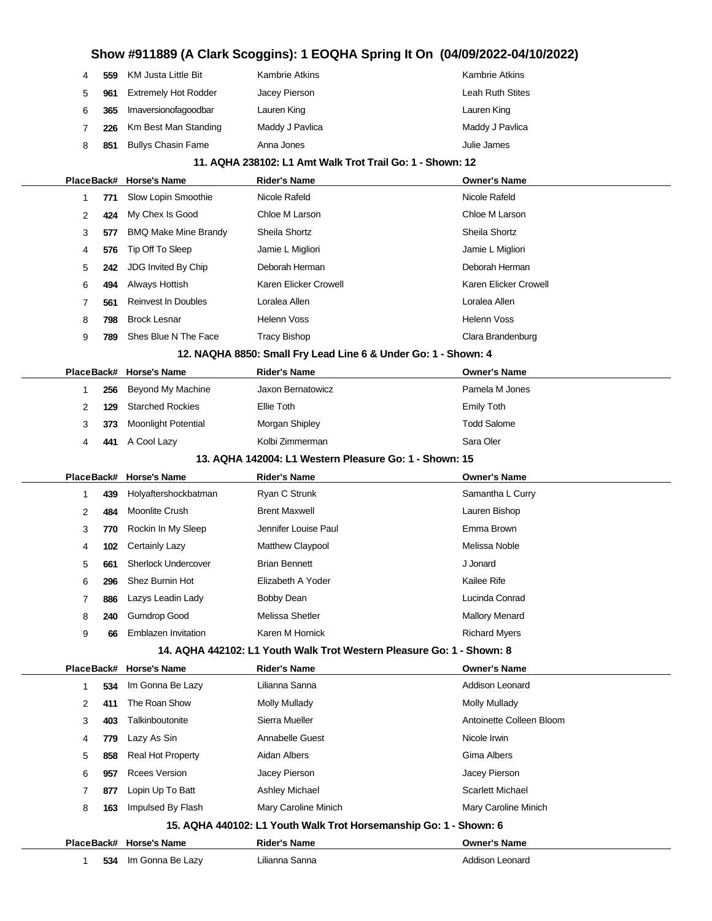# Show #911889 (A Clark Scoggins): 1 EOQHA Spring It On (04/09/2022-04/10/2022)

| Place | Back# | Horse's Name | Rider's Name | Owner's Name |
|---|---|---|---|---|
| 4 | 559 | KM Justa Little Bit | Kambrie Atkins | Kambrie Atkins |
| 5 | 961 | Extremely Hot Rodder | Jacey Pierson | Leah Ruth Stites |
| 6 | 365 | Imaversionofagoodbar | Lauren King | Lauren King |
| 7 | 226 | Km Best Man Standing | Maddy J Pavlica | Maddy J Pavlica |
| 8 | 851 | Bullys Chasin Fame | Anna Jones | Julie James |

### 11. AQHA 238102: L1 Amt Walk Trot Trail Go: 1 - Shown: 12

| Place | Back# | Horse's Name | Rider's Name | Owner's Name |
|---|---|---|---|---|
| 1 | 771 | Slow Lopin Smoothie | Nicole Rafeld | Nicole Rafeld |
| 2 | 424 | My Chex Is Good | Chloe M Larson | Chloe M Larson |
| 3 | 577 | BMQ Make Mine Brandy | Sheila Shortz | Sheila Shortz |
| 4 | 576 | Tip Off To Sleep | Jamie L Migliori | Jamie L Migliori |
| 5 | 242 | JDG Invited By Chip | Deborah Herman | Deborah Herman |
| 6 | 494 | Always Hottish | Karen Elicker Crowell | Karen Elicker Crowell |
| 7 | 561 | Reinvest In Doubles | Loralea Allen | Loralea Allen |
| 8 | 798 | Brock Lesnar | Helenn Voss | Helenn Voss |
| 9 | 789 | Shes Blue N The Face | Tracy Bishop | Clara Brandenburg |

### 12. NAQHA 8850: Small Fry Lead Line 6 & Under Go: 1 - Shown: 4

| Place | Back# | Horse's Name | Rider's Name | Owner's Name |
|---|---|---|---|---|
| 1 | 256 | Beyond My Machine | Jaxon Bernatowicz | Pamela M Jones |
| 2 | 129 | Starched Rockies | Ellie Toth | Emily Toth |
| 3 | 373 | Moonlight Potential | Morgan Shipley | Todd Salome |
| 4 | 441 | A Cool Lazy | Kolbi Zimmerman | Sara Oler |

### 13. AQHA 142004: L1 Western Pleasure Go: 1 - Shown: 15

| Place | Back# | Horse's Name | Rider's Name | Owner's Name |
|---|---|---|---|---|
| 1 | 439 | Holyaftershockbatman | Ryan C Strunk | Samantha L Curry |
| 2 | 484 | Moonlite Crush | Brent Maxwell | Lauren Bishop |
| 3 | 770 | Rockin In My Sleep | Jennifer Louise Paul | Emma Brown |
| 4 | 102 | Certainly Lazy | Matthew Claypool | Melissa Noble |
| 5 | 661 | Sherlock Undercover | Brian Bennett | J Jonard |
| 6 | 296 | Shez Burnin Hot | Elizabeth A Yoder | Kailee Rife |
| 7 | 886 | Lazys Leadin Lady | Bobby Dean | Lucinda Conrad |
| 8 | 240 | Gumdrop Good | Melissa Shetler | Mallory Menard |
| 9 | 66 | Emblazen Invitation | Karen M Hornick | Richard Myers |

### 14. AQHA 442102: L1 Youth Walk Trot Western Pleasure Go: 1 - Shown: 8

| Place | Back# | Horse's Name | Rider's Name | Owner's Name |
|---|---|---|---|---|
| 1 | 534 | Im Gonna Be Lazy | Lilianna Sanna | Addison Leonard |
| 2 | 411 | The Roan Show | Molly Mullady | Molly Mullady |
| 3 | 403 | Talkinboutonite | Sierra Mueller | Antoinette Colleen Bloom |
| 4 | 779 | Lazy As Sin | Annabelle Guest | Nicole Irwin |
| 5 | 858 | Real Hot Property | Aidan Albers | Gima Albers |
| 6 | 957 | Rcees Version | Jacey Pierson | Jacey Pierson |
| 7 | 877 | Lopin Up To Batt | Ashley Michael | Scarlett Michael |
| 8 | 163 | Impulsed By Flash | Mary Caroline Minich | Mary Caroline Minich |

### 15. AQHA 440102: L1 Youth Walk Trot Horsemanship Go: 1 - Shown: 6

| Place | Back# | Horse's Name | Rider's Name | Owner's Name |
|---|---|---|---|---|
| 1 | 534 | Im Gonna Be Lazy | Lilianna Sanna | Addison Leonard |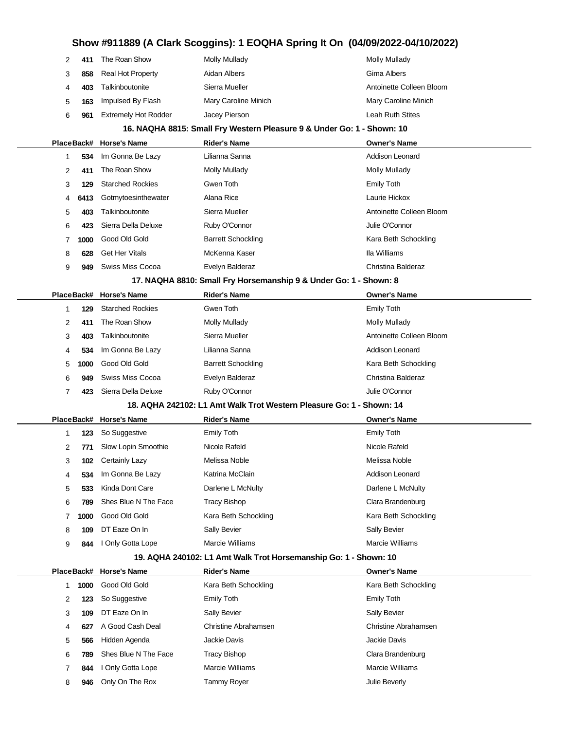# Show #911889 (A Clark Scoggins): 1 EOQHA Spring It On (04/09/2022-04/10/2022)

| Place | Back# | Horse's Name | Rider's Name | Owner's Name |
|---|---|---|---|---|
| 2 | 411 | The Roan Show | Molly Mullady | Molly Mullady |
| 3 | 858 | Real Hot Property | Aidan Albers | Gima Albers |
| 4 | 403 | Talkinboutonite | Sierra Mueller | Antoinette Colleen Bloom |
| 5 | 163 | Impulsed By Flash | Mary Caroline Minich | Mary Caroline Minich |
| 6 | 961 | Extremely Hot Rodder | Jacey Pierson | Leah Ruth Stites |

### 16. NAQHA 8815: Small Fry Western Pleasure 9 & Under Go: 1 - Shown: 10

| Place | Back# | Horse's Name | Rider's Name | Owner's Name |
|---|---|---|---|---|
| 1 | 534 | Im Gonna Be Lazy | Lilianna Sanna | Addison Leonard |
| 2 | 411 | The Roan Show | Molly Mullady | Molly Mullady |
| 3 | 129 | Starched Rockies | Gwen Toth | Emily Toth |
| 4 | 6413 | Gotmytoesinthewater | Alana Rice | Laurie Hickox |
| 5 | 403 | Talkinboutonite | Sierra Mueller | Antoinette Colleen Bloom |
| 6 | 423 | Sierra Della Deluxe | Ruby O'Connor | Julie O'Connor |
| 7 | 1000 | Good Old Gold | Barrett Schockling | Kara Beth Schockling |
| 8 | 628 | Get Her Vitals | McKenna Kaser | Ila Williams |
| 9 | 949 | Swiss Miss Cocoa | Evelyn Balderaz | Christina Balderaz |

### 17. NAQHA 8810: Small Fry Horsemanship 9 & Under Go: 1 - Shown: 8

| Place | Back# | Horse's Name | Rider's Name | Owner's Name |
|---|---|---|---|---|
| 1 | 129 | Starched Rockies | Gwen Toth | Emily Toth |
| 2 | 411 | The Roan Show | Molly Mullady | Molly Mullady |
| 3 | 403 | Talkinboutonite | Sierra Mueller | Antoinette Colleen Bloom |
| 4 | 534 | Im Gonna Be Lazy | Lilianna Sanna | Addison Leonard |
| 5 | 1000 | Good Old Gold | Barrett Schockling | Kara Beth Schockling |
| 6 | 949 | Swiss Miss Cocoa | Evelyn Balderaz | Christina Balderaz |
| 7 | 423 | Sierra Della Deluxe | Ruby O'Connor | Julie O'Connor |

### 18. AQHA 242102: L1 Amt Walk Trot Western Pleasure Go: 1 - Shown: 14

| Place | Back# | Horse's Name | Rider's Name | Owner's Name |
|---|---|---|---|---|
| 1 | 123 | So Suggestive | Emily Toth | Emily Toth |
| 2 | 771 | Slow Lopin Smoothie | Nicole Rafeld | Nicole Rafeld |
| 3 | 102 | Certainly Lazy | Melissa Noble | Melissa Noble |
| 4 | 534 | Im Gonna Be Lazy | Katrina McClain | Addison Leonard |
| 5 | 533 | Kinda Dont Care | Darlene L McNulty | Darlene L McNulty |
| 6 | 789 | Shes Blue N The Face | Tracy Bishop | Clara Brandenburg |
| 7 | 1000 | Good Old Gold | Kara Beth Schockling | Kara Beth Schockling |
| 8 | 109 | DT Eaze On In | Sally Bevier | Sally Bevier |
| 9 | 844 | I Only Gotta Lope | Marcie Williams | Marcie Williams |

### 19. AQHA 240102: L1 Amt Walk Trot Horsemanship Go: 1 - Shown: 10

| Place | Back# | Horse's Name | Rider's Name | Owner's Name |
|---|---|---|---|---|
| 1 | 1000 | Good Old Gold | Kara Beth Schockling | Kara Beth Schockling |
| 2 | 123 | So Suggestive | Emily Toth | Emily Toth |
| 3 | 109 | DT Eaze On In | Sally Bevier | Sally Bevier |
| 4 | 627 | A Good Cash Deal | Christine Abrahamsen | Christine Abrahamsen |
| 5 | 566 | Hidden Agenda | Jackie Davis | Jackie Davis |
| 6 | 789 | Shes Blue N The Face | Tracy Bishop | Clara Brandenburg |
| 7 | 844 | I Only Gotta Lope | Marcie Williams | Marcie Williams |
| 8 | 946 | Only On The Rox | Tammy Royer | Julie Beverly |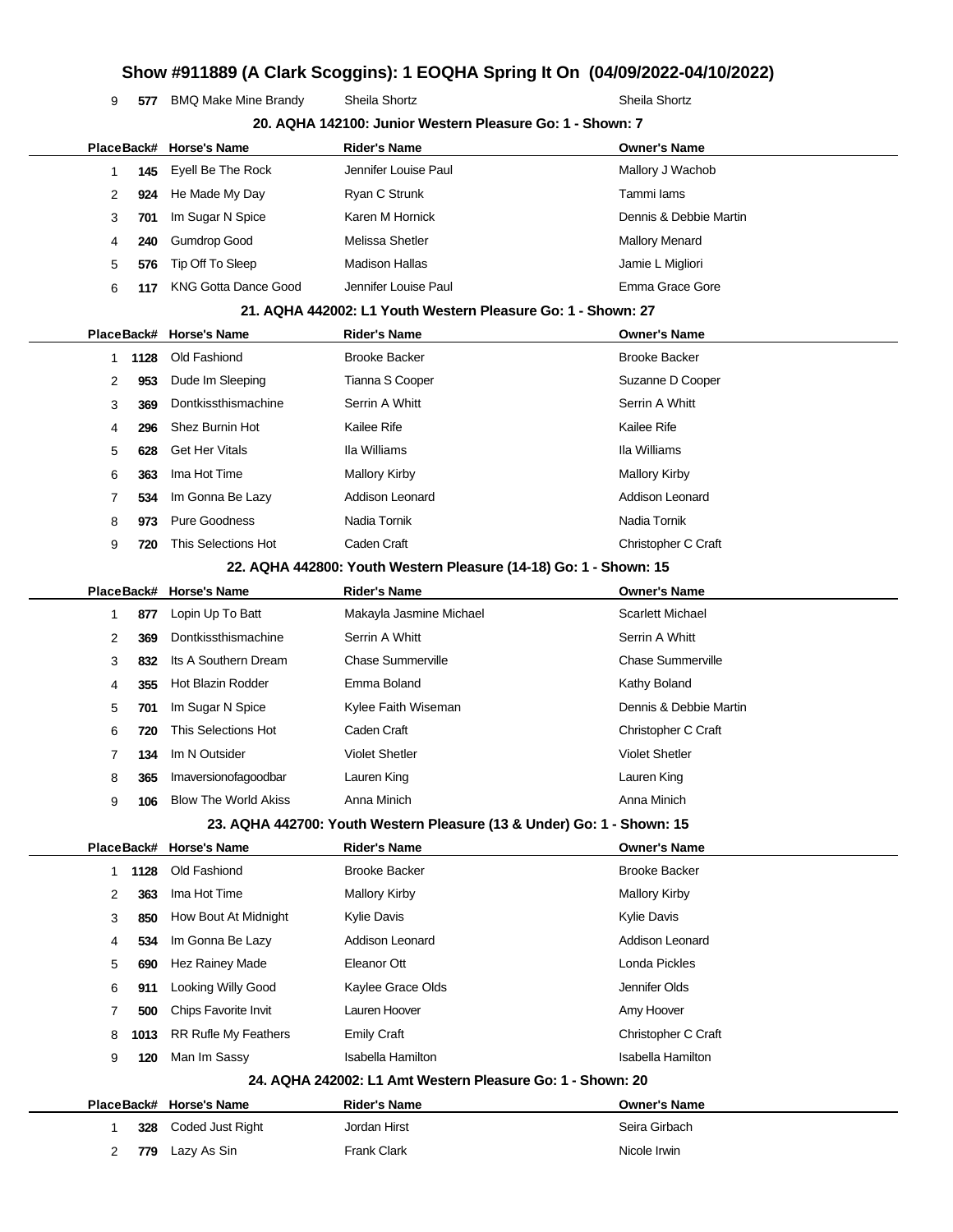| Place | Back# | Horse's Name | Rider's Name | Owner's Name |
|---|---|---|---|---|
| 9 | 577 | BMQ Make Mine Brandy | Sheila Shortz | Sheila Shortz |

### 20. AQHA 142100: Junior Western Pleasure Go: 1 - Shown: 7

| Place | Back# | Horse's Name | Rider's Name | Owner's Name |
|---|---|---|---|---|
| 1 | 145 | Eyell Be The Rock | Jennifer Louise Paul | Mallory J Wachob |
| 2 | 924 | He Made My Day | Ryan C Strunk | Tammi Iams |
| 3 | 701 | Im Sugar N Spice | Karen M Hornick | Dennis & Debbie Martin |
| 4 | 240 | Gumdrop Good | Melissa Shetler | Mallory Menard |
| 5 | 576 | Tip Off To Sleep | Madison Hallas | Jamie L Migliori |
| 6 | 117 | KNG Gotta Dance Good | Jennifer Louise Paul | Emma Grace Gore |

### 21. AQHA 442002: L1 Youth Western Pleasure Go: 1 - Shown: 27

| Place | Back# | Horse's Name | Rider's Name | Owner's Name |
|---|---|---|---|---|
| 1 | 1128 | Old Fashiond | Brooke Backer | Brooke Backer |
| 2 | 953 | Dude Im Sleeping | Tianna S Cooper | Suzanne D Cooper |
| 3 | 369 | Dontkissthismachine | Serrin A Whitt | Serrin A Whitt |
| 4 | 296 | Shez Burnin Hot | Kailee Rife | Kailee Rife |
| 5 | 628 | Get Her Vitals | Ila Williams | Ila Williams |
| 6 | 363 | Ima Hot Time | Mallory Kirby | Mallory Kirby |
| 7 | 534 | Im Gonna Be Lazy | Addison Leonard | Addison Leonard |
| 8 | 973 | Pure Goodness | Nadia Tornik | Nadia Tornik |
| 9 | 720 | This Selections Hot | Caden Craft | Christopher C Craft |

### 22. AQHA 442800: Youth Western Pleasure (14-18) Go: 1 - Shown: 15

| Place | Back# | Horse's Name | Rider's Name | Owner's Name |
|---|---|---|---|---|
| 1 | 877 | Lopin Up To Batt | Makayla Jasmine Michael | Scarlett Michael |
| 2 | 369 | Dontkissthismachine | Serrin A Whitt | Serrin A Whitt |
| 3 | 832 | Its A Southern Dream | Chase Summerville | Chase Summerville |
| 4 | 355 | Hot Blazin Rodder | Emma Boland | Kathy Boland |
| 5 | 701 | Im Sugar N Spice | Kylee Faith Wiseman | Dennis & Debbie Martin |
| 6 | 720 | This Selections Hot | Caden Craft | Christopher C Craft |
| 7 | 134 | Im N Outsider | Violet Shetler | Violet Shetler |
| 8 | 365 | Imaversionofagoodbar | Lauren King | Lauren King |
| 9 | 106 | Blow The World Akiss | Anna Minich | Anna Minich |

### 23. AQHA 442700: Youth Western Pleasure (13 & Under) Go: 1 - Shown: 15

| Place | Back# | Horse's Name | Rider's Name | Owner's Name |
|---|---|---|---|---|
| 1 | 1128 | Old Fashiond | Brooke Backer | Brooke Backer |
| 2 | 363 | Ima Hot Time | Mallory Kirby | Mallory Kirby |
| 3 | 850 | How Bout At Midnight | Kylie Davis | Kylie Davis |
| 4 | 534 | Im Gonna Be Lazy | Addison Leonard | Addison Leonard |
| 5 | 690 | Hez Rainey Made | Eleanor Ott | Londa Pickles |
| 6 | 911 | Looking Willy Good | Kaylee Grace Olds | Jennifer Olds |
| 7 | 500 | Chips Favorite Invit | Lauren Hoover | Amy Hoover |
| 8 | 1013 | RR Rufle My Feathers | Emily Craft | Christopher C Craft |
| 9 | 120 | Man Im Sassy | Isabella Hamilton | Isabella Hamilton |

### 24. AQHA 242002: L1 Amt Western Pleasure Go: 1 - Shown: 20

| Place | Back# | Horse's Name | Rider's Name | Owner's Name |
|---|---|---|---|---|
| 1 | 328 | Coded Just Right | Jordan Hirst | Seira Girbach |
| 2 | 779 | Lazy As Sin | Frank Clark | Nicole Irwin |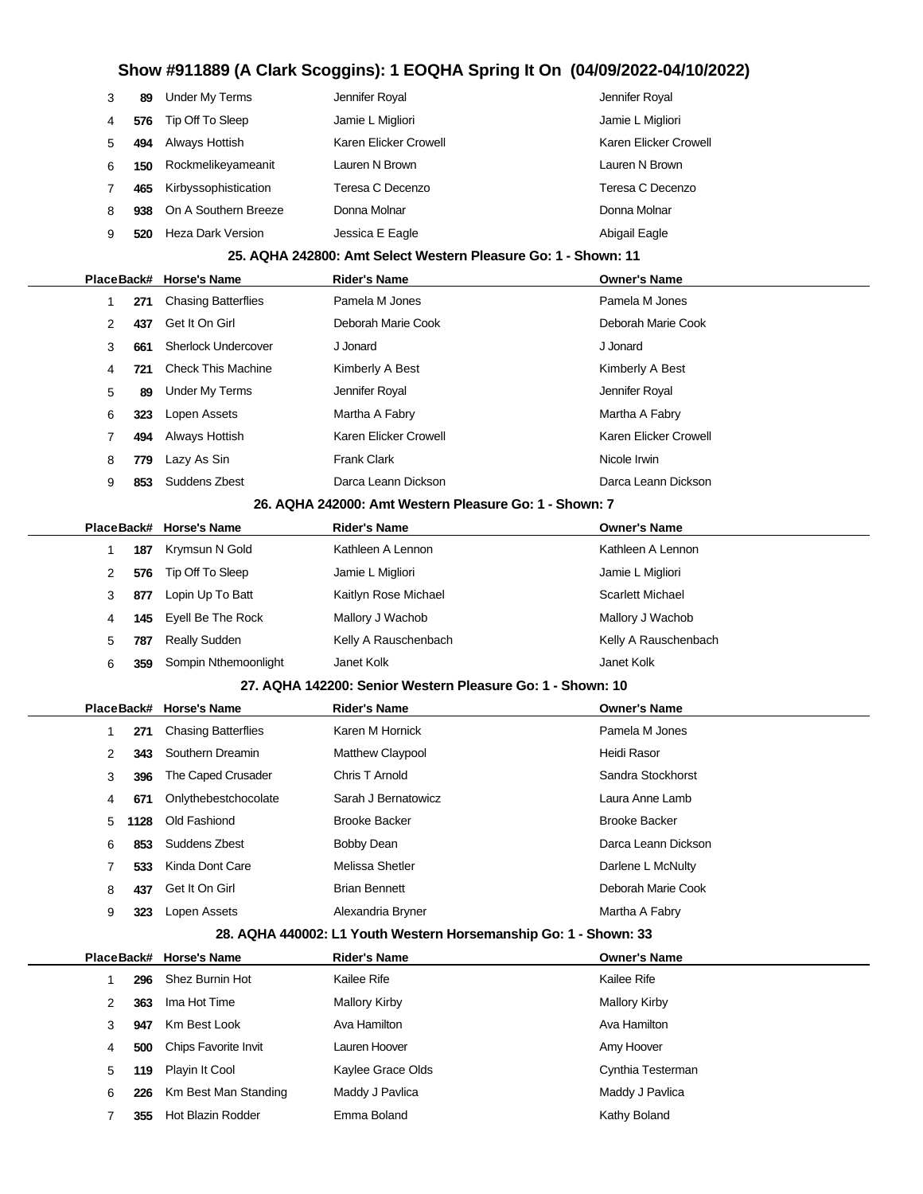| Place | Back# | Horse's Name | Rider's Name | Owner's Name |
|---|---|---|---|---|
| 3 | 89 | Under My Terms | Jennifer Royal | Jennifer Royal |
| 4 | 576 | Tip Off To Sleep | Jamie L Migliori | Jamie L Migliori |
| 5 | 494 | Always Hottish | Karen Elicker Crowell | Karen Elicker Crowell |
| 6 | 150 | Rockmelikeyameanit | Lauren N Brown | Lauren N Brown |
| 7 | 465 | Kirbyssophistication | Teresa C Decenzo | Teresa C Decenzo |
| 8 | 938 | On A Southern Breeze | Donna Molnar | Donna Molnar |
| 9 | 520 | Heza Dark Version | Jessica E Eagle | Abigail Eagle |

### 25. AQHA 242800: Amt Select Western Pleasure Go: 1 - Shown: 11

| Place | Back# | Horse's Name | Rider's Name | Owner's Name |
|---|---|---|---|---|
| 1 | 271 | Chasing Batterflies | Pamela M Jones | Pamela M Jones |
| 2 | 437 | Get It On Girl | Deborah Marie Cook | Deborah Marie Cook |
| 3 | 661 | Sherlock Undercover | J Jonard | J Jonard |
| 4 | 721 | Check This Machine | Kimberly A Best | Kimberly A Best |
| 5 | 89 | Under My Terms | Jennifer Royal | Jennifer Royal |
| 6 | 323 | Lopen Assets | Martha A Fabry | Martha A Fabry |
| 7 | 494 | Always Hottish | Karen Elicker Crowell | Karen Elicker Crowell |
| 8 | 779 | Lazy As Sin | Frank Clark | Nicole Irwin |
| 9 | 853 | Suddens Zbest | Darca Leann Dickson | Darca Leann Dickson |

### 26. AQHA 242000: Amt Western Pleasure Go: 1 - Shown: 7

| Place | Back# | Horse's Name | Rider's Name | Owner's Name |
|---|---|---|---|---|
| 1 | 187 | Krymsun N Gold | Kathleen A Lennon | Kathleen A Lennon |
| 2 | 576 | Tip Off To Sleep | Jamie L Migliori | Jamie L Migliori |
| 3 | 877 | Lopin Up To Batt | Kaitlyn Rose Michael | Scarlett Michael |
| 4 | 145 | Eyell Be The Rock | Mallory J Wachob | Mallory J Wachob |
| 5 | 787 | Really Sudden | Kelly A Rauschenbach | Kelly A Rauschenbach |
| 6 | 359 | Sompin Nthemoonlight | Janet Kolk | Janet Kolk |

### 27. AQHA 142200: Senior Western Pleasure Go: 1 - Shown: 10

| Place | Back# | Horse's Name | Rider's Name | Owner's Name |
|---|---|---|---|---|
| 1 | 271 | Chasing Batterflies | Karen M Hornick | Pamela M Jones |
| 2 | 343 | Southern Dreamin | Matthew Claypool | Heidi Rasor |
| 3 | 396 | The Caped Crusader | Chris T Arnold | Sandra Stockhorst |
| 4 | 671 | Onlythebestchocolate | Sarah J Bernatowicz | Laura Anne Lamb |
| 5 | 1128 | Old Fashiond | Brooke Backer | Brooke Backer |
| 6 | 853 | Suddens Zbest | Bobby Dean | Darca Leann Dickson |
| 7 | 533 | Kinda Dont Care | Melissa Shetler | Darlene L McNulty |
| 8 | 437 | Get It On Girl | Brian Bennett | Deborah Marie Cook |
| 9 | 323 | Lopen Assets | Alexandria Bryner | Martha A Fabry |

### 28. AQHA 440002: L1 Youth Western Horsemanship Go: 1 - Shown: 33

| Place | Back# | Horse's Name | Rider's Name | Owner's Name |
|---|---|---|---|---|
| 1 | 296 | Shez Burnin Hot | Kailee Rife | Kailee Rife |
| 2 | 363 | Ima Hot Time | Mallory Kirby | Mallory Kirby |
| 3 | 947 | Km Best Look | Ava Hamilton | Ava Hamilton |
| 4 | 500 | Chips Favorite Invit | Lauren Hoover | Amy Hoover |
| 5 | 119 | Playin It Cool | Kaylee Grace Olds | Cynthia Testerman |
| 6 | 226 | Km Best Man Standing | Maddy J Pavlica | Maddy J Pavlica |
| 7 | 355 | Hot Blazin Rodder | Emma Boland | Kathy Boland |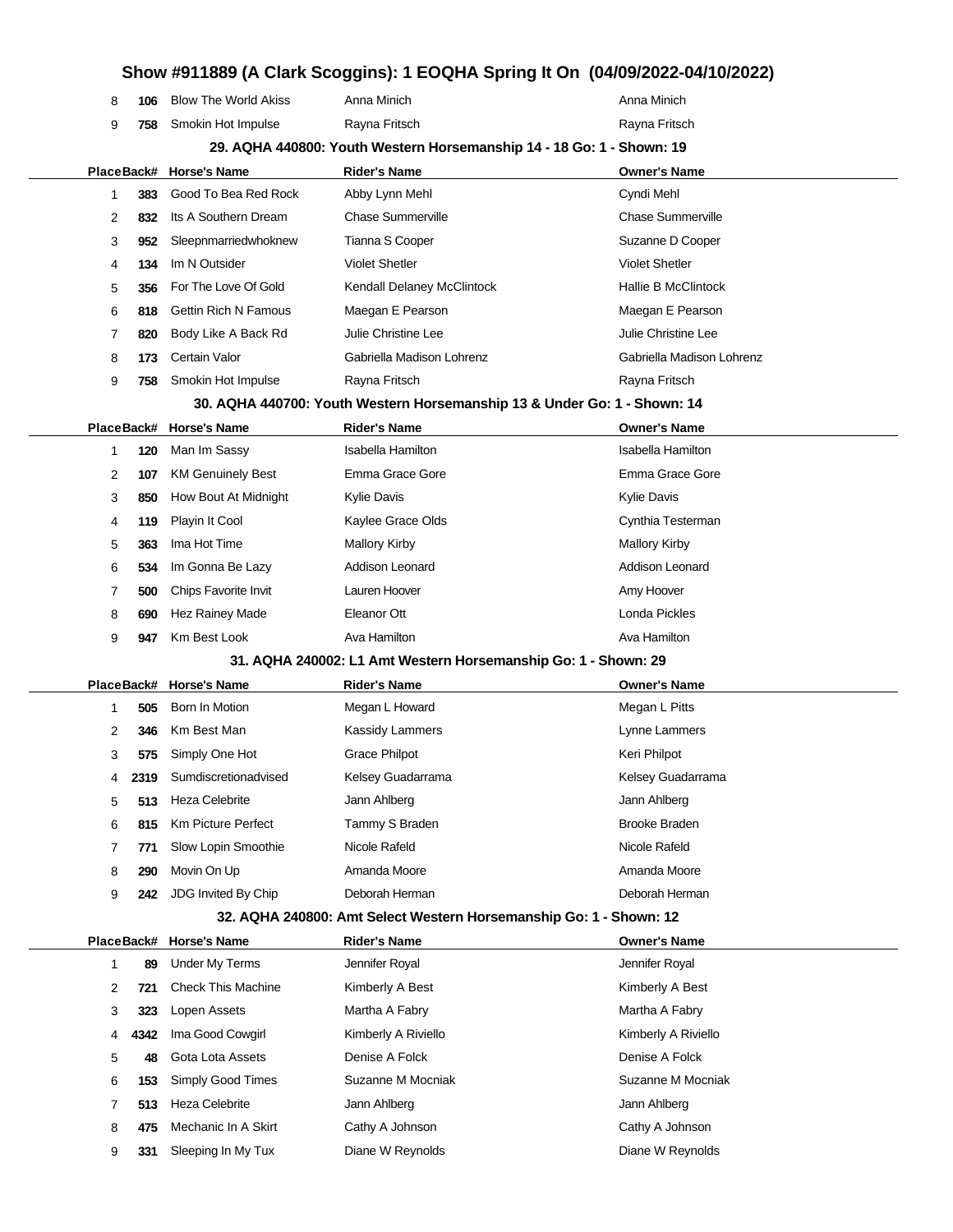| Place | Back# | Horse's Name | Rider's Name | Owner's Name |
|---|---|---|---|---|
| 8 | 106 | Blow The World Akiss | Anna Minich | Anna Minich |
| 9 | 758 | Smokin Hot Impulse | Rayna Fritsch | Rayna Fritsch |

### 29. AQHA 440800: Youth Western Horsemanship 14 - 18 Go: 1 - Shown: 19

| Place | Back# | Horse's Name | Rider's Name | Owner's Name |
|---|---|---|---|---|
| 1 | 383 | Good To Bea Red Rock | Abby Lynn Mehl | Cyndi Mehl |
| 2 | 832 | Its A Southern Dream | Chase Summerville | Chase Summerville |
| 3 | 952 | Sleepnmarriedwhoknew | Tianna S Cooper | Suzanne D Cooper |
| 4 | 134 | Im N Outsider | Violet Shetler | Violet Shetler |
| 5 | 356 | For The Love Of Gold | Kendall Delaney McClintock | Hallie B McClintock |
| 6 | 818 | Gettin Rich N Famous | Maegan E Pearson | Maegan E Pearson |
| 7 | 820 | Body Like A Back Rd | Julie Christine Lee | Julie Christine Lee |
| 8 | 173 | Certain Valor | Gabriella Madison Lohrenz | Gabriella Madison Lohrenz |
| 9 | 758 | Smokin Hot Impulse | Rayna Fritsch | Rayna Fritsch |

### 30. AQHA 440700: Youth Western Horsemanship 13 & Under Go: 1 - Shown: 14

| Place | Back# | Horse's Name | Rider's Name | Owner's Name |
|---|---|---|---|---|
| 1 | 120 | Man Im Sassy | Isabella Hamilton | Isabella Hamilton |
| 2 | 107 | KM Genuinely Best | Emma Grace Gore | Emma Grace Gore |
| 3 | 850 | How Bout At Midnight | Kylie Davis | Kylie Davis |
| 4 | 119 | Playin It Cool | Kaylee Grace Olds | Cynthia Testerman |
| 5 | 363 | Ima Hot Time | Mallory Kirby | Mallory Kirby |
| 6 | 534 | Im Gonna Be Lazy | Addison Leonard | Addison Leonard |
| 7 | 500 | Chips Favorite Invit | Lauren Hoover | Amy Hoover |
| 8 | 690 | Hez Rainey Made | Eleanor Ott | Londa Pickles |
| 9 | 947 | Km Best Look | Ava Hamilton | Ava Hamilton |

### 31. AQHA 240002: L1 Amt Western Horsemanship Go: 1 - Shown: 29

| Place | Back# | Horse's Name | Rider's Name | Owner's Name |
|---|---|---|---|---|
| 1 | 505 | Born In Motion | Megan L Howard | Megan L Pitts |
| 2 | 346 | Km Best Man | Kassidy Lammers | Lynne Lammers |
| 3 | 575 | Simply One Hot | Grace Philpot | Keri Philpot |
| 4 | 2319 | Sumdiscretionadvised | Kelsey Guadarrama | Kelsey Guadarrama |
| 5 | 513 | Heza Celebrite | Jann Ahlberg | Jann Ahlberg |
| 6 | 815 | Km Picture Perfect | Tammy S Braden | Brooke Braden |
| 7 | 771 | Slow Lopin Smoothie | Nicole Rafeld | Nicole Rafeld |
| 8 | 290 | Movin On Up | Amanda Moore | Amanda Moore |
| 9 | 242 | JDG Invited By Chip | Deborah Herman | Deborah Herman |

### 32. AQHA 240800: Amt Select Western Horsemanship Go: 1 - Shown: 12

| Place | Back# | Horse's Name | Rider's Name | Owner's Name |
|---|---|---|---|---|
| 1 | 89 | Under My Terms | Jennifer Royal | Jennifer Royal |
| 2 | 721 | Check This Machine | Kimberly A Best | Kimberly A Best |
| 3 | 323 | Lopen Assets | Martha A Fabry | Martha A Fabry |
| 4 | 4342 | Ima Good Cowgirl | Kimberly A Riviello | Kimberly A Riviello |
| 5 | 48 | Gota Lota Assets | Denise A Folck | Denise A Folck |
| 6 | 153 | Simply Good Times | Suzanne M Mocniak | Suzanne M Mocniak |
| 7 | 513 | Heza Celebrite | Jann Ahlberg | Jann Ahlberg |
| 8 | 475 | Mechanic In A Skirt | Cathy A Johnson | Cathy A Johnson |
| 9 | 331 | Sleeping In My Tux | Diane W Reynolds | Diane W Reynolds |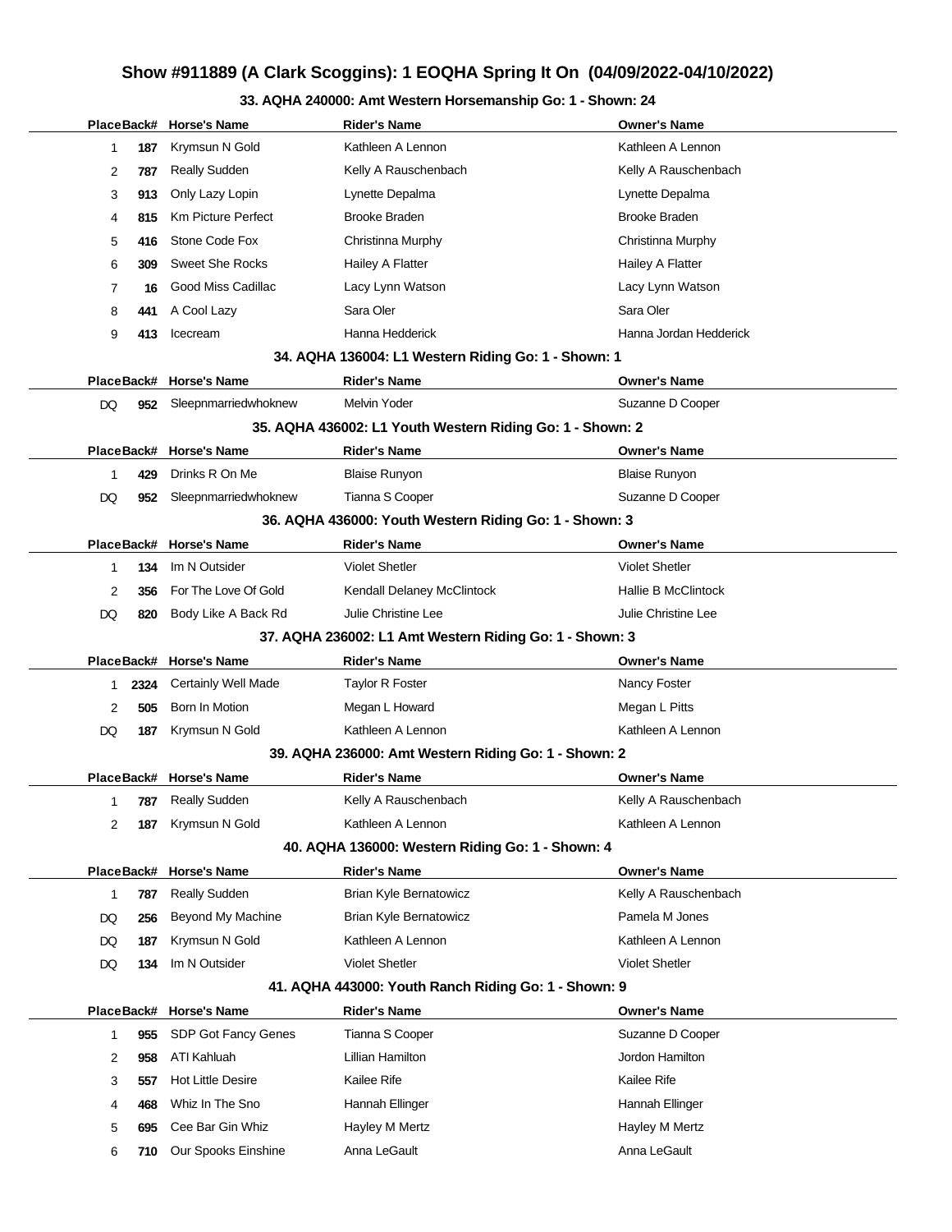# Show #911889 (A Clark Scoggins): 1 EOQHA Spring It On (04/09/2022-04/10/2022)

## 33. AQHA 240000: Amt Western Horsemanship Go: 1 - Shown: 24

| Place | Back# | Horse's Name | Rider's Name | Owner's Name |
|---|---|---|---|---|
| 1 | 187 | Krymsun N Gold | Kathleen A Lennon | Kathleen A Lennon |
| 2 | 787 | Really Sudden | Kelly A Rauschenbach | Kelly A Rauschenbach |
| 3 | 913 | Only Lazy Lopin | Lynette Depalma | Lynette Depalma |
| 4 | 815 | Km Picture Perfect | Brooke Braden | Brooke Braden |
| 5 | 416 | Stone Code Fox | Christinna Murphy | Christinna Murphy |
| 6 | 309 | Sweet She Rocks | Hailey A Flatter | Hailey A Flatter |
| 7 | 16 | Good Miss Cadillac | Lacy Lynn Watson | Lacy Lynn Watson |
| 8 | 441 | A Cool Lazy | Sara Oler | Sara Oler |
| 9 | 413 | Icecream | Hanna Hedderick | Hanna Jordan Hedderick |

## 34. AQHA 136004: L1 Western Riding Go: 1 - Shown: 1

| Place | Back# | Horse's Name | Rider's Name | Owner's Name |
|---|---|---|---|---|
| DQ | 952 | Sleepnmarriedwhoknew | Melvin Yoder | Suzanne D Cooper |

## 35. AQHA 436002: L1 Youth Western Riding Go: 1 - Shown: 2

| Place | Back# | Horse's Name | Rider's Name | Owner's Name |
|---|---|---|---|---|
| 1 | 429 | Drinks R On Me | Blaise Runyon | Blaise Runyon |
| DQ | 952 | Sleepnmarriedwhoknew | Tianna S Cooper | Suzanne D Cooper |

## 36. AQHA 436000: Youth Western Riding Go: 1 - Shown: 3

| Place | Back# | Horse's Name | Rider's Name | Owner's Name |
|---|---|---|---|---|
| 1 | 134 | Im N Outsider | Violet Shetler | Violet Shetler |
| 2 | 356 | For The Love Of Gold | Kendall Delaney McClintock | Hallie B McClintock |
| DQ | 820 | Body Like A Back Rd | Julie Christine Lee | Julie Christine Lee |

## 37. AQHA 236002: L1 Amt Western Riding Go: 1 - Shown: 3

| Place | Back# | Horse's Name | Rider's Name | Owner's Name |
|---|---|---|---|---|
| 1 | 2324 | Certainly Well Made | Taylor R Foster | Nancy Foster |
| 2 | 505 | Born In Motion | Megan L Howard | Megan L Pitts |
| DQ | 187 | Krymsun N Gold | Kathleen A Lennon | Kathleen A Lennon |

## 39. AQHA 236000: Amt Western Riding Go: 1 - Shown: 2

| Place | Back# | Horse's Name | Rider's Name | Owner's Name |
|---|---|---|---|---|
| 1 | 787 | Really Sudden | Kelly A Rauschenbach | Kelly A Rauschenbach |
| 2 | 187 | Krymsun N Gold | Kathleen A Lennon | Kathleen A Lennon |

## 40. AQHA 136000: Western Riding Go: 1 - Shown: 4

| Place | Back# | Horse's Name | Rider's Name | Owner's Name |
|---|---|---|---|---|
| 1 | 787 | Really Sudden | Brian Kyle Bernatowicz | Kelly A Rauschenbach |
| DQ | 256 | Beyond My Machine | Brian Kyle Bernatowicz | Pamela M Jones |
| DQ | 187 | Krymsun N Gold | Kathleen A Lennon | Kathleen A Lennon |
| DQ | 134 | Im N Outsider | Violet Shetler | Violet Shetler |

## 41. AQHA 443000: Youth Ranch Riding Go: 1 - Shown: 9

| Place | Back# | Horse's Name | Rider's Name | Owner's Name |
|---|---|---|---|---|
| 1 | 955 | SDP Got Fancy Genes | Tianna S Cooper | Suzanne D Cooper |
| 2 | 958 | ATI Kahluah | Lillian Hamilton | Jordon Hamilton |
| 3 | 557 | Hot Little Desire | Kailee Rife | Kailee Rife |
| 4 | 468 | Whiz In The Sno | Hannah Ellinger | Hannah Ellinger |
| 5 | 695 | Cee Bar Gin Whiz | Hayley M Mertz | Hayley M Mertz |
| 6 | 710 | Our Spooks Einshine | Anna LeGault | Anna LeGault |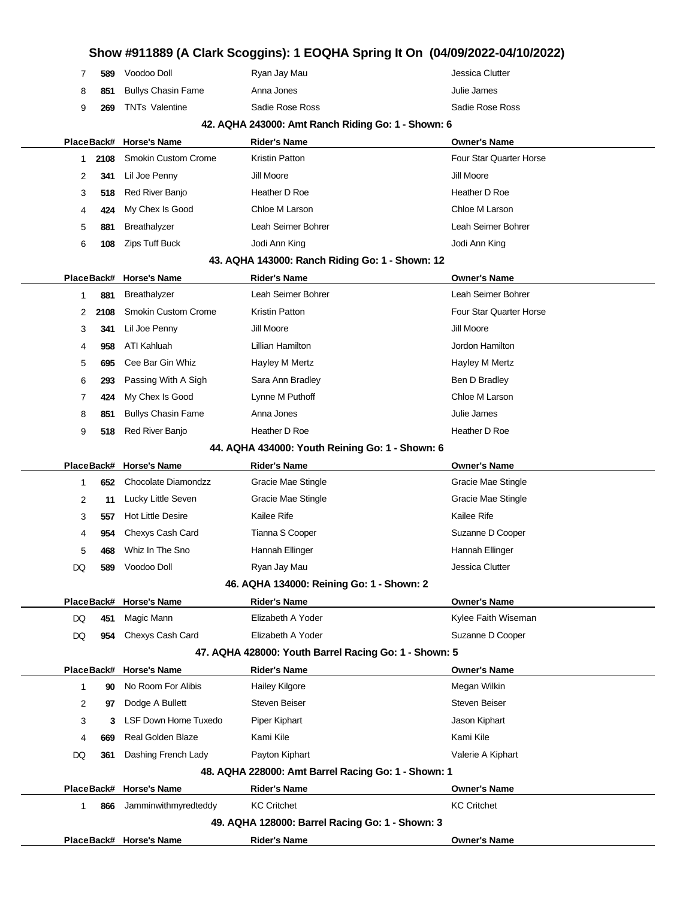## Show #911889 (A Clark Scoggins): 1 EOQHA Spring It On (04/09/2022-04/10/2022)

| Place | Back# | Horse's Name | Rider's Name | Owner's Name |
|---|---|---|---|---|
| 7 | 589 | Voodoo Doll | Ryan Jay Mau | Jessica Clutter |
| 8 | 851 | Bullys Chasin Fame | Anna Jones | Julie James |
| 9 | 269 | TNTs Valentine | Sadie Rose Ross | Sadie Rose Ross |

### 42. AQHA 243000: Amt Ranch Riding Go: 1 - Shown: 6

| Place | Back# | Horse's Name | Rider's Name | Owner's Name |
|---|---|---|---|---|
| 1 | 2108 | Smokin Custom Crome | Kristin Patton | Four Star Quarter Horse |
| 2 | 341 | Lil Joe Penny | Jill Moore | Jill Moore |
| 3 | 518 | Red River Banjo | Heather D Roe | Heather D Roe |
| 4 | 424 | My Chex Is Good | Chloe M Larson | Chloe M Larson |
| 5 | 881 | Breathalyzer | Leah Seimer Bohrer | Leah Seimer Bohrer |
| 6 | 108 | Zips Tuff Buck | Jodi Ann King | Jodi Ann King |

### 43. AQHA 143000: Ranch Riding Go: 1 - Shown: 12

| Place | Back# | Horse's Name | Rider's Name | Owner's Name |
|---|---|---|---|---|
| 1 | 881 | Breathalyzer | Leah Seimer Bohrer | Leah Seimer Bohrer |
| 2 | 2108 | Smokin Custom Crome | Kristin Patton | Four Star Quarter Horse |
| 3 | 341 | Lil Joe Penny | Jill Moore | Jill Moore |
| 4 | 958 | ATI Kahluah | Lillian Hamilton | Jordon Hamilton |
| 5 | 695 | Cee Bar Gin Whiz | Hayley M Mertz | Hayley M Mertz |
| 6 | 293 | Passing With A Sigh | Sara Ann Bradley | Ben D Bradley |
| 7 | 424 | My Chex Is Good | Lynne M Puthoff | Chloe M Larson |
| 8 | 851 | Bullys Chasin Fame | Anna Jones | Julie James |
| 9 | 518 | Red River Banjo | Heather D Roe | Heather D Roe |

### 44. AQHA 434000: Youth Reining Go: 1 - Shown: 6

| Place | Back# | Horse's Name | Rider's Name | Owner's Name |
|---|---|---|---|---|
| 1 | 652 | Chocolate Diamondzz | Gracie Mae Stingle | Gracie Mae Stingle |
| 2 | 11 | Lucky Little Seven | Gracie Mae Stingle | Gracie Mae Stingle |
| 3 | 557 | Hot Little Desire | Kailee Rife | Kailee Rife |
| 4 | 954 | Chexys Cash Card | Tianna S Cooper | Suzanne D Cooper |
| 5 | 468 | Whiz In The Sno | Hannah Ellinger | Hannah Ellinger |
| DQ | 589 | Voodoo Doll | Ryan Jay Mau | Jessica Clutter |

### 46. AQHA 134000: Reining Go: 1 - Shown: 2

| Place | Back# | Horse's Name | Rider's Name | Owner's Name |
|---|---|---|---|---|
| DQ | 451 | Magic Mann | Elizabeth A Yoder | Kylee Faith Wiseman |
| DQ | 954 | Chexys Cash Card | Elizabeth A Yoder | Suzanne D Cooper |

### 47. AQHA 428000: Youth Barrel Racing Go: 1 - Shown: 5

| Place | Back# | Horse's Name | Rider's Name | Owner's Name |
|---|---|---|---|---|
| 1 | 90 | No Room For Alibis | Hailey Kilgore | Megan Wilkin |
| 2 | 97 | Dodge A Bullett | Steven Beiser | Steven Beiser |
| 3 | 3 | LSF Down Home Tuxedo | Piper Kiphart | Jason Kiphart |
| 4 | 669 | Real Golden Blaze | Kami Kile | Kami Kile |
| DQ | 361 | Dashing French Lady | Payton Kiphart | Valerie A Kiphart |

### 48. AQHA 228000: Amt Barrel Racing Go: 1 - Shown: 1

| Place | Back# | Horse's Name | Rider's Name | Owner's Name |
|---|---|---|---|---|
| 1 | 866 | Jamminwithmyredteddy | KC Critchet | KC Critchet |

### 49. AQHA 128000: Barrel Racing Go: 1 - Shown: 3

| Place | Back# | Horse's Name | Rider's Name | Owner's Name |
|---|---|---|---|---|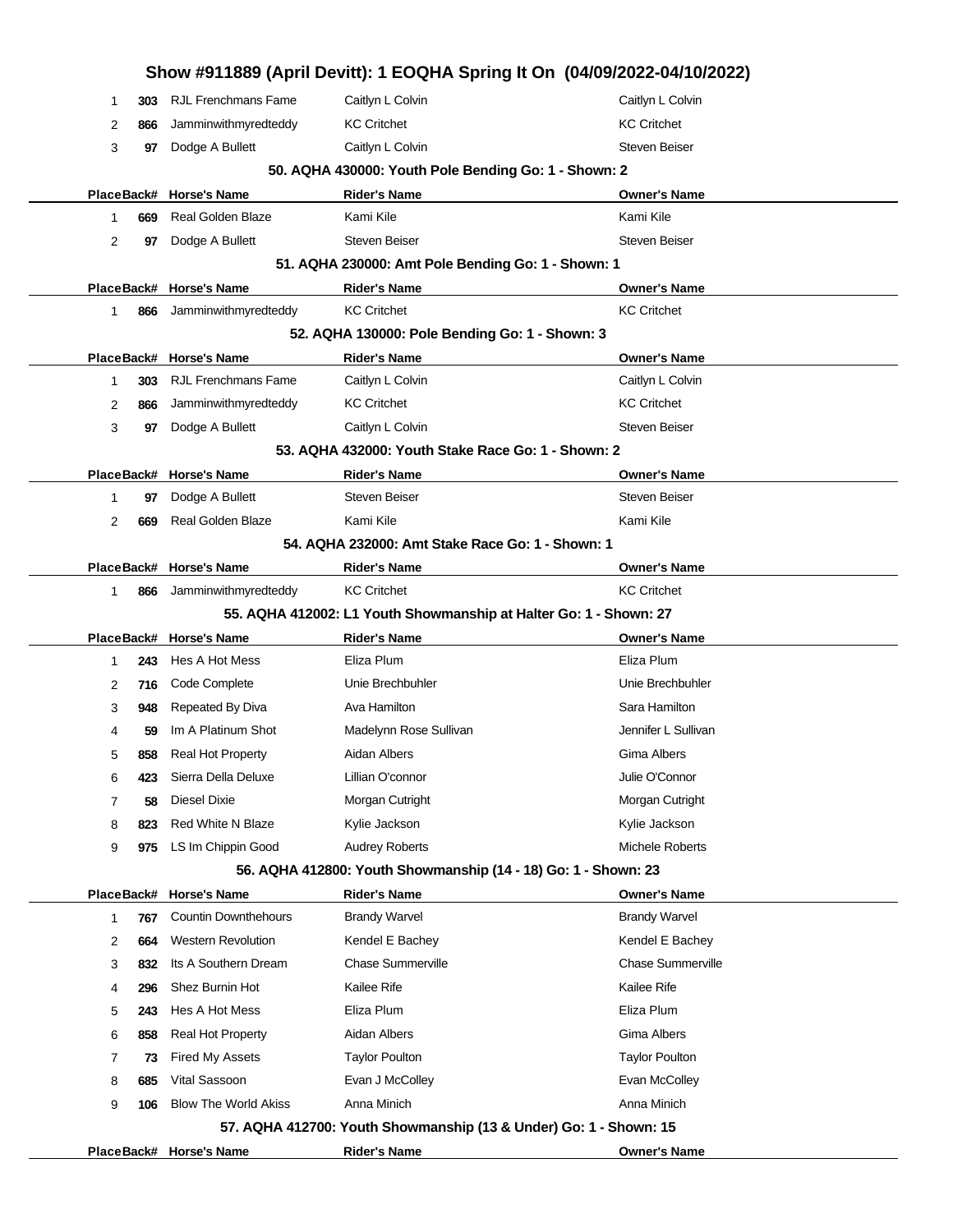## Show #911889 (April Devitt): 1 EOQHA Spring It On (04/09/2022-04/10/2022)

| Place | Back# | Horse's Name | Rider's Name | Owner's Name |
|---|---|---|---|---|
| 1 | 303 | RJL Frenchmans Fame | Caitlyn L Colvin | Caitlyn L Colvin |
| 2 | 866 | Jamminwithmyredteddy | KC Critchet | KC Critchet |
| 3 | 97 | Dodge A Bullett | Caitlyn L Colvin | Steven Beiser |

### 50. AQHA 430000: Youth Pole Bending Go: 1 - Shown: 2

| Place | Back# | Horse's Name | Rider's Name | Owner's Name |
|---|---|---|---|---|
| 1 | 669 | Real Golden Blaze | Kami Kile | Kami Kile |
| 2 | 97 | Dodge A Bullett | Steven Beiser | Steven Beiser |

### 51. AQHA 230000: Amt Pole Bending Go: 1 - Shown: 1

| Place | Back# | Horse's Name | Rider's Name | Owner's Name |
|---|---|---|---|---|
| 1 | 866 | Jamminwithmyredteddy | KC Critchet | KC Critchet |

### 52. AQHA 130000: Pole Bending Go: 1 - Shown: 3

| Place | Back# | Horse's Name | Rider's Name | Owner's Name |
|---|---|---|---|---|
| 1 | 303 | RJL Frenchmans Fame | Caitlyn L Colvin | Caitlyn L Colvin |
| 2 | 866 | Jamminwithmyredteddy | KC Critchet | KC Critchet |
| 3 | 97 | Dodge A Bullett | Caitlyn L Colvin | Steven Beiser |

### 53. AQHA 432000: Youth Stake Race Go: 1 - Shown: 2

| Place | Back# | Horse's Name | Rider's Name | Owner's Name |
|---|---|---|---|---|
| 1 | 97 | Dodge A Bullett | Steven Beiser | Steven Beiser |
| 2 | 669 | Real Golden Blaze | Kami Kile | Kami Kile |

### 54. AQHA 232000: Amt Stake Race Go: 1 - Shown: 1

| Place | Back# | Horse's Name | Rider's Name | Owner's Name |
|---|---|---|---|---|
| 1 | 866 | Jamminwithmyredteddy | KC Critchet | KC Critchet |

### 55. AQHA 412002: L1 Youth Showmanship at Halter Go: 1 - Shown: 27

| Place | Back# | Horse's Name | Rider's Name | Owner's Name |
|---|---|---|---|---|
| 1 | 243 | Hes A Hot Mess | Eliza Plum | Eliza Plum |
| 2 | 716 | Code Complete | Unie Brechbuhler | Unie Brechbuhler |
| 3 | 948 | Repeated By Diva | Ava Hamilton | Sara Hamilton |
| 4 | 59 | Im A Platinum Shot | Madelynn Rose Sullivan | Jennifer L Sullivan |
| 5 | 858 | Real Hot Property | Aidan Albers | Gima Albers |
| 6 | 423 | Sierra Della Deluxe | Lillian O'connor | Julie O'Connor |
| 7 | 58 | Diesel Dixie | Morgan Cutright | Morgan Cutright |
| 8 | 823 | Red White N Blaze | Kylie Jackson | Kylie Jackson |
| 9 | 975 | LS Im Chippin Good | Audrey Roberts | Michele Roberts |

### 56. AQHA 412800: Youth Showmanship (14 - 18) Go: 1 - Shown: 23

| Place | Back# | Horse's Name | Rider's Name | Owner's Name |
|---|---|---|---|---|
| 1 | 767 | Countin Downthehours | Brandy Warvel | Brandy Warvel |
| 2 | 664 | Western Revolution | Kendel E Bachey | Kendel E Bachey |
| 3 | 832 | Its A Southern Dream | Chase Summerville | Chase Summerville |
| 4 | 296 | Shez Burnin Hot | Kailee Rife | Kailee Rife |
| 5 | 243 | Hes A Hot Mess | Eliza Plum | Eliza Plum |
| 6 | 858 | Real Hot Property | Aidan Albers | Gima Albers |
| 7 | 73 | Fired My Assets | Taylor Poulton | Taylor Poulton |
| 8 | 685 | Vital Sassoon | Evan J McColley | Evan McColley |
| 9 | 106 | Blow The World Akiss | Anna Minich | Anna Minich |

### 57. AQHA 412700: Youth Showmanship (13 & Under) Go: 1 - Shown: 15

| Place | Back# | Horse's Name | Rider's Name | Owner's Name |
|---|---|---|---|---|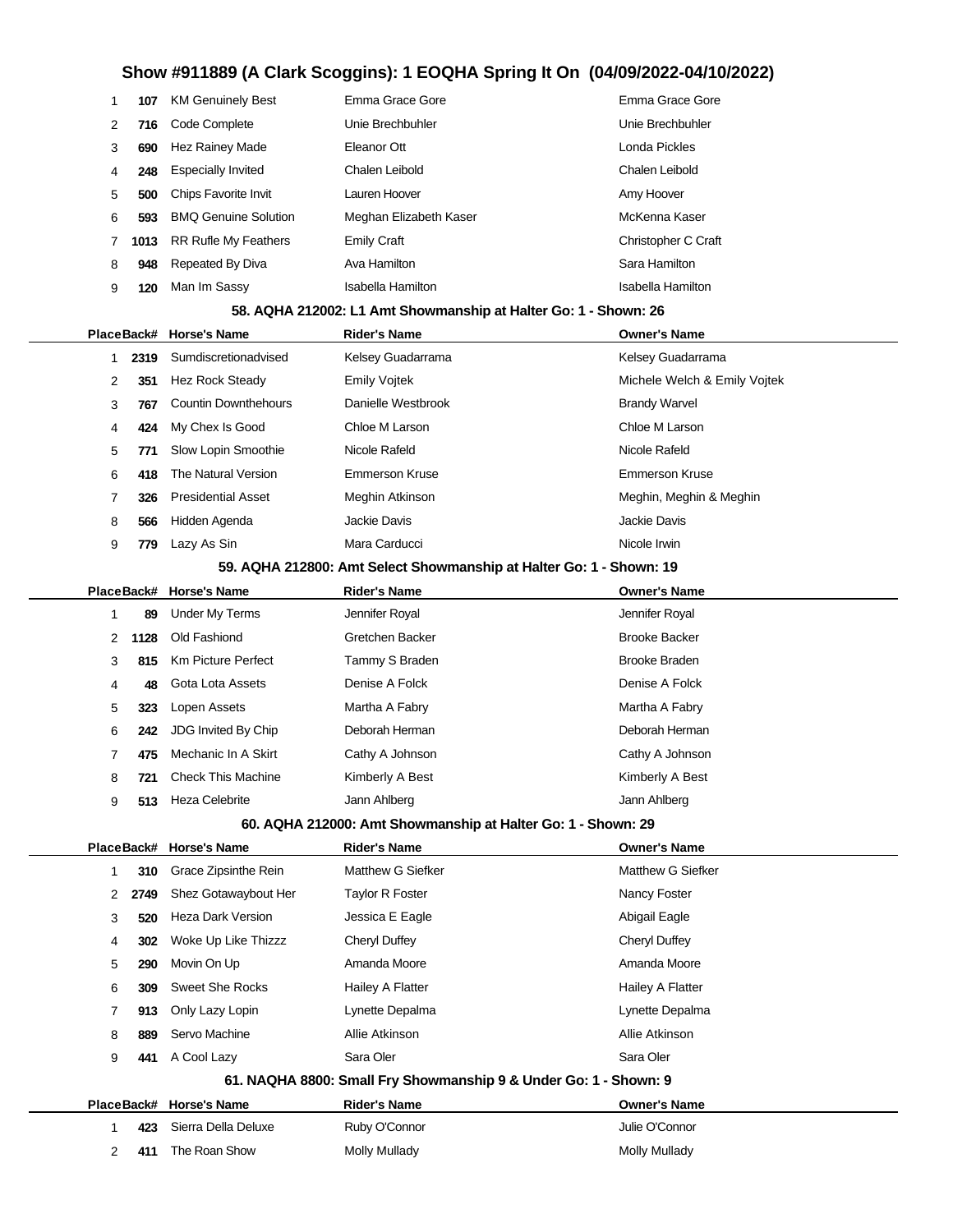# Show #911889 (A Clark Scoggins): 1 EOQHA Spring It On (04/09/2022-04/10/2022)

| Place | Back# | Horse's Name | Rider's Name | Owner's Name |
|---|---|---|---|---|
| 1 | 107 | KM Genuinely Best | Emma Grace Gore | Emma Grace Gore |
| 2 | 716 | Code Complete | Unie Brechbuhler | Unie Brechbuhler |
| 3 | 690 | Hez Rainey Made | Eleanor Ott | Londa Pickles |
| 4 | 248 | Especially Invited | Chalen Leibold | Chalen Leibold |
| 5 | 500 | Chips Favorite Invit | Lauren Hoover | Amy Hoover |
| 6 | 593 | BMQ Genuine Solution | Meghan Elizabeth Kaser | McKenna Kaser |
| 7 | 1013 | RR Rufle My Feathers | Emily Craft | Christopher C Craft |
| 8 | 948 | Repeated By Diva | Ava Hamilton | Sara Hamilton |
| 9 | 120 | Man Im Sassy | Isabella Hamilton | Isabella Hamilton |

### 58. AQHA 212002: L1 Amt Showmanship at Halter Go: 1 - Shown: 26

| Place | Back# | Horse's Name | Rider's Name | Owner's Name |
|---|---|---|---|---|
| 1 | 2319 | Sumdiscretionadvised | Kelsey Guadarrama | Kelsey Guadarrama |
| 2 | 351 | Hez Rock Steady | Emily Vojtek | Michele Welch & Emily Vojtek |
| 3 | 767 | Countin Downthehours | Danielle Westbrook | Brandy Warvel |
| 4 | 424 | My Chex Is Good | Chloe M Larson | Chloe M Larson |
| 5 | 771 | Slow Lopin Smoothie | Nicole Rafeld | Nicole Rafeld |
| 6 | 418 | The Natural Version | Emmerson Kruse | Emmerson Kruse |
| 7 | 326 | Presidential Asset | Meghin Atkinson | Meghin, Meghin & Meghin |
| 8 | 566 | Hidden Agenda | Jackie Davis | Jackie Davis |
| 9 | 779 | Lazy As Sin | Mara Carducci | Nicole Irwin |

### 59. AQHA 212800: Amt Select Showmanship at Halter Go: 1 - Shown: 19

| Place | Back# | Horse's Name | Rider's Name | Owner's Name |
|---|---|---|---|---|
| 1 | 89 | Under My Terms | Jennifer Royal | Jennifer Royal |
| 2 | 1128 | Old Fashiond | Gretchen Backer | Brooke Backer |
| 3 | 815 | Km Picture Perfect | Tammy S Braden | Brooke Braden |
| 4 | 48 | Gota Lota Assets | Denise A Folck | Denise A Folck |
| 5 | 323 | Lopen Assets | Martha A Fabry | Martha A Fabry |
| 6 | 242 | JDG Invited By Chip | Deborah Herman | Deborah Herman |
| 7 | 475 | Mechanic In A Skirt | Cathy A Johnson | Cathy A Johnson |
| 8 | 721 | Check This Machine | Kimberly A Best | Kimberly A Best |
| 9 | 513 | Heza Celebrite | Jann Ahlberg | Jann Ahlberg |

### 60. AQHA 212000: Amt Showmanship at Halter Go: 1 - Shown: 29

| Place | Back# | Horse's Name | Rider's Name | Owner's Name |
|---|---|---|---|---|
| 1 | 310 | Grace Zipsinthe Rein | Matthew G Siefker | Matthew G Siefker |
| 2 | 2749 | Shez Gotawaybout Her | Taylor R Foster | Nancy Foster |
| 3 | 520 | Heza Dark Version | Jessica E Eagle | Abigail Eagle |
| 4 | 302 | Woke Up Like Thizzz | Cheryl Duffey | Cheryl Duffey |
| 5 | 290 | Movin On Up | Amanda Moore | Amanda Moore |
| 6 | 309 | Sweet She Rocks | Hailey A Flatter | Hailey A Flatter |
| 7 | 913 | Only Lazy Lopin | Lynette Depalma | Lynette Depalma |
| 8 | 889 | Servo Machine | Allie Atkinson | Allie Atkinson |
| 9 | 441 | A Cool Lazy | Sara Oler | Sara Oler |

### 61. NAQHA 8800: Small Fry Showmanship 9 & Under Go: 1 - Shown: 9

| Place | Back# | Horse's Name | Rider's Name | Owner's Name |
|---|---|---|---|---|
| 1 | 423 | Sierra Della Deluxe | Ruby O'Connor | Julie O'Connor |
| 2 | 411 | The Roan Show | Molly Mullady | Molly Mullady |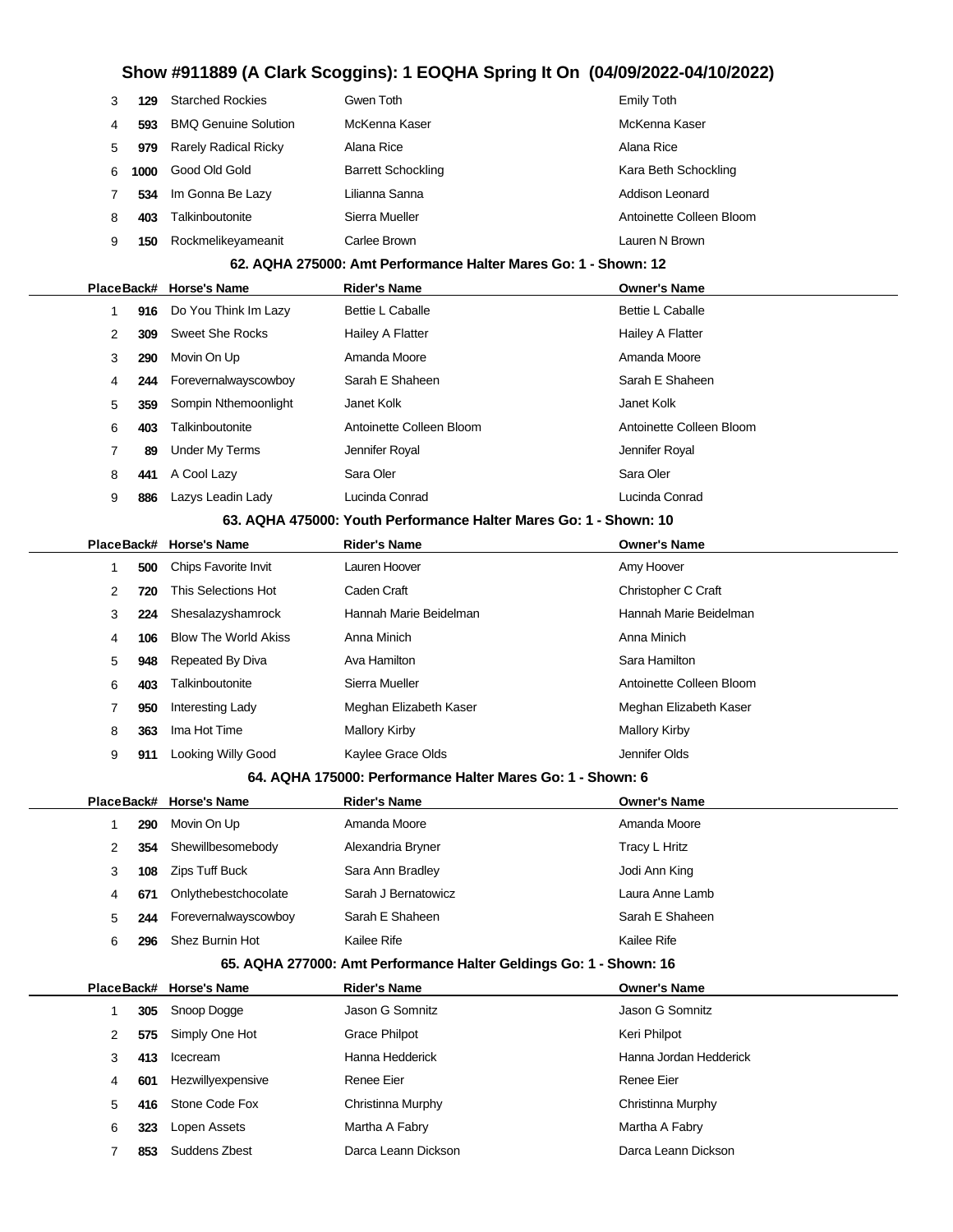| Place | Back# | Horse's Name | Rider's Name | Owner's Name |
|---|---|---|---|---|
| 3 | 129 | Starched Rockies | Gwen Toth | Emily Toth |
| 4 | 593 | BMQ Genuine Solution | McKenna Kaser | McKenna Kaser |
| 5 | 979 | Rarely Radical Ricky | Alana Rice | Alana Rice |
| 6 | 1000 | Good Old Gold | Barrett Schockling | Kara Beth Schockling |
| 7 | 534 | Im Gonna Be Lazy | Lilianna Sanna | Addison Leonard |
| 8 | 403 | Talkinboutonite | Sierra Mueller | Antoinette Colleen Bloom |
| 9 | 150 | Rockmelikeyameanit | Carlee Brown | Lauren N Brown |

### 62. AQHA 275000: Amt Performance Halter Mares Go: 1 - Shown: 12

| Place | Back# | Horse's Name | Rider's Name | Owner's Name |
|---|---|---|---|---|
| 1 | 916 | Do You Think Im Lazy | Bettie L Caballe | Bettie L Caballe |
| 2 | 309 | Sweet She Rocks | Hailey A Flatter | Hailey A Flatter |
| 3 | 290 | Movin On Up | Amanda Moore | Amanda Moore |
| 4 | 244 | Forevernalwayscowboy | Sarah E Shaheen | Sarah E Shaheen |
| 5 | 359 | Sompin Nthemoonlight | Janet Kolk | Janet Kolk |
| 6 | 403 | Talkinboutonite | Antoinette Colleen Bloom | Antoinette Colleen Bloom |
| 7 | 89 | Under My Terms | Jennifer Royal | Jennifer Royal |
| 8 | 441 | A Cool Lazy | Sara Oler | Sara Oler |
| 9 | 886 | Lazys Leadin Lady | Lucinda Conrad | Lucinda Conrad |

### 63. AQHA 475000: Youth Performance Halter Mares Go: 1 - Shown: 10

| Place | Back# | Horse's Name | Rider's Name | Owner's Name |
|---|---|---|---|---|
| 1 | 500 | Chips Favorite Invit | Lauren Hoover | Amy Hoover |
| 2 | 720 | This Selections Hot | Caden Craft | Christopher C Craft |
| 3 | 224 | Shesalazyshamrock | Hannah Marie Beidelman | Hannah Marie Beidelman |
| 4 | 106 | Blow The World Akiss | Anna Minich | Anna Minich |
| 5 | 948 | Repeated By Diva | Ava Hamilton | Sara Hamilton |
| 6 | 403 | Talkinboutonite | Sierra Mueller | Antoinette Colleen Bloom |
| 7 | 950 | Interesting Lady | Meghan Elizabeth Kaser | Meghan Elizabeth Kaser |
| 8 | 363 | Ima Hot Time | Mallory Kirby | Mallory Kirby |
| 9 | 911 | Looking Willy Good | Kaylee Grace Olds | Jennifer Olds |

### 64. AQHA 175000: Performance Halter Mares Go: 1 - Shown: 6

| Place | Back# | Horse's Name | Rider's Name | Owner's Name |
|---|---|---|---|---|
| 1 | 290 | Movin On Up | Amanda Moore | Amanda Moore |
| 2 | 354 | Shewillbesomebody | Alexandria Bryner | Tracy L Hritz |
| 3 | 108 | Zips Tuff Buck | Sara Ann Bradley | Jodi Ann King |
| 4 | 671 | Onlythebestchocolate | Sarah J Bernatowicz | Laura Anne Lamb |
| 5 | 244 | Forevernalwayscowboy | Sarah E Shaheen | Sarah E Shaheen |
| 6 | 296 | Shez Burnin Hot | Kailee Rife | Kailee Rife |

### 65. AQHA 277000: Amt Performance Halter Geldings Go: 1 - Shown: 16

| Place | Back# | Horse's Name | Rider's Name | Owner's Name |
|---|---|---|---|---|
| 1 | 305 | Snoop Dogge | Jason G Somnitz | Jason G Somnitz |
| 2 | 575 | Simply One Hot | Grace Philpot | Keri Philpot |
| 3 | 413 | Icecream | Hanna Hedderick | Hanna Jordan Hedderick |
| 4 | 601 | Hezwillyexpensive | Renee Eier | Renee Eier |
| 5 | 416 | Stone Code Fox | Christinna Murphy | Christinna Murphy |
| 6 | 323 | Lopen Assets | Martha A Fabry | Martha A Fabry |
| 7 | 853 | Suddens Zbest | Darca Leann Dickson | Darca Leann Dickson |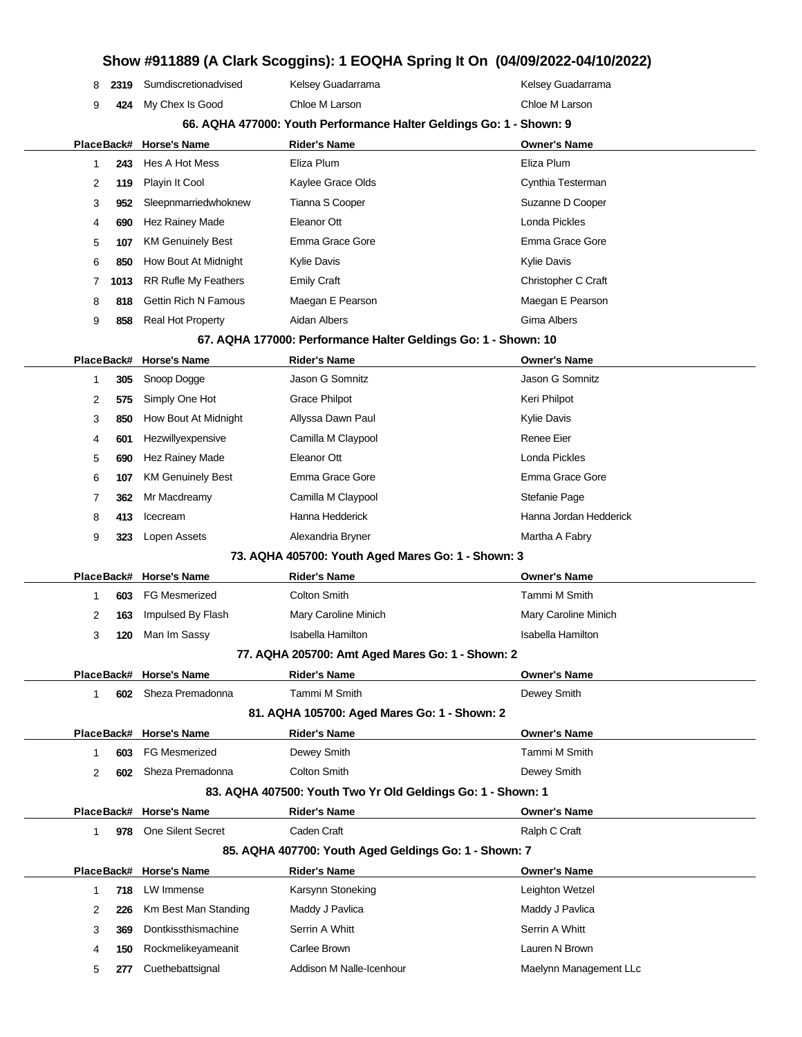# Show #911889 (A Clark Scoggins): 1 EOQHA Spring It On (04/09/2022-04/10/2022)

| Place | Back# | Horse's Name | Rider's Name | Owner's Name |
|---|---|---|---|---|
| 8 | 2319 | Sumdiscretionadvised | Kelsey Guadarrama | Kelsey Guadarrama |
| 9 | 424 | My Chex Is Good | Chloe M Larson | Chloe M Larson |

### 66. AQHA 477000: Youth Performance Halter Geldings Go: 1 - Shown: 9

| Place | Back# | Horse's Name | Rider's Name | Owner's Name |
|---|---|---|---|---|
| 1 | 243 | Hes A Hot Mess | Eliza Plum | Eliza Plum |
| 2 | 119 | Playin It Cool | Kaylee Grace Olds | Cynthia Testerman |
| 3 | 952 | Sleepnmarriedwhoknew | Tianna S Cooper | Suzanne D Cooper |
| 4 | 690 | Hez Rainey Made | Eleanor Ott | Londa Pickles |
| 5 | 107 | KM Genuinely Best | Emma Grace Gore | Emma Grace Gore |
| 6 | 850 | How Bout At Midnight | Kylie Davis | Kylie Davis |
| 7 | 1013 | RR Rufle My Feathers | Emily Craft | Christopher C Craft |
| 8 | 818 | Gettin Rich N Famous | Maegan E Pearson | Maegan E Pearson |
| 9 | 858 | Real Hot Property | Aidan Albers | Gima Albers |

### 67. AQHA 177000: Performance Halter Geldings Go: 1 - Shown: 10

| Place | Back# | Horse's Name | Rider's Name | Owner's Name |
|---|---|---|---|---|
| 1 | 305 | Snoop Dogge | Jason G Somnitz | Jason G Somnitz |
| 2 | 575 | Simply One Hot | Grace Philpot | Keri Philpot |
| 3 | 850 | How Bout At Midnight | Allyssa Dawn Paul | Kylie Davis |
| 4 | 601 | Hezwillyexpensive | Camilla M Claypool | Renee Eier |
| 5 | 690 | Hez Rainey Made | Eleanor Ott | Londa Pickles |
| 6 | 107 | KM Genuinely Best | Emma Grace Gore | Emma Grace Gore |
| 7 | 362 | Mr Macdreamy | Camilla M Claypool | Stefanie Page |
| 8 | 413 | Icecream | Hanna Hedderick | Hanna Jordan Hedderick |
| 9 | 323 | Lopen Assets | Alexandria Bryner | Martha A Fabry |

### 73. AQHA 405700: Youth Aged Mares Go: 1 - Shown: 3

| Place | Back# | Horse's Name | Rider's Name | Owner's Name |
|---|---|---|---|---|
| 1 | 603 | FG Mesmerized | Colton Smith | Tammi M Smith |
| 2 | 163 | Impulsed By Flash | Mary Caroline Minich | Mary Caroline Minich |
| 3 | 120 | Man Im Sassy | Isabella Hamilton | Isabella Hamilton |

### 77. AQHA 205700: Amt Aged Mares Go: 1 - Shown: 2

| Place | Back# | Horse's Name | Rider's Name | Owner's Name |
|---|---|---|---|---|
| 1 | 602 | Sheza Premadonna | Tammi M Smith | Dewey Smith |

### 81. AQHA 105700: Aged Mares Go: 1 - Shown: 2

| Place | Back# | Horse's Name | Rider's Name | Owner's Name |
|---|---|---|---|---|
| 1 | 603 | FG Mesmerized | Dewey Smith | Tammi M Smith |
| 2 | 602 | Sheza Premadonna | Colton Smith | Dewey Smith |

### 83. AQHA 407500: Youth Two Yr Old Geldings Go: 1 - Shown: 1

| Place | Back# | Horse's Name | Rider's Name | Owner's Name |
|---|---|---|---|---|
| 1 | 978 | One Silent Secret | Caden Craft | Ralph C Craft |

### 85. AQHA 407700: Youth Aged Geldings Go: 1 - Shown: 7

| Place | Back# | Horse's Name | Rider's Name | Owner's Name |
|---|---|---|---|---|
| 1 | 718 | LW Immense | Karsynn Stoneking | Leighton Wetzel |
| 2 | 226 | Km Best Man Standing | Maddy J Pavlica | Maddy J Pavlica |
| 3 | 369 | Dontkissthismachine | Serrin A Whitt | Serrin A Whitt |
| 4 | 150 | Rockmelikeyameanit | Carlee Brown | Lauren N Brown |
| 5 | 277 | Cuethebattsignal | Addison M Nalle-Icenhour | Maelynn Management LLc |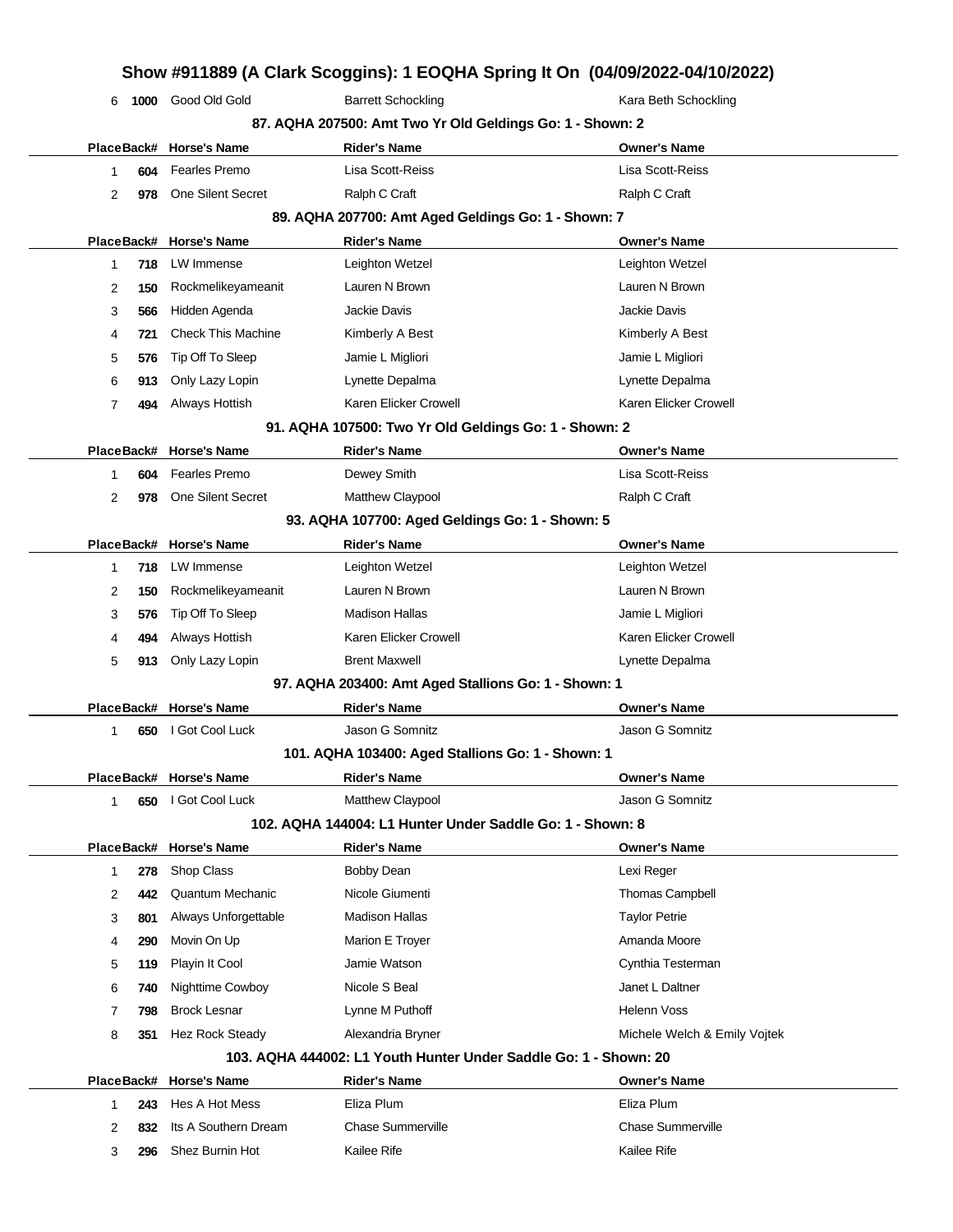| Place | Back# | Horse's Name | Rider's Name | Owner's Name |
|---|---|---|---|---|
| 6 | 1000 | Good Old Gold | Barrett Schockling | Kara Beth Schockling |

### 87. AQHA 207500: Amt Two Yr Old Geldings Go: 1 - Shown: 2

| Place | Back# | Horse's Name | Rider's Name | Owner's Name |
|---|---|---|---|---|
| 1 | 604 | Fearles Premo | Lisa Scott-Reiss | Lisa Scott-Reiss |
| 2 | 978 | One Silent Secret | Ralph C Craft | Ralph C Craft |

### 89. AQHA 207700: Amt Aged Geldings Go: 1 - Shown: 7

| Place | Back# | Horse's Name | Rider's Name | Owner's Name |
|---|---|---|---|---|
| 1 | 718 | LW Immense | Leighton Wetzel | Leighton Wetzel |
| 2 | 150 | Rockmelikeyameanit | Lauren N Brown | Lauren N Brown |
| 3 | 566 | Hidden Agenda | Jackie Davis | Jackie Davis |
| 4 | 721 | Check This Machine | Kimberly A Best | Kimberly A Best |
| 5 | 576 | Tip Off To Sleep | Jamie L Migliori | Jamie L Migliori |
| 6 | 913 | Only Lazy Lopin | Lynette Depalma | Lynette Depalma |
| 7 | 494 | Always Hottish | Karen Elicker Crowell | Karen Elicker Crowell |

### 91. AQHA 107500: Two Yr Old Geldings Go: 1 - Shown: 2

| Place | Back# | Horse's Name | Rider's Name | Owner's Name |
|---|---|---|---|---|
| 1 | 604 | Fearles Premo | Dewey Smith | Lisa Scott-Reiss |
| 2 | 978 | One Silent Secret | Matthew Claypool | Ralph C Craft |

### 93. AQHA 107700: Aged Geldings Go: 1 - Shown: 5

| Place | Back# | Horse's Name | Rider's Name | Owner's Name |
|---|---|---|---|---|
| 1 | 718 | LW Immense | Leighton Wetzel | Leighton Wetzel |
| 2 | 150 | Rockmelikeyameanit | Lauren N Brown | Lauren N Brown |
| 3 | 576 | Tip Off To Sleep | Madison Hallas | Jamie L Migliori |
| 4 | 494 | Always Hottish | Karen Elicker Crowell | Karen Elicker Crowell |
| 5 | 913 | Only Lazy Lopin | Brent Maxwell | Lynette Depalma |

### 97. AQHA 203400: Amt Aged Stallions Go: 1 - Shown: 1

| Place | Back# | Horse's Name | Rider's Name | Owner's Name |
|---|---|---|---|---|
| 1 | 650 | I Got Cool Luck | Jason G Somnitz | Jason G Somnitz |

### 101. AQHA 103400: Aged Stallions Go: 1 - Shown: 1

| Place | Back# | Horse's Name | Rider's Name | Owner's Name |
|---|---|---|---|---|
| 1 | 650 | I Got Cool Luck | Matthew Claypool | Jason G Somnitz |

### 102. AQHA 144004: L1 Hunter Under Saddle Go: 1 - Shown: 8

| Place | Back# | Horse's Name | Rider's Name | Owner's Name |
|---|---|---|---|---|
| 1 | 278 | Shop Class | Bobby Dean | Lexi Reger |
| 2 | 442 | Quantum Mechanic | Nicole Giumenti | Thomas Campbell |
| 3 | 801 | Always Unforgettable | Madison Hallas | Taylor Petrie |
| 4 | 290 | Movin On Up | Marion E Troyer | Amanda Moore |
| 5 | 119 | Playin It Cool | Jamie Watson | Cynthia Testerman |
| 6 | 740 | Nighttime Cowboy | Nicole S Beal | Janet L Daltner |
| 7 | 798 | Brock Lesnar | Lynne M Puthoff | Helenn Voss |
| 8 | 351 | Hez Rock Steady | Alexandria Bryner | Michele Welch & Emily Vojtek |

### 103. AQHA 444002: L1 Youth Hunter Under Saddle Go: 1 - Shown: 20

| Place | Back# | Horse's Name | Rider's Name | Owner's Name |
|---|---|---|---|---|
| 1 | 243 | Hes A Hot Mess | Eliza Plum | Eliza Plum |
| 2 | 832 | Its A Southern Dream | Chase Summerville | Chase Summerville |
| 3 | 296 | Shez Burnin Hot | Kailee Rife | Kailee Rife |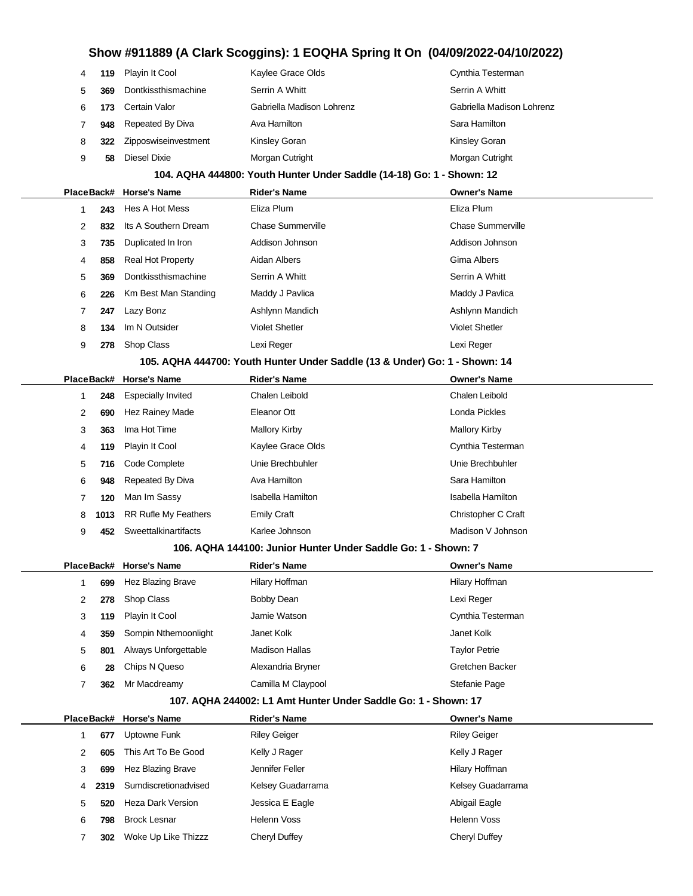## Show #911889 (A Clark Scoggins): 1 EOQHA Spring It On (04/09/2022-04/10/2022)

| Place | Back# | Horse's Name | Rider's Name | Owner's Name |
|---|---|---|---|---|
| 4 | 119 | Playin It Cool | Kaylee Grace Olds | Cynthia Testerman |
| 5 | 369 | Dontkissthismachine | Serrin A Whitt | Serrin A Whitt |
| 6 | 173 | Certain Valor | Gabriella Madison Lohrenz | Gabriella Madison Lohrenz |
| 7 | 948 | Repeated By Diva | Ava Hamilton | Sara Hamilton |
| 8 | 322 | Zipposwiseinvestment | Kinsley Goran | Kinsley Goran |
| 9 | 58 | Diesel Dixie | Morgan Cutright | Morgan Cutright |

### 104. AQHA 444800: Youth Hunter Under Saddle (14-18) Go: 1 - Shown: 12

| Place | Back# | Horse's Name | Rider's Name | Owner's Name |
|---|---|---|---|---|
| 1 | 243 | Hes A Hot Mess | Eliza Plum | Eliza Plum |
| 2 | 832 | Its A Southern Dream | Chase Summerville | Chase Summerville |
| 3 | 735 | Duplicated In Iron | Addison Johnson | Addison Johnson |
| 4 | 858 | Real Hot Property | Aidan Albers | Gima Albers |
| 5 | 369 | Dontkissthismachine | Serrin A Whitt | Serrin A Whitt |
| 6 | 226 | Km Best Man Standing | Maddy J Pavlica | Maddy J Pavlica |
| 7 | 247 | Lazy Bonz | Ashlynn Mandich | Ashlynn Mandich |
| 8 | 134 | Im N Outsider | Violet Shetler | Violet Shetler |
| 9 | 278 | Shop Class | Lexi Reger | Lexi Reger |

### 105. AQHA 444700: Youth Hunter Under Saddle (13 & Under) Go: 1 - Shown: 14

| Place | Back# | Horse's Name | Rider's Name | Owner's Name |
|---|---|---|---|---|
| 1 | 248 | Especially Invited | Chalen Leibold | Chalen Leibold |
| 2 | 690 | Hez Rainey Made | Eleanor Ott | Londa Pickles |
| 3 | 363 | Ima Hot Time | Mallory Kirby | Mallory Kirby |
| 4 | 119 | Playin It Cool | Kaylee Grace Olds | Cynthia Testerman |
| 5 | 716 | Code Complete | Unie Brechbuhler | Unie Brechbuhler |
| 6 | 948 | Repeated By Diva | Ava Hamilton | Sara Hamilton |
| 7 | 120 | Man Im Sassy | Isabella Hamilton | Isabella Hamilton |
| 8 | 1013 | RR Rufle My Feathers | Emily Craft | Christopher C Craft |
| 9 | 452 | Sweettalkinartifacts | Karlee Johnson | Madison V Johnson |

### 106. AQHA 144100: Junior Hunter Under Saddle Go: 1 - Shown: 7

| Place | Back# | Horse's Name | Rider's Name | Owner's Name |
|---|---|---|---|---|
| 1 | 699 | Hez Blazing Brave | Hilary Hoffman | Hilary Hoffman |
| 2 | 278 | Shop Class | Bobby Dean | Lexi Reger |
| 3 | 119 | Playin It Cool | Jamie Watson | Cynthia Testerman |
| 4 | 359 | Sompin Nthemoonlight | Janet Kolk | Janet Kolk |
| 5 | 801 | Always Unforgettable | Madison Hallas | Taylor Petrie |
| 6 | 28 | Chips N Queso | Alexandria Bryner | Gretchen Backer |
| 7 | 362 | Mr Macdreamy | Camilla M Claypool | Stefanie Page |

### 107. AQHA 244002: L1 Amt Hunter Under Saddle Go: 1 - Shown: 17

| Place | Back# | Horse's Name | Rider's Name | Owner's Name |
|---|---|---|---|---|
| 1 | 677 | Uptowne Funk | Riley Geiger | Riley Geiger |
| 2 | 605 | This Art To Be Good | Kelly J Rager | Kelly J Rager |
| 3 | 699 | Hez Blazing Brave | Jennifer Feller | Hilary Hoffman |
| 4 | 2319 | Sumdiscretionadvised | Kelsey Guadarrama | Kelsey Guadarrama |
| 5 | 520 | Heza Dark Version | Jessica E Eagle | Abigail Eagle |
| 6 | 798 | Brock Lesnar | Helenn Voss | Helenn Voss |
| 7 | 302 | Woke Up Like Thizzz | Cheryl Duffey | Cheryl Duffey |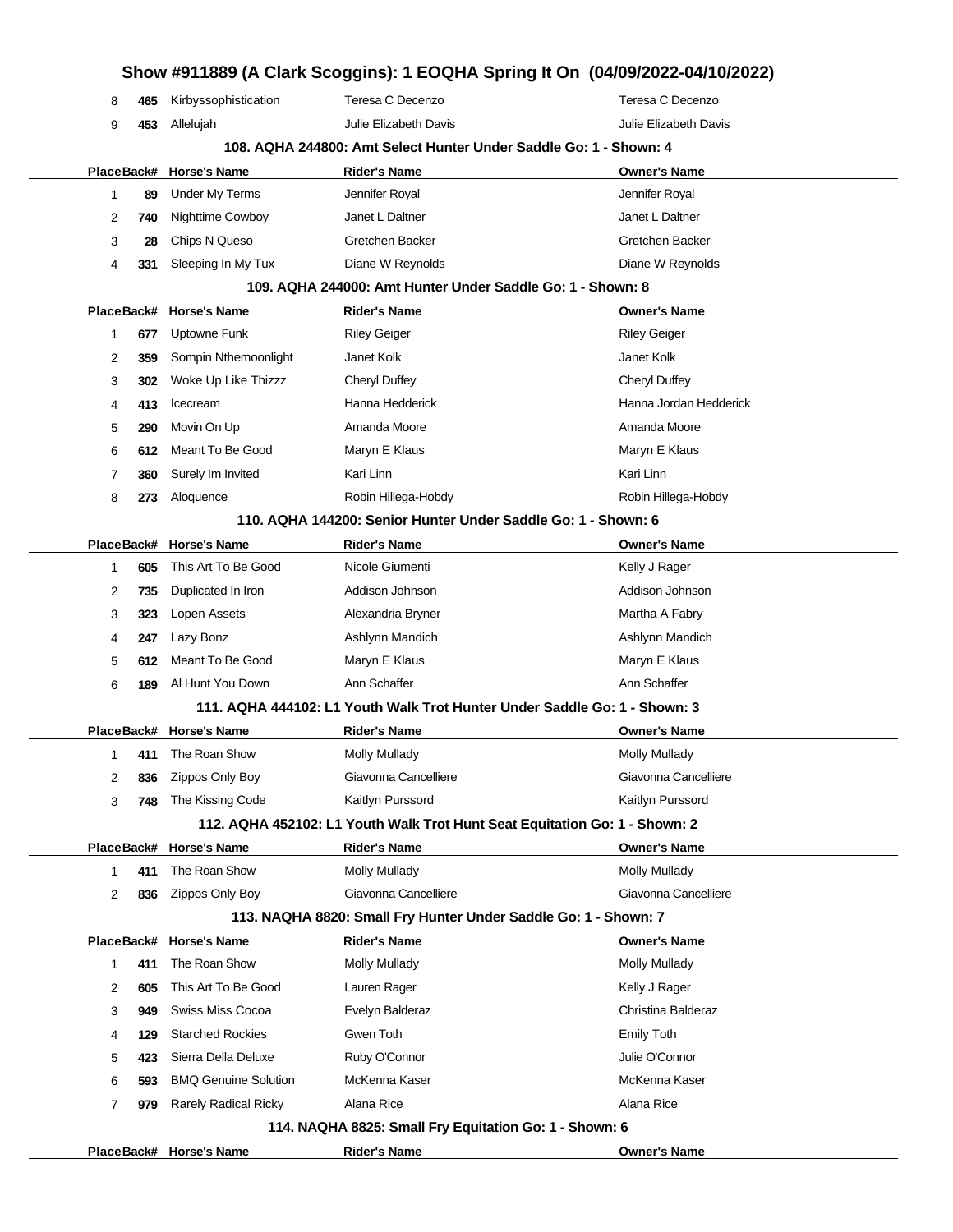| Place | Back# | Horse's Name | Rider's Name | Owner's Name |
|---|---|---|---|---|
| 8 | 465 | Kirbyssophistication | Teresa C Decenzo | Teresa C Decenzo |
| 9 | 453 | Allelujah | Julie Elizabeth Davis | Julie Elizabeth Davis |

### 108. AQHA 244800: Amt Select Hunter Under Saddle Go: 1 - Shown: 4

| Place | Back# | Horse's Name | Rider's Name | Owner's Name |
|---|---|---|---|---|
| 1 | 89 | Under My Terms | Jennifer Royal | Jennifer Royal |
| 2 | 740 | Nighttime Cowboy | Janet L Daltner | Janet L Daltner |
| 3 | 28 | Chips N Queso | Gretchen Backer | Gretchen Backer |
| 4 | 331 | Sleeping In My Tux | Diane W Reynolds | Diane W Reynolds |

### 109. AQHA 244000: Amt Hunter Under Saddle Go: 1 - Shown: 8

| Place | Back# | Horse's Name | Rider's Name | Owner's Name |
|---|---|---|---|---|
| 1 | 677 | Uptowne Funk | Riley Geiger | Riley Geiger |
| 2 | 359 | Sompin Nthemoonlight | Janet Kolk | Janet Kolk |
| 3 | 302 | Woke Up Like Thizzz | Cheryl Duffey | Cheryl Duffey |
| 4 | 413 | Icecream | Hanna Hedderick | Hanna Jordan Hedderick |
| 5 | 290 | Movin On Up | Amanda Moore | Amanda Moore |
| 6 | 612 | Meant To Be Good | Maryn E Klaus | Maryn E Klaus |
| 7 | 360 | Surely Im Invited | Kari Linn | Kari Linn |
| 8 | 273 | Aloquence | Robin Hillega-Hobdy | Robin Hillega-Hobdy |

### 110. AQHA 144200: Senior Hunter Under Saddle Go: 1 - Shown: 6

| Place | Back# | Horse's Name | Rider's Name | Owner's Name |
|---|---|---|---|---|
| 1 | 605 | This Art To Be Good | Nicole Giumenti | Kelly J Rager |
| 2 | 735 | Duplicated In Iron | Addison Johnson | Addison Johnson |
| 3 | 323 | Lopen Assets | Alexandria Bryner | Martha A Fabry |
| 4 | 247 | Lazy Bonz | Ashlynn Mandich | Ashlynn Mandich |
| 5 | 612 | Meant To Be Good | Maryn E Klaus | Maryn E Klaus |
| 6 | 189 | Al Hunt You Down | Ann Schaffer | Ann Schaffer |

### 111. AQHA 444102: L1 Youth Walk Trot Hunter Under Saddle Go: 1 - Shown: 3

| Place | Back# | Horse's Name | Rider's Name | Owner's Name |
|---|---|---|---|---|
| 1 | 411 | The Roan Show | Molly Mullady | Molly Mullady |
| 2 | 836 | Zippos Only Boy | Giavonna Cancelliere | Giavonna Cancelliere |
| 3 | 748 | The Kissing Code | Kaitlyn Purssord | Kaitlyn Purssord |

### 112. AQHA 452102: L1 Youth Walk Trot Hunt Seat Equitation Go: 1 - Shown: 2

| Place | Back# | Horse's Name | Rider's Name | Owner's Name |
|---|---|---|---|---|
| 1 | 411 | The Roan Show | Molly Mullady | Molly Mullady |
| 2 | 836 | Zippos Only Boy | Giavonna Cancelliere | Giavonna Cancelliere |

### 113. NAQHA 8820: Small Fry Hunter Under Saddle Go: 1 - Shown: 7

| Place | Back# | Horse's Name | Rider's Name | Owner's Name |
|---|---|---|---|---|
| 1 | 411 | The Roan Show | Molly Mullady | Molly Mullady |
| 2 | 605 | This Art To Be Good | Lauren Rager | Kelly J Rager |
| 3 | 949 | Swiss Miss Cocoa | Evelyn Balderaz | Christina Balderaz |
| 4 | 129 | Starched Rockies | Gwen Toth | Emily Toth |
| 5 | 423 | Sierra Della Deluxe | Ruby O'Connor | Julie O'Connor |
| 6 | 593 | BMQ Genuine Solution | McKenna Kaser | McKenna Kaser |
| 7 | 979 | Rarely Radical Ricky | Alana Rice | Alana Rice |

### 114. NAQHA 8825: Small Fry Equitation Go: 1 - Shown: 6

| Place | Back# | Horse's Name | Rider's Name | Owner's Name |
|---|---|---|---|---|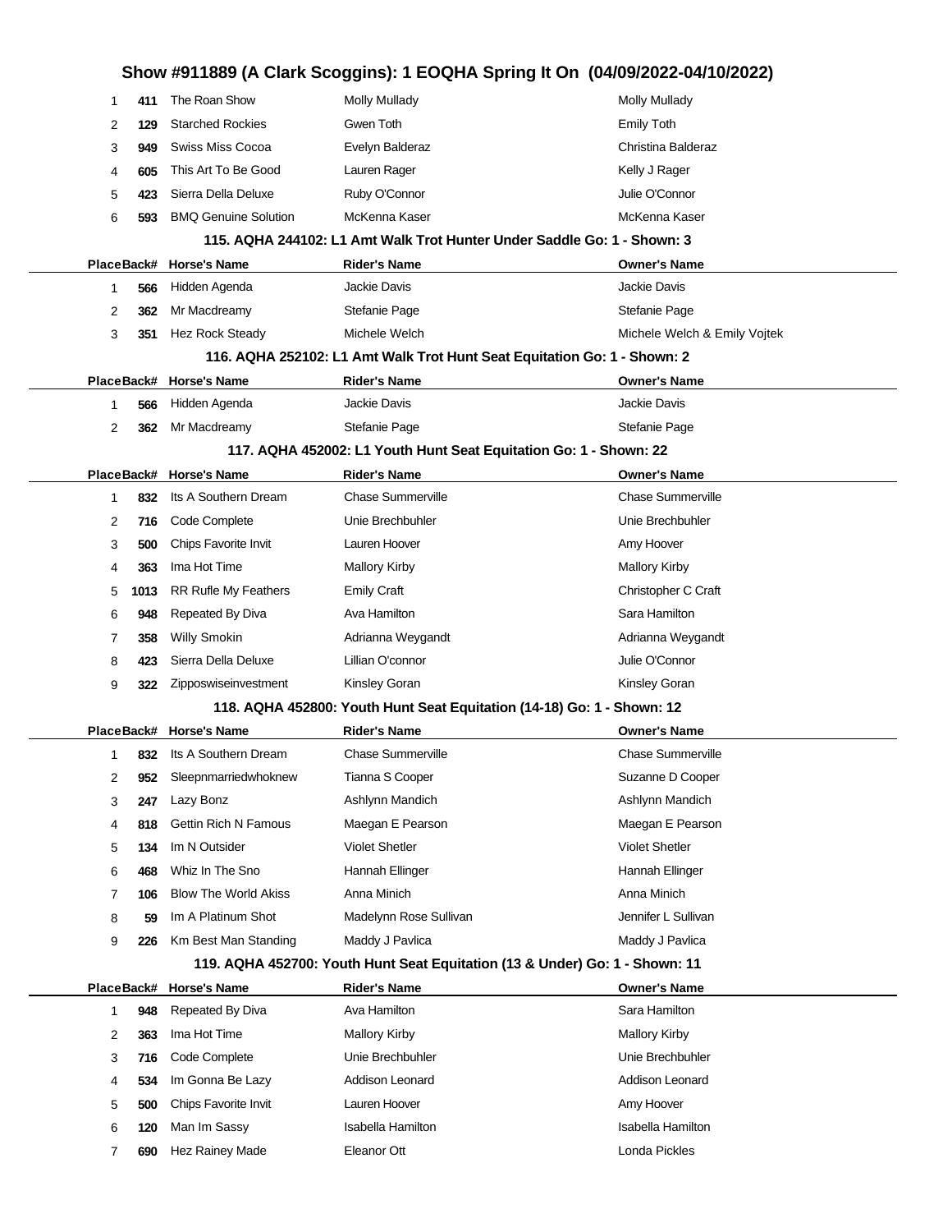## Show #911889 (A Clark Scoggins): 1 EOQHA Spring It On (04/09/2022-04/10/2022)

| Place | Back# | Horse's Name | Rider's Name | Owner's Name |
|---|---|---|---|---|
| 1 | 411 | The Roan Show | Molly Mullady | Molly Mullady |
| 2 | 129 | Starched Rockies | Gwen Toth | Emily Toth |
| 3 | 949 | Swiss Miss Cocoa | Evelyn Balderaz | Christina Balderaz |
| 4 | 605 | This Art To Be Good | Lauren Rager | Kelly J Rager |
| 5 | 423 | Sierra Della Deluxe | Ruby O'Connor | Julie O'Connor |
| 6 | 593 | BMQ Genuine Solution | McKenna Kaser | McKenna Kaser |

### 115. AQHA 244102: L1 Amt Walk Trot Hunter Under Saddle Go: 1 - Shown: 3

| Place | Back# | Horse's Name | Rider's Name | Owner's Name |
|---|---|---|---|---|
| 1 | 566 | Hidden Agenda | Jackie Davis | Jackie Davis |
| 2 | 362 | Mr Macdreamy | Stefanie Page | Stefanie Page |
| 3 | 351 | Hez Rock Steady | Michele Welch | Michele Welch & Emily Vojtek |

### 116. AQHA 252102: L1 Amt Walk Trot Hunt Seat Equitation Go: 1 - Shown: 2

| Place | Back# | Horse's Name | Rider's Name | Owner's Name |
|---|---|---|---|---|
| 1 | 566 | Hidden Agenda | Jackie Davis | Jackie Davis |
| 2 | 362 | Mr Macdreamy | Stefanie Page | Stefanie Page |

### 117. AQHA 452002: L1 Youth Hunt Seat Equitation Go: 1 - Shown: 22

| Place | Back# | Horse's Name | Rider's Name | Owner's Name |
|---|---|---|---|---|
| 1 | 832 | Its A Southern Dream | Chase Summerville | Chase Summerville |
| 2 | 716 | Code Complete | Unie Brechbuhler | Unie Brechbuhler |
| 3 | 500 | Chips Favorite Invit | Lauren Hoover | Amy Hoover |
| 4 | 363 | Ima Hot Time | Mallory Kirby | Mallory Kirby |
| 5 | 1013 | RR Rufle My Feathers | Emily Craft | Christopher C Craft |
| 6 | 948 | Repeated By Diva | Ava Hamilton | Sara Hamilton |
| 7 | 358 | Willy Smokin | Adrianna Weygandt | Adrianna Weygandt |
| 8 | 423 | Sierra Della Deluxe | Lillian O'connor | Julie O'Connor |
| 9 | 322 | Zipposwiseinvestment | Kinsley Goran | Kinsley Goran |

### 118. AQHA 452800: Youth Hunt Seat Equitation (14-18) Go: 1 - Shown: 12

| Place | Back# | Horse's Name | Rider's Name | Owner's Name |
|---|---|---|---|---|
| 1 | 832 | Its A Southern Dream | Chase Summerville | Chase Summerville |
| 2 | 952 | Sleepnmarriedwhoknew | Tianna S Cooper | Suzanne D Cooper |
| 3 | 247 | Lazy Bonz | Ashlynn Mandich | Ashlynn Mandich |
| 4 | 818 | Gettin Rich N Famous | Maegan E Pearson | Maegan E Pearson |
| 5 | 134 | Im N Outsider | Violet Shetler | Violet Shetler |
| 6 | 468 | Whiz In The Sno | Hannah Ellinger | Hannah Ellinger |
| 7 | 106 | Blow The World Akiss | Anna Minich | Anna Minich |
| 8 | 59 | Im A Platinum Shot | Madelynn Rose Sullivan | Jennifer L Sullivan |
| 9 | 226 | Km Best Man Standing | Maddy J Pavlica | Maddy J Pavlica |

### 119. AQHA 452700: Youth Hunt Seat Equitation (13 & Under) Go: 1 - Shown: 11

| Place | Back# | Horse's Name | Rider's Name | Owner's Name |
|---|---|---|---|---|
| 1 | 948 | Repeated By Diva | Ava Hamilton | Sara Hamilton |
| 2 | 363 | Ima Hot Time | Mallory Kirby | Mallory Kirby |
| 3 | 716 | Code Complete | Unie Brechbuhler | Unie Brechbuhler |
| 4 | 534 | Im Gonna Be Lazy | Addison Leonard | Addison Leonard |
| 5 | 500 | Chips Favorite Invit | Lauren Hoover | Amy Hoover |
| 6 | 120 | Man Im Sassy | Isabella Hamilton | Isabella Hamilton |
| 7 | 690 | Hez Rainey Made | Eleanor Ott | Londa Pickles |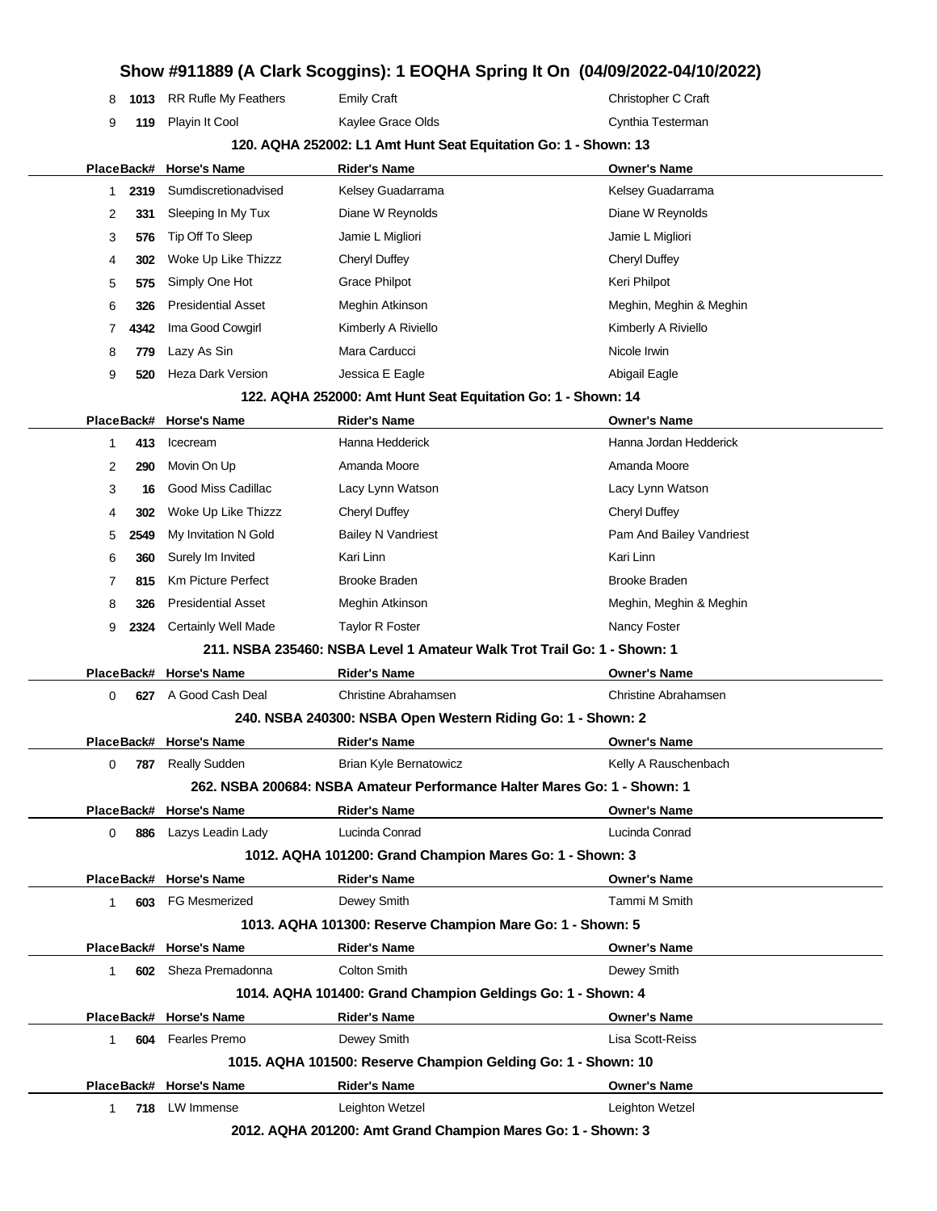# Show #911889 (A Clark Scoggins): 1 EOQHA Spring It On (04/09/2022-04/10/2022)

| Place | Back# | Horse's Name | Rider's Name | Owner's Name |
|---|---|---|---|---|
| 8 | 1013 | RR Rufle My Feathers | Emily Craft | Christopher C Craft |
| 9 | 119 | Playin It Cool | Kaylee Grace Olds | Cynthia Testerman |

### 120. AQHA 252002: L1 Amt Hunt Seat Equitation Go: 1 - Shown: 13

| Place | Back# | Horse's Name | Rider's Name | Owner's Name |
|---|---|---|---|---|
| 1 | 2319 | Sumdiscretionadvised | Kelsey Guadarrama | Kelsey Guadarrama |
| 2 | 331 | Sleeping In My Tux | Diane W Reynolds | Diane W Reynolds |
| 3 | 576 | Tip Off To Sleep | Jamie L Migliori | Jamie L Migliori |
| 4 | 302 | Woke Up Like Thizzz | Cheryl Duffey | Cheryl Duffey |
| 5 | 575 | Simply One Hot | Grace Philpot | Keri Philpot |
| 6 | 326 | Presidential Asset | Meghin Atkinson | Meghin, Meghin & Meghin |
| 7 | 4342 | Ima Good Cowgirl | Kimberly A Riviello | Kimberly A Riviello |
| 8 | 779 | Lazy As Sin | Mara Carducci | Nicole Irwin |
| 9 | 520 | Heza Dark Version | Jessica E Eagle | Abigail Eagle |

### 122. AQHA 252000: Amt Hunt Seat Equitation Go: 1 - Shown: 14

| Place | Back# | Horse's Name | Rider's Name | Owner's Name |
|---|---|---|---|---|
| 1 | 413 | Icecream | Hanna Hedderick | Hanna Jordan Hedderick |
| 2 | 290 | Movin On Up | Amanda Moore | Amanda Moore |
| 3 | 16 | Good Miss Cadillac | Lacy Lynn Watson | Lacy Lynn Watson |
| 4 | 302 | Woke Up Like Thizzz | Cheryl Duffey | Cheryl Duffey |
| 5 | 2549 | My Invitation N Gold | Bailey N Vandriest | Pam And Bailey Vandriest |
| 6 | 360 | Surely Im Invited | Kari Linn | Kari Linn |
| 7 | 815 | Km Picture Perfect | Brooke Braden | Brooke Braden |
| 8 | 326 | Presidential Asset | Meghin Atkinson | Meghin, Meghin & Meghin |
| 9 | 2324 | Certainly Well Made | Taylor R Foster | Nancy Foster |

### 211. NSBA 235460: NSBA Level 1 Amateur Walk Trot Trail Go: 1 - Shown: 1

| Place | Back# | Horse's Name | Rider's Name | Owner's Name |
|---|---|---|---|---|
| 0 | 627 | A Good Cash Deal | Christine Abrahamsen | Christine Abrahamsen |

### 240. NSBA 240300: NSBA Open Western Riding Go: 1 - Shown: 2

| Place | Back# | Horse's Name | Rider's Name | Owner's Name |
|---|---|---|---|---|
| 0 | 787 | Really Sudden | Brian Kyle Bernatowicz | Kelly A Rauschenbach |

### 262. NSBA 200684: NSBA Amateur Performance Halter Mares Go: 1 - Shown: 1

| Place | Back# | Horse's Name | Rider's Name | Owner's Name |
|---|---|---|---|---|
| 0 | 886 | Lazys Leadin Lady | Lucinda Conrad | Lucinda Conrad |

### 1012. AQHA 101200: Grand Champion Mares Go: 1 - Shown: 3

| Place | Back# | Horse's Name | Rider's Name | Owner's Name |
|---|---|---|---|---|
| 1 | 603 | FG Mesmerized | Dewey Smith | Tammi M Smith |

### 1013. AQHA 101300: Reserve Champion Mare Go: 1 - Shown: 5

| Place | Back# | Horse's Name | Rider's Name | Owner's Name |
|---|---|---|---|---|
| 1 | 602 | Sheza Premadonna | Colton Smith | Dewey Smith |

### 1014. AQHA 101400: Grand Champion Geldings Go: 1 - Shown: 4

| Place | Back# | Horse's Name | Rider's Name | Owner's Name |
|---|---|---|---|---|
| 1 | 604 | Fearles Premo | Dewey Smith | Lisa Scott-Reiss |

### 1015. AQHA 101500: Reserve Champion Gelding Go: 1 - Shown: 10

| Place | Back# | Horse's Name | Rider's Name | Owner's Name |
|---|---|---|---|---|
| 1 | 718 | LW Immense | Leighton Wetzel | Leighton Wetzel |

### 2012. AQHA 201200: Amt Grand Champion Mares Go: 1 - Shown: 3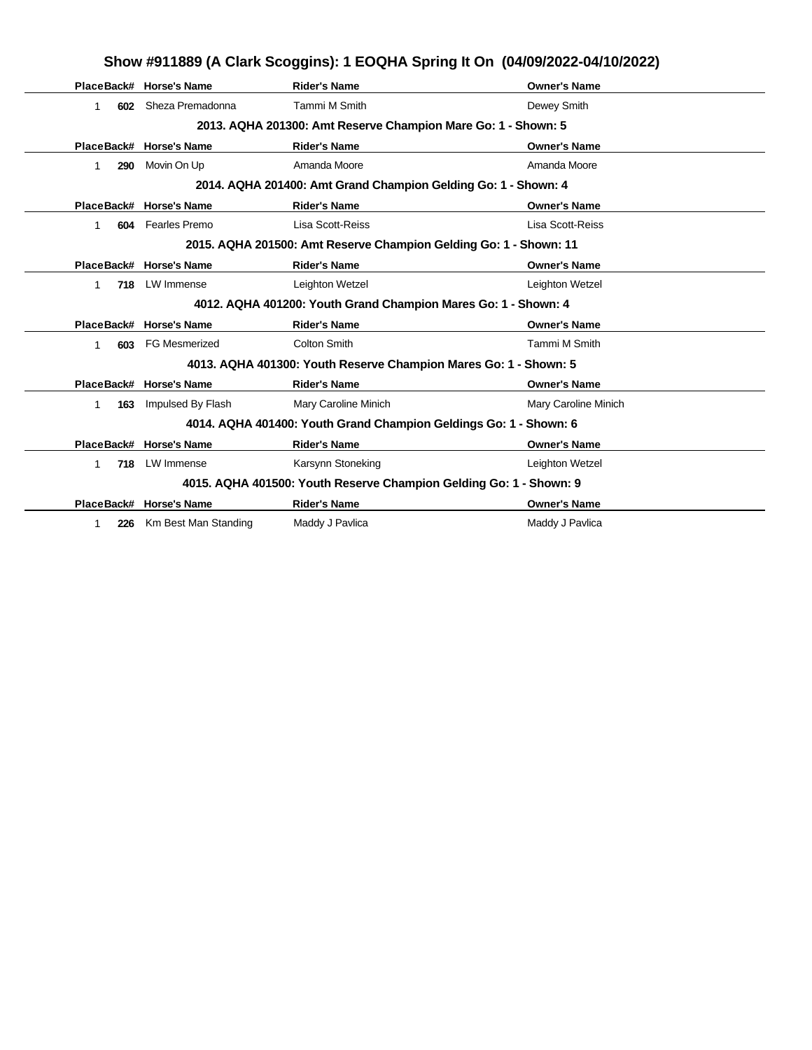# Show #911889 (A Clark Scoggins): 1 EOQHA Spring It On (04/09/2022-04/10/2022)

| Place | Back# | Horse's Name | Rider's Name | Owner's Name |
|---|---|---|---|---|
| 1 | 602 | Sheza Premadonna | Tammi M Smith | Dewey Smith |

### 2013. AQHA 201300: Amt Reserve Champion Mare Go: 1 - Shown: 5

| Place | Back# | Horse's Name | Rider's Name | Owner's Name |
|---|---|---|---|---|
| 1 | 290 | Movin On Up | Amanda Moore | Amanda Moore |

### 2014. AQHA 201400: Amt Grand Champion Gelding Go: 1 - Shown: 4

| Place | Back# | Horse's Name | Rider's Name | Owner's Name |
|---|---|---|---|---|
| 1 | 604 | Fearles Premo | Lisa Scott-Reiss | Lisa Scott-Reiss |

### 2015. AQHA 201500: Amt Reserve Champion Gelding Go: 1 - Shown: 11

| Place | Back# | Horse's Name | Rider's Name | Owner's Name |
|---|---|---|---|---|
| 1 | 718 | LW Immense | Leighton Wetzel | Leighton Wetzel |

### 4012. AQHA 401200: Youth Grand Champion Mares Go: 1 - Shown: 4

| Place | Back# | Horse's Name | Rider's Name | Owner's Name |
|---|---|---|---|---|
| 1 | 603 | FG Mesmerized | Colton Smith | Tammi M Smith |

### 4013. AQHA 401300: Youth Reserve Champion Mares Go: 1 - Shown: 5

| Place | Back# | Horse's Name | Rider's Name | Owner's Name |
|---|---|---|---|---|
| 1 | 163 | Impulsed By Flash | Mary Caroline Minich | Mary Caroline Minich |

### 4014. AQHA 401400: Youth Grand Champion Geldings Go: 1 - Shown: 6

| Place | Back# | Horse's Name | Rider's Name | Owner's Name |
|---|---|---|---|---|
| 1 | 718 | LW Immense | Karsynn Stoneking | Leighton Wetzel |

### 4015. AQHA 401500: Youth Reserve Champion Gelding Go: 1 - Shown: 9

| Place | Back# | Horse's Name | Rider's Name | Owner's Name |
|---|---|---|---|---|
| 1 | 226 | Km Best Man Standing | Maddy J Pavlica | Maddy J Pavlica |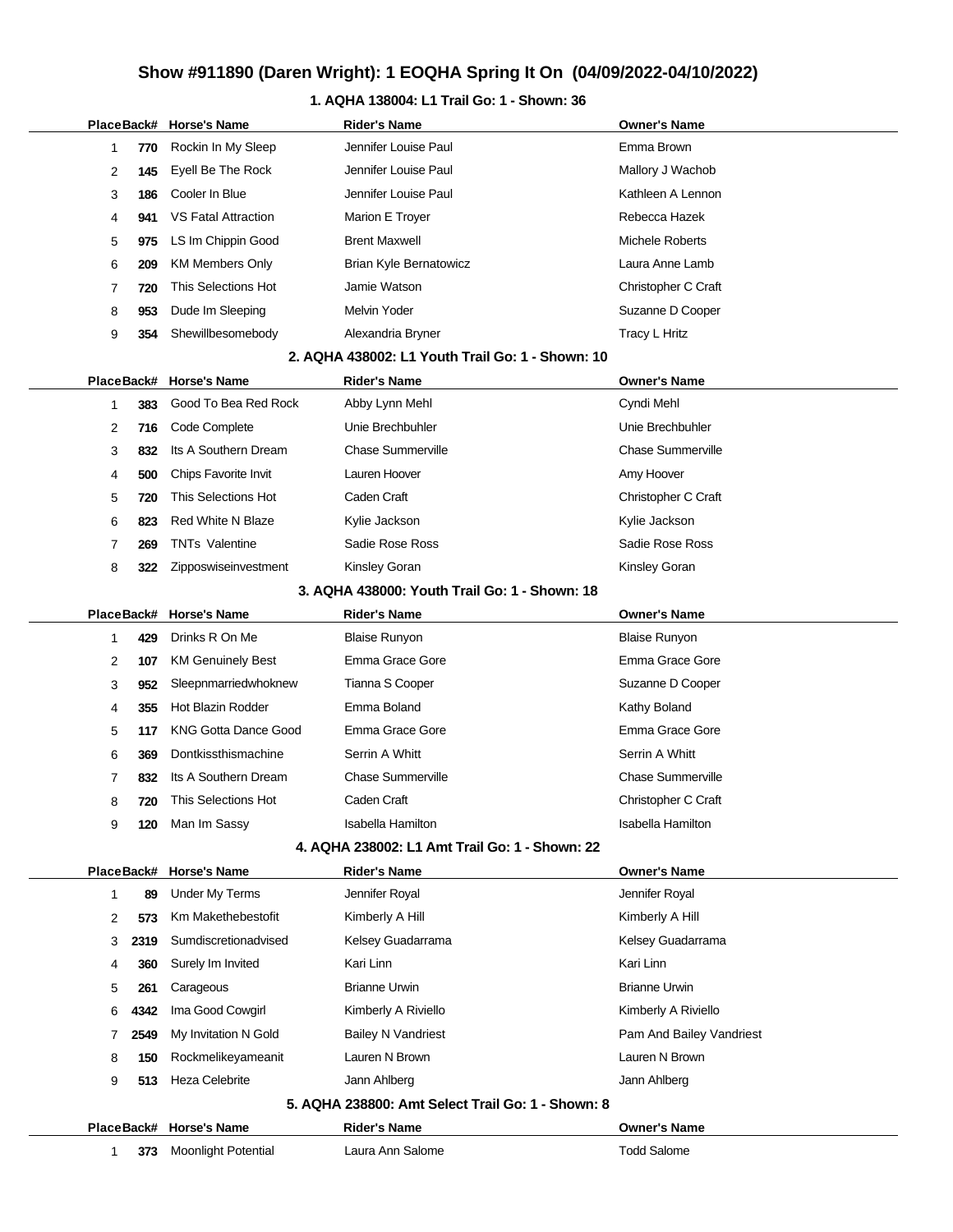# Show #911890 (Daren Wright): 1 EOQHA Spring It On (04/09/2022-04/10/2022)

## 1. AQHA 138004: L1 Trail Go: 1 - Shown: 36

| Place | Back# | Horse's Name | Rider's Name | Owner's Name |
|---|---|---|---|---|
| 1 | 770 | Rockin In My Sleep | Jennifer Louise Paul | Emma Brown |
| 2 | 145 | Eyell Be The Rock | Jennifer Louise Paul | Mallory J Wachob |
| 3 | 186 | Cooler In Blue | Jennifer Louise Paul | Kathleen A Lennon |
| 4 | 941 | VS Fatal Attraction | Marion E Troyer | Rebecca Hazek |
| 5 | 975 | LS Im Chippin Good | Brent Maxwell | Michele Roberts |
| 6 | 209 | KM Members Only | Brian Kyle Bernatowicz | Laura Anne Lamb |
| 7 | 720 | This Selections Hot | Jamie Watson | Christopher C Craft |
| 8 | 953 | Dude Im Sleeping | Melvin Yoder | Suzanne D Cooper |
| 9 | 354 | Shewillbesomebody | Alexandria Bryner | Tracy L Hritz |

## 2. AQHA 438002: L1 Youth Trail Go: 1 - Shown: 10

| Place | Back# | Horse's Name | Rider's Name | Owner's Name |
|---|---|---|---|---|
| 1 | 383 | Good To Bea Red Rock | Abby Lynn Mehl | Cyndi Mehl |
| 2 | 716 | Code Complete | Unie Brechbuhler | Unie Brechbuhler |
| 3 | 832 | Its A Southern Dream | Chase Summerville | Chase Summerville |
| 4 | 500 | Chips Favorite Invit | Lauren Hoover | Amy Hoover |
| 5 | 720 | This Selections Hot | Caden Craft | Christopher C Craft |
| 6 | 823 | Red White N Blaze | Kylie Jackson | Kylie Jackson |
| 7 | 269 | TNTs Valentine | Sadie Rose Ross | Sadie Rose Ross |
| 8 | 322 | Zipposwiseinvestment | Kinsley Goran | Kinsley Goran |

## 3. AQHA 438000: Youth Trail Go: 1 - Shown: 18

| Place | Back# | Horse's Name | Rider's Name | Owner's Name |
|---|---|---|---|---|
| 1 | 429 | Drinks R On Me | Blaise Runyon | Blaise Runyon |
| 2 | 107 | KM Genuinely Best | Emma Grace Gore | Emma Grace Gore |
| 3 | 952 | Sleepnmarriedwhoknew | Tianna S Cooper | Suzanne D Cooper |
| 4 | 355 | Hot Blazin Rodder | Emma Boland | Kathy Boland |
| 5 | 117 | KNG Gotta Dance Good | Emma Grace Gore | Emma Grace Gore |
| 6 | 369 | Dontkissthismachine | Serrin A Whitt | Serrin A Whitt |
| 7 | 832 | Its A Southern Dream | Chase Summerville | Chase Summerville |
| 8 | 720 | This Selections Hot | Caden Craft | Christopher C Craft |
| 9 | 120 | Man Im Sassy | Isabella Hamilton | Isabella Hamilton |

## 4. AQHA 238002: L1 Amt Trail Go: 1 - Shown: 22

| Place | Back# | Horse's Name | Rider's Name | Owner's Name |
|---|---|---|---|---|
| 1 | 89 | Under My Terms | Jennifer Royal | Jennifer Royal |
| 2 | 573 | Km Makethebestofit | Kimberly A Hill | Kimberly A Hill |
| 3 | 2319 | Sumdiscretionadvised | Kelsey Guadarrama | Kelsey Guadarrama |
| 4 | 360 | Surely Im Invited | Kari Linn | Kari Linn |
| 5 | 261 | Carageous | Brianne Urwin | Brianne Urwin |
| 6 | 4342 | Ima Good Cowgirl | Kimberly A Riviello | Kimberly A Riviello |
| 7 | 2549 | My Invitation N Gold | Bailey N Vandriest | Pam And Bailey Vandriest |
| 8 | 150 | Rockmelikeyameanit | Lauren N Brown | Lauren N Brown |
| 9 | 513 | Heza Celebrite | Jann Ahlberg | Jann Ahlberg |

## 5. AQHA 238800: Amt Select Trail Go: 1 - Shown: 8

| Place | Back# | Horse's Name | Rider's Name | Owner's Name |
|---|---|---|---|---|
| 1 | 373 | Moonlight Potential | Laura Ann Salome | Todd Salome |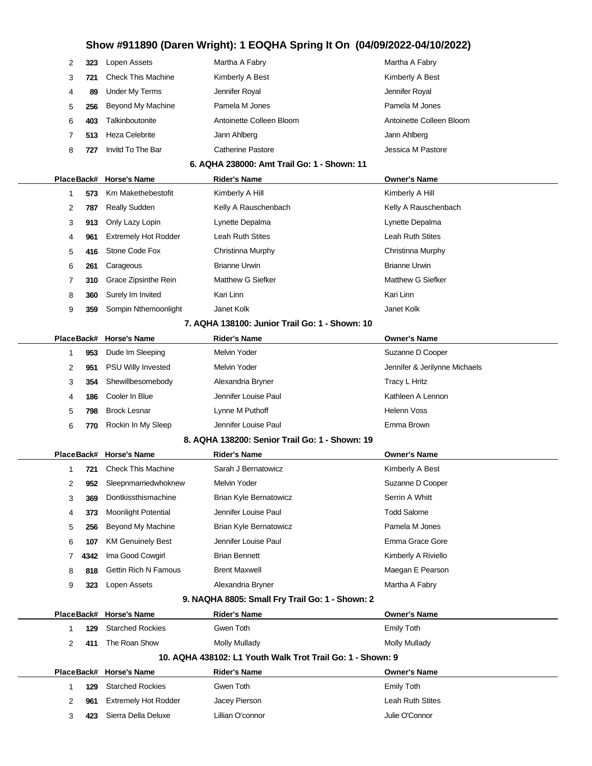| Place | Back# | Horse's Name | Rider's Name | Owner's Name |
|---|---|---|---|---|
| 2 | 323 | Lopen Assets | Martha A Fabry | Martha A Fabry |
| 3 | 721 | Check This Machine | Kimberly A Best | Kimberly A Best |
| 4 | 89 | Under My Terms | Jennifer Royal | Jennifer Royal |
| 5 | 256 | Beyond My Machine | Pamela M Jones | Pamela M Jones |
| 6 | 403 | Talkinboutonite | Antoinette Colleen Bloom | Antoinette Colleen Bloom |
| 7 | 513 | Heza Celebrite | Jann Ahlberg | Jann Ahlberg |
| 8 | 727 | Invitd To The Bar | Catherine Pastore | Jessica M Pastore |

### 6. AQHA 238000: Amt Trail Go: 1 - Shown: 11

| Place | Back# | Horse's Name | Rider's Name | Owner's Name |
|---|---|---|---|---|
| 1 | 573 | Km Makethebestofit | Kimberly A Hill | Kimberly A Hill |
| 2 | 787 | Really Sudden | Kelly A Rauschenbach | Kelly A Rauschenbach |
| 3 | 913 | Only Lazy Lopin | Lynette Depalma | Lynette Depalma |
| 4 | 961 | Extremely Hot Rodder | Leah Ruth Stites | Leah Ruth Stites |
| 5 | 416 | Stone Code Fox | Christinna Murphy | Christinna Murphy |
| 6 | 261 | Carageous | Brianne Urwin | Brianne Urwin |
| 7 | 310 | Grace Zipsinthe Rein | Matthew G Siefker | Matthew G Siefker |
| 8 | 360 | Surely Im Invited | Kari Linn | Kari Linn |
| 9 | 359 | Sompin Nthemoonlight | Janet Kolk | Janet Kolk |

### 7. AQHA 138100: Junior Trail Go: 1 - Shown: 10

| Place | Back# | Horse's Name | Rider's Name | Owner's Name |
|---|---|---|---|---|
| 1 | 953 | Dude Im Sleeping | Melvin Yoder | Suzanne D Cooper |
| 2 | 951 | PSU Willy Invested | Melvin Yoder | Jennifer & Jerilynne Michaels |
| 3 | 354 | Shewillbesomebody | Alexandria Bryner | Tracy L Hritz |
| 4 | 186 | Cooler In Blue | Jennifer Louise Paul | Kathleen A Lennon |
| 5 | 798 | Brock Lesnar | Lynne M Puthoff | Helenn Voss |
| 6 | 770 | Rockin In My Sleep | Jennifer Louise Paul | Emma Brown |

### 8. AQHA 138200: Senior Trail Go: 1 - Shown: 19

| Place | Back# | Horse's Name | Rider's Name | Owner's Name |
|---|---|---|---|---|
| 1 | 721 | Check This Machine | Sarah J Bernatowicz | Kimberly A Best |
| 2 | 952 | Sleepnmarriedwhoknew | Melvin Yoder | Suzanne D Cooper |
| 3 | 369 | Dontkissthismachine | Brian Kyle Bernatowicz | Serrin A Whitt |
| 4 | 373 | Moonlight Potential | Jennifer Louise Paul | Todd Salome |
| 5 | 256 | Beyond My Machine | Brian Kyle Bernatowicz | Pamela M Jones |
| 6 | 107 | KM Genuinely Best | Jennifer Louise Paul | Emma Grace Gore |
| 7 | 4342 | Ima Good Cowgirl | Brian Bennett | Kimberly A Riviello |
| 8 | 818 | Gettin Rich N Famous | Brent Maxwell | Maegan E Pearson |
| 9 | 323 | Lopen Assets | Alexandria Bryner | Martha A Fabry |

### 9. NAQHA 8805: Small Fry Trail Go: 1 - Shown: 2

| Place | Back# | Horse's Name | Rider's Name | Owner's Name |
|---|---|---|---|---|
| 1 | 129 | Starched Rockies | Gwen Toth | Emily Toth |
| 2 | 411 | The Roan Show | Molly Mullady | Molly Mullady |

### 10. AQHA 438102: L1 Youth Walk Trot Trail Go: 1 - Shown: 9

| Place | Back# | Horse's Name | Rider's Name | Owner's Name |
|---|---|---|---|---|
| 1 | 129 | Starched Rockies | Gwen Toth | Emily Toth |
| 2 | 961 | Extremely Hot Rodder | Jacey Pierson | Leah Ruth Stites |
| 3 | 423 | Sierra Della Deluxe | Lillian O'connor | Julie O'Connor |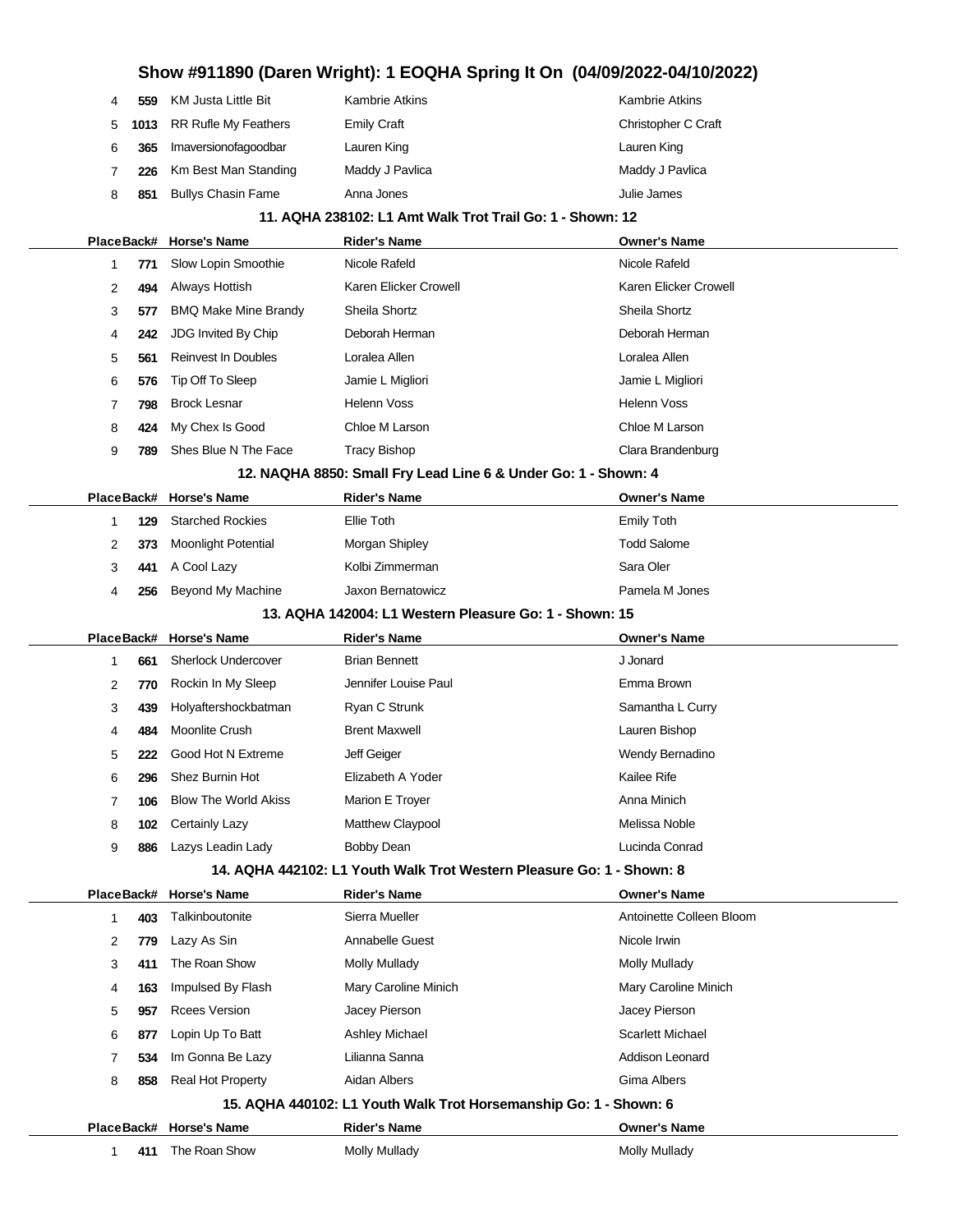## Show #911890 (Daren Wright): 1 EOQHA Spring It On (04/09/2022-04/10/2022)

| Place | Back# | Horse's Name | Rider's Name | Owner's Name |
|---|---|---|---|---|
| 4 | 559 | KM Justa Little Bit | Kambrie Atkins | Kambrie Atkins |
| 5 | 1013 | RR Rufle My Feathers | Emily Craft | Christopher C Craft |
| 6 | 365 | Imaversionofagoodbar | Lauren King | Lauren King |
| 7 | 226 | Km Best Man Standing | Maddy J Pavlica | Maddy J Pavlica |
| 8 | 851 | Bullys Chasin Fame | Anna Jones | Julie James |

### 11. AQHA 238102: L1 Amt Walk Trot Trail Go: 1 - Shown: 12

| Place | Back# | Horse's Name | Rider's Name | Owner's Name |
|---|---|---|---|---|
| 1 | 771 | Slow Lopin Smoothie | Nicole Rafeld | Nicole Rafeld |
| 2 | 494 | Always Hottish | Karen Elicker Crowell | Karen Elicker Crowell |
| 3 | 577 | BMQ Make Mine Brandy | Sheila Shortz | Sheila Shortz |
| 4 | 242 | JDG Invited By Chip | Deborah Herman | Deborah Herman |
| 5 | 561 | Reinvest In Doubles | Loralea Allen | Loralea Allen |
| 6 | 576 | Tip Off To Sleep | Jamie L Migliori | Jamie L Migliori |
| 7 | 798 | Brock Lesnar | Helenn Voss | Helenn Voss |
| 8 | 424 | My Chex Is Good | Chloe M Larson | Chloe M Larson |
| 9 | 789 | Shes Blue N The Face | Tracy Bishop | Clara Brandenburg |

### 12. NAQHA 8850: Small Fry Lead Line 6 & Under Go: 1 - Shown: 4

| Place | Back# | Horse's Name | Rider's Name | Owner's Name |
|---|---|---|---|---|
| 1 | 129 | Starched Rockies | Ellie Toth | Emily Toth |
| 2 | 373 | Moonlight Potential | Morgan Shipley | Todd Salome |
| 3 | 441 | A Cool Lazy | Kolbi Zimmerman | Sara Oler |
| 4 | 256 | Beyond My Machine | Jaxon Bernatowicz | Pamela M Jones |

### 13. AQHA 142004: L1 Western Pleasure Go: 1 - Shown: 15

| Place | Back# | Horse's Name | Rider's Name | Owner's Name |
|---|---|---|---|---|
| 1 | 661 | Sherlock Undercover | Brian Bennett | J Jonard |
| 2 | 770 | Rockin In My Sleep | Jennifer Louise Paul | Emma Brown |
| 3 | 439 | Holyaftershockbatman | Ryan C Strunk | Samantha L Curry |
| 4 | 484 | Moonlite Crush | Brent Maxwell | Lauren Bishop |
| 5 | 222 | Good Hot N Extreme | Jeff Geiger | Wendy Bernadino |
| 6 | 296 | Shez Burnin Hot | Elizabeth A Yoder | Kailee Rife |
| 7 | 106 | Blow The World Akiss | Marion E Troyer | Anna Minich |
| 8 | 102 | Certainly Lazy | Matthew Claypool | Melissa Noble |
| 9 | 886 | Lazys Leadin Lady | Bobby Dean | Lucinda Conrad |

### 14. AQHA 442102: L1 Youth Walk Trot Western Pleasure Go: 1 - Shown: 8

| Place | Back# | Horse's Name | Rider's Name | Owner's Name |
|---|---|---|---|---|
| 1 | 403 | Talkinboutonite | Sierra Mueller | Antoinette Colleen Bloom |
| 2 | 779 | Lazy As Sin | Annabelle Guest | Nicole Irwin |
| 3 | 411 | The Roan Show | Molly Mullady | Molly Mullady |
| 4 | 163 | Impulsed By Flash | Mary Caroline Minich | Mary Caroline Minich |
| 5 | 957 | Rcees Version | Jacey Pierson | Jacey Pierson |
| 6 | 877 | Lopin Up To Batt | Ashley Michael | Scarlett Michael |
| 7 | 534 | Im Gonna Be Lazy | Lilianna Sanna | Addison Leonard |
| 8 | 858 | Real Hot Property | Aidan Albers | Gima Albers |

### 15. AQHA 440102: L1 Youth Walk Trot Horsemanship Go: 1 - Shown: 6

| Place | Back# | Horse's Name | Rider's Name | Owner's Name |
|---|---|---|---|---|
| 1 | 411 | The Roan Show | Molly Mullady | Molly Mullady |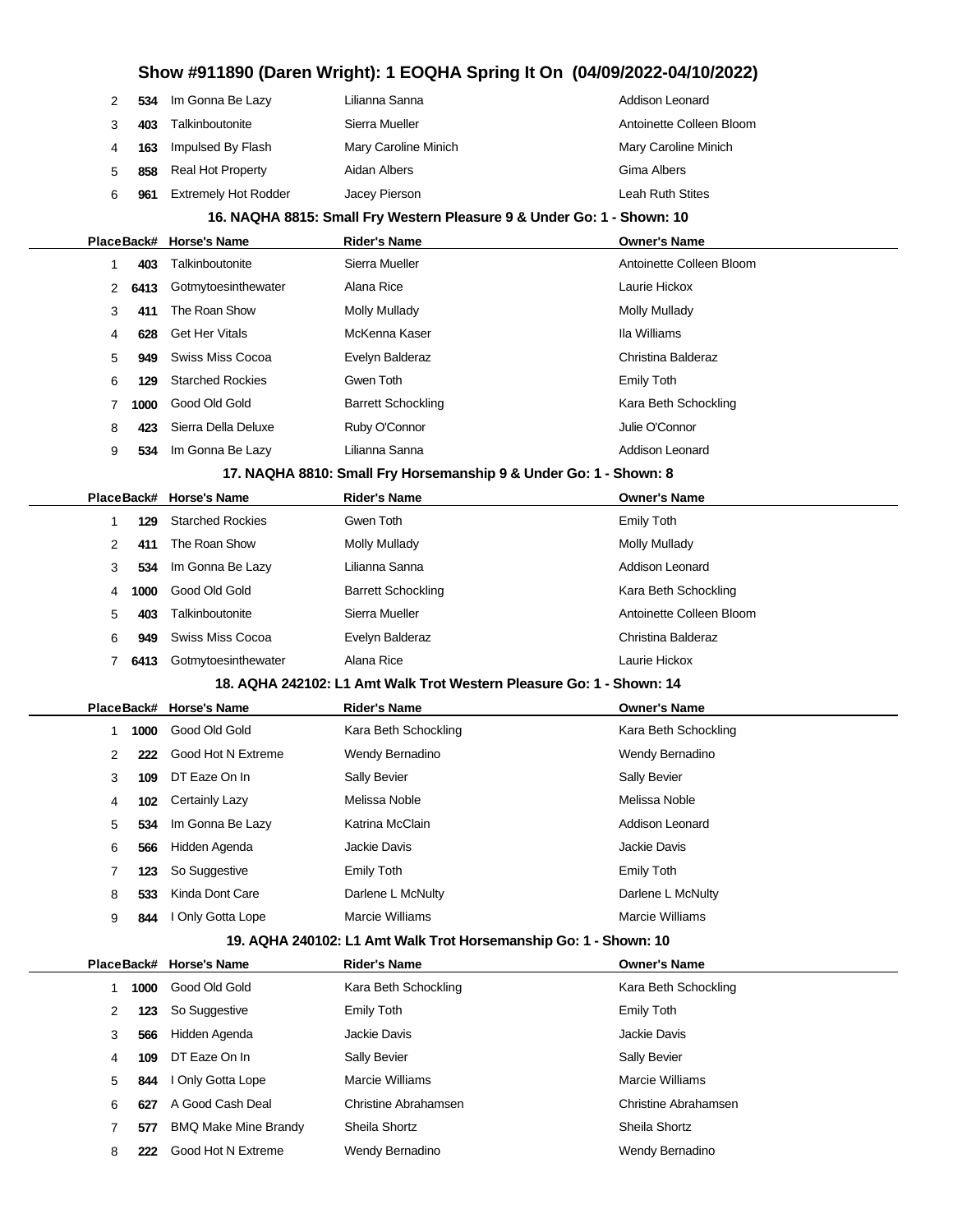# Show #911890 (Daren Wright): 1 EOQHA Spring It On (04/09/2022-04/10/2022)

| Place | Back# | Horse's Name | Rider's Name | Owner's Name |
|---|---|---|---|---|
| 2 | 534 | Im Gonna Be Lazy | Lilianna Sanna | Addison Leonard |
| 3 | 403 | Talkinboutonite | Sierra Mueller | Antoinette Colleen Bloom |
| 4 | 163 | Impulsed By Flash | Mary Caroline Minich | Mary Caroline Minich |
| 5 | 858 | Real Hot Property | Aidan Albers | Gima Albers |
| 6 | 961 | Extremely Hot Rodder | Jacey Pierson | Leah Ruth Stites |

### 16. NAQHA 8815: Small Fry Western Pleasure 9 & Under Go: 1 - Shown: 10

| Place | Back# | Horse's Name | Rider's Name | Owner's Name |
|---|---|---|---|---|
| 1 | 403 | Talkinboutonite | Sierra Mueller | Antoinette Colleen Bloom |
| 2 | 6413 | Gotmytoesinthewater | Alana Rice | Laurie Hickox |
| 3 | 411 | The Roan Show | Molly Mullady | Molly Mullady |
| 4 | 628 | Get Her Vitals | McKenna Kaser | Ila Williams |
| 5 | 949 | Swiss Miss Cocoa | Evelyn Balderaz | Christina Balderaz |
| 6 | 129 | Starched Rockies | Gwen Toth | Emily Toth |
| 7 | 1000 | Good Old Gold | Barrett Schockling | Kara Beth Schockling |
| 8 | 423 | Sierra Della Deluxe | Ruby O'Connor | Julie O'Connor |
| 9 | 534 | Im Gonna Be Lazy | Lilianna Sanna | Addison Leonard |

### 17. NAQHA 8810: Small Fry Horsemanship 9 & Under Go: 1 - Shown: 8

| Place | Back# | Horse's Name | Rider's Name | Owner's Name |
|---|---|---|---|---|
| 1 | 129 | Starched Rockies | Gwen Toth | Emily Toth |
| 2 | 411 | The Roan Show | Molly Mullady | Molly Mullady |
| 3 | 534 | Im Gonna Be Lazy | Lilianna Sanna | Addison Leonard |
| 4 | 1000 | Good Old Gold | Barrett Schockling | Kara Beth Schockling |
| 5 | 403 | Talkinboutonite | Sierra Mueller | Antoinette Colleen Bloom |
| 6 | 949 | Swiss Miss Cocoa | Evelyn Balderaz | Christina Balderaz |
| 7 | 6413 | Gotmytoesinthewater | Alana Rice | Laurie Hickox |

### 18. AQHA 242102: L1 Amt Walk Trot Western Pleasure Go: 1 - Shown: 14

| Place | Back# | Horse's Name | Rider's Name | Owner's Name |
|---|---|---|---|---|
| 1 | 1000 | Good Old Gold | Kara Beth Schockling | Kara Beth Schockling |
| 2 | 222 | Good Hot N Extreme | Wendy Bernadino | Wendy Bernadino |
| 3 | 109 | DT Eaze On In | Sally Bevier | Sally Bevier |
| 4 | 102 | Certainly Lazy | Melissa Noble | Melissa Noble |
| 5 | 534 | Im Gonna Be Lazy | Katrina McClain | Addison Leonard |
| 6 | 566 | Hidden Agenda | Jackie Davis | Jackie Davis |
| 7 | 123 | So Suggestive | Emily Toth | Emily Toth |
| 8 | 533 | Kinda Dont Care | Darlene L McNulty | Darlene L McNulty |
| 9 | 844 | I Only Gotta Lope | Marcie Williams | Marcie Williams |

### 19. AQHA 240102: L1 Amt Walk Trot Horsemanship Go: 1 - Shown: 10

| Place | Back# | Horse's Name | Rider's Name | Owner's Name |
|---|---|---|---|---|
| 1 | 1000 | Good Old Gold | Kara Beth Schockling | Kara Beth Schockling |
| 2 | 123 | So Suggestive | Emily Toth | Emily Toth |
| 3 | 566 | Hidden Agenda | Jackie Davis | Jackie Davis |
| 4 | 109 | DT Eaze On In | Sally Bevier | Sally Bevier |
| 5 | 844 | I Only Gotta Lope | Marcie Williams | Marcie Williams |
| 6 | 627 | A Good Cash Deal | Christine Abrahamsen | Christine Abrahamsen |
| 7 | 577 | BMQ Make Mine Brandy | Sheila Shortz | Sheila Shortz |
| 8 | 222 | Good Hot N Extreme | Wendy Bernadino | Wendy Bernadino |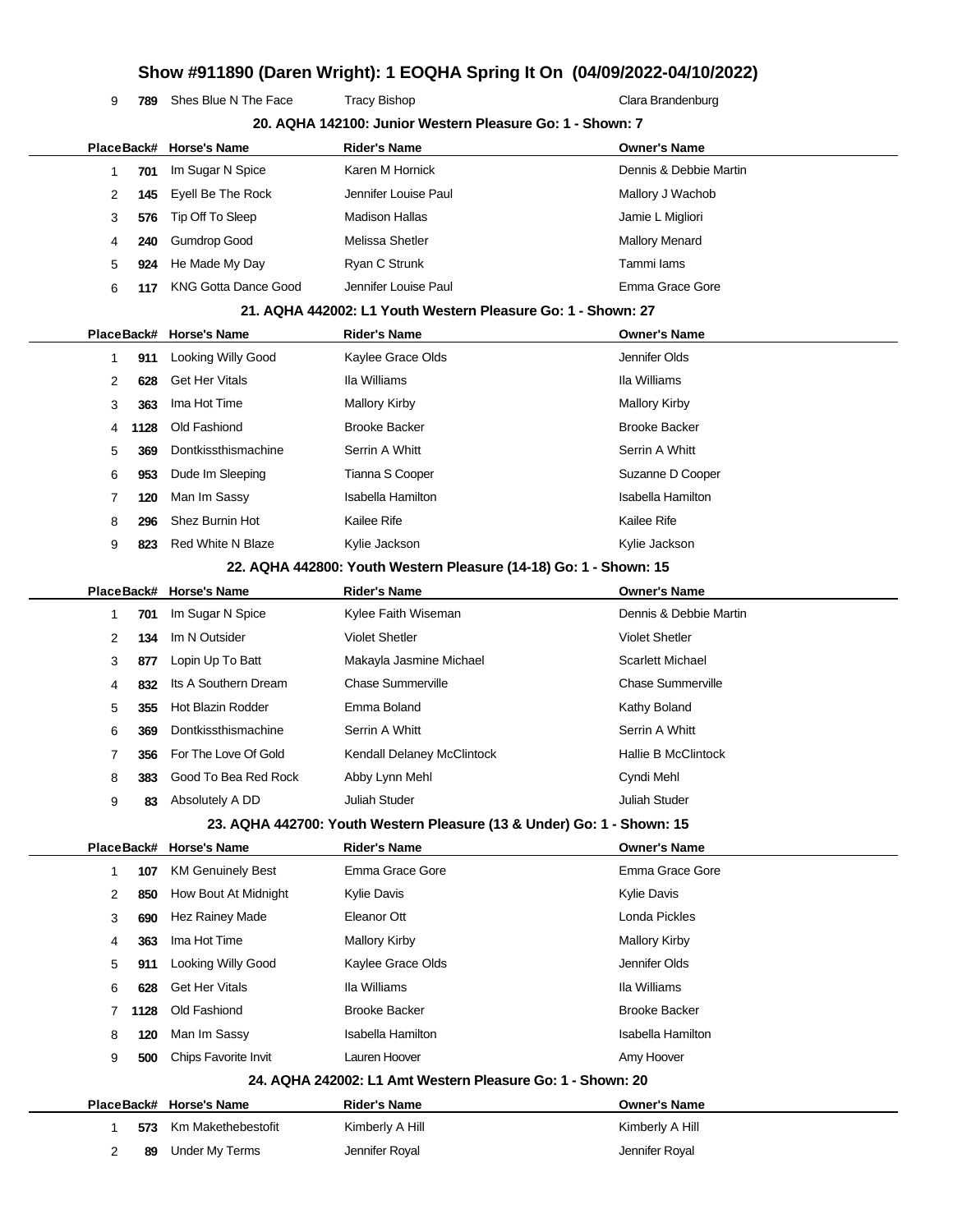| 9 | 789 | Shes Blue N The Face | Tracy Bishop | Clara Brandenburg |
|---|---|---|---|---|

### 20. AQHA 142100: Junior Western Pleasure Go: 1 - Shown: 7

| Place | Back# | Horse's Name | Rider's Name | Owner's Name |
|---|---|---|---|---|
| 1 | 701 | Im Sugar N Spice | Karen M Hornick | Dennis & Debbie Martin |
| 2 | 145 | Eyell Be The Rock | Jennifer Louise Paul | Mallory J Wachob |
| 3 | 576 | Tip Off To Sleep | Madison Hallas | Jamie L Migliori |
| 4 | 240 | Gumdrop Good | Melissa Shetler | Mallory Menard |
| 5 | 924 | He Made My Day | Ryan C Strunk | Tammi Iams |
| 6 | 117 | KNG Gotta Dance Good | Jennifer Louise Paul | Emma Grace Gore |

### 21. AQHA 442002: L1 Youth Western Pleasure Go: 1 - Shown: 27

| Place | Back# | Horse's Name | Rider's Name | Owner's Name |
|---|---|---|---|---|
| 1 | 911 | Looking Willy Good | Kaylee Grace Olds | Jennifer Olds |
| 2 | 628 | Get Her Vitals | Ila Williams | Ila Williams |
| 3 | 363 | Ima Hot Time | Mallory Kirby | Mallory Kirby |
| 4 | 1128 | Old Fashiond | Brooke Backer | Brooke Backer |
| 5 | 369 | Dontkissthismachine | Serrin A Whitt | Serrin A Whitt |
| 6 | 953 | Dude Im Sleeping | Tianna S Cooper | Suzanne D Cooper |
| 7 | 120 | Man Im Sassy | Isabella Hamilton | Isabella Hamilton |
| 8 | 296 | Shez Burnin Hot | Kailee Rife | Kailee Rife |
| 9 | 823 | Red White N Blaze | Kylie Jackson | Kylie Jackson |

### 22. AQHA 442800: Youth Western Pleasure (14-18) Go: 1 - Shown: 15

| Place | Back# | Horse's Name | Rider's Name | Owner's Name |
|---|---|---|---|---|
| 1 | 701 | Im Sugar N Spice | Kylee Faith Wiseman | Dennis & Debbie Martin |
| 2 | 134 | Im N Outsider | Violet Shetler | Violet Shetler |
| 3 | 877 | Lopin Up To Batt | Makayla Jasmine Michael | Scarlett Michael |
| 4 | 832 | Its A Southern Dream | Chase Summerville | Chase Summerville |
| 5 | 355 | Hot Blazin Rodder | Emma Boland | Kathy Boland |
| 6 | 369 | Dontkissthismachine | Serrin A Whitt | Serrin A Whitt |
| 7 | 356 | For The Love Of Gold | Kendall Delaney McClintock | Hallie B McClintock |
| 8 | 383 | Good To Bea Red Rock | Abby Lynn Mehl | Cyndi Mehl |
| 9 | 83 | Absolutely A DD | Juliah Studer | Juliah Studer |

### 23. AQHA 442700: Youth Western Pleasure (13 & Under) Go: 1 - Shown: 15

| Place | Back# | Horse's Name | Rider's Name | Owner's Name |
|---|---|---|---|---|
| 1 | 107 | KM Genuinely Best | Emma Grace Gore | Emma Grace Gore |
| 2 | 850 | How Bout At Midnight | Kylie Davis | Kylie Davis |
| 3 | 690 | Hez Rainey Made | Eleanor Ott | Londa Pickles |
| 4 | 363 | Ima Hot Time | Mallory Kirby | Mallory Kirby |
| 5 | 911 | Looking Willy Good | Kaylee Grace Olds | Jennifer Olds |
| 6 | 628 | Get Her Vitals | Ila Williams | Ila Williams |
| 7 | 1128 | Old Fashiond | Brooke Backer | Brooke Backer |
| 8 | 120 | Man Im Sassy | Isabella Hamilton | Isabella Hamilton |
| 9 | 500 | Chips Favorite Invit | Lauren Hoover | Amy Hoover |

### 24. AQHA 242002: L1 Amt Western Pleasure Go: 1 - Shown: 20

| Place | Back# | Horse's Name | Rider's Name | Owner's Name |
|---|---|---|---|---|
| 1 | 573 | Km Makethebestofit | Kimberly A Hill | Kimberly A Hill |
| 2 | 89 | Under My Terms | Jennifer Royal | Jennifer Royal |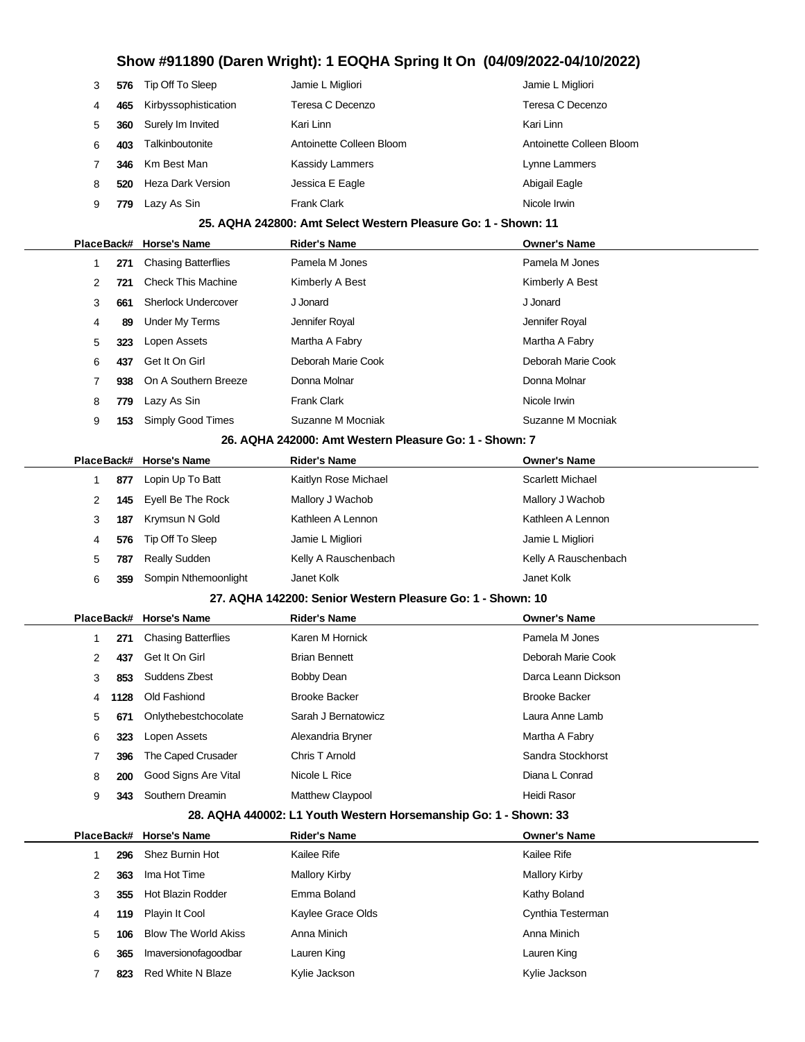| Place | Back# | Horse's Name | Rider's Name | Owner's Name |
|---|---|---|---|---|
| 3 | 576 | Tip Off To Sleep | Jamie L Migliori | Jamie L Migliori |
| 4 | 465 | Kirbyssophistication | Teresa C Decenzo | Teresa C Decenzo |
| 5 | 360 | Surely Im Invited | Kari Linn | Kari Linn |
| 6 | 403 | Talkinboutonite | Antoinette Colleen Bloom | Antoinette Colleen Bloom |
| 7 | 346 | Km Best Man | Kassidy Lammers | Lynne Lammers |
| 8 | 520 | Heza Dark Version | Jessica E Eagle | Abigail Eagle |
| 9 | 779 | Lazy As Sin | Frank Clark | Nicole Irwin |

### 25. AQHA 242800: Amt Select Western Pleasure Go: 1 - Shown: 11

| Place | Back# | Horse's Name | Rider's Name | Owner's Name |
|---|---|---|---|---|
| 1 | 271 | Chasing Batterflies | Pamela M Jones | Pamela M Jones |
| 2 | 721 | Check This Machine | Kimberly A Best | Kimberly A Best |
| 3 | 661 | Sherlock Undercover | J Jonard | J Jonard |
| 4 | 89 | Under My Terms | Jennifer Royal | Jennifer Royal |
| 5 | 323 | Lopen Assets | Martha A Fabry | Martha A Fabry |
| 6 | 437 | Get It On Girl | Deborah Marie Cook | Deborah Marie Cook |
| 7 | 938 | On A Southern Breeze | Donna Molnar | Donna Molnar |
| 8 | 779 | Lazy As Sin | Frank Clark | Nicole Irwin |
| 9 | 153 | Simply Good Times | Suzanne M Mocniak | Suzanne M Mocniak |

### 26. AQHA 242000: Amt Western Pleasure Go: 1 - Shown: 7

| Place | Back# | Horse's Name | Rider's Name | Owner's Name |
|---|---|---|---|---|
| 1 | 877 | Lopin Up To Batt | Kaitlyn Rose Michael | Scarlett Michael |
| 2 | 145 | Eyell Be The Rock | Mallory J Wachob | Mallory J Wachob |
| 3 | 187 | Krymsun N Gold | Kathleen A Lennon | Kathleen A Lennon |
| 4 | 576 | Tip Off To Sleep | Jamie L Migliori | Jamie L Migliori |
| 5 | 787 | Really Sudden | Kelly A Rauschenbach | Kelly A Rauschenbach |
| 6 | 359 | Sompin Nthemoonlight | Janet Kolk | Janet Kolk |

### 27. AQHA 142200: Senior Western Pleasure Go: 1 - Shown: 10

| Place | Back# | Horse's Name | Rider's Name | Owner's Name |
|---|---|---|---|---|
| 1 | 271 | Chasing Batterflies | Karen M Hornick | Pamela M Jones |
| 2 | 437 | Get It On Girl | Brian Bennett | Deborah Marie Cook |
| 3 | 853 | Suddens Zbest | Bobby Dean | Darca Leann Dickson |
| 4 | 1128 | Old Fashiond | Brooke Backer | Brooke Backer |
| 5 | 671 | Onlythebestchocolate | Sarah J Bernatowicz | Laura Anne Lamb |
| 6 | 323 | Lopen Assets | Alexandria Bryner | Martha A Fabry |
| 7 | 396 | The Caped Crusader | Chris T Arnold | Sandra Stockhorst |
| 8 | 200 | Good Signs Are Vital | Nicole L Rice | Diana L Conrad |
| 9 | 343 | Southern Dreamin | Matthew Claypool | Heidi Rasor |

### 28. AQHA 440002: L1 Youth Western Horsemanship Go: 1 - Shown: 33

| Place | Back# | Horse's Name | Rider's Name | Owner's Name |
|---|---|---|---|---|
| 1 | 296 | Shez Burnin Hot | Kailee Rife | Kailee Rife |
| 2 | 363 | Ima Hot Time | Mallory Kirby | Mallory Kirby |
| 3 | 355 | Hot Blazin Rodder | Emma Boland | Kathy Boland |
| 4 | 119 | Playin It Cool | Kaylee Grace Olds | Cynthia Testerman |
| 5 | 106 | Blow The World Akiss | Anna Minich | Anna Minich |
| 6 | 365 | Imaversionofagoodbar | Lauren King | Lauren King |
| 7 | 823 | Red White N Blaze | Kylie Jackson | Kylie Jackson |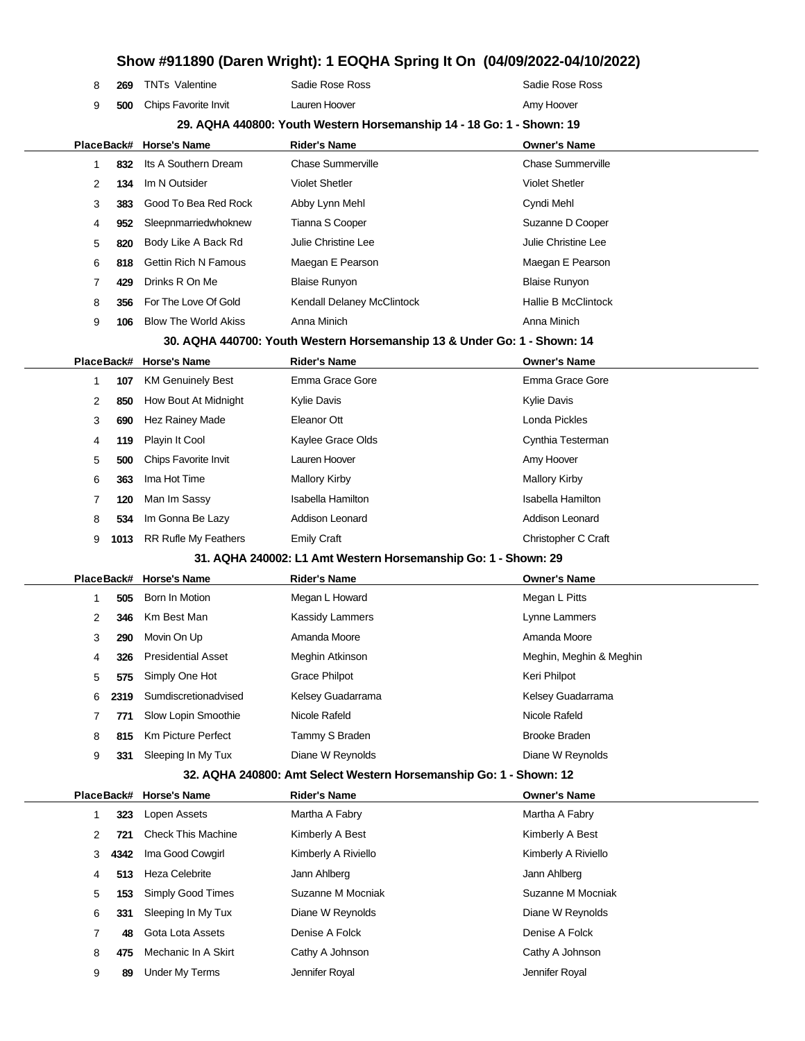# Show #911890 (Daren Wright): 1 EOQHA Spring It On (04/09/2022-04/10/2022)

| Place | Back# | Horse's Name | Rider's Name | Owner's Name |
|---|---|---|---|---|
| 8 | 269 | TNTs Valentine | Sadie Rose Ross | Sadie Rose Ross |
| 9 | 500 | Chips Favorite Invit | Lauren Hoover | Amy Hoover |

### 29. AQHA 440800: Youth Western Horsemanship 14 - 18 Go: 1 - Shown: 19

| Place | Back# | Horse's Name | Rider's Name | Owner's Name |
|---|---|---|---|---|
| 1 | 832 | Its A Southern Dream | Chase Summerville | Chase Summerville |
| 2 | 134 | Im N Outsider | Violet Shetler | Violet Shetler |
| 3 | 383 | Good To Bea Red Rock | Abby Lynn Mehl | Cyndi Mehl |
| 4 | 952 | Sleepnmarriedwhoknew | Tianna S Cooper | Suzanne D Cooper |
| 5 | 820 | Body Like A Back Rd | Julie Christine Lee | Julie Christine Lee |
| 6 | 818 | Gettin Rich N Famous | Maegan E Pearson | Maegan E Pearson |
| 7 | 429 | Drinks R On Me | Blaise Runyon | Blaise Runyon |
| 8 | 356 | For The Love Of Gold | Kendall Delaney McClintock | Hallie B McClintock |
| 9 | 106 | Blow The World Akiss | Anna Minich | Anna Minich |

### 30. AQHA 440700: Youth Western Horsemanship 13 & Under Go: 1 - Shown: 14

| Place | Back# | Horse's Name | Rider's Name | Owner's Name |
|---|---|---|---|---|
| 1 | 107 | KM Genuinely Best | Emma Grace Gore | Emma Grace Gore |
| 2 | 850 | How Bout At Midnight | Kylie Davis | Kylie Davis |
| 3 | 690 | Hez Rainey Made | Eleanor Ott | Londa Pickles |
| 4 | 119 | Playin It Cool | Kaylee Grace Olds | Cynthia Testerman |
| 5 | 500 | Chips Favorite Invit | Lauren Hoover | Amy Hoover |
| 6 | 363 | Ima Hot Time | Mallory Kirby | Mallory Kirby |
| 7 | 120 | Man Im Sassy | Isabella Hamilton | Isabella Hamilton |
| 8 | 534 | Im Gonna Be Lazy | Addison Leonard | Addison Leonard |
| 9 | 1013 | RR Rufle My Feathers | Emily Craft | Christopher C Craft |

### 31. AQHA 240002: L1 Amt Western Horsemanship Go: 1 - Shown: 29

| Place | Back# | Horse's Name | Rider's Name | Owner's Name |
|---|---|---|---|---|
| 1 | 505 | Born In Motion | Megan L Howard | Megan L Pitts |
| 2 | 346 | Km Best Man | Kassidy Lammers | Lynne Lammers |
| 3 | 290 | Movin On Up | Amanda Moore | Amanda Moore |
| 4 | 326 | Presidential Asset | Meghin Atkinson | Meghin, Meghin & Meghin |
| 5 | 575 | Simply One Hot | Grace Philpot | Keri Philpot |
| 6 | 2319 | Sumdiscretionadvised | Kelsey Guadarrama | Kelsey Guadarrama |
| 7 | 771 | Slow Lopin Smoothie | Nicole Rafeld | Nicole Rafeld |
| 8 | 815 | Km Picture Perfect | Tammy S Braden | Brooke Braden |
| 9 | 331 | Sleeping In My Tux | Diane W Reynolds | Diane W Reynolds |

### 32. AQHA 240800: Amt Select Western Horsemanship Go: 1 - Shown: 12

| Place | Back# | Horse's Name | Rider's Name | Owner's Name |
|---|---|---|---|---|
| 1 | 323 | Lopen Assets | Martha A Fabry | Martha A Fabry |
| 2 | 721 | Check This Machine | Kimberly A Best | Kimberly A Best |
| 3 | 4342 | Ima Good Cowgirl | Kimberly A Riviello | Kimberly A Riviello |
| 4 | 513 | Heza Celebrite | Jann Ahlberg | Jann Ahlberg |
| 5 | 153 | Simply Good Times | Suzanne M Mocniak | Suzanne M Mocniak |
| 6 | 331 | Sleeping In My Tux | Diane W Reynolds | Diane W Reynolds |
| 7 | 48 | Gota Lota Assets | Denise A Folck | Denise A Folck |
| 8 | 475 | Mechanic In A Skirt | Cathy A Johnson | Cathy A Johnson |
| 9 | 89 | Under My Terms | Jennifer Royal | Jennifer Royal |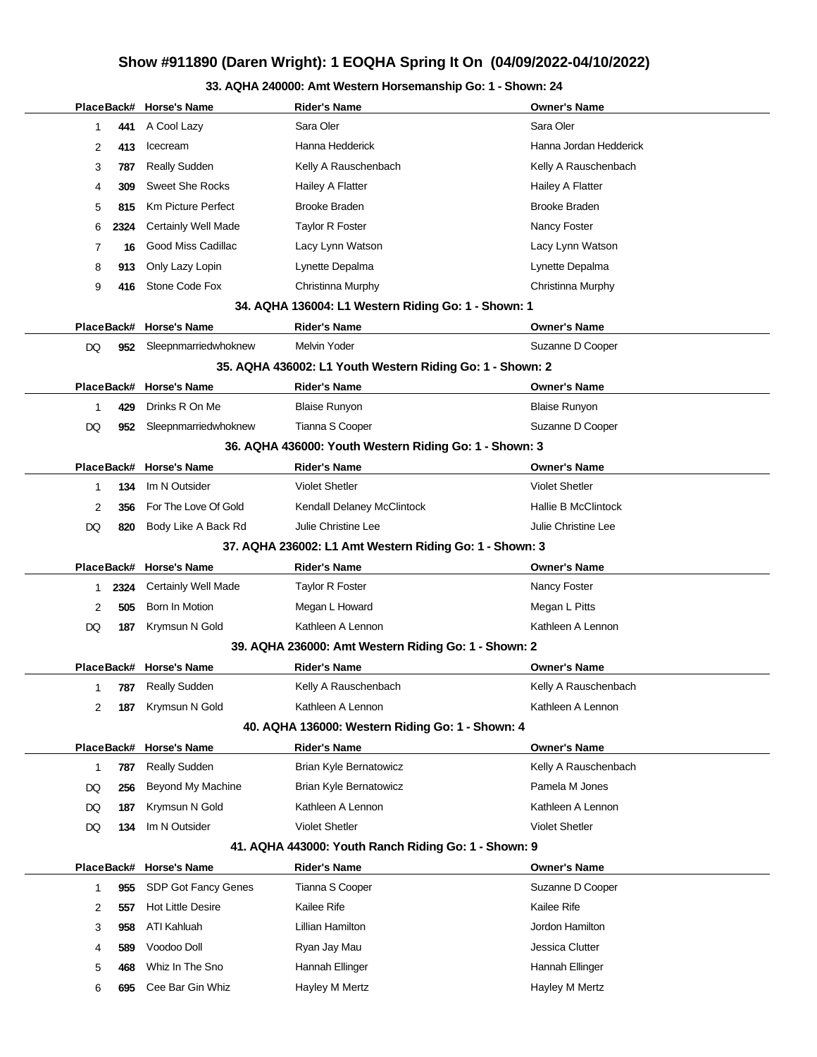## Show #911890 (Daren Wright): 1 EOQHA Spring It On (04/09/2022-04/10/2022)

### 33. AQHA 240000: Amt Western Horsemanship Go: 1 - Shown: 24

| Place | Back# | Horse's Name | Rider's Name | Owner's Name |
|---|---|---|---|---|
| 1 | 441 | A Cool Lazy | Sara Oler | Sara Oler |
| 2 | 413 | Icecream | Hanna Hedderick | Hanna Jordan Hedderick |
| 3 | 787 | Really Sudden | Kelly A Rauschenbach | Kelly A Rauschenbach |
| 4 | 309 | Sweet She Rocks | Hailey A Flatter | Hailey A Flatter |
| 5 | 815 | Km Picture Perfect | Brooke Braden | Brooke Braden |
| 6 | 2324 | Certainly Well Made | Taylor R Foster | Nancy Foster |
| 7 | 16 | Good Miss Cadillac | Lacy Lynn Watson | Lacy Lynn Watson |
| 8 | 913 | Only Lazy Lopin | Lynette Depalma | Lynette Depalma |
| 9 | 416 | Stone Code Fox | Christinna Murphy | Christinna Murphy |

### 34. AQHA 136004: L1 Western Riding Go: 1 - Shown: 1

| Place | Back# | Horse's Name | Rider's Name | Owner's Name |
|---|---|---|---|---|
| DQ | 952 | Sleepnmarriedwhoknew | Melvin Yoder | Suzanne D Cooper |

### 35. AQHA 436002: L1 Youth Western Riding Go: 1 - Shown: 2

| Place | Back# | Horse's Name | Rider's Name | Owner's Name |
|---|---|---|---|---|
| 1 | 429 | Drinks R On Me | Blaise Runyon | Blaise Runyon |
| DQ | 952 | Sleepnmarriedwhoknew | Tianna S Cooper | Suzanne D Cooper |

### 36. AQHA 436000: Youth Western Riding Go: 1 - Shown: 3

| Place | Back# | Horse's Name | Rider's Name | Owner's Name |
|---|---|---|---|---|
| 1 | 134 | Im N Outsider | Violet Shetler | Violet Shetler |
| 2 | 356 | For The Love Of Gold | Kendall Delaney McClintock | Hallie B McClintock |
| DQ | 820 | Body Like A Back Rd | Julie Christine Lee | Julie Christine Lee |

### 37. AQHA 236002: L1 Amt Western Riding Go: 1 - Shown: 3

| Place | Back# | Horse's Name | Rider's Name | Owner's Name |
|---|---|---|---|---|
| 1 | 2324 | Certainly Well Made | Taylor R Foster | Nancy Foster |
| 2 | 505 | Born In Motion | Megan L Howard | Megan L Pitts |
| DQ | 187 | Krymsun N Gold | Kathleen A Lennon | Kathleen A Lennon |

### 39. AQHA 236000: Amt Western Riding Go: 1 - Shown: 2

| Place | Back# | Horse's Name | Rider's Name | Owner's Name |
|---|---|---|---|---|
| 1 | 787 | Really Sudden | Kelly A Rauschenbach | Kelly A Rauschenbach |
| 2 | 187 | Krymsun N Gold | Kathleen A Lennon | Kathleen A Lennon |

### 40. AQHA 136000: Western Riding Go: 1 - Shown: 4

| Place | Back# | Horse's Name | Rider's Name | Owner's Name |
|---|---|---|---|---|
| 1 | 787 | Really Sudden | Brian Kyle Bernatowicz | Kelly A Rauschenbach |
| DQ | 256 | Beyond My Machine | Brian Kyle Bernatowicz | Pamela M Jones |
| DQ | 187 | Krymsun N Gold | Kathleen A Lennon | Kathleen A Lennon |
| DQ | 134 | Im N Outsider | Violet Shetler | Violet Shetler |

### 41. AQHA 443000: Youth Ranch Riding Go: 1 - Shown: 9

| Place | Back# | Horse's Name | Rider's Name | Owner's Name |
|---|---|---|---|---|
| 1 | 955 | SDP Got Fancy Genes | Tianna S Cooper | Suzanne D Cooper |
| 2 | 557 | Hot Little Desire | Kailee Rife | Kailee Rife |
| 3 | 958 | ATI Kahluah | Lillian Hamilton | Jordon Hamilton |
| 4 | 589 | Voodoo Doll | Ryan Jay Mau | Jessica Clutter |
| 5 | 468 | Whiz In The Sno | Hannah Ellinger | Hannah Ellinger |
| 6 | 695 | Cee Bar Gin Whiz | Hayley M Mertz | Hayley M Mertz |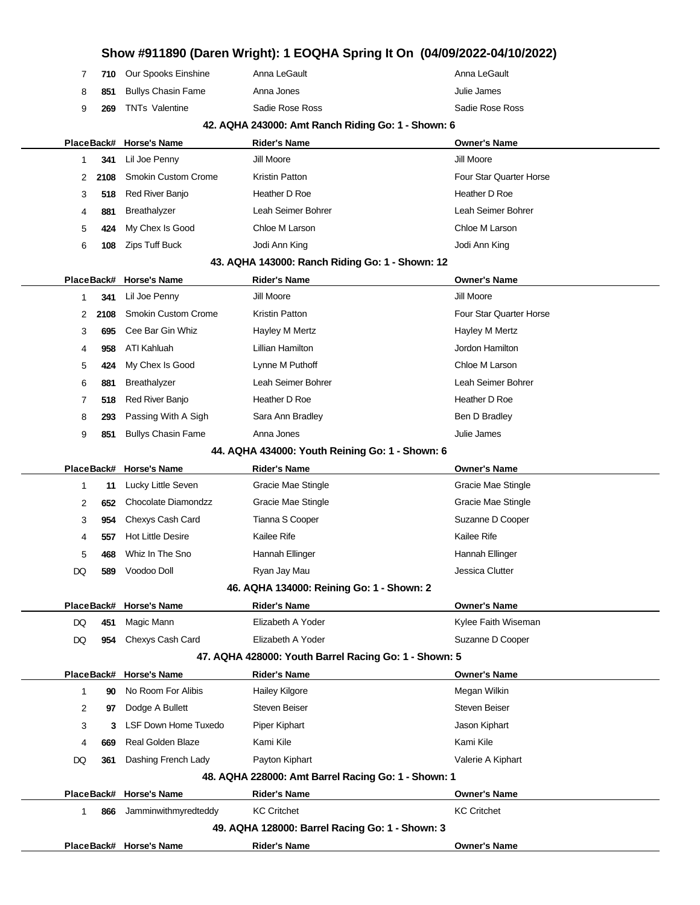| Place | Back# | Horse's Name | Rider's Name | Owner's Name |
|---|---|---|---|---|
| 7 | 710 | Our Spooks Einshine | Anna LeGault | Anna LeGault |
| 8 | 851 | Bullys Chasin Fame | Anna Jones | Julie James |
| 9 | 269 | TNTs Valentine | Sadie Rose Ross | Sadie Rose Ross |

### 42. AQHA 243000: Amt Ranch Riding Go: 1 - Shown: 6

| Place | Back# | Horse's Name | Rider's Name | Owner's Name |
|---|---|---|---|---|
| 1 | 341 | Lil Joe Penny | Jill Moore | Jill Moore |
| 2 | 2108 | Smokin Custom Crome | Kristin Patton | Four Star Quarter Horse |
| 3 | 518 | Red River Banjo | Heather D Roe | Heather D Roe |
| 4 | 881 | Breathalyzer | Leah Seimer Bohrer | Leah Seimer Bohrer |
| 5 | 424 | My Chex Is Good | Chloe M Larson | Chloe M Larson |
| 6 | 108 | Zips Tuff Buck | Jodi Ann King | Jodi Ann King |

### 43. AQHA 143000: Ranch Riding Go: 1 - Shown: 12

| Place | Back# | Horse's Name | Rider's Name | Owner's Name |
|---|---|---|---|---|
| 1 | 341 | Lil Joe Penny | Jill Moore | Jill Moore |
| 2 | 2108 | Smokin Custom Crome | Kristin Patton | Four Star Quarter Horse |
| 3 | 695 | Cee Bar Gin Whiz | Hayley M Mertz | Hayley M Mertz |
| 4 | 958 | ATI Kahluah | Lillian Hamilton | Jordon Hamilton |
| 5 | 424 | My Chex Is Good | Lynne M Puthoff | Chloe M Larson |
| 6 | 881 | Breathalyzer | Leah Seimer Bohrer | Leah Seimer Bohrer |
| 7 | 518 | Red River Banjo | Heather D Roe | Heather D Roe |
| 8 | 293 | Passing With A Sigh | Sara Ann Bradley | Ben D Bradley |
| 9 | 851 | Bullys Chasin Fame | Anna Jones | Julie James |

### 44. AQHA 434000: Youth Reining Go: 1 - Shown: 6

| Place | Back# | Horse's Name | Rider's Name | Owner's Name |
|---|---|---|---|---|
| 1 | 11 | Lucky Little Seven | Gracie Mae Stingle | Gracie Mae Stingle |
| 2 | 652 | Chocolate Diamondzz | Gracie Mae Stingle | Gracie Mae Stingle |
| 3 | 954 | Chexys Cash Card | Tianna S Cooper | Suzanne D Cooper |
| 4 | 557 | Hot Little Desire | Kailee Rife | Kailee Rife |
| 5 | 468 | Whiz In The Sno | Hannah Ellinger | Hannah Ellinger |
| DQ | 589 | Voodoo Doll | Ryan Jay Mau | Jessica Clutter |

### 46. AQHA 134000: Reining Go: 1 - Shown: 2

| Place | Back# | Horse's Name | Rider's Name | Owner's Name |
|---|---|---|---|---|
| DQ | 451 | Magic Mann | Elizabeth A Yoder | Kylee Faith Wiseman |
| DQ | 954 | Chexys Cash Card | Elizabeth A Yoder | Suzanne D Cooper |

### 47. AQHA 428000: Youth Barrel Racing Go: 1 - Shown: 5

| Place | Back# | Horse's Name | Rider's Name | Owner's Name |
|---|---|---|---|---|
| 1 | 90 | No Room For Alibis | Hailey Kilgore | Megan Wilkin |
| 2 | 97 | Dodge A Bullett | Steven Beiser | Steven Beiser |
| 3 | 3 | LSF Down Home Tuxedo | Piper Kiphart | Jason Kiphart |
| 4 | 669 | Real Golden Blaze | Kami Kile | Kami Kile |
| DQ | 361 | Dashing French Lady | Payton Kiphart | Valerie A Kiphart |

### 48. AQHA 228000: Amt Barrel Racing Go: 1 - Shown: 1

| Place | Back# | Horse's Name | Rider's Name | Owner's Name |
|---|---|---|---|---|
| 1 | 866 | Jamminwithmyredteddy | KC Critchet | KC Critchet |

### 49. AQHA 128000: Barrel Racing Go: 1 - Shown: 3

| Place | Back# | Horse's Name | Rider's Name | Owner's Name |
|---|---|---|---|---|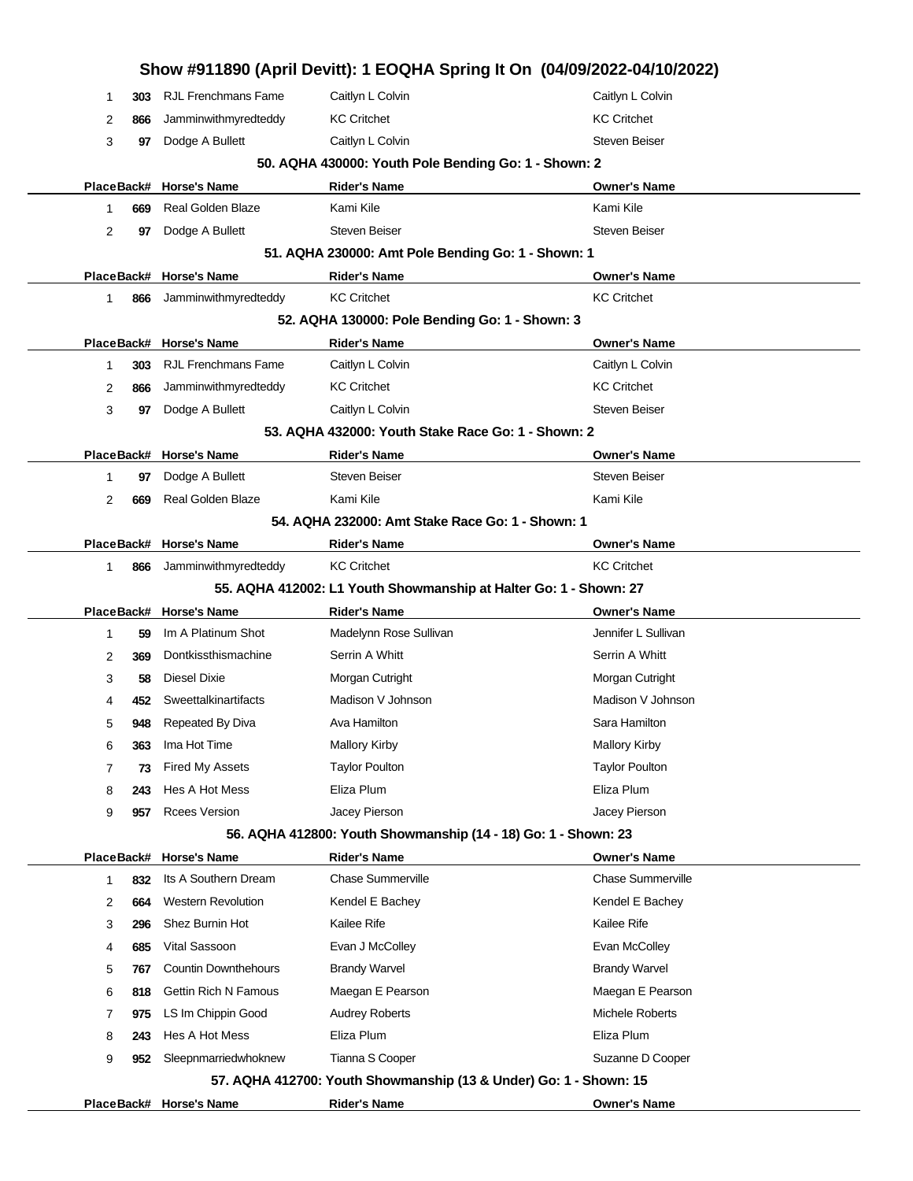# Show #911890 (April Devitt): 1 EOQHA Spring It On (04/09/2022-04/10/2022)

| Place | Back# | Horse's Name | Rider's Name | Owner's Name |
|---|---|---|---|---|
| 1 | 303 | RJL Frenchmans Fame | Caitlyn L Colvin | Caitlyn L Colvin |
| 2 | 866 | Jamminwithmyredteddy | KC Critchet | KC Critchet |
| 3 | 97 | Dodge A Bullett | Caitlyn L Colvin | Steven Beiser |

### 50. AQHA 430000: Youth Pole Bending Go: 1 - Shown: 2

| Place | Back# | Horse's Name | Rider's Name | Owner's Name |
|---|---|---|---|---|
| 1 | 669 | Real Golden Blaze | Kami Kile | Kami Kile |
| 2 | 97 | Dodge A Bullett | Steven Beiser | Steven Beiser |

### 51. AQHA 230000: Amt Pole Bending Go: 1 - Shown: 1

| Place | Back# | Horse's Name | Rider's Name | Owner's Name |
|---|---|---|---|---|
| 1 | 866 | Jamminwithmyredteddy | KC Critchet | KC Critchet |

### 52. AQHA 130000: Pole Bending Go: 1 - Shown: 3

| Place | Back# | Horse's Name | Rider's Name | Owner's Name |
|---|---|---|---|---|
| 1 | 303 | RJL Frenchmans Fame | Caitlyn L Colvin | Caitlyn L Colvin |
| 2 | 866 | Jamminwithmyredteddy | KC Critchet | KC Critchet |
| 3 | 97 | Dodge A Bullett | Caitlyn L Colvin | Steven Beiser |

### 53. AQHA 432000: Youth Stake Race Go: 1 - Shown: 2

| Place | Back# | Horse's Name | Rider's Name | Owner's Name |
|---|---|---|---|---|
| 1 | 97 | Dodge A Bullett | Steven Beiser | Steven Beiser |
| 2 | 669 | Real Golden Blaze | Kami Kile | Kami Kile |

### 54. AQHA 232000: Amt Stake Race Go: 1 - Shown: 1

| Place | Back# | Horse's Name | Rider's Name | Owner's Name |
|---|---|---|---|---|
| 1 | 866 | Jamminwithmyredteddy | KC Critchet | KC Critchet |

### 55. AQHA 412002: L1 Youth Showmanship at Halter Go: 1 - Shown: 27

| Place | Back# | Horse's Name | Rider's Name | Owner's Name |
|---|---|---|---|---|
| 1 | 59 | Im A Platinum Shot | Madelynn Rose Sullivan | Jennifer L Sullivan |
| 2 | 369 | Dontkissthismachine | Serrin A Whitt | Serrin A Whitt |
| 3 | 58 | Diesel Dixie | Morgan Cutright | Morgan Cutright |
| 4 | 452 | Sweettalkinartifacts | Madison V Johnson | Madison V Johnson |
| 5 | 948 | Repeated By Diva | Ava Hamilton | Sara Hamilton |
| 6 | 363 | Ima Hot Time | Mallory Kirby | Mallory Kirby |
| 7 | 73 | Fired My Assets | Taylor Poulton | Taylor Poulton |
| 8 | 243 | Hes A Hot Mess | Eliza Plum | Eliza Plum |
| 9 | 957 | Rcees Version | Jacey Pierson | Jacey Pierson |

### 56. AQHA 412800: Youth Showmanship (14 - 18) Go: 1 - Shown: 23

| Place | Back# | Horse's Name | Rider's Name | Owner's Name |
|---|---|---|---|---|
| 1 | 832 | Its A Southern Dream | Chase Summerville | Chase Summerville |
| 2 | 664 | Western Revolution | Kendel E Bachey | Kendel E Bachey |
| 3 | 296 | Shez Burnin Hot | Kailee Rife | Kailee Rife |
| 4 | 685 | Vital Sassoon | Evan J McColley | Evan McColley |
| 5 | 767 | Countin Downthehours | Brandy Warvel | Brandy Warvel |
| 6 | 818 | Gettin Rich N Famous | Maegan E Pearson | Maegan E Pearson |
| 7 | 975 | LS Im Chippin Good | Audrey Roberts | Michele Roberts |
| 8 | 243 | Hes A Hot Mess | Eliza Plum | Eliza Plum |
| 9 | 952 | Sleepnmarriedwhoknew | Tianna S Cooper | Suzanne D Cooper |

### 57. AQHA 412700: Youth Showmanship (13 & Under) Go: 1 - Shown: 15

| Place | Back# | Horse's Name | Rider's Name | Owner's Name |
|---|---|---|---|---|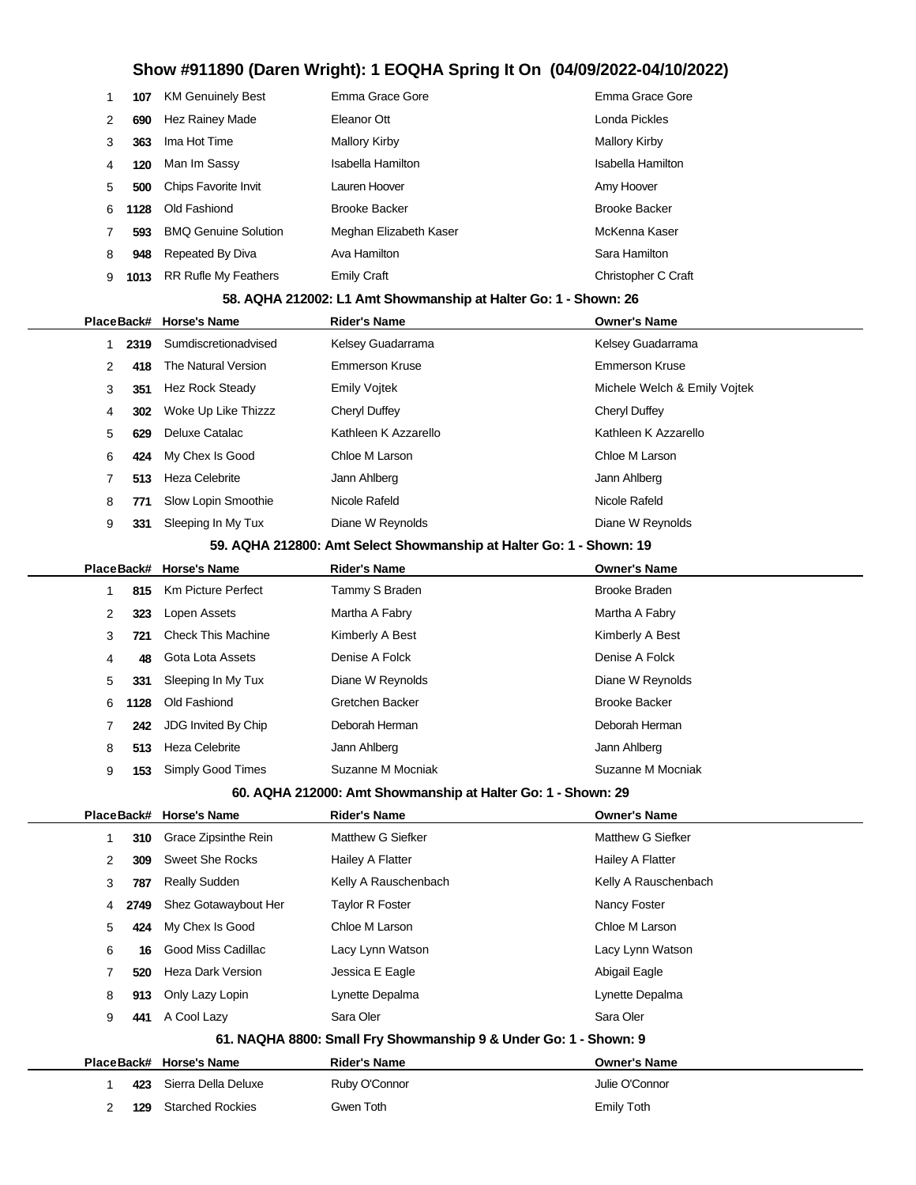# Show #911890 (Daren Wright): 1 EOQHA Spring It On (04/09/2022-04/10/2022)

| Place | Back# | Horse's Name | Rider's Name | Owner's Name |
|---|---|---|---|---|
| 1 | 107 | KM Genuinely Best | Emma Grace Gore | Emma Grace Gore |
| 2 | 690 | Hez Rainey Made | Eleanor Ott | Londa Pickles |
| 3 | 363 | Ima Hot Time | Mallory Kirby | Mallory Kirby |
| 4 | 120 | Man Im Sassy | Isabella Hamilton | Isabella Hamilton |
| 5 | 500 | Chips Favorite Invit | Lauren Hoover | Amy Hoover |
| 6 | 1128 | Old Fashiond | Brooke Backer | Brooke Backer |
| 7 | 593 | BMQ Genuine Solution | Meghan Elizabeth Kaser | McKenna Kaser |
| 8 | 948 | Repeated By Diva | Ava Hamilton | Sara Hamilton |
| 9 | 1013 | RR Rufle My Feathers | Emily Craft | Christopher C Craft |

### 58. AQHA 212002: L1 Amt Showmanship at Halter Go: 1 - Shown: 26

| Place | Back# | Horse's Name | Rider's Name | Owner's Name |
|---|---|---|---|---|
| 1 | 2319 | Sumdiscretionadvised | Kelsey Guadarrama | Kelsey Guadarrama |
| 2 | 418 | The Natural Version | Emmerson Kruse | Emmerson Kruse |
| 3 | 351 | Hez Rock Steady | Emily Vojtek | Michele Welch & Emily Vojtek |
| 4 | 302 | Woke Up Like Thizzz | Cheryl Duffey | Cheryl Duffey |
| 5 | 629 | Deluxe Catalac | Kathleen K Azzarello | Kathleen K Azzarello |
| 6 | 424 | My Chex Is Good | Chloe M Larson | Chloe M Larson |
| 7 | 513 | Heza Celebrite | Jann Ahlberg | Jann Ahlberg |
| 8 | 771 | Slow Lopin Smoothie | Nicole Rafeld | Nicole Rafeld |
| 9 | 331 | Sleeping In My Tux | Diane W Reynolds | Diane W Reynolds |

### 59. AQHA 212800: Amt Select Showmanship at Halter Go: 1 - Shown: 19

| Place | Back# | Horse's Name | Rider's Name | Owner's Name |
|---|---|---|---|---|
| 1 | 815 | Km Picture Perfect | Tammy S Braden | Brooke Braden |
| 2 | 323 | Lopen Assets | Martha A Fabry | Martha A Fabry |
| 3 | 721 | Check This Machine | Kimberly A Best | Kimberly A Best |
| 4 | 48 | Gota Lota Assets | Denise A Folck | Denise A Folck |
| 5 | 331 | Sleeping In My Tux | Diane W Reynolds | Diane W Reynolds |
| 6 | 1128 | Old Fashiond | Gretchen Backer | Brooke Backer |
| 7 | 242 | JDG Invited By Chip | Deborah Herman | Deborah Herman |
| 8 | 513 | Heza Celebrite | Jann Ahlberg | Jann Ahlberg |
| 9 | 153 | Simply Good Times | Suzanne M Mocniak | Suzanne M Mocniak |

### 60. AQHA 212000: Amt Showmanship at Halter Go: 1 - Shown: 29

| Place | Back# | Horse's Name | Rider's Name | Owner's Name |
|---|---|---|---|---|
| 1 | 310 | Grace Zipsinthe Rein | Matthew G Siefker | Matthew G Siefker |
| 2 | 309 | Sweet She Rocks | Hailey A Flatter | Hailey A Flatter |
| 3 | 787 | Really Sudden | Kelly A Rauschenbach | Kelly A Rauschenbach |
| 4 | 2749 | Shez Gotawaybout Her | Taylor R Foster | Nancy Foster |
| 5 | 424 | My Chex Is Good | Chloe M Larson | Chloe M Larson |
| 6 | 16 | Good Miss Cadillac | Lacy Lynn Watson | Lacy Lynn Watson |
| 7 | 520 | Heza Dark Version | Jessica E Eagle | Abigail Eagle |
| 8 | 913 | Only Lazy Lopin | Lynette Depalma | Lynette Depalma |
| 9 | 441 | A Cool Lazy | Sara Oler | Sara Oler |

### 61. NAQHA 8800: Small Fry Showmanship 9 & Under Go: 1 - Shown: 9

| Place | Back# | Horse's Name | Rider's Name | Owner's Name |
|---|---|---|---|---|
| 1 | 423 | Sierra Della Deluxe | Ruby O'Connor | Julie O'Connor |
| 2 | 129 | Starched Rockies | Gwen Toth | Emily Toth |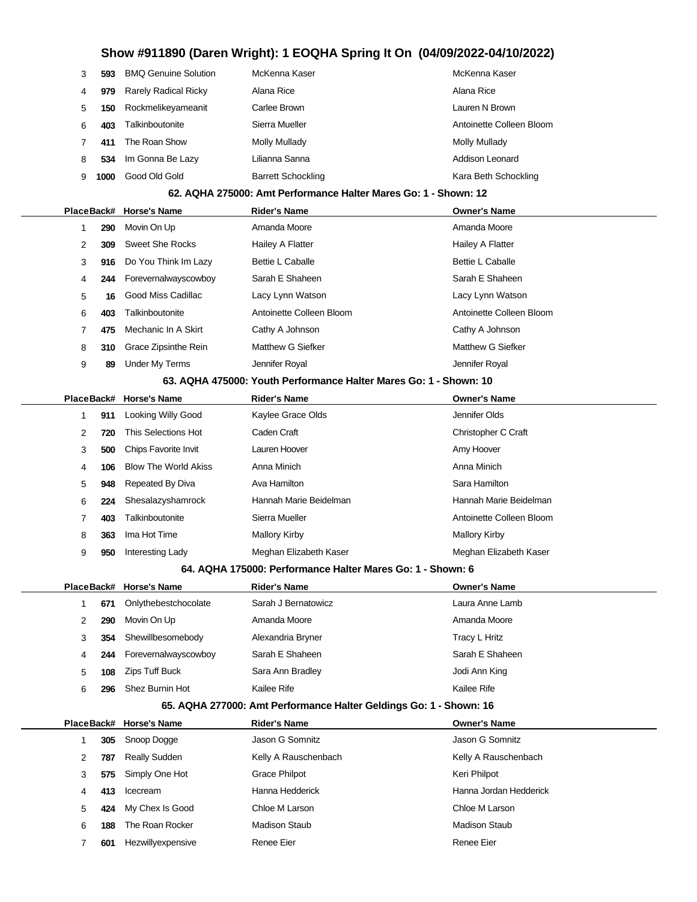## Show #911890 (Daren Wright): 1 EOQHA Spring It On (04/09/2022-04/10/2022)

| Place | Back# | Horse's Name | Rider's Name | Owner's Name |
|---|---|---|---|---|
| 3 | 593 | BMQ Genuine Solution | McKenna Kaser | McKenna Kaser |
| 4 | 979 | Rarely Radical Ricky | Alana Rice | Alana Rice |
| 5 | 150 | Rockmelikeyameanit | Carlee Brown | Lauren N Brown |
| 6 | 403 | Talkinboutonite | Sierra Mueller | Antoinette Colleen Bloom |
| 7 | 411 | The Roan Show | Molly Mullady | Molly Mullady |
| 8 | 534 | Im Gonna Be Lazy | Lilianna Sanna | Addison Leonard |
| 9 | 1000 | Good Old Gold | Barrett Schockling | Kara Beth Schockling |

### 62. AQHA 275000: Amt Performance Halter Mares Go: 1 - Shown: 12

| Place | Back# | Horse's Name | Rider's Name | Owner's Name |
|---|---|---|---|---|
| 1 | 290 | Movin On Up | Amanda Moore | Amanda Moore |
| 2 | 309 | Sweet She Rocks | Hailey A Flatter | Hailey A Flatter |
| 3 | 916 | Do You Think Im Lazy | Bettie L Caballe | Bettie L Caballe |
| 4 | 244 | Forevernalwayscowboy | Sarah E Shaheen | Sarah E Shaheen |
| 5 | 16 | Good Miss Cadillac | Lacy Lynn Watson | Lacy Lynn Watson |
| 6 | 403 | Talkinboutonite | Antoinette Colleen Bloom | Antoinette Colleen Bloom |
| 7 | 475 | Mechanic In A Skirt | Cathy A Johnson | Cathy A Johnson |
| 8 | 310 | Grace Zipsinthe Rein | Matthew G Siefker | Matthew G Siefker |
| 9 | 89 | Under My Terms | Jennifer Royal | Jennifer Royal |

### 63. AQHA 475000: Youth Performance Halter Mares Go: 1 - Shown: 10

| Place | Back# | Horse's Name | Rider's Name | Owner's Name |
|---|---|---|---|---|
| 1 | 911 | Looking Willy Good | Kaylee Grace Olds | Jennifer Olds |
| 2 | 720 | This Selections Hot | Caden Craft | Christopher C Craft |
| 3 | 500 | Chips Favorite Invit | Lauren Hoover | Amy Hoover |
| 4 | 106 | Blow The World Akiss | Anna Minich | Anna Minich |
| 5 | 948 | Repeated By Diva | Ava Hamilton | Sara Hamilton |
| 6 | 224 | Shesalazyshamrock | Hannah Marie Beidelman | Hannah Marie Beidelman |
| 7 | 403 | Talkinboutonite | Sierra Mueller | Antoinette Colleen Bloom |
| 8 | 363 | Ima Hot Time | Mallory Kirby | Mallory Kirby |
| 9 | 950 | Interesting Lady | Meghan Elizabeth Kaser | Meghan Elizabeth Kaser |

### 64. AQHA 175000: Performance Halter Mares Go: 1 - Shown: 6

| Place | Back# | Horse's Name | Rider's Name | Owner's Name |
|---|---|---|---|---|
| 1 | 671 | Onlythebestchocolate | Sarah J Bernatowicz | Laura Anne Lamb |
| 2 | 290 | Movin On Up | Amanda Moore | Amanda Moore |
| 3 | 354 | Shewillbesomebody | Alexandria Bryner | Tracy L Hritz |
| 4 | 244 | Forevernalwayscowboy | Sarah E Shaheen | Sarah E Shaheen |
| 5 | 108 | Zips Tuff Buck | Sara Ann Bradley | Jodi Ann King |
| 6 | 296 | Shez Burnin Hot | Kailee Rife | Kailee Rife |

### 65. AQHA 277000: Amt Performance Halter Geldings Go: 1 - Shown: 16

| Place | Back# | Horse's Name | Rider's Name | Owner's Name |
|---|---|---|---|---|
| 1 | 305 | Snoop Dogge | Jason G Somnitz | Jason G Somnitz |
| 2 | 787 | Really Sudden | Kelly A Rauschenbach | Kelly A Rauschenbach |
| 3 | 575 | Simply One Hot | Grace Philpot | Keri Philpot |
| 4 | 413 | Icecream | Hanna Hedderick | Hanna Jordan Hedderick |
| 5 | 424 | My Chex Is Good | Chloe M Larson | Chloe M Larson |
| 6 | 188 | The Roan Rocker | Madison Staub | Madison Staub |
| 7 | 601 | Hezwillyexpensive | Renee Eier | Renee Eier |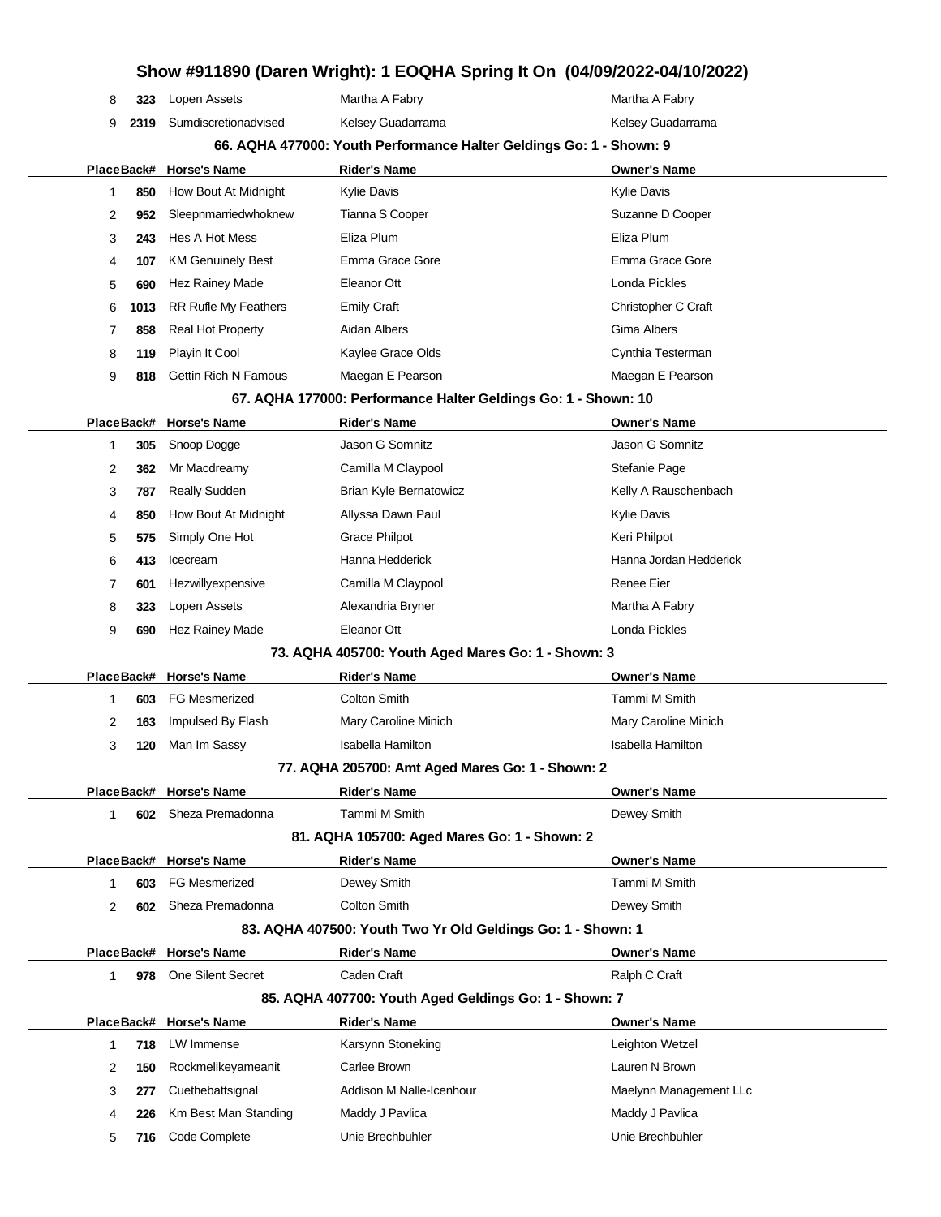| Place | Back# | Horse's Name | Rider's Name | Owner's Name |
|---|---|---|---|---|
| 8 | 323 | Lopen Assets | Martha A Fabry | Martha A Fabry |
| 9 | 2319 | Sumdiscretionadvised | Kelsey Guadarrama | Kelsey Guadarrama |

### 66. AQHA 477000: Youth Performance Halter Geldings Go: 1 - Shown: 9

| Place | Back# | Horse's Name | Rider's Name | Owner's Name |
|---|---|---|---|---|
| 1 | 850 | How Bout At Midnight | Kylie Davis | Kylie Davis |
| 2 | 952 | Sleepnmarriedwhoknew | Tianna S Cooper | Suzanne D Cooper |
| 3 | 243 | Hes A Hot Mess | Eliza Plum | Eliza Plum |
| 4 | 107 | KM Genuinely Best | Emma Grace Gore | Emma Grace Gore |
| 5 | 690 | Hez Rainey Made | Eleanor Ott | Londa Pickles |
| 6 | 1013 | RR Rufle My Feathers | Emily Craft | Christopher C Craft |
| 7 | 858 | Real Hot Property | Aidan Albers | Gima Albers |
| 8 | 119 | Playin It Cool | Kaylee Grace Olds | Cynthia Testerman |
| 9 | 818 | Gettin Rich N Famous | Maegan E Pearson | Maegan E Pearson |

### 67. AQHA 177000: Performance Halter Geldings Go: 1 - Shown: 10

| Place | Back# | Horse's Name | Rider's Name | Owner's Name |
|---|---|---|---|---|
| 1 | 305 | Snoop Dogge | Jason G Somnitz | Jason G Somnitz |
| 2 | 362 | Mr Macdreamy | Camilla M Claypool | Stefanie Page |
| 3 | 787 | Really Sudden | Brian Kyle Bernatowicz | Kelly A Rauschenbach |
| 4 | 850 | How Bout At Midnight | Allyssa Dawn Paul | Kylie Davis |
| 5 | 575 | Simply One Hot | Grace Philpot | Keri Philpot |
| 6 | 413 | Icecream | Hanna Hedderick | Hanna Jordan Hedderick |
| 7 | 601 | Hezwillyexpensive | Camilla M Claypool | Renee Eier |
| 8 | 323 | Lopen Assets | Alexandria Bryner | Martha A Fabry |
| 9 | 690 | Hez Rainey Made | Eleanor Ott | Londa Pickles |

### 73. AQHA 405700: Youth Aged Mares Go: 1 - Shown: 3

| Place | Back# | Horse's Name | Rider's Name | Owner's Name |
|---|---|---|---|---|
| 1 | 603 | FG Mesmerized | Colton Smith | Tammi M Smith |
| 2 | 163 | Impulsed By Flash | Mary Caroline Minich | Mary Caroline Minich |
| 3 | 120 | Man Im Sassy | Isabella Hamilton | Isabella Hamilton |

### 77. AQHA 205700: Amt Aged Mares Go: 1 - Shown: 2

| Place | Back# | Horse's Name | Rider's Name | Owner's Name |
|---|---|---|---|---|
| 1 | 602 | Sheza Premadonna | Tammi M Smith | Dewey Smith |

### 81. AQHA 105700: Aged Mares Go: 1 - Shown: 2

| Place | Back# | Horse's Name | Rider's Name | Owner's Name |
|---|---|---|---|---|
| 1 | 603 | FG Mesmerized | Dewey Smith | Tammi M Smith |
| 2 | 602 | Sheza Premadonna | Colton Smith | Dewey Smith |

### 83. AQHA 407500: Youth Two Yr Old Geldings Go: 1 - Shown: 1

| Place | Back# | Horse's Name | Rider's Name | Owner's Name |
|---|---|---|---|---|
| 1 | 978 | One Silent Secret | Caden Craft | Ralph C Craft |

### 85. AQHA 407700: Youth Aged Geldings Go: 1 - Shown: 7

| Place | Back# | Horse's Name | Rider's Name | Owner's Name |
|---|---|---|---|---|
| 1 | 718 | LW Immense | Karsynn Stoneking | Leighton Wetzel |
| 2 | 150 | Rockmelikeyameanit | Carlee Brown | Lauren N Brown |
| 3 | 277 | Cuethebattsignal | Addison M Nalle-Icenhour | Maelynn Management LLc |
| 4 | 226 | Km Best Man Standing | Maddy J Pavlica | Maddy J Pavlica |
| 5 | 716 | Code Complete | Unie Brechbuhler | Unie Brechbuhler |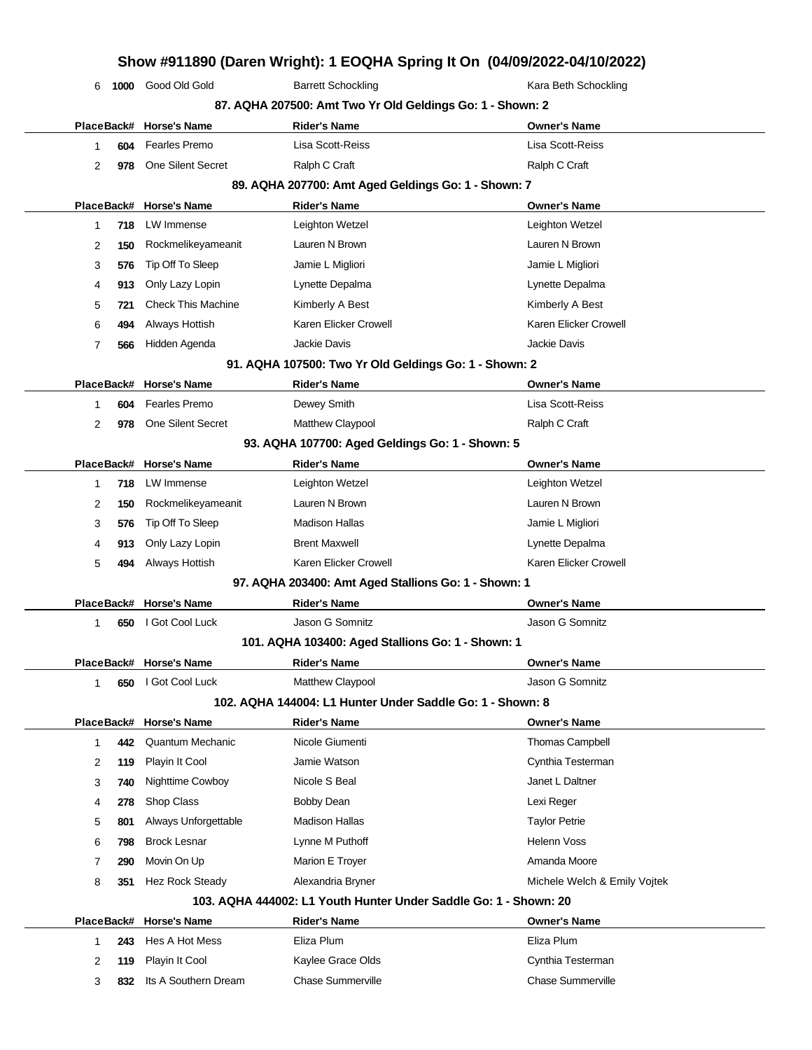# Show #911890 (Daren Wright): 1 EOQHA Spring It On (04/09/2022-04/10/2022)

| Place | Back# | Horse's Name | Rider's Name | Owner's Name |
|---|---|---|---|---|
| 6 | 1000 | Good Old Gold | Barrett Schockling | Kara Beth Schockling |

### 87. AQHA 207500: Amt Two Yr Old Geldings Go: 1 - Shown: 2

| Place | Back# | Horse's Name | Rider's Name | Owner's Name |
|---|---|---|---|---|
| 1 | 604 | Fearles Premo | Lisa Scott-Reiss | Lisa Scott-Reiss |
| 2 | 978 | One Silent Secret | Ralph C Craft | Ralph C Craft |

### 89. AQHA 207700: Amt Aged Geldings Go: 1 - Shown: 7

| Place | Back# | Horse's Name | Rider's Name | Owner's Name |
|---|---|---|---|---|
| 1 | 718 | LW Immense | Leighton Wetzel | Leighton Wetzel |
| 2 | 150 | Rockmelikeyameanit | Lauren N Brown | Lauren N Brown |
| 3 | 576 | Tip Off To Sleep | Jamie L Migliori | Jamie L Migliori |
| 4 | 913 | Only Lazy Lopin | Lynette Depalma | Lynette Depalma |
| 5 | 721 | Check This Machine | Kimberly A Best | Kimberly A Best |
| 6 | 494 | Always Hottish | Karen Elicker Crowell | Karen Elicker Crowell |
| 7 | 566 | Hidden Agenda | Jackie Davis | Jackie Davis |

### 91. AQHA 107500: Two Yr Old Geldings Go: 1 - Shown: 2

| Place | Back# | Horse's Name | Rider's Name | Owner's Name |
|---|---|---|---|---|
| 1 | 604 | Fearles Premo | Dewey Smith | Lisa Scott-Reiss |
| 2 | 978 | One Silent Secret | Matthew Claypool | Ralph C Craft |

### 93. AQHA 107700: Aged Geldings Go: 1 - Shown: 5

| Place | Back# | Horse's Name | Rider's Name | Owner's Name |
|---|---|---|---|---|
| 1 | 718 | LW Immense | Leighton Wetzel | Leighton Wetzel |
| 2 | 150 | Rockmelikeyameanit | Lauren N Brown | Lauren N Brown |
| 3 | 576 | Tip Off To Sleep | Madison Hallas | Jamie L Migliori |
| 4 | 913 | Only Lazy Lopin | Brent Maxwell | Lynette Depalma |
| 5 | 494 | Always Hottish | Karen Elicker Crowell | Karen Elicker Crowell |

### 97. AQHA 203400: Amt Aged Stallions Go: 1 - Shown: 1

| Place | Back# | Horse's Name | Rider's Name | Owner's Name |
|---|---|---|---|---|
| 1 | 650 | I Got Cool Luck | Jason G Somnitz | Jason G Somnitz |

### 101. AQHA 103400: Aged Stallions Go: 1 - Shown: 1

| Place | Back# | Horse's Name | Rider's Name | Owner's Name |
|---|---|---|---|---|
| 1 | 650 | I Got Cool Luck | Matthew Claypool | Jason G Somnitz |

### 102. AQHA 144004: L1 Hunter Under Saddle Go: 1 - Shown: 8

| Place | Back# | Horse's Name | Rider's Name | Owner's Name |
|---|---|---|---|---|
| 1 | 442 | Quantum Mechanic | Nicole Giumenti | Thomas Campbell |
| 2 | 119 | Playin It Cool | Jamie Watson | Cynthia Testerman |
| 3 | 740 | Nighttime Cowboy | Nicole S Beal | Janet L Daltner |
| 4 | 278 | Shop Class | Bobby Dean | Lexi Reger |
| 5 | 801 | Always Unforgettable | Madison Hallas | Taylor Petrie |
| 6 | 798 | Brock Lesnar | Lynne M Puthoff | Helenn Voss |
| 7 | 290 | Movin On Up | Marion E Troyer | Amanda Moore |
| 8 | 351 | Hez Rock Steady | Alexandria Bryner | Michele Welch & Emily Vojtek |

### 103. AQHA 444002: L1 Youth Hunter Under Saddle Go: 1 - Shown: 20

| Place | Back# | Horse's Name | Rider's Name | Owner's Name |
|---|---|---|---|---|
| 1 | 243 | Hes A Hot Mess | Eliza Plum | Eliza Plum |
| 2 | 119 | Playin It Cool | Kaylee Grace Olds | Cynthia Testerman |
| 3 | 832 | Its A Southern Dream | Chase Summerville | Chase Summerville |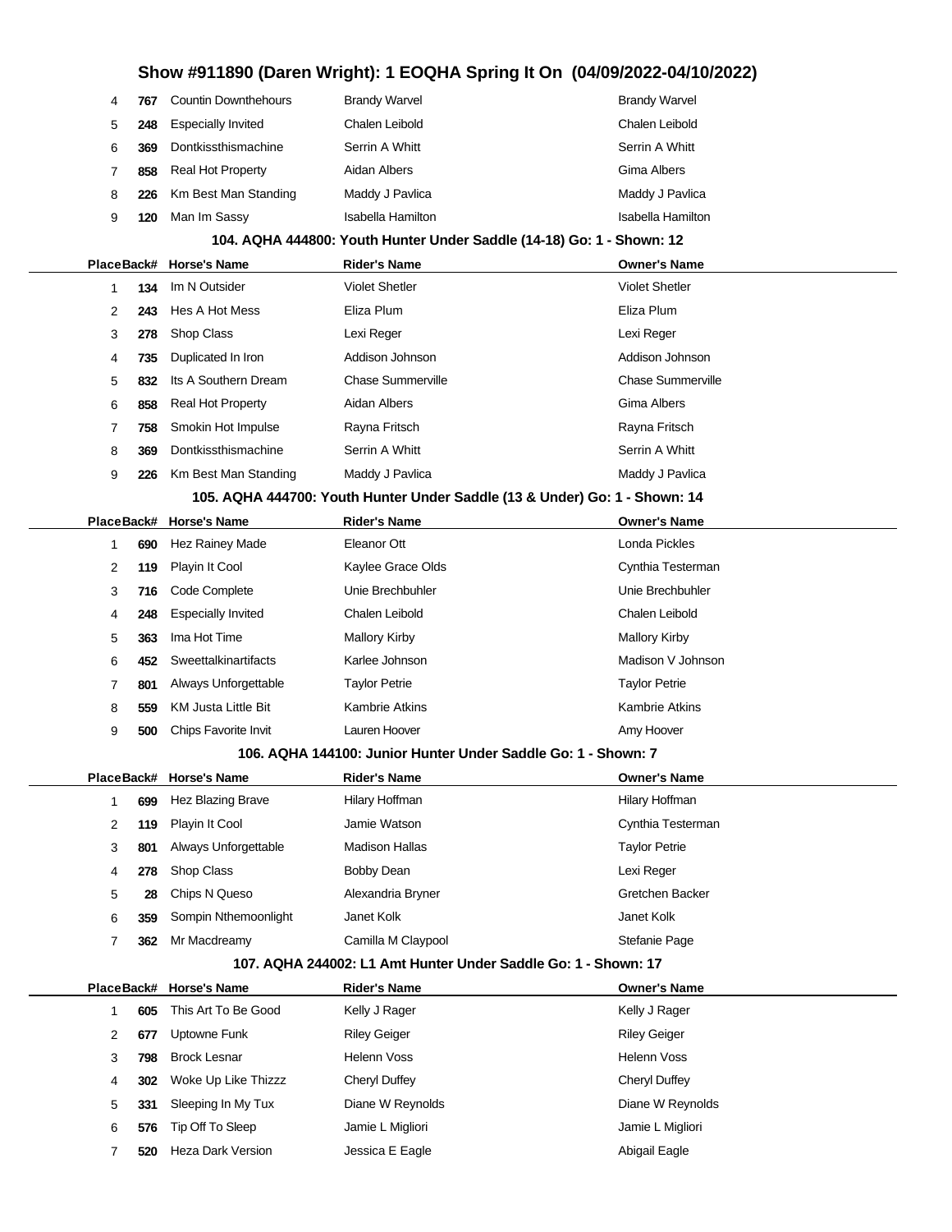## Show #911890 (Daren Wright): 1 EOQHA Spring It On (04/09/2022-04/10/2022)

| Place | Back# | Horse's Name | Rider's Name | Owner's Name |
|---|---|---|---|---|
| 4 | 767 | Countin Downthehours | Brandy Warvel | Brandy Warvel |
| 5 | 248 | Especially Invited | Chalen Leibold | Chalen Leibold |
| 6 | 369 | Dontkissthismachine | Serrin A Whitt | Serrin A Whitt |
| 7 | 858 | Real Hot Property | Aidan Albers | Gima Albers |
| 8 | 226 | Km Best Man Standing | Maddy J Pavlica | Maddy J Pavlica |
| 9 | 120 | Man Im Sassy | Isabella Hamilton | Isabella Hamilton |

### 104. AQHA 444800: Youth Hunter Under Saddle (14-18) Go: 1 - Shown: 12

| Place | Back# | Horse's Name | Rider's Name | Owner's Name |
|---|---|---|---|---|
| 1 | 134 | Im N Outsider | Violet Shetler | Violet Shetler |
| 2 | 243 | Hes A Hot Mess | Eliza Plum | Eliza Plum |
| 3 | 278 | Shop Class | Lexi Reger | Lexi Reger |
| 4 | 735 | Duplicated In Iron | Addison Johnson | Addison Johnson |
| 5 | 832 | Its A Southern Dream | Chase Summerville | Chase Summerville |
| 6 | 858 | Real Hot Property | Aidan Albers | Gima Albers |
| 7 | 758 | Smokin Hot Impulse | Rayna Fritsch | Rayna Fritsch |
| 8 | 369 | Dontkissthismachine | Serrin A Whitt | Serrin A Whitt |
| 9 | 226 | Km Best Man Standing | Maddy J Pavlica | Maddy J Pavlica |

### 105. AQHA 444700: Youth Hunter Under Saddle (13 & Under) Go: 1 - Shown: 14

| Place | Back# | Horse's Name | Rider's Name | Owner's Name |
|---|---|---|---|---|
| 1 | 690 | Hez Rainey Made | Eleanor Ott | Londa Pickles |
| 2 | 119 | Playin It Cool | Kaylee Grace Olds | Cynthia Testerman |
| 3 | 716 | Code Complete | Unie Brechbuhler | Unie Brechbuhler |
| 4 | 248 | Especially Invited | Chalen Leibold | Chalen Leibold |
| 5 | 363 | Ima Hot Time | Mallory Kirby | Mallory Kirby |
| 6 | 452 | Sweettalkinartifacts | Karlee Johnson | Madison V Johnson |
| 7 | 801 | Always Unforgettable | Taylor Petrie | Taylor Petrie |
| 8 | 559 | KM Justa Little Bit | Kambrie Atkins | Kambrie Atkins |
| 9 | 500 | Chips Favorite Invit | Lauren Hoover | Amy Hoover |

### 106. AQHA 144100: Junior Hunter Under Saddle Go: 1 - Shown: 7

| Place | Back# | Horse's Name | Rider's Name | Owner's Name |
|---|---|---|---|---|
| 1 | 699 | Hez Blazing Brave | Hilary Hoffman | Hilary Hoffman |
| 2 | 119 | Playin It Cool | Jamie Watson | Cynthia Testerman |
| 3 | 801 | Always Unforgettable | Madison Hallas | Taylor Petrie |
| 4 | 278 | Shop Class | Bobby Dean | Lexi Reger |
| 5 | 28 | Chips N Queso | Alexandria Bryner | Gretchen Backer |
| 6 | 359 | Sompin Nthemoonlight | Janet Kolk | Janet Kolk |
| 7 | 362 | Mr Macdreamy | Camilla M Claypool | Stefanie Page |

### 107. AQHA 244002: L1 Amt Hunter Under Saddle Go: 1 - Shown: 17

| Place | Back# | Horse's Name | Rider's Name | Owner's Name |
|---|---|---|---|---|
| 1 | 605 | This Art To Be Good | Kelly J Rager | Kelly J Rager |
| 2 | 677 | Uptowne Funk | Riley Geiger | Riley Geiger |
| 3 | 798 | Brock Lesnar | Helenn Voss | Helenn Voss |
| 4 | 302 | Woke Up Like Thizzz | Cheryl Duffey | Cheryl Duffey |
| 5 | 331 | Sleeping In My Tux | Diane W Reynolds | Diane W Reynolds |
| 6 | 576 | Tip Off To Sleep | Jamie L Migliori | Jamie L Migliori |
| 7 | 520 | Heza Dark Version | Jessica E Eagle | Abigail Eagle |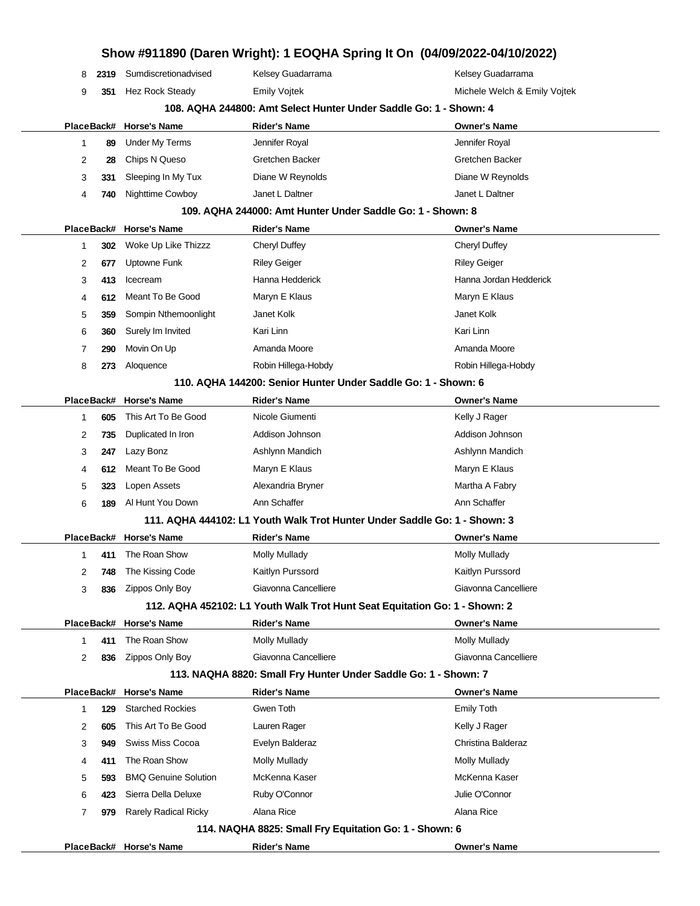| Place | Back# | Horse's Name | Rider's Name | Owner's Name |
|---|---|---|---|---|
| 8 | 2319 | Sumdiscretionadvised | Kelsey Guadarrama | Kelsey Guadarrama |
| 9 | 351 | Hez Rock Steady | Emily Vojtek | Michele Welch & Emily Vojtek |

### 108. AQHA 244800: Amt Select Hunter Under Saddle Go: 1 - Shown: 4

| Place | Back# | Horse's Name | Rider's Name | Owner's Name |
|---|---|---|---|---|
| 1 | 89 | Under My Terms | Jennifer Royal | Jennifer Royal |
| 2 | 28 | Chips N Queso | Gretchen Backer | Gretchen Backer |
| 3 | 331 | Sleeping In My Tux | Diane W Reynolds | Diane W Reynolds |
| 4 | 740 | Nighttime Cowboy | Janet L Daltner | Janet L Daltner |

### 109. AQHA 244000: Amt Hunter Under Saddle Go: 1 - Shown: 8

| Place | Back# | Horse's Name | Rider's Name | Owner's Name |
|---|---|---|---|---|
| 1 | 302 | Woke Up Like Thizzz | Cheryl Duffey | Cheryl Duffey |
| 2 | 677 | Uptowne Funk | Riley Geiger | Riley Geiger |
| 3 | 413 | Icecream | Hanna Hedderick | Hanna Jordan Hedderick |
| 4 | 612 | Meant To Be Good | Maryn E Klaus | Maryn E Klaus |
| 5 | 359 | Sompin Nthemoonlight | Janet Kolk | Janet Kolk |
| 6 | 360 | Surely Im Invited | Kari Linn | Kari Linn |
| 7 | 290 | Movin On Up | Amanda Moore | Amanda Moore |
| 8 | 273 | Aloquence | Robin Hillega-Hobdy | Robin Hillega-Hobdy |

### 110. AQHA 144200: Senior Hunter Under Saddle Go: 1 - Shown: 6

| Place | Back# | Horse's Name | Rider's Name | Owner's Name |
|---|---|---|---|---|
| 1 | 605 | This Art To Be Good | Nicole Giumenti | Kelly J Rager |
| 2 | 735 | Duplicated In Iron | Addison Johnson | Addison Johnson |
| 3 | 247 | Lazy Bonz | Ashlynn Mandich | Ashlynn Mandich |
| 4 | 612 | Meant To Be Good | Maryn E Klaus | Maryn E Klaus |
| 5 | 323 | Lopen Assets | Alexandria Bryner | Martha A Fabry |
| 6 | 189 | Al Hunt You Down | Ann Schaffer | Ann Schaffer |

### 111. AQHA 444102: L1 Youth Walk Trot Hunter Under Saddle Go: 1 - Shown: 3

| Place | Back# | Horse's Name | Rider's Name | Owner's Name |
|---|---|---|---|---|
| 1 | 411 | The Roan Show | Molly Mullady | Molly Mullady |
| 2 | 748 | The Kissing Code | Kaitlyn Purssord | Kaitlyn Purssord |
| 3 | 836 | Zippos Only Boy | Giavonna Cancelliere | Giavonna Cancelliere |

### 112. AQHA 452102: L1 Youth Walk Trot Hunt Seat Equitation Go: 1 - Shown: 2

| Place | Back# | Horse's Name | Rider's Name | Owner's Name |
|---|---|---|---|---|
| 1 | 411 | The Roan Show | Molly Mullady | Molly Mullady |
| 2 | 836 | Zippos Only Boy | Giavonna Cancelliere | Giavonna Cancelliere |

### 113. NAQHA 8820: Small Fry Hunter Under Saddle Go: 1 - Shown: 7

| Place | Back# | Horse's Name | Rider's Name | Owner's Name |
|---|---|---|---|---|
| 1 | 129 | Starched Rockies | Gwen Toth | Emily Toth |
| 2 | 605 | This Art To Be Good | Lauren Rager | Kelly J Rager |
| 3 | 949 | Swiss Miss Cocoa | Evelyn Balderaz | Christina Balderaz |
| 4 | 411 | The Roan Show | Molly Mullady | Molly Mullady |
| 5 | 593 | BMQ Genuine Solution | McKenna Kaser | McKenna Kaser |
| 6 | 423 | Sierra Della Deluxe | Ruby O'Connor | Julie O'Connor |
| 7 | 979 | Rarely Radical Ricky | Alana Rice | Alana Rice |

### 114. NAQHA 8825: Small Fry Equitation Go: 1 - Shown: 6

| Place | Back# | Horse's Name | Rider's Name | Owner's Name |
|---|---|---|---|---|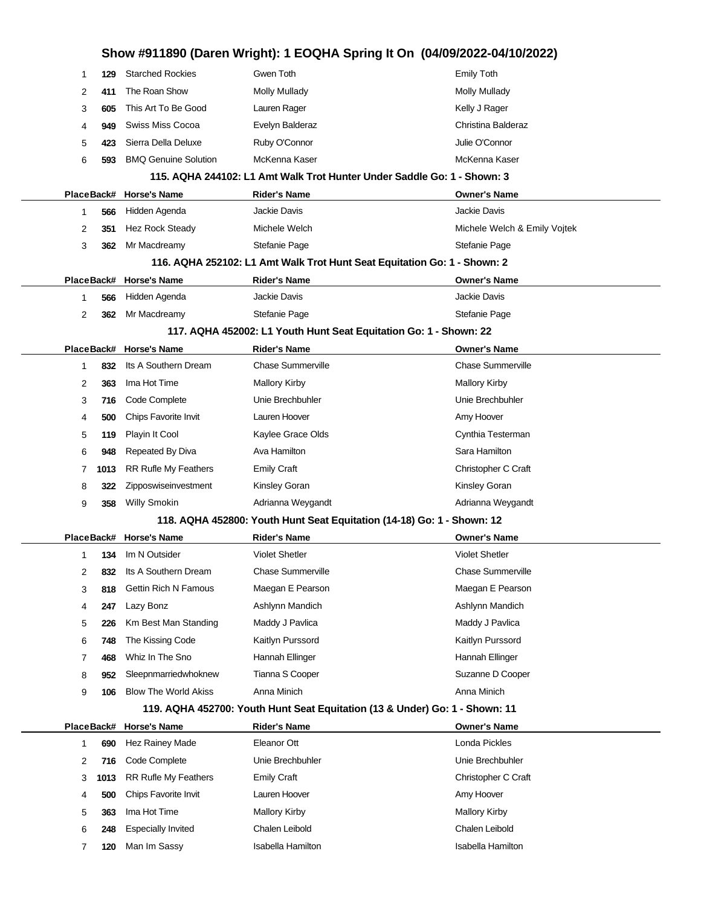## Show #911890 (Daren Wright): 1 EOQHA Spring It On (04/09/2022-04/10/2022)

| Place | Back# | Horse's Name | Rider's Name | Owner's Name |
|---|---|---|---|---|
| 1 | 129 | Starched Rockies | Gwen Toth | Emily Toth |
| 2 | 411 | The Roan Show | Molly Mullady | Molly Mullady |
| 3 | 605 | This Art To Be Good | Lauren Rager | Kelly J Rager |
| 4 | 949 | Swiss Miss Cocoa | Evelyn Balderaz | Christina Balderaz |
| 5 | 423 | Sierra Della Deluxe | Ruby O'Connor | Julie O'Connor |
| 6 | 593 | BMQ Genuine Solution | McKenna Kaser | McKenna Kaser |

### 115. AQHA 244102: L1 Amt Walk Trot Hunter Under Saddle Go: 1 - Shown: 3

| Place | Back# | Horse's Name | Rider's Name | Owner's Name |
|---|---|---|---|---|
| 1 | 566 | Hidden Agenda | Jackie Davis | Jackie Davis |
| 2 | 351 | Hez Rock Steady | Michele Welch | Michele Welch & Emily Vojtek |
| 3 | 362 | Mr Macdreamy | Stefanie Page | Stefanie Page |

### 116. AQHA 252102: L1 Amt Walk Trot Hunt Seat Equitation Go: 1 - Shown: 2

| Place | Back# | Horse's Name | Rider's Name | Owner's Name |
|---|---|---|---|---|
| 1 | 566 | Hidden Agenda | Jackie Davis | Jackie Davis |
| 2 | 362 | Mr Macdreamy | Stefanie Page | Stefanie Page |

### 117. AQHA 452002: L1 Youth Hunt Seat Equitation Go: 1 - Shown: 22

| Place | Back# | Horse's Name | Rider's Name | Owner's Name |
|---|---|---|---|---|
| 1 | 832 | Its A Southern Dream | Chase Summerville | Chase Summerville |
| 2 | 363 | Ima Hot Time | Mallory Kirby | Mallory Kirby |
| 3 | 716 | Code Complete | Unie Brechbuhler | Unie Brechbuhler |
| 4 | 500 | Chips Favorite Invit | Lauren Hoover | Amy Hoover |
| 5 | 119 | Playin It Cool | Kaylee Grace Olds | Cynthia Testerman |
| 6 | 948 | Repeated By Diva | Ava Hamilton | Sara Hamilton |
| 7 | 1013 | RR Rufle My Feathers | Emily Craft | Christopher C Craft |
| 8 | 322 | Zipposwiseinvestment | Kinsley Goran | Kinsley Goran |
| 9 | 358 | Willy Smokin | Adrianna Weygandt | Adrianna Weygandt |

### 118. AQHA 452800: Youth Hunt Seat Equitation (14-18) Go: 1 - Shown: 12

| Place | Back# | Horse's Name | Rider's Name | Owner's Name |
|---|---|---|---|---|
| 1 | 134 | Im N Outsider | Violet Shetler | Violet Shetler |
| 2 | 832 | Its A Southern Dream | Chase Summerville | Chase Summerville |
| 3 | 818 | Gettin Rich N Famous | Maegan E Pearson | Maegan E Pearson |
| 4 | 247 | Lazy Bonz | Ashlynn Mandich | Ashlynn Mandich |
| 5 | 226 | Km Best Man Standing | Maddy J Pavlica | Maddy J Pavlica |
| 6 | 748 | The Kissing Code | Kaitlyn Purssord | Kaitlyn Purssord |
| 7 | 468 | Whiz In The Sno | Hannah Ellinger | Hannah Ellinger |
| 8 | 952 | Sleepnmarriedwhoknew | Tianna S Cooper | Suzanne D Cooper |
| 9 | 106 | Blow The World Akiss | Anna Minich | Anna Minich |

### 119. AQHA 452700: Youth Hunt Seat Equitation (13 & Under) Go: 1 - Shown: 11

| Place | Back# | Horse's Name | Rider's Name | Owner's Name |
|---|---|---|---|---|
| 1 | 690 | Hez Rainey Made | Eleanor Ott | Londa Pickles |
| 2 | 716 | Code Complete | Unie Brechbuhler | Unie Brechbuhler |
| 3 | 1013 | RR Rufle My Feathers | Emily Craft | Christopher C Craft |
| 4 | 500 | Chips Favorite Invit | Lauren Hoover | Amy Hoover |
| 5 | 363 | Ima Hot Time | Mallory Kirby | Mallory Kirby |
| 6 | 248 | Especially Invited | Chalen Leibold | Chalen Leibold |
| 7 | 120 | Man Im Sassy | Isabella Hamilton | Isabella Hamilton |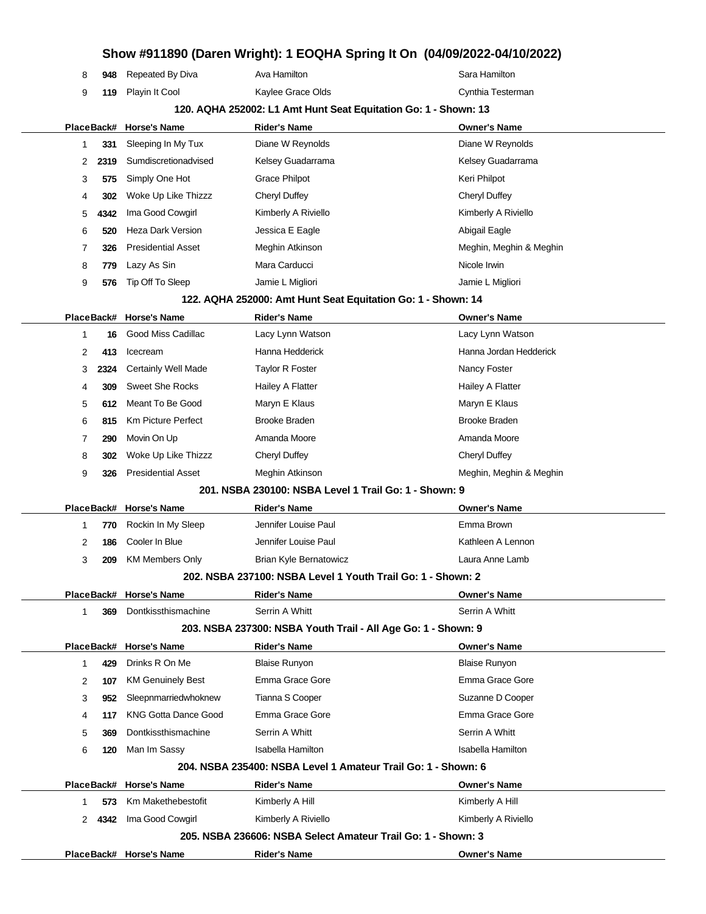# Show #911890 (Daren Wright): 1 EOQHA Spring It On (04/09/2022-04/10/2022)

| Place | Back# | Horse's Name | Rider's Name | Owner's Name |
|---|---|---|---|---|
| 8 | 948 | Repeated By Diva | Ava Hamilton | Sara Hamilton |
| 9 | 119 | Playin It Cool | Kaylee Grace Olds | Cynthia Testerman |

### 120. AQHA 252002: L1 Amt Hunt Seat Equitation Go: 1 - Shown: 13

| Place | Back# | Horse's Name | Rider's Name | Owner's Name |
|---|---|---|---|---|
| 1 | 331 | Sleeping In My Tux | Diane W Reynolds | Diane W Reynolds |
| 2 | 2319 | Sumdiscretionadvised | Kelsey Guadarrama | Kelsey Guadarrama |
| 3 | 575 | Simply One Hot | Grace Philpot | Keri Philpot |
| 4 | 302 | Woke Up Like Thizzz | Cheryl Duffey | Cheryl Duffey |
| 5 | 4342 | Ima Good Cowgirl | Kimberly A Riviello | Kimberly A Riviello |
| 6 | 520 | Heza Dark Version | Jessica E Eagle | Abigail Eagle |
| 7 | 326 | Presidential Asset | Meghin Atkinson | Meghin, Meghin & Meghin |
| 8 | 779 | Lazy As Sin | Mara Carducci | Nicole Irwin |
| 9 | 576 | Tip Off To Sleep | Jamie L Migliori | Jamie L Migliori |

### 122. AQHA 252000: Amt Hunt Seat Equitation Go: 1 - Shown: 14

| Place | Back# | Horse's Name | Rider's Name | Owner's Name |
|---|---|---|---|---|
| 1 | 16 | Good Miss Cadillac | Lacy Lynn Watson | Lacy Lynn Watson |
| 2 | 413 | Icecream | Hanna Hedderick | Hanna Jordan Hedderick |
| 3 | 2324 | Certainly Well Made | Taylor R Foster | Nancy Foster |
| 4 | 309 | Sweet She Rocks | Hailey A Flatter | Hailey A Flatter |
| 5 | 612 | Meant To Be Good | Maryn E Klaus | Maryn E Klaus |
| 6 | 815 | Km Picture Perfect | Brooke Braden | Brooke Braden |
| 7 | 290 | Movin On Up | Amanda Moore | Amanda Moore |
| 8 | 302 | Woke Up Like Thizzz | Cheryl Duffey | Cheryl Duffey |
| 9 | 326 | Presidential Asset | Meghin Atkinson | Meghin, Meghin & Meghin |

### 201. NSBA 230100: NSBA Level 1 Trail Go: 1 - Shown: 9

| Place | Back# | Horse's Name | Rider's Name | Owner's Name |
|---|---|---|---|---|
| 1 | 770 | Rockin In My Sleep | Jennifer Louise Paul | Emma Brown |
| 2 | 186 | Cooler In Blue | Jennifer Louise Paul | Kathleen A Lennon |
| 3 | 209 | KM Members Only | Brian Kyle Bernatowicz | Laura Anne Lamb |

### 202. NSBA 237100: NSBA Level 1 Youth Trail Go: 1 - Shown: 2

| Place | Back# | Horse's Name | Rider's Name | Owner's Name |
|---|---|---|---|---|
| 1 | 369 | Dontkissthismachine | Serrin A Whitt | Serrin A Whitt |

### 203. NSBA 237300: NSBA Youth Trail - All Age Go: 1 - Shown: 9

| Place | Back# | Horse's Name | Rider's Name | Owner's Name |
|---|---|---|---|---|
| 1 | 429 | Drinks R On Me | Blaise Runyon | Blaise Runyon |
| 2 | 107 | KM Genuinely Best | Emma Grace Gore | Emma Grace Gore |
| 3 | 952 | Sleepnmarriedwhoknew | Tianna S Cooper | Suzanne D Cooper |
| 4 | 117 | KNG Gotta Dance Good | Emma Grace Gore | Emma Grace Gore |
| 5 | 369 | Dontkissthismachine | Serrin A Whitt | Serrin A Whitt |
| 6 | 120 | Man Im Sassy | Isabella Hamilton | Isabella Hamilton |

### 204. NSBA 235400: NSBA Level 1 Amateur Trail Go: 1 - Shown: 6

| Place | Back# | Horse's Name | Rider's Name | Owner's Name |
|---|---|---|---|---|
| 1 | 573 | Km Makethebestofit | Kimberly A Hill | Kimberly A Hill |
| 2 | 4342 | Ima Good Cowgirl | Kimberly A Riviello | Kimberly A Riviello |

### 205. NSBA 236606: NSBA Select Amateur Trail Go: 1 - Shown: 3

| Place | Back# | Horse's Name | Rider's Name | Owner's Name |
|---|---|---|---|---|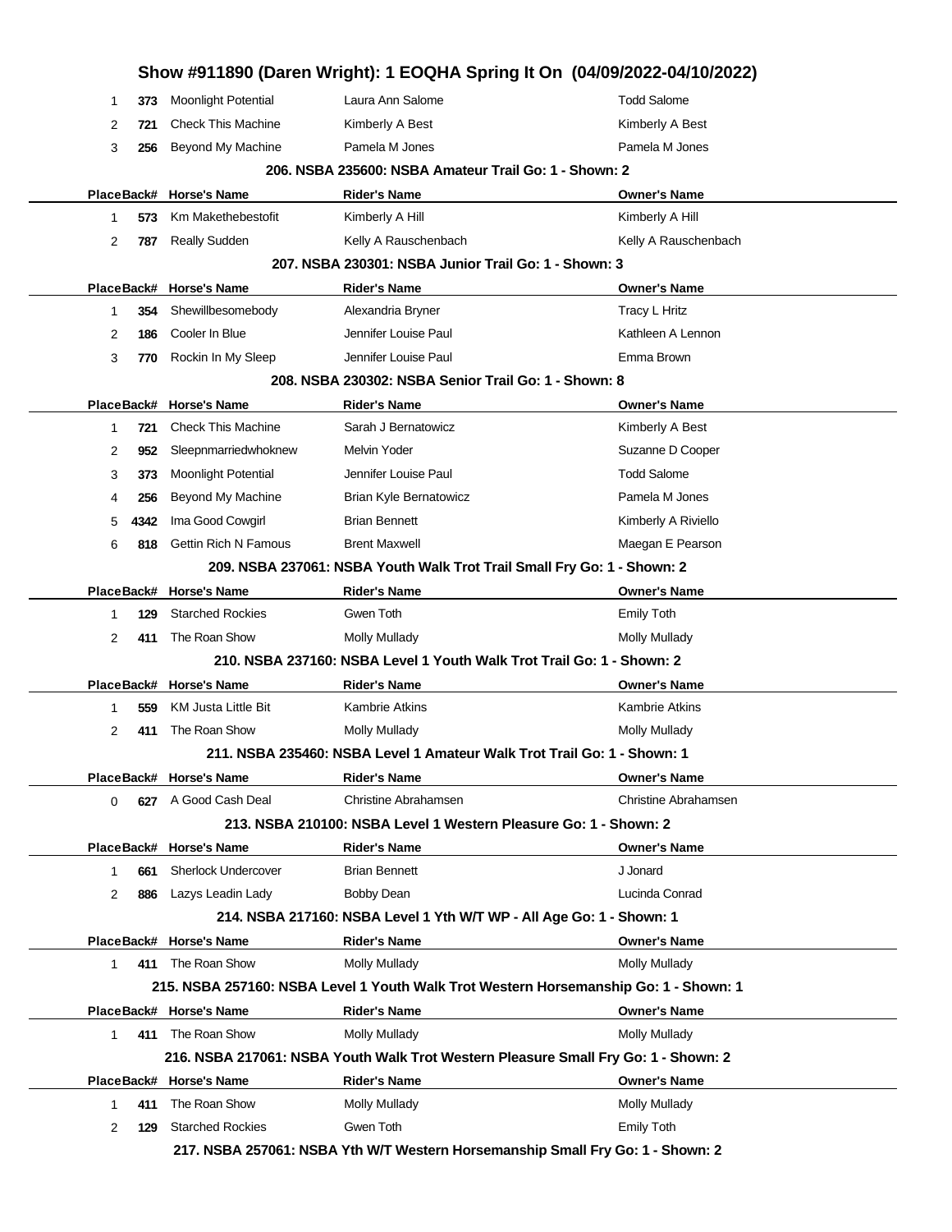## Show #911890 (Daren Wright): 1 EOQHA Spring It On (04/09/2022-04/10/2022)

| Place | Back# | Horse's Name | Rider's Name | Owner's Name |
|---|---|---|---|---|
| 1 | 373 | Moonlight Potential | Laura Ann Salome | Todd Salome |
| 2 | 721 | Check This Machine | Kimberly A Best | Kimberly A Best |
| 3 | 256 | Beyond My Machine | Pamela M Jones | Pamela M Jones |

### 206. NSBA 235600: NSBA Amateur Trail Go: 1 - Shown: 2

| Place | Back# | Horse's Name | Rider's Name | Owner's Name |
|---|---|---|---|---|
| 1 | 573 | Km Makethebestofit | Kimberly A Hill | Kimberly A Hill |
| 2 | 787 | Really Sudden | Kelly A Rauschenbach | Kelly A Rauschenbach |

### 207. NSBA 230301: NSBA Junior Trail Go: 1 - Shown: 3

| Place | Back# | Horse's Name | Rider's Name | Owner's Name |
|---|---|---|---|---|
| 1 | 354 | Shewillbesomebody | Alexandria Bryner | Tracy L Hritz |
| 2 | 186 | Cooler In Blue | Jennifer Louise Paul | Kathleen A Lennon |
| 3 | 770 | Rockin In My Sleep | Jennifer Louise Paul | Emma Brown |

### 208. NSBA 230302: NSBA Senior Trail Go: 1 - Shown: 8

| Place | Back# | Horse's Name | Rider's Name | Owner's Name |
|---|---|---|---|---|
| 1 | 721 | Check This Machine | Sarah J Bernatowicz | Kimberly A Best |
| 2 | 952 | Sleepnmarriedwhoknew | Melvin Yoder | Suzanne D Cooper |
| 3 | 373 | Moonlight Potential | Jennifer Louise Paul | Todd Salome |
| 4 | 256 | Beyond My Machine | Brian Kyle Bernatowicz | Pamela M Jones |
| 5 | 4342 | Ima Good Cowgirl | Brian Bennett | Kimberly A Riviello |
| 6 | 818 | Gettin Rich N Famous | Brent Maxwell | Maegan E Pearson |

### 209. NSBA 237061: NSBA Youth Walk Trot Trail Small Fry Go: 1 - Shown: 2

| Place | Back# | Horse's Name | Rider's Name | Owner's Name |
|---|---|---|---|---|
| 1 | 129 | Starched Rockies | Gwen Toth | Emily Toth |
| 2 | 411 | The Roan Show | Molly Mullady | Molly Mullady |

### 210. NSBA 237160: NSBA Level 1 Youth Walk Trot Trail Go: 1 - Shown: 2

| Place | Back# | Horse's Name | Rider's Name | Owner's Name |
|---|---|---|---|---|
| 1 | 559 | KM Justa Little Bit | Kambrie Atkins | Kambrie Atkins |
| 2 | 411 | The Roan Show | Molly Mullady | Molly Mullady |

### 211. NSBA 235460: NSBA Level 1 Amateur Walk Trot Trail Go: 1 - Shown: 1

| Place | Back# | Horse's Name | Rider's Name | Owner's Name |
|---|---|---|---|---|
| 0 | 627 | A Good Cash Deal | Christine Abrahamsen | Christine Abrahamsen |

### 213. NSBA 210100: NSBA Level 1 Western Pleasure Go: 1 - Shown: 2

| Place | Back# | Horse's Name | Rider's Name | Owner's Name |
|---|---|---|---|---|
| 1 | 661 | Sherlock Undercover | Brian Bennett | J Jonard |
| 2 | 886 | Lazys Leadin Lady | Bobby Dean | Lucinda Conrad |

### 214. NSBA 217160: NSBA Level 1 Yth W/T WP - All Age Go: 1 - Shown: 1

| Place | Back# | Horse's Name | Rider's Name | Owner's Name |
|---|---|---|---|---|
| 1 | 411 | The Roan Show | Molly Mullady | Molly Mullady |

### 215. NSBA 257160: NSBA Level 1 Youth Walk Trot Western Horsemanship Go: 1 - Shown: 1

| Place | Back# | Horse's Name | Rider's Name | Owner's Name |
|---|---|---|---|---|
| 1 | 411 | The Roan Show | Molly Mullady | Molly Mullady |

### 216. NSBA 217061: NSBA Youth Walk Trot Western Pleasure Small Fry Go: 1 - Shown: 2

| Place | Back# | Horse's Name | Rider's Name | Owner's Name |
|---|---|---|---|---|
| 1 | 411 | The Roan Show | Molly Mullady | Molly Mullady |
| 2 | 129 | Starched Rockies | Gwen Toth | Emily Toth |

### 217. NSBA 257061: NSBA Yth W/T Western Horsemanship Small Fry Go: 1 - Shown: 2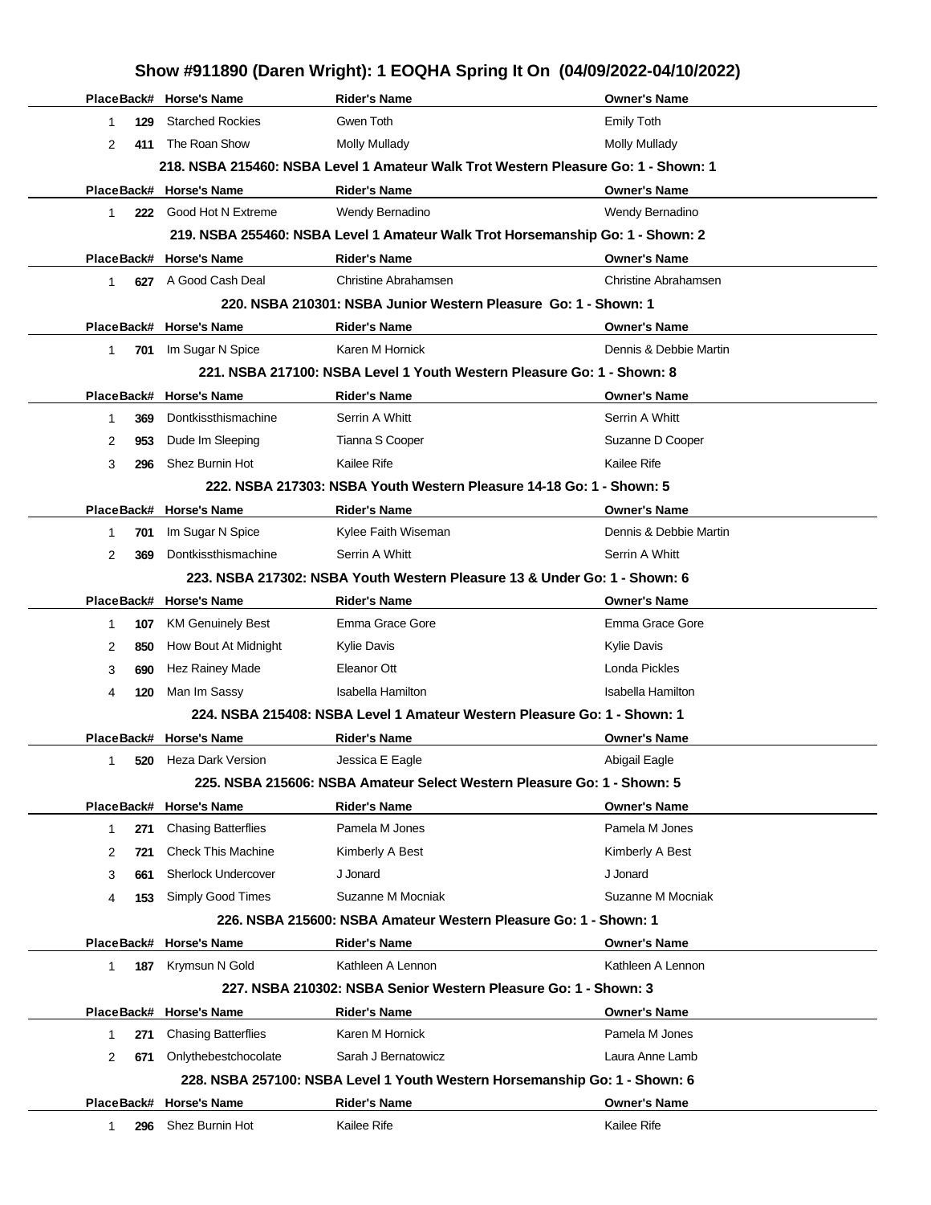## Show #911890 (Daren Wright): 1 EOQHA Spring It On (04/09/2022-04/10/2022)

| Place | Back# | Horse's Name | Rider's Name | Owner's Name |
|---|---|---|---|---|
| 1 | 129 | Starched Rockies | Gwen Toth | Emily Toth |
| 2 | 411 | The Roan Show | Molly Mullady | Molly Mullady |

**218. NSBA 215460: NSBA Level 1 Amateur Walk Trot Western Pleasure Go: 1 - Shown: 1**

| Place | Back# | Horse's Name | Rider's Name | Owner's Name |
|---|---|---|---|---|
| 1 | 222 | Good Hot N Extreme | Wendy Bernadino | Wendy Bernadino |

**219. NSBA 255460: NSBA Level 1 Amateur Walk Trot Horsemanship Go: 1 - Shown: 2**

| Place | Back# | Horse's Name | Rider's Name | Owner's Name |
|---|---|---|---|---|
| 1 | 627 | A Good Cash Deal | Christine Abrahamsen | Christine Abrahamsen |

**220. NSBA 210301: NSBA Junior Western Pleasure Go: 1 - Shown: 1**

| Place | Back# | Horse's Name | Rider's Name | Owner's Name |
|---|---|---|---|---|
| 1 | 701 | Im Sugar N Spice | Karen M Hornick | Dennis & Debbie Martin |

**221. NSBA 217100: NSBA Level 1 Youth Western Pleasure Go: 1 - Shown: 8**

| Place | Back# | Horse's Name | Rider's Name | Owner's Name |
|---|---|---|---|---|
| 1 | 369 | Dontkissthismachine | Serrin A Whitt | Serrin A Whitt |
| 2 | 953 | Dude Im Sleeping | Tianna S Cooper | Suzanne D Cooper |
| 3 | 296 | Shez Burnin Hot | Kailee Rife | Kailee Rife |

**222. NSBA 217303: NSBA Youth Western Pleasure 14-18 Go: 1 - Shown: 5**

| Place | Back# | Horse's Name | Rider's Name | Owner's Name |
|---|---|---|---|---|
| 1 | 701 | Im Sugar N Spice | Kylee Faith Wiseman | Dennis & Debbie Martin |
| 2 | 369 | Dontkissthismachine | Serrin A Whitt | Serrin A Whitt |

**223. NSBA 217302: NSBA Youth Western Pleasure 13 & Under Go: 1 - Shown: 6**

| Place | Back# | Horse's Name | Rider's Name | Owner's Name |
|---|---|---|---|---|
| 1 | 107 | KM Genuinely Best | Emma Grace Gore | Emma Grace Gore |
| 2 | 850 | How Bout At Midnight | Kylie Davis | Kylie Davis |
| 3 | 690 | Hez Rainey Made | Eleanor Ott | Londa Pickles |
| 4 | 120 | Man Im Sassy | Isabella Hamilton | Isabella Hamilton |

**224. NSBA 215408: NSBA Level 1 Amateur Western Pleasure Go: 1 - Shown: 1**

| Place | Back# | Horse's Name | Rider's Name | Owner's Name |
|---|---|---|---|---|
| 1 | 520 | Heza Dark Version | Jessica E Eagle | Abigail Eagle |

**225. NSBA 215606: NSBA Amateur Select Western Pleasure Go: 1 - Shown: 5**

| Place | Back# | Horse's Name | Rider's Name | Owner's Name |
|---|---|---|---|---|
| 1 | 271 | Chasing Batterflies | Pamela M Jones | Pamela M Jones |
| 2 | 721 | Check This Machine | Kimberly A Best | Kimberly A Best |
| 3 | 661 | Sherlock Undercover | J Jonard | J Jonard |
| 4 | 153 | Simply Good Times | Suzanne M Mocniak | Suzanne M Mocniak |

**226. NSBA 215600: NSBA Amateur Western Pleasure Go: 1 - Shown: 1**

| Place | Back# | Horse's Name | Rider's Name | Owner's Name |
|---|---|---|---|---|
| 1 | 187 | Krymsun N Gold | Kathleen A Lennon | Kathleen A Lennon |

**227. NSBA 210302: NSBA Senior Western Pleasure Go: 1 - Shown: 3**

| Place | Back# | Horse's Name | Rider's Name | Owner's Name |
|---|---|---|---|---|
| 1 | 271 | Chasing Batterflies | Karen M Hornick | Pamela M Jones |
| 2 | 671 | Onlythebestchocolate | Sarah J Bernatowicz | Laura Anne Lamb |

**228. NSBA 257100: NSBA Level 1 Youth Western Horsemanship Go: 1 - Shown: 6**

| Place | Back# | Horse's Name | Rider's Name | Owner's Name |
|---|---|---|---|---|
| 1 | 296 | Shez Burnin Hot | Kailee Rife | Kailee Rife |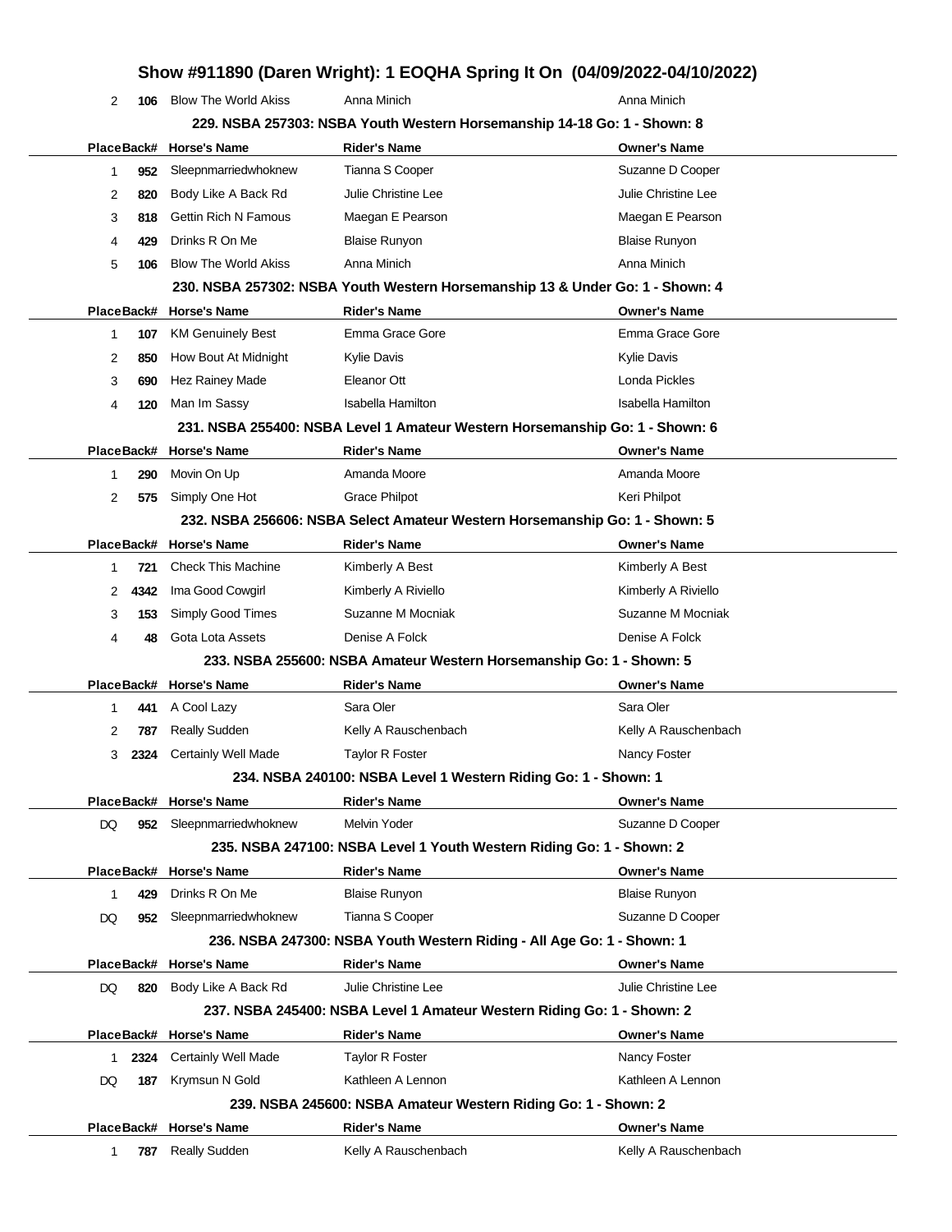| Place | Back# | Horse's Name | Rider's Name | Owner's Name |
|---|---|---|---|---|
| 2 | 106 | Blow The World Akiss | Anna Minich | Anna Minich |

### 229. NSBA 257303: NSBA Youth Western Horsemanship 14-18 Go: 1 - Shown: 8

| Place | Back# | Horse's Name | Rider's Name | Owner's Name |
|---|---|---|---|---|
| 1 | 952 | Sleepnmarriedwhoknew | Tianna S Cooper | Suzanne D Cooper |
| 2 | 820 | Body Like A Back Rd | Julie Christine Lee | Julie Christine Lee |
| 3 | 818 | Gettin Rich N Famous | Maegan E Pearson | Maegan E Pearson |
| 4 | 429 | Drinks R On Me | Blaise Runyon | Blaise Runyon |
| 5 | 106 | Blow The World Akiss | Anna Minich | Anna Minich |

### 230. NSBA 257302: NSBA Youth Western Horsemanship 13 & Under Go: 1 - Shown: 4

| Place | Back# | Horse's Name | Rider's Name | Owner's Name |
|---|---|---|---|---|
| 1 | 107 | KM Genuinely Best | Emma Grace Gore | Emma Grace Gore |
| 2 | 850 | How Bout At Midnight | Kylie Davis | Kylie Davis |
| 3 | 690 | Hez Rainey Made | Eleanor Ott | Londa Pickles |
| 4 | 120 | Man Im Sassy | Isabella Hamilton | Isabella Hamilton |

### 231. NSBA 255400: NSBA Level 1 Amateur Western Horsemanship Go: 1 - Shown: 6

| Place | Back# | Horse's Name | Rider's Name | Owner's Name |
|---|---|---|---|---|
| 1 | 290 | Movin On Up | Amanda Moore | Amanda Moore |
| 2 | 575 | Simply One Hot | Grace Philpot | Keri Philpot |

### 232. NSBA 256606: NSBA Select Amateur Western Horsemanship Go: 1 - Shown: 5

| Place | Back# | Horse's Name | Rider's Name | Owner's Name |
|---|---|---|---|---|
| 1 | 721 | Check This Machine | Kimberly A Best | Kimberly A Best |
| 2 | 4342 | Ima Good Cowgirl | Kimberly A Riviello | Kimberly A Riviello |
| 3 | 153 | Simply Good Times | Suzanne M Mocniak | Suzanne M Mocniak |
| 4 | 48 | Gota Lota Assets | Denise A Folck | Denise A Folck |

### 233. NSBA 255600: NSBA Amateur Western Horsemanship Go: 1 - Shown: 5

| Place | Back# | Horse's Name | Rider's Name | Owner's Name |
|---|---|---|---|---|
| 1 | 441 | A Cool Lazy | Sara Oler | Sara Oler |
| 2 | 787 | Really Sudden | Kelly A Rauschenbach | Kelly A Rauschenbach |
| 3 | 2324 | Certainly Well Made | Taylor R Foster | Nancy Foster |

### 234. NSBA 240100: NSBA Level 1 Western Riding Go: 1 - Shown: 1

| Place | Back# | Horse's Name | Rider's Name | Owner's Name |
|---|---|---|---|---|
| DQ | 952 | Sleepnmarriedwhoknew | Melvin Yoder | Suzanne D Cooper |

### 235. NSBA 247100: NSBA Level 1 Youth Western Riding Go: 1 - Shown: 2

| Place | Back# | Horse's Name | Rider's Name | Owner's Name |
|---|---|---|---|---|
| 1 | 429 | Drinks R On Me | Blaise Runyon | Blaise Runyon |
| DQ | 952 | Sleepnmarriedwhoknew | Tianna S Cooper | Suzanne D Cooper |

### 236. NSBA 247300: NSBA Youth Western Riding - All Age Go: 1 - Shown: 1

| Place | Back# | Horse's Name | Rider's Name | Owner's Name |
|---|---|---|---|---|
| DQ | 820 | Body Like A Back Rd | Julie Christine Lee | Julie Christine Lee |

### 237. NSBA 245400: NSBA Level 1 Amateur Western Riding Go: 1 - Shown: 2

| Place | Back# | Horse's Name | Rider's Name | Owner's Name |
|---|---|---|---|---|
| 1 | 2324 | Certainly Well Made | Taylor R Foster | Nancy Foster |
| DQ | 187 | Krymsun N Gold | Kathleen A Lennon | Kathleen A Lennon |

### 239. NSBA 245600: NSBA Amateur Western Riding Go: 1 - Shown: 2

| Place | Back# | Horse's Name | Rider's Name | Owner's Name |
|---|---|---|---|---|
| 1 | 787 | Really Sudden | Kelly A Rauschenbach | Kelly A Rauschenbach |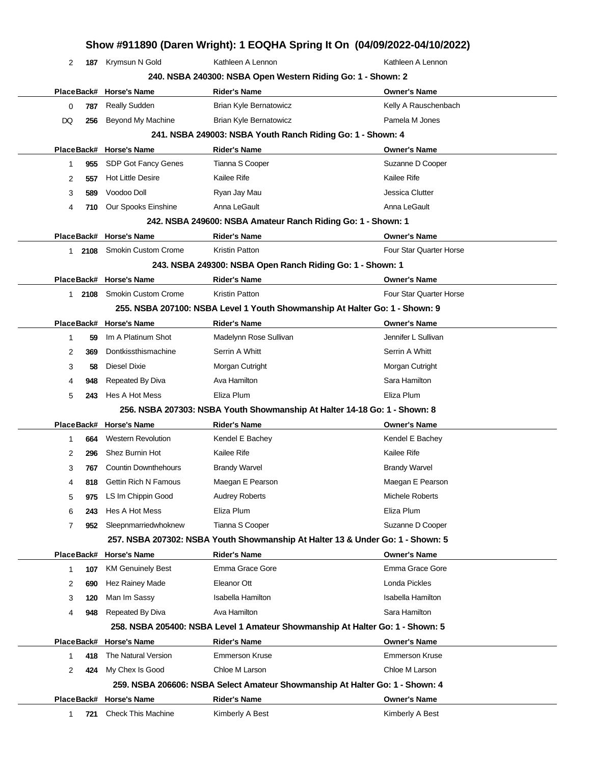## Show #911890 (Daren Wright): 1 EOQHA Spring It On (04/09/2022-04/10/2022)

| Place | Back# | Horse's Name | Rider's Name | Owner's Name |
|---|---|---|---|---|
| 2 | 187 | Krymsun N Gold | Kathleen A Lennon | Kathleen A Lennon |

### 240. NSBA 240300: NSBA Open Western Riding Go: 1 - Shown: 2

| Place | Back# | Horse's Name | Rider's Name | Owner's Name |
|---|---|---|---|---|
| 0 | 787 | Really Sudden | Brian Kyle Bernatowicz | Kelly A Rauschenbach |
| DQ | 256 | Beyond My Machine | Brian Kyle Bernatowicz | Pamela M Jones |

### 241. NSBA 249003: NSBA Youth Ranch Riding Go: 1 - Shown: 4

| Place | Back# | Horse's Name | Rider's Name | Owner's Name |
|---|---|---|---|---|
| 1 | 955 | SDP Got Fancy Genes | Tianna S Cooper | Suzanne D Cooper |
| 2 | 557 | Hot Little Desire | Kailee Rife | Kailee Rife |
| 3 | 589 | Voodoo Doll | Ryan Jay Mau | Jessica Clutter |
| 4 | 710 | Our Spooks Einshine | Anna LeGault | Anna LeGault |

### 242. NSBA 249600: NSBA Amateur Ranch Riding Go: 1 - Shown: 1

| Place | Back# | Horse's Name | Rider's Name | Owner's Name |
|---|---|---|---|---|
| 1 | 2108 | Smokin Custom Crome | Kristin Patton | Four Star Quarter Horse |

### 243. NSBA 249300: NSBA Open Ranch Riding Go: 1 - Shown: 1

| Place | Back# | Horse's Name | Rider's Name | Owner's Name |
|---|---|---|---|---|
| 1 | 2108 | Smokin Custom Crome | Kristin Patton | Four Star Quarter Horse |

### 255. NSBA 207100: NSBA Level 1 Youth Showmanship At Halter Go: 1 - Shown: 9

| Place | Back# | Horse's Name | Rider's Name | Owner's Name |
|---|---|---|---|---|
| 1 | 59 | Im A Platinum Shot | Madelynn Rose Sullivan | Jennifer L Sullivan |
| 2 | 369 | Dontkissthismachine | Serrin A Whitt | Serrin A Whitt |
| 3 | 58 | Diesel Dixie | Morgan Cutright | Morgan Cutright |
| 4 | 948 | Repeated By Diva | Ava Hamilton | Sara Hamilton |
| 5 | 243 | Hes A Hot Mess | Eliza Plum | Eliza Plum |

### 256. NSBA 207303: NSBA Youth Showmanship At Halter 14-18 Go: 1 - Shown: 8

| Place | Back# | Horse's Name | Rider's Name | Owner's Name |
|---|---|---|---|---|
| 1 | 664 | Western Revolution | Kendel E Bachey | Kendel E Bachey |
| 2 | 296 | Shez Burnin Hot | Kailee Rife | Kailee Rife |
| 3 | 767 | Countin Downthehours | Brandy Warvel | Brandy Warvel |
| 4 | 818 | Gettin Rich N Famous | Maegan E Pearson | Maegan E Pearson |
| 5 | 975 | LS Im Chippin Good | Audrey Roberts | Michele Roberts |
| 6 | 243 | Hes A Hot Mess | Eliza Plum | Eliza Plum |
| 7 | 952 | Sleepnmarriedwhoknew | Tianna S Cooper | Suzanne D Cooper |

### 257. NSBA 207302: NSBA Youth Showmanship At Halter 13 & Under Go: 1 - Shown: 5

| Place | Back# | Horse's Name | Rider's Name | Owner's Name |
|---|---|---|---|---|
| 1 | 107 | KM Genuinely Best | Emma Grace Gore | Emma Grace Gore |
| 2 | 690 | Hez Rainey Made | Eleanor Ott | Londa Pickles |
| 3 | 120 | Man Im Sassy | Isabella Hamilton | Isabella Hamilton |
| 4 | 948 | Repeated By Diva | Ava Hamilton | Sara Hamilton |

### 258. NSBA 205400: NSBA Level 1 Amateur Showmanship At Halter Go: 1 - Shown: 5

| Place | Back# | Horse's Name | Rider's Name | Owner's Name |
|---|---|---|---|---|
| 1 | 418 | The Natural Version | Emmerson Kruse | Emmerson Kruse |
| 2 | 424 | My Chex Is Good | Chloe M Larson | Chloe M Larson |

### 259. NSBA 206606: NSBA Select Amateur Showmanship At Halter Go: 1 - Shown: 4

| Place | Back# | Horse's Name | Rider's Name | Owner's Name |
|---|---|---|---|---|
| 1 | 721 | Check This Machine | Kimberly A Best | Kimberly A Best |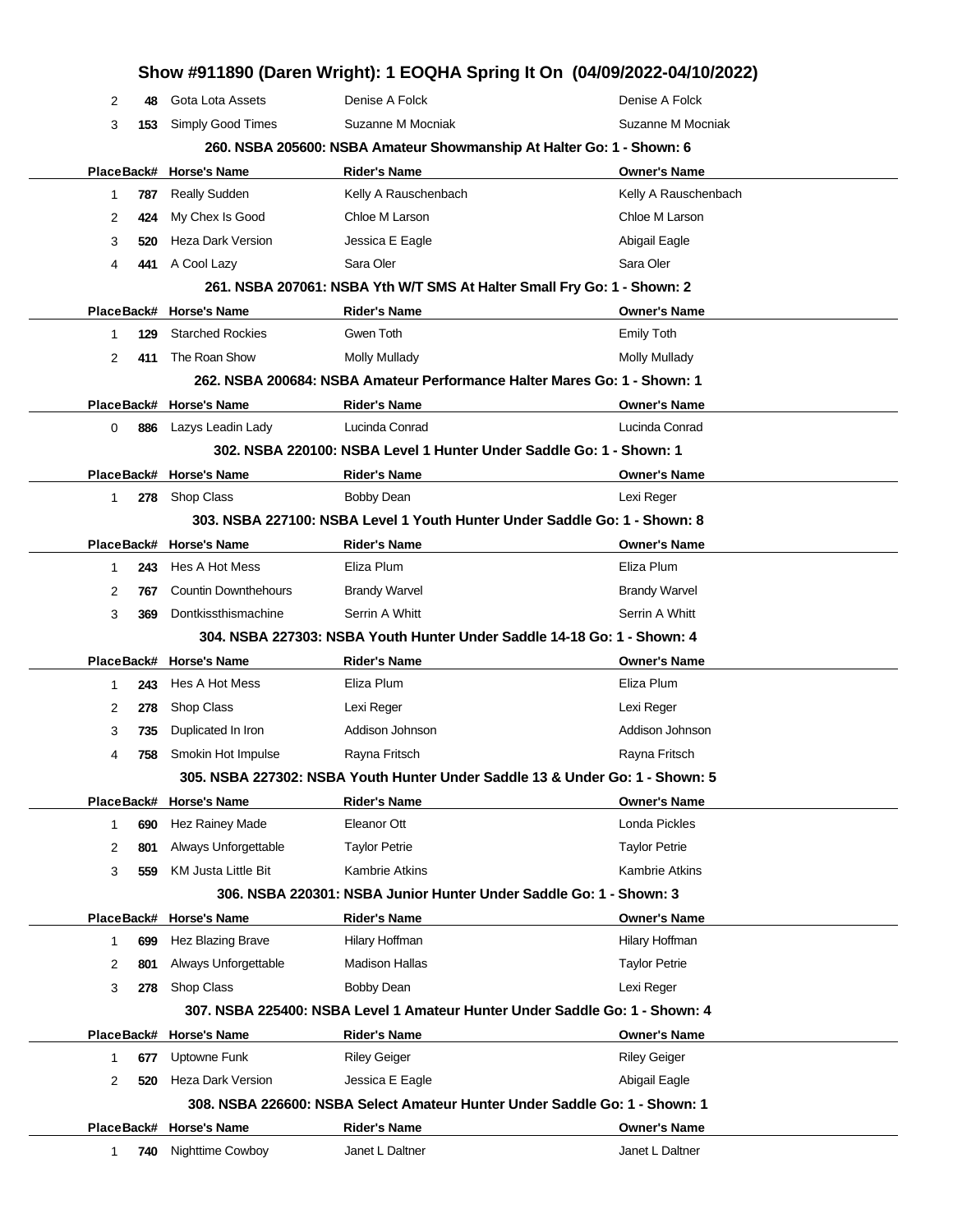## Show #911890 (Daren Wright): 1 EOQHA Spring It On (04/09/2022-04/10/2022)

| Place | Back# | Horse's Name | Rider's Name | Owner's Name |
|---|---|---|---|---|
| 2 | 48 | Gota Lota Assets | Denise A Folck | Denise A Folck |
| 3 | 153 | Simply Good Times | Suzanne M Mocniak | Suzanne M Mocniak |

### 260. NSBA 205600: NSBA Amateur Showmanship At Halter Go: 1 - Shown: 6

| Place | Back# | Horse's Name | Rider's Name | Owner's Name |
|---|---|---|---|---|
| 1 | 787 | Really Sudden | Kelly A Rauschenbach | Kelly A Rauschenbach |
| 2 | 424 | My Chex Is Good | Chloe M Larson | Chloe M Larson |
| 3 | 520 | Heza Dark Version | Jessica E Eagle | Abigail Eagle |
| 4 | 441 | A Cool Lazy | Sara Oler | Sara Oler |

### 261. NSBA 207061: NSBA Yth W/T SMS At Halter Small Fry Go: 1 - Shown: 2

| Place | Back# | Horse's Name | Rider's Name | Owner's Name |
|---|---|---|---|---|
| 1 | 129 | Starched Rockies | Gwen Toth | Emily Toth |
| 2 | 411 | The Roan Show | Molly Mullady | Molly Mullady |

### 262. NSBA 200684: NSBA Amateur Performance Halter Mares Go: 1 - Shown: 1

| Place | Back# | Horse's Name | Rider's Name | Owner's Name |
|---|---|---|---|---|
| 0 | 886 | Lazys Leadin Lady | Lucinda Conrad | Lucinda Conrad |

### 302. NSBA 220100: NSBA Level 1 Hunter Under Saddle Go: 1 - Shown: 1

| Place | Back# | Horse's Name | Rider's Name | Owner's Name |
|---|---|---|---|---|
| 1 | 278 | Shop Class | Bobby Dean | Lexi Reger |

### 303. NSBA 227100: NSBA Level 1 Youth Hunter Under Saddle Go: 1 - Shown: 8

| Place | Back# | Horse's Name | Rider's Name | Owner's Name |
|---|---|---|---|---|
| 1 | 243 | Hes A Hot Mess | Eliza Plum | Eliza Plum |
| 2 | 767 | Countin Downthehours | Brandy Warvel | Brandy Warvel |
| 3 | 369 | Dontkissthismachine | Serrin A Whitt | Serrin A Whitt |

### 304. NSBA 227303: NSBA Youth Hunter Under Saddle 14-18 Go: 1 - Shown: 4

| Place | Back# | Horse's Name | Rider's Name | Owner's Name |
|---|---|---|---|---|
| 1 | 243 | Hes A Hot Mess | Eliza Plum | Eliza Plum |
| 2 | 278 | Shop Class | Lexi Reger | Lexi Reger |
| 3 | 735 | Duplicated In Iron | Addison Johnson | Addison Johnson |
| 4 | 758 | Smokin Hot Impulse | Rayna Fritsch | Rayna Fritsch |

### 305. NSBA 227302: NSBA Youth Hunter Under Saddle 13 & Under Go: 1 - Shown: 5

| Place | Back# | Horse's Name | Rider's Name | Owner's Name |
|---|---|---|---|---|
| 1 | 690 | Hez Rainey Made | Eleanor Ott | Londa Pickles |
| 2 | 801 | Always Unforgettable | Taylor Petrie | Taylor Petrie |
| 3 | 559 | KM Justa Little Bit | Kambrie Atkins | Kambrie Atkins |

### 306. NSBA 220301: NSBA Junior Hunter Under Saddle Go: 1 - Shown: 3

| Place | Back# | Horse's Name | Rider's Name | Owner's Name |
|---|---|---|---|---|
| 1 | 699 | Hez Blazing Brave | Hilary Hoffman | Hilary Hoffman |
| 2 | 801 | Always Unforgettable | Madison Hallas | Taylor Petrie |
| 3 | 278 | Shop Class | Bobby Dean | Lexi Reger |

### 307. NSBA 225400: NSBA Level 1 Amateur Hunter Under Saddle Go: 1 - Shown: 4

| Place | Back# | Horse's Name | Rider's Name | Owner's Name |
|---|---|---|---|---|
| 1 | 677 | Uptowne Funk | Riley Geiger | Riley Geiger |
| 2 | 520 | Heza Dark Version | Jessica E Eagle | Abigail Eagle |

### 308. NSBA 226600: NSBA Select Amateur Hunter Under Saddle Go: 1 - Shown: 1

| Place | Back# | Horse's Name | Rider's Name | Owner's Name |
|---|---|---|---|---|
| 1 | 740 | Nighttime Cowboy | Janet L Daltner | Janet L Daltner |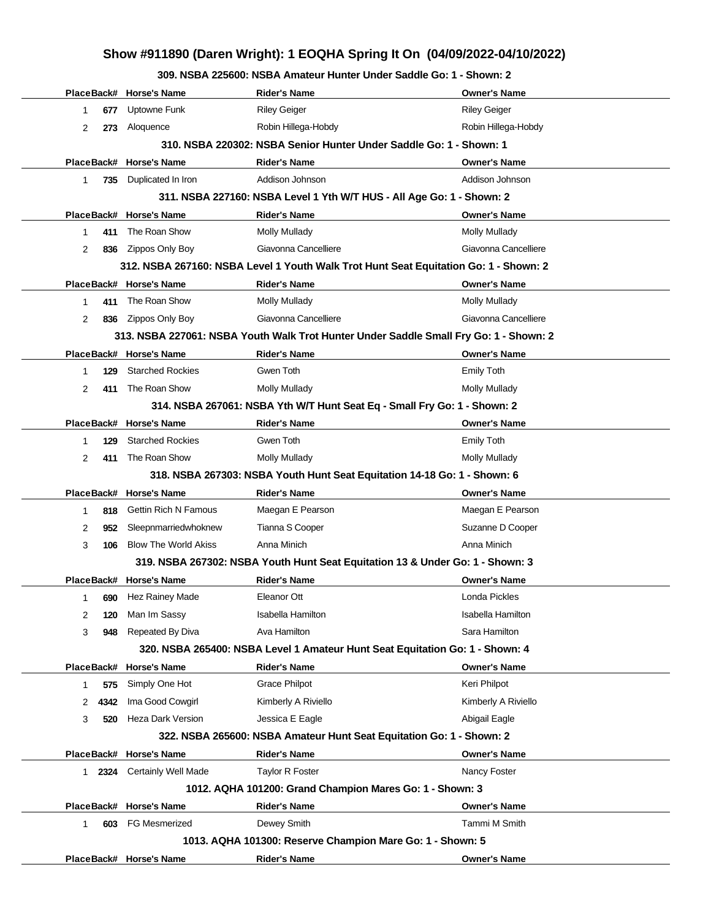# Show #911890 (Daren Wright): 1 EOQHA Spring It On (04/09/2022-04/10/2022)

### 309. NSBA 225600: NSBA Amateur Hunter Under Saddle Go: 1 - Shown: 2

| Place | Back# | Horse's Name | Rider's Name | Owner's Name |
|---|---|---|---|---|
| 1 | 677 | Uptowne Funk | Riley Geiger | Riley Geiger |
| 2 | 273 | Aloquence | Robin Hillega-Hobdy | Robin Hillega-Hobdy |

### 310. NSBA 220302: NSBA Senior Hunter Under Saddle Go: 1 - Shown: 1

| Place | Back# | Horse's Name | Rider's Name | Owner's Name |
|---|---|---|---|---|
| 1 | 735 | Duplicated In Iron | Addison Johnson | Addison Johnson |

### 311. NSBA 227160: NSBA Level 1 Yth W/T HUS - All Age Go: 1 - Shown: 2

| Place | Back# | Horse's Name | Rider's Name | Owner's Name |
|---|---|---|---|---|
| 1 | 411 | The Roan Show | Molly Mullady | Molly Mullady |
| 2 | 836 | Zippos Only Boy | Giavonna Cancelliere | Giavonna Cancelliere |

### 312. NSBA 267160: NSBA Level 1 Youth Walk Trot Hunt Seat Equitation Go: 1 - Shown: 2

| Place | Back# | Horse's Name | Rider's Name | Owner's Name |
|---|---|---|---|---|
| 1 | 411 | The Roan Show | Molly Mullady | Molly Mullady |
| 2 | 836 | Zippos Only Boy | Giavonna Cancelliere | Giavonna Cancelliere |

### 313. NSBA 227061: NSBA Youth Walk Trot Hunter Under Saddle Small Fry Go: 1 - Shown: 2

| Place | Back# | Horse's Name | Rider's Name | Owner's Name |
|---|---|---|---|---|
| 1 | 129 | Starched Rockies | Gwen Toth | Emily Toth |
| 2 | 411 | The Roan Show | Molly Mullady | Molly Mullady |

### 314. NSBA 267061: NSBA Yth W/T Hunt Seat Eq - Small Fry Go: 1 - Shown: 2

| Place | Back# | Horse's Name | Rider's Name | Owner's Name |
|---|---|---|---|---|
| 1 | 129 | Starched Rockies | Gwen Toth | Emily Toth |
| 2 | 411 | The Roan Show | Molly Mullady | Molly Mullady |

### 318. NSBA 267303: NSBA Youth Hunt Seat Equitation 14-18 Go: 1 - Shown: 6

| Place | Back# | Horse's Name | Rider's Name | Owner's Name |
|---|---|---|---|---|
| 1 | 818 | Gettin Rich N Famous | Maegan E Pearson | Maegan E Pearson |
| 2 | 952 | Sleepnmarriedwhoknew | Tianna S Cooper | Suzanne D Cooper |
| 3 | 106 | Blow The World Akiss | Anna Minich | Anna Minich |

### 319. NSBA 267302: NSBA Youth Hunt Seat Equitation 13 & Under Go: 1 - Shown: 3

| Place | Back# | Horse's Name | Rider's Name | Owner's Name |
|---|---|---|---|---|
| 1 | 690 | Hez Rainey Made | Eleanor Ott | Londa Pickles |
| 2 | 120 | Man Im Sassy | Isabella Hamilton | Isabella Hamilton |
| 3 | 948 | Repeated By Diva | Ava Hamilton | Sara Hamilton |

### 320. NSBA 265400: NSBA Level 1 Amateur Hunt Seat Equitation Go: 1 - Shown: 4

| Place | Back# | Horse's Name | Rider's Name | Owner's Name |
|---|---|---|---|---|
| 1 | 575 | Simply One Hot | Grace Philpot | Keri Philpot |
| 2 | 4342 | Ima Good Cowgirl | Kimberly A Riviello | Kimberly A Riviello |
| 3 | 520 | Heza Dark Version | Jessica E Eagle | Abigail Eagle |

### 322. NSBA 265600: NSBA Amateur Hunt Seat Equitation Go: 1 - Shown: 2

| Place | Back# | Horse's Name | Rider's Name | Owner's Name |
|---|---|---|---|---|
| 1 | 2324 | Certainly Well Made | Taylor R Foster | Nancy Foster |

### 1012. AQHA 101200: Grand Champion Mares Go: 1 - Shown: 3

| Place | Back# | Horse's Name | Rider's Name | Owner's Name |
|---|---|---|---|---|
| 1 | 603 | FG Mesmerized | Dewey Smith | Tammi M Smith |

### 1013. AQHA 101300: Reserve Champion Mare Go: 1 - Shown: 5

| Place | Back# | Horse's Name | Rider's Name | Owner's Name |
|---|---|---|---|---|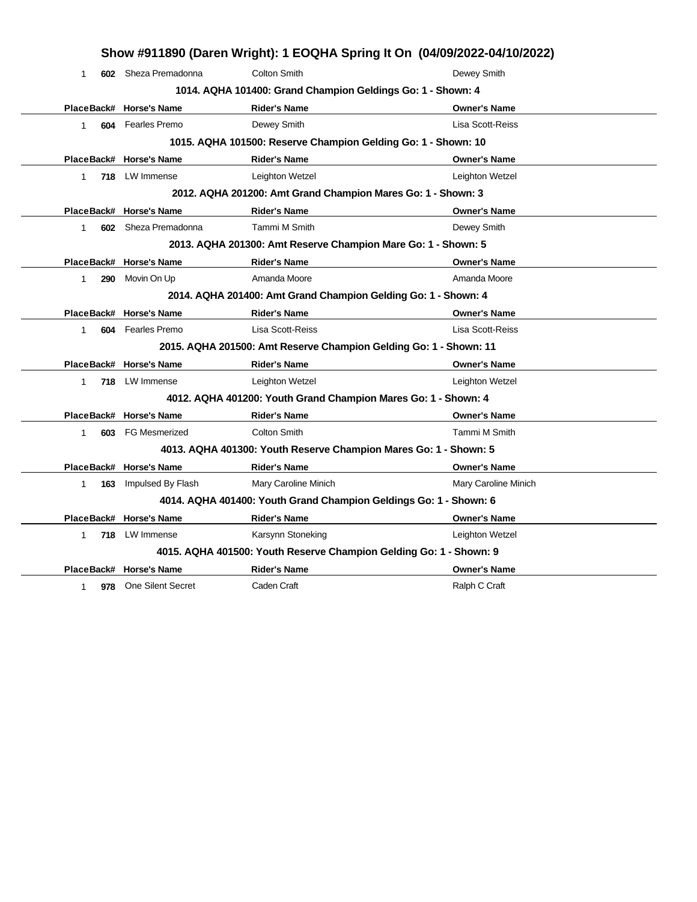# Show #911890 (Daren Wright): 1 EOQHA Spring It On (04/09/2022-04/10/2022)

| Place | Back# | Horse's Name | Rider's Name | Owner's Name |
|---|---|---|---|---|
| 1 | 602 | Sheza Premadonna | Colton Smith | Dewey Smith |

### 1014. AQHA 101400: Grand Champion Geldings Go: 1 - Shown: 4

| Place | Back# | Horse's Name | Rider's Name | Owner's Name |
|---|---|---|---|---|
| 1 | 604 | Fearles Premo | Dewey Smith | Lisa Scott-Reiss |

### 1015. AQHA 101500: Reserve Champion Gelding Go: 1 - Shown: 10

| Place | Back# | Horse's Name | Rider's Name | Owner's Name |
|---|---|---|---|---|
| 1 | 718 | LW Immense | Leighton Wetzel | Leighton Wetzel |

### 2012. AQHA 201200: Amt Grand Champion Mares Go: 1 - Shown: 3

| Place | Back# | Horse's Name | Rider's Name | Owner's Name |
|---|---|---|---|---|
| 1 | 602 | Sheza Premadonna | Tammi M Smith | Dewey Smith |

### 2013. AQHA 201300: Amt Reserve Champion Mare Go: 1 - Shown: 5

| Place | Back# | Horse's Name | Rider's Name | Owner's Name |
|---|---|---|---|---|
| 1 | 290 | Movin On Up | Amanda Moore | Amanda Moore |

### 2014. AQHA 201400: Amt Grand Champion Gelding Go: 1 - Shown: 4

| Place | Back# | Horse's Name | Rider's Name | Owner's Name |
|---|---|---|---|---|
| 1 | 604 | Fearles Premo | Lisa Scott-Reiss | Lisa Scott-Reiss |

### 2015. AQHA 201500: Amt Reserve Champion Gelding Go: 1 - Shown: 11

| Place | Back# | Horse's Name | Rider's Name | Owner's Name |
|---|---|---|---|---|
| 1 | 718 | LW Immense | Leighton Wetzel | Leighton Wetzel |

### 4012. AQHA 401200: Youth Grand Champion Mares Go: 1 - Shown: 4

| Place | Back# | Horse's Name | Rider's Name | Owner's Name |
|---|---|---|---|---|
| 1 | 603 | FG Mesmerized | Colton Smith | Tammi M Smith |

### 4013. AQHA 401300: Youth Reserve Champion Mares Go: 1 - Shown: 5

| Place | Back# | Horse's Name | Rider's Name | Owner's Name |
|---|---|---|---|---|
| 1 | 163 | Impulsed By Flash | Mary Caroline Minich | Mary Caroline Minich |

### 4014. AQHA 401400: Youth Grand Champion Geldings Go: 1 - Shown: 6

| Place | Back# | Horse's Name | Rider's Name | Owner's Name |
|---|---|---|---|---|
| 1 | 718 | LW Immense | Karsynn Stoneking | Leighton Wetzel |

### 4015. AQHA 401500: Youth Reserve Champion Gelding Go: 1 - Shown: 9

| Place | Back# | Horse's Name | Rider's Name | Owner's Name |
|---|---|---|---|---|
| 1 | 978 | One Silent Secret | Caden Craft | Ralph C Craft |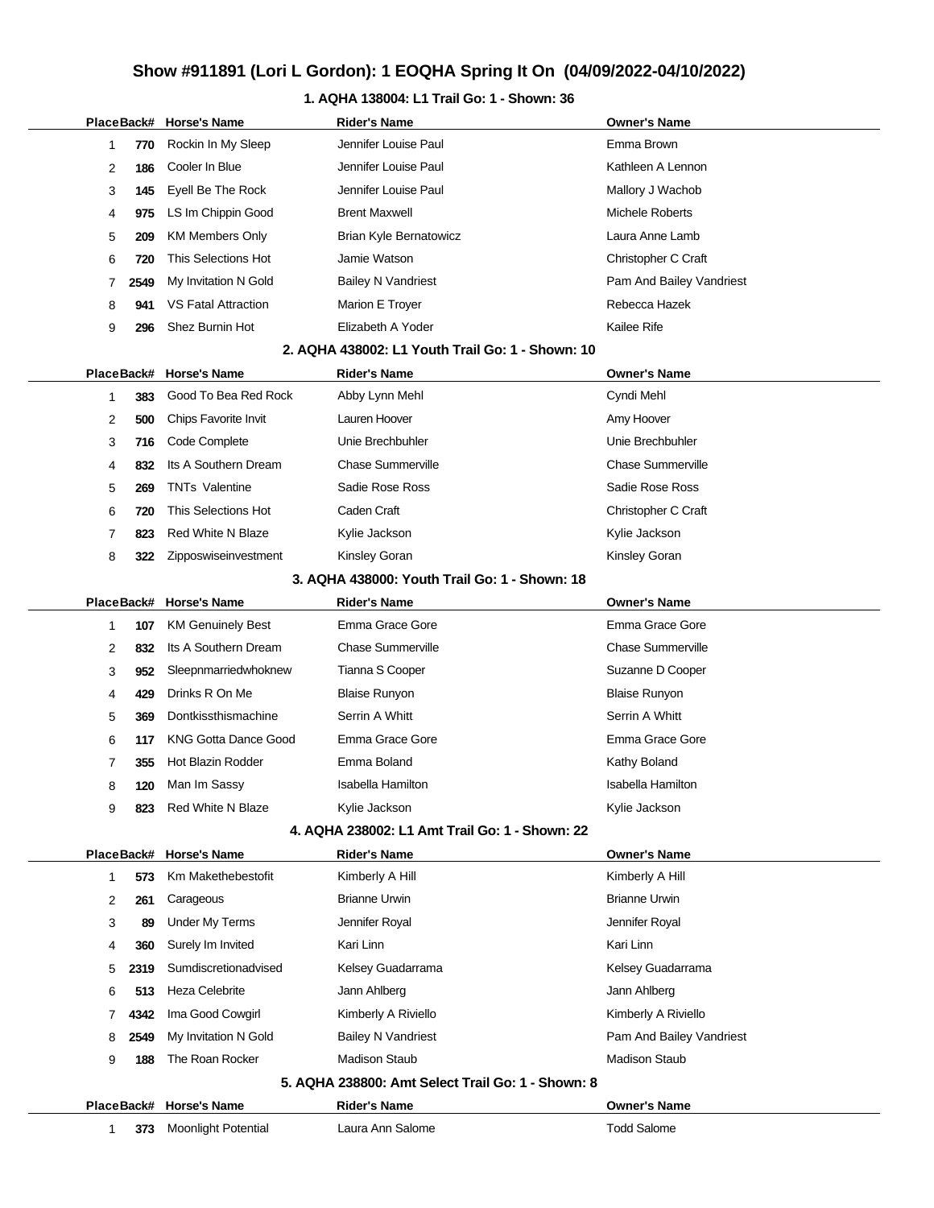# Show #911891 (Lori L Gordon): 1 EOQHA Spring It On (04/09/2022-04/10/2022)

### 1. AQHA 138004: L1 Trail Go: 1 - Shown: 36

| Place | Back# | Horse's Name | Rider's Name | Owner's Name |
|---|---|---|---|---|
| 1 | 770 | Rockin In My Sleep | Jennifer Louise Paul | Emma Brown |
| 2 | 186 | Cooler In Blue | Jennifer Louise Paul | Kathleen A Lennon |
| 3 | 145 | Eyell Be The Rock | Jennifer Louise Paul | Mallory J Wachob |
| 4 | 975 | LS Im Chippin Good | Brent Maxwell | Michele Roberts |
| 5 | 209 | KM Members Only | Brian Kyle Bernatowicz | Laura Anne Lamb |
| 6 | 720 | This Selections Hot | Jamie Watson | Christopher C Craft |
| 7 | 2549 | My Invitation N Gold | Bailey N Vandriest | Pam And Bailey Vandriest |
| 8 | 941 | VS Fatal Attraction | Marion E Troyer | Rebecca Hazek |
| 9 | 296 | Shez Burnin Hot | Elizabeth A Yoder | Kailee Rife |

### 2. AQHA 438002: L1 Youth Trail Go: 1 - Shown: 10

| Place | Back# | Horse's Name | Rider's Name | Owner's Name |
|---|---|---|---|---|
| 1 | 383 | Good To Bea Red Rock | Abby Lynn Mehl | Cyndi Mehl |
| 2 | 500 | Chips Favorite Invit | Lauren Hoover | Amy Hoover |
| 3 | 716 | Code Complete | Unie Brechbuhler | Unie Brechbuhler |
| 4 | 832 | Its A Southern Dream | Chase Summerville | Chase Summerville |
| 5 | 269 | TNTs Valentine | Sadie Rose Ross | Sadie Rose Ross |
| 6 | 720 | This Selections Hot | Caden Craft | Christopher C Craft |
| 7 | 823 | Red White N Blaze | Kylie Jackson | Kylie Jackson |
| 8 | 322 | Zipposwiseinvestment | Kinsley Goran | Kinsley Goran |

### 3. AQHA 438000: Youth Trail Go: 1 - Shown: 18

| Place | Back# | Horse's Name | Rider's Name | Owner's Name |
|---|---|---|---|---|
| 1 | 107 | KM Genuinely Best | Emma Grace Gore | Emma Grace Gore |
| 2 | 832 | Its A Southern Dream | Chase Summerville | Chase Summerville |
| 3 | 952 | Sleepnmarriedwhoknew | Tianna S Cooper | Suzanne D Cooper |
| 4 | 429 | Drinks R On Me | Blaise Runyon | Blaise Runyon |
| 5 | 369 | Dontkissthismachine | Serrin A Whitt | Serrin A Whitt |
| 6 | 117 | KNG Gotta Dance Good | Emma Grace Gore | Emma Grace Gore |
| 7 | 355 | Hot Blazin Rodder | Emma Boland | Kathy Boland |
| 8 | 120 | Man Im Sassy | Isabella Hamilton | Isabella Hamilton |
| 9 | 823 | Red White N Blaze | Kylie Jackson | Kylie Jackson |

### 4. AQHA 238002: L1 Amt Trail Go: 1 - Shown: 22

| Place | Back# | Horse's Name | Rider's Name | Owner's Name |
|---|---|---|---|---|
| 1 | 573 | Km Makethebestofit | Kimberly A Hill | Kimberly A Hill |
| 2 | 261 | Carageous | Brianne Urwin | Brianne Urwin |
| 3 | 89 | Under My Terms | Jennifer Royal | Jennifer Royal |
| 4 | 360 | Surely Im Invited | Kari Linn | Kari Linn |
| 5 | 2319 | Sumdiscretionadvised | Kelsey Guadarrama | Kelsey Guadarrama |
| 6 | 513 | Heza Celebrite | Jann Ahlberg | Jann Ahlberg |
| 7 | 4342 | Ima Good Cowgirl | Kimberly A Riviello | Kimberly A Riviello |
| 8 | 2549 | My Invitation N Gold | Bailey N Vandriest | Pam And Bailey Vandriest |
| 9 | 188 | The Roan Rocker | Madison Staub | Madison Staub |

### 5. AQHA 238800: Amt Select Trail Go: 1 - Shown: 8

| Place | Back# | Horse's Name | Rider's Name | Owner's Name |
|---|---|---|---|---|
| 1 | 373 | Moonlight Potential | Laura Ann Salome | Todd Salome |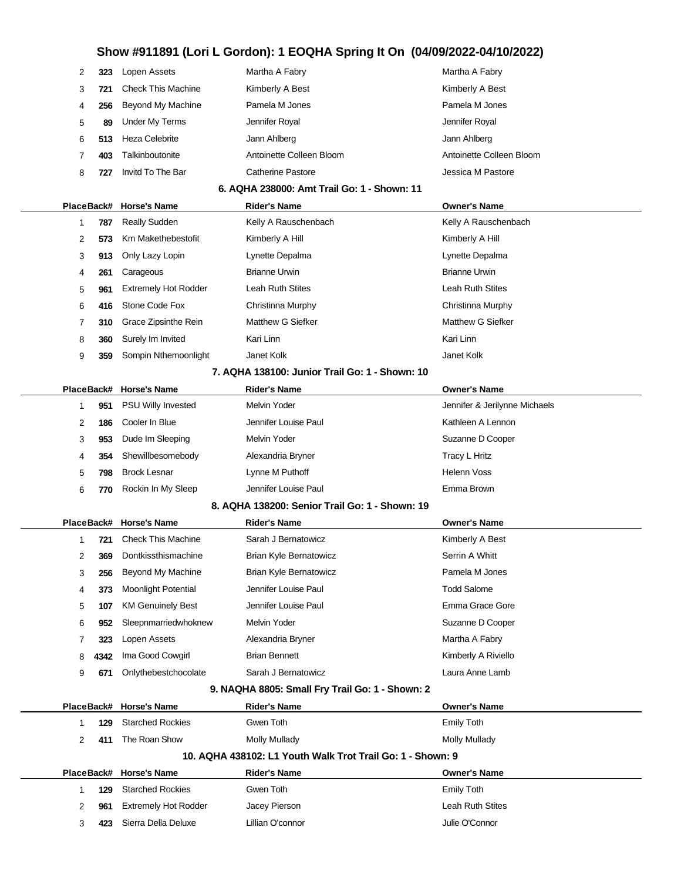# Show #911891 (Lori L Gordon): 1 EOQHA Spring It On (04/09/2022-04/10/2022)

| Place | Back# | Horse's Name | Rider's Name | Owner's Name |
|---|---|---|---|---|
| 2 | 323 | Lopen Assets | Martha A Fabry | Martha A Fabry |
| 3 | 721 | Check This Machine | Kimberly A Best | Kimberly A Best |
| 4 | 256 | Beyond My Machine | Pamela M Jones | Pamela M Jones |
| 5 | 89 | Under My Terms | Jennifer Royal | Jennifer Royal |
| 6 | 513 | Heza Celebrite | Jann Ahlberg | Jann Ahlberg |
| 7 | 403 | Talkinboutonite | Antoinette Colleen Bloom | Antoinette Colleen Bloom |
| 8 | 727 | Invitd To The Bar | Catherine Pastore | Jessica M Pastore |

### 6. AQHA 238000: Amt Trail Go: 1 - Shown: 11

| Place | Back# | Horse's Name | Rider's Name | Owner's Name |
|---|---|---|---|---|
| 1 | 787 | Really Sudden | Kelly A Rauschenbach | Kelly A Rauschenbach |
| 2 | 573 | Km Makethebestofit | Kimberly A Hill | Kimberly A Hill |
| 3 | 913 | Only Lazy Lopin | Lynette Depalma | Lynette Depalma |
| 4 | 261 | Carageous | Brianne Urwin | Brianne Urwin |
| 5 | 961 | Extremely Hot Rodder | Leah Ruth Stites | Leah Ruth Stites |
| 6 | 416 | Stone Code Fox | Christinna Murphy | Christinna Murphy |
| 7 | 310 | Grace Zipsinthe Rein | Matthew G Siefker | Matthew G Siefker |
| 8 | 360 | Surely Im Invited | Kari Linn | Kari Linn |
| 9 | 359 | Sompin Nthemoonlight | Janet Kolk | Janet Kolk |

### 7. AQHA 138100: Junior Trail Go: 1 - Shown: 10

| Place | Back# | Horse's Name | Rider's Name | Owner's Name |
|---|---|---|---|---|
| 1 | 951 | PSU Willy Invested | Melvin Yoder | Jennifer & Jerilynne Michaels |
| 2 | 186 | Cooler In Blue | Jennifer Louise Paul | Kathleen A Lennon |
| 3 | 953 | Dude Im Sleeping | Melvin Yoder | Suzanne D Cooper |
| 4 | 354 | Shewillbesomebody | Alexandria Bryner | Tracy L Hritz |
| 5 | 798 | Brock Lesnar | Lynne M Puthoff | Helenn Voss |
| 6 | 770 | Rockin In My Sleep | Jennifer Louise Paul | Emma Brown |

### 8. AQHA 138200: Senior Trail Go: 1 - Shown: 19

| Place | Back# | Horse's Name | Rider's Name | Owner's Name |
|---|---|---|---|---|
| 1 | 721 | Check This Machine | Sarah J Bernatowicz | Kimberly A Best |
| 2 | 369 | Dontkissthismachine | Brian Kyle Bernatowicz | Serrin A Whitt |
| 3 | 256 | Beyond My Machine | Brian Kyle Bernatowicz | Pamela M Jones |
| 4 | 373 | Moonlight Potential | Jennifer Louise Paul | Todd Salome |
| 5 | 107 | KM Genuinely Best | Jennifer Louise Paul | Emma Grace Gore |
| 6 | 952 | Sleepnmarriedwhoknew | Melvin Yoder | Suzanne D Cooper |
| 7 | 323 | Lopen Assets | Alexandria Bryner | Martha A Fabry |
| 8 | 4342 | Ima Good Cowgirl | Brian Bennett | Kimberly A Riviello |
| 9 | 671 | Onlythebestchocolate | Sarah J Bernatowicz | Laura Anne Lamb |

### 9. NAQHA 8805: Small Fry Trail Go: 1 - Shown: 2

| Place | Back# | Horse's Name | Rider's Name | Owner's Name |
|---|---|---|---|---|
| 1 | 129 | Starched Rockies | Gwen Toth | Emily Toth |
| 2 | 411 | The Roan Show | Molly Mullady | Molly Mullady |

### 10. AQHA 438102: L1 Youth Walk Trot Trail Go: 1 - Shown: 9

| Place | Back# | Horse's Name | Rider's Name | Owner's Name |
|---|---|---|---|---|
| 1 | 129 | Starched Rockies | Gwen Toth | Emily Toth |
| 2 | 961 | Extremely Hot Rodder | Jacey Pierson | Leah Ruth Stites |
| 3 | 423 | Sierra Della Deluxe | Lillian O'connor | Julie O'Connor |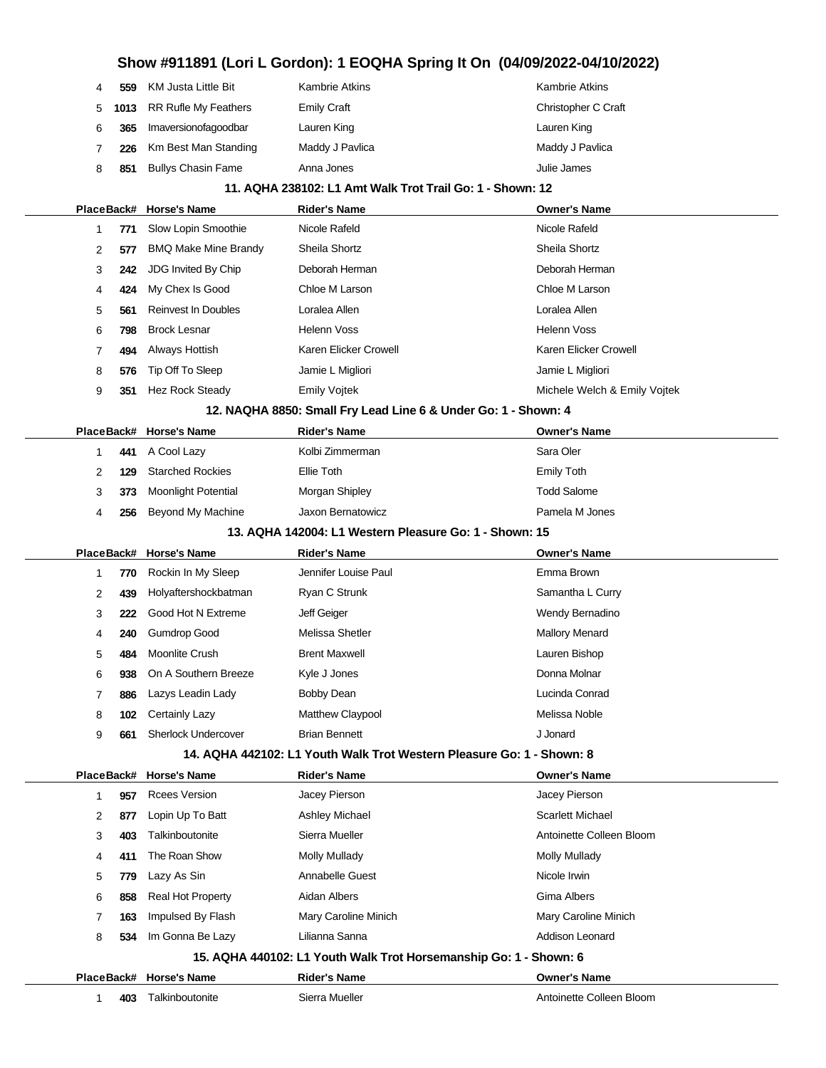| Place | Back# | Horse's Name | Rider's Name | Owner's Name |
|---|---|---|---|---|
| 4 | **559** | KM Justa Little Bit | Kambrie Atkins | Kambrie Atkins |
| 5 | **1013** | RR Rufle My Feathers | Emily Craft | Christopher C Craft |
| 6 | **365** | Imaversionofagoodbar | Lauren King | Lauren King |
| 7 | **226** | Km Best Man Standing | Maddy J Pavlica | Maddy J Pavlica |
| 8 | **851** | Bullys Chasin Fame | Anna Jones | Julie James |

### 11. AQHA 238102: L1 Amt Walk Trot Trail Go: 1 - Shown: 12

| Place | Back# | Horse's Name | Rider's Name | Owner's Name |
|---|---|---|---|---|
| 1 | **771** | Slow Lopin Smoothie | Nicole Rafeld | Nicole Rafeld |
| 2 | **577** | BMQ Make Mine Brandy | Sheila Shortz | Sheila Shortz |
| 3 | **242** | JDG Invited By Chip | Deborah Herman | Deborah Herman |
| 4 | **424** | My Chex Is Good | Chloe M Larson | Chloe M Larson |
| 5 | **561** | Reinvest In Doubles | Loralea Allen | Loralea Allen |
| 6 | **798** | Brock Lesnar | Helenn Voss | Helenn Voss |
| 7 | **494** | Always Hottish | Karen Elicker Crowell | Karen Elicker Crowell |
| 8 | **576** | Tip Off To Sleep | Jamie L Migliori | Jamie L Migliori |
| 9 | **351** | Hez Rock Steady | Emily Vojtek | Michele Welch & Emily Vojtek |

### 12. NAQHA 8850: Small Fry Lead Line 6 & Under Go: 1 - Shown: 4

| Place | Back# | Horse's Name | Rider's Name | Owner's Name |
|---|---|---|---|---|
| 1 | **441** | A Cool Lazy | Kolbi Zimmerman | Sara Oler |
| 2 | **129** | Starched Rockies | Ellie Toth | Emily Toth |
| 3 | **373** | Moonlight Potential | Morgan Shipley | Todd Salome |
| 4 | **256** | Beyond My Machine | Jaxon Bernatowicz | Pamela M Jones |

### 13. AQHA 142004: L1 Western Pleasure Go: 1 - Shown: 15

| Place | Back# | Horse's Name | Rider's Name | Owner's Name |
|---|---|---|---|---|
| 1 | **770** | Rockin In My Sleep | Jennifer Louise Paul | Emma Brown |
| 2 | **439** | Holyaftershockbatman | Ryan C Strunk | Samantha L Curry |
| 3 | **222** | Good Hot N Extreme | Jeff Geiger | Wendy Bernadino |
| 4 | **240** | Gumdrop Good | Melissa Shetler | Mallory Menard |
| 5 | **484** | Moonlite Crush | Brent Maxwell | Lauren Bishop |
| 6 | **938** | On A Southern Breeze | Kyle J Jones | Donna Molnar |
| 7 | **886** | Lazys Leadin Lady | Bobby Dean | Lucinda Conrad |
| 8 | **102** | Certainly Lazy | Matthew Claypool | Melissa Noble |
| 9 | **661** | Sherlock Undercover | Brian Bennett | J Jonard |

### 14. AQHA 442102: L1 Youth Walk Trot Western Pleasure Go: 1 - Shown: 8

| Place | Back# | Horse's Name | Rider's Name | Owner's Name |
|---|---|---|---|---|
| 1 | **957** | Rcees Version | Jacey Pierson | Jacey Pierson |
| 2 | **877** | Lopin Up To Batt | Ashley Michael | Scarlett Michael |
| 3 | **403** | Talkinboutonite | Sierra Mueller | Antoinette Colleen Bloom |
| 4 | **411** | The Roan Show | Molly Mullady | Molly Mullady |
| 5 | **779** | Lazy As Sin | Annabelle Guest | Nicole Irwin |
| 6 | **858** | Real Hot Property | Aidan Albers | Gima Albers |
| 7 | **163** | Impulsed By Flash | Mary Caroline Minich | Mary Caroline Minich |
| 8 | **534** | Im Gonna Be Lazy | Lilianna Sanna | Addison Leonard |

### 15. AQHA 440102: L1 Youth Walk Trot Horsemanship Go: 1 - Shown: 6

| Place | Back# | Horse's Name | Rider's Name | Owner's Name |
|---|---|---|---|---|
| 1 | **403** | Talkinboutonite | Sierra Mueller | Antoinette Colleen Bloom |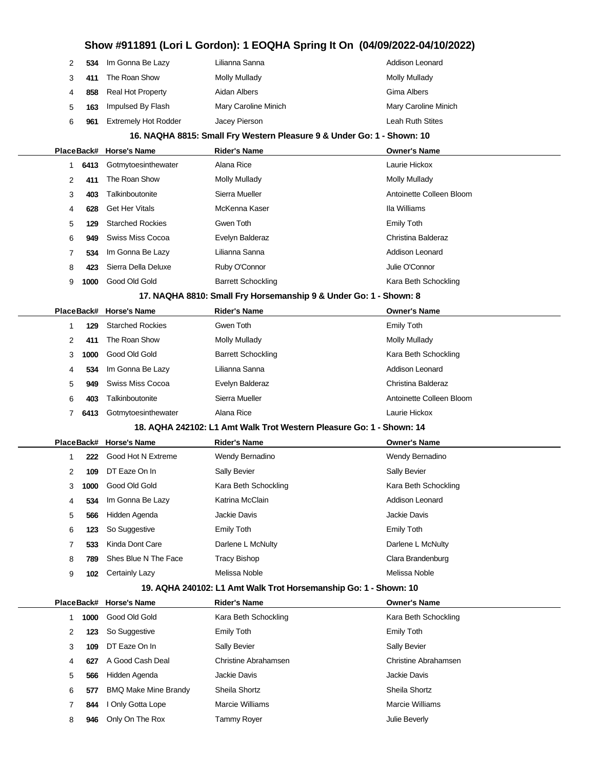# Show #911891 (Lori L Gordon): 1 EOQHA Spring It On (04/09/2022-04/10/2022)

| Place | Back# | Horse's Name | Rider's Name | Owner's Name |
|---|---|---|---|---|
| 2 | 534 | Im Gonna Be Lazy | Lilianna Sanna | Addison Leonard |
| 3 | 411 | The Roan Show | Molly Mullady | Molly Mullady |
| 4 | 858 | Real Hot Property | Aidan Albers | Gima Albers |
| 5 | 163 | Impulsed By Flash | Mary Caroline Minich | Mary Caroline Minich |
| 6 | 961 | Extremely Hot Rodder | Jacey Pierson | Leah Ruth Stites |

### 16. NAQHA 8815: Small Fry Western Pleasure 9 & Under Go: 1 - Shown: 10

| Place | Back# | Horse's Name | Rider's Name | Owner's Name |
|---|---|---|---|---|
| 1 | 6413 | Gotmytoesinthewater | Alana Rice | Laurie Hickox |
| 2 | 411 | The Roan Show | Molly Mullady | Molly Mullady |
| 3 | 403 | Talkinboutonite | Sierra Mueller | Antoinette Colleen Bloom |
| 4 | 628 | Get Her Vitals | McKenna Kaser | Ila Williams |
| 5 | 129 | Starched Rockies | Gwen Toth | Emily Toth |
| 6 | 949 | Swiss Miss Cocoa | Evelyn Balderaz | Christina Balderaz |
| 7 | 534 | Im Gonna Be Lazy | Lilianna Sanna | Addison Leonard |
| 8 | 423 | Sierra Della Deluxe | Ruby O'Connor | Julie O'Connor |
| 9 | 1000 | Good Old Gold | Barrett Schockling | Kara Beth Schockling |

### 17. NAQHA 8810: Small Fry Horsemanship 9 & Under Go: 1 - Shown: 8

| Place | Back# | Horse's Name | Rider's Name | Owner's Name |
|---|---|---|---|---|
| 1 | 129 | Starched Rockies | Gwen Toth | Emily Toth |
| 2 | 411 | The Roan Show | Molly Mullady | Molly Mullady |
| 3 | 1000 | Good Old Gold | Barrett Schockling | Kara Beth Schockling |
| 4 | 534 | Im Gonna Be Lazy | Lilianna Sanna | Addison Leonard |
| 5 | 949 | Swiss Miss Cocoa | Evelyn Balderaz | Christina Balderaz |
| 6 | 403 | Talkinboutonite | Sierra Mueller | Antoinette Colleen Bloom |
| 7 | 6413 | Gotmytoesinthewater | Alana Rice | Laurie Hickox |

### 18. AQHA 242102: L1 Amt Walk Trot Western Pleasure Go: 1 - Shown: 14

| Place | Back# | Horse's Name | Rider's Name | Owner's Name |
|---|---|---|---|---|
| 1 | 222 | Good Hot N Extreme | Wendy Bernadino | Wendy Bernadino |
| 2 | 109 | DT Eaze On In | Sally Bevier | Sally Bevier |
| 3 | 1000 | Good Old Gold | Kara Beth Schockling | Kara Beth Schockling |
| 4 | 534 | Im Gonna Be Lazy | Katrina McClain | Addison Leonard |
| 5 | 566 | Hidden Agenda | Jackie Davis | Jackie Davis |
| 6 | 123 | So Suggestive | Emily Toth | Emily Toth |
| 7 | 533 | Kinda Dont Care | Darlene L McNulty | Darlene L McNulty |
| 8 | 789 | Shes Blue N The Face | Tracy Bishop | Clara Brandenburg |
| 9 | 102 | Certainly Lazy | Melissa Noble | Melissa Noble |

### 19. AQHA 240102: L1 Amt Walk Trot Horsemanship Go: 1 - Shown: 10

| Place | Back# | Horse's Name | Rider's Name | Owner's Name |
|---|---|---|---|---|
| 1 | 1000 | Good Old Gold | Kara Beth Schockling | Kara Beth Schockling |
| 2 | 123 | So Suggestive | Emily Toth | Emily Toth |
| 3 | 109 | DT Eaze On In | Sally Bevier | Sally Bevier |
| 4 | 627 | A Good Cash Deal | Christine Abrahamsen | Christine Abrahamsen |
| 5 | 566 | Hidden Agenda | Jackie Davis | Jackie Davis |
| 6 | 577 | BMQ Make Mine Brandy | Sheila Shortz | Sheila Shortz |
| 7 | 844 | I Only Gotta Lope | Marcie Williams | Marcie Williams |
| 8 | 946 | Only On The Rox | Tammy Royer | Julie Beverly |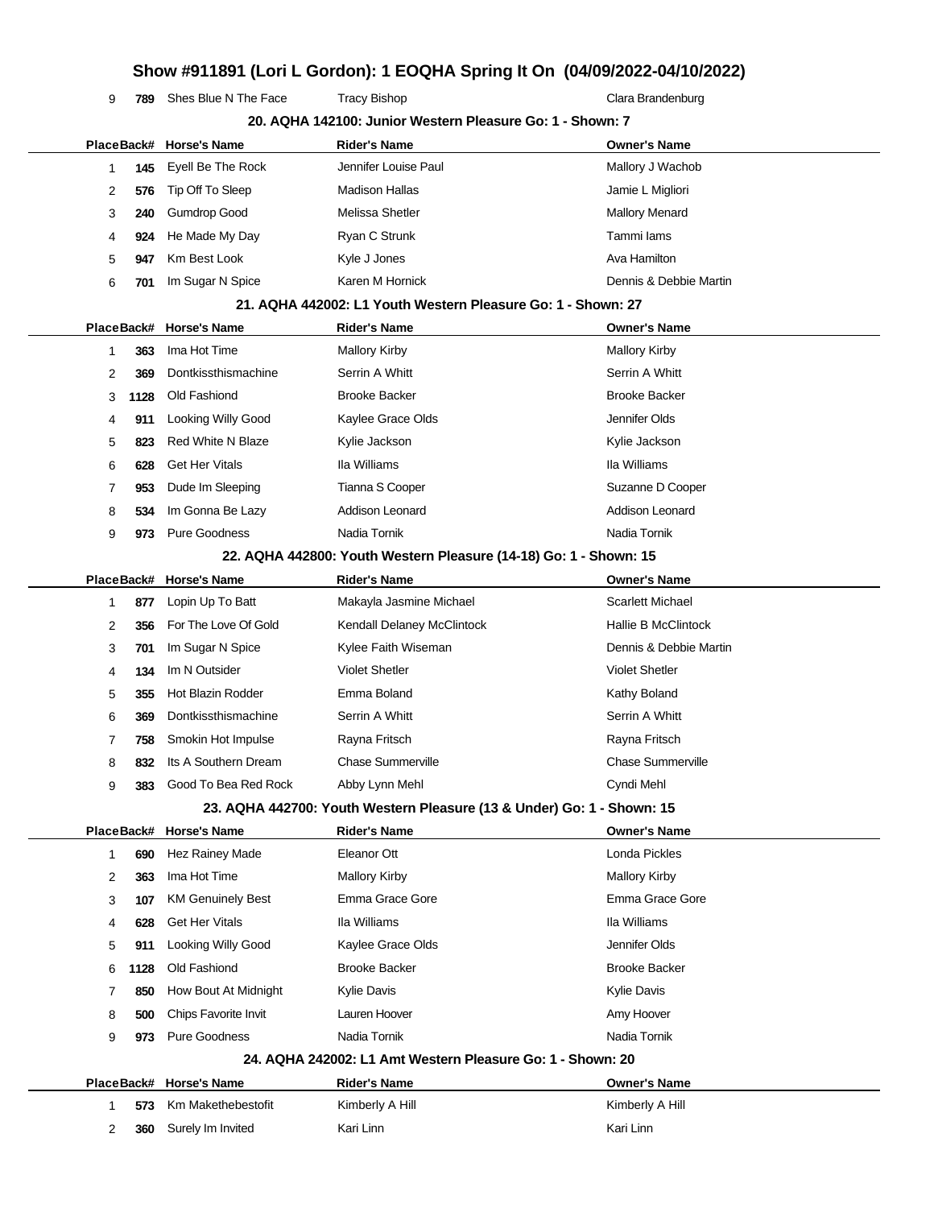# Show #911891 (Lori L Gordon): 1 EOQHA Spring It On (04/09/2022-04/10/2022)

| Place | Back# | Horse's Name | Rider's Name | Owner's Name |
|---|---|---|---|---|
| 9 | 789 | Shes Blue N The Face | Tracy Bishop | Clara Brandenburg |

### 20. AQHA 142100: Junior Western Pleasure Go: 1 - Shown: 7

| Place | Back# | Horse's Name | Rider's Name | Owner's Name |
|---|---|---|---|---|
| 1 | 145 | Eyell Be The Rock | Jennifer Louise Paul | Mallory J Wachob |
| 2 | 576 | Tip Off To Sleep | Madison Hallas | Jamie L Migliori |
| 3 | 240 | Gumdrop Good | Melissa Shetler | Mallory Menard |
| 4 | 924 | He Made My Day | Ryan C Strunk | Tammi Iams |
| 5 | 947 | Km Best Look | Kyle J Jones | Ava Hamilton |
| 6 | 701 | Im Sugar N Spice | Karen M Hornick | Dennis & Debbie Martin |

### 21. AQHA 442002: L1 Youth Western Pleasure Go: 1 - Shown: 27

| Place | Back# | Horse's Name | Rider's Name | Owner's Name |
|---|---|---|---|---|
| 1 | 363 | Ima Hot Time | Mallory Kirby | Mallory Kirby |
| 2 | 369 | Dontkissthismachine | Serrin A Whitt | Serrin A Whitt |
| 3 | 1128 | Old Fashiond | Brooke Backer | Brooke Backer |
| 4 | 911 | Looking Willy Good | Kaylee Grace Olds | Jennifer Olds |
| 5 | 823 | Red White N Blaze | Kylie Jackson | Kylie Jackson |
| 6 | 628 | Get Her Vitals | Ila Williams | Ila Williams |
| 7 | 953 | Dude Im Sleeping | Tianna S Cooper | Suzanne D Cooper |
| 8 | 534 | Im Gonna Be Lazy | Addison Leonard | Addison Leonard |
| 9 | 973 | Pure Goodness | Nadia Tornik | Nadia Tornik |

### 22. AQHA 442800: Youth Western Pleasure (14-18) Go: 1 - Shown: 15

| Place | Back# | Horse's Name | Rider's Name | Owner's Name |
|---|---|---|---|---|
| 1 | 877 | Lopin Up To Batt | Makayla Jasmine Michael | Scarlett Michael |
| 2 | 356 | For The Love Of Gold | Kendall Delaney McClintock | Hallie B McClintock |
| 3 | 701 | Im Sugar N Spice | Kylee Faith Wiseman | Dennis & Debbie Martin |
| 4 | 134 | Im N Outsider | Violet Shetler | Violet Shetler |
| 5 | 355 | Hot Blazin Rodder | Emma Boland | Kathy Boland |
| 6 | 369 | Dontkissthismachine | Serrin A Whitt | Serrin A Whitt |
| 7 | 758 | Smokin Hot Impulse | Rayna Fritsch | Rayna Fritsch |
| 8 | 832 | Its A Southern Dream | Chase Summerville | Chase Summerville |
| 9 | 383 | Good To Bea Red Rock | Abby Lynn Mehl | Cyndi Mehl |

### 23. AQHA 442700: Youth Western Pleasure (13 & Under) Go: 1 - Shown: 15

| Place | Back# | Horse's Name | Rider's Name | Owner's Name |
|---|---|---|---|---|
| 1 | 690 | Hez Rainey Made | Eleanor Ott | Londa Pickles |
| 2 | 363 | Ima Hot Time | Mallory Kirby | Mallory Kirby |
| 3 | 107 | KM Genuinely Best | Emma Grace Gore | Emma Grace Gore |
| 4 | 628 | Get Her Vitals | Ila Williams | Ila Williams |
| 5 | 911 | Looking Willy Good | Kaylee Grace Olds | Jennifer Olds |
| 6 | 1128 | Old Fashiond | Brooke Backer | Brooke Backer |
| 7 | 850 | How Bout At Midnight | Kylie Davis | Kylie Davis |
| 8 | 500 | Chips Favorite Invit | Lauren Hoover | Amy Hoover |
| 9 | 973 | Pure Goodness | Nadia Tornik | Nadia Tornik |

### 24. AQHA 242002: L1 Amt Western Pleasure Go: 1 - Shown: 20

| Place | Back# | Horse's Name | Rider's Name | Owner's Name |
|---|---|---|---|---|
| 1 | 573 | Km Makethebestofit | Kimberly A Hill | Kimberly A Hill |
| 2 | 360 | Surely Im Invited | Kari Linn | Kari Linn |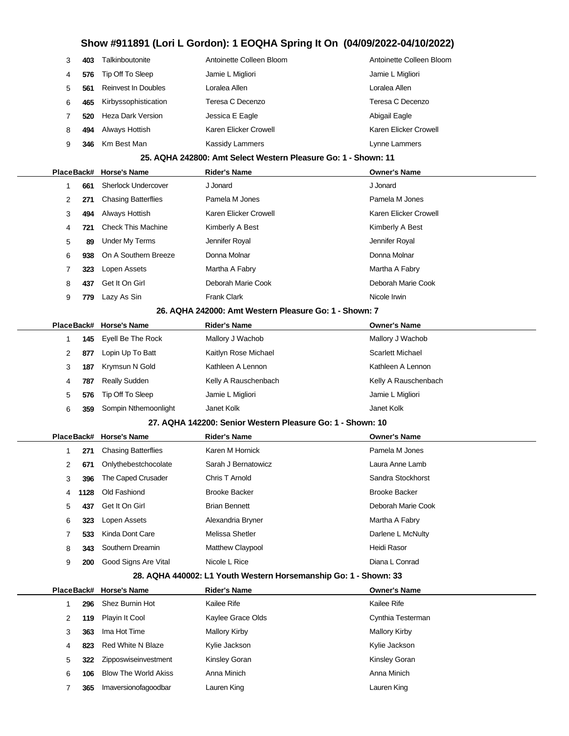# Show #911891 (Lori L Gordon): 1 EOQHA Spring It On (04/09/2022-04/10/2022)

| Place | Back# | Horse's Name | Rider's Name | Owner's Name |
|---|---|---|---|---|
| 3 | 403 | Talkinboutonite | Antoinette Colleen Bloom | Antoinette Colleen Bloom |
| 4 | 576 | Tip Off To Sleep | Jamie L Migliori | Jamie L Migliori |
| 5 | 561 | Reinvest In Doubles | Loralea Allen | Loralea Allen |
| 6 | 465 | Kirbyssophistication | Teresa C Decenzo | Teresa C Decenzo |
| 7 | 520 | Heza Dark Version | Jessica E Eagle | Abigail Eagle |
| 8 | 494 | Always Hottish | Karen Elicker Crowell | Karen Elicker Crowell |
| 9 | 346 | Km Best Man | Kassidy Lammers | Lynne Lammers |

### 25. AQHA 242800: Amt Select Western Pleasure Go: 1 - Shown: 11

| Place | Back# | Horse's Name | Rider's Name | Owner's Name |
|---|---|---|---|---|
| 1 | 661 | Sherlock Undercover | J Jonard | J Jonard |
| 2 | 271 | Chasing Batterflies | Pamela M Jones | Pamela M Jones |
| 3 | 494 | Always Hottish | Karen Elicker Crowell | Karen Elicker Crowell |
| 4 | 721 | Check This Machine | Kimberly A Best | Kimberly A Best |
| 5 | 89 | Under My Terms | Jennifer Royal | Jennifer Royal |
| 6 | 938 | On A Southern Breeze | Donna Molnar | Donna Molnar |
| 7 | 323 | Lopen Assets | Martha A Fabry | Martha A Fabry |
| 8 | 437 | Get It On Girl | Deborah Marie Cook | Deborah Marie Cook |
| 9 | 779 | Lazy As Sin | Frank Clark | Nicole Irwin |

### 26. AQHA 242000: Amt Western Pleasure Go: 1 - Shown: 7

| Place | Back# | Horse's Name | Rider's Name | Owner's Name |
|---|---|---|---|---|
| 1 | 145 | Eyell Be The Rock | Mallory J Wachob | Mallory J Wachob |
| 2 | 877 | Lopin Up To Batt | Kaitlyn Rose Michael | Scarlett Michael |
| 3 | 187 | Krymsun N Gold | Kathleen A Lennon | Kathleen A Lennon |
| 4 | 787 | Really Sudden | Kelly A Rauschenbach | Kelly A Rauschenbach |
| 5 | 576 | Tip Off To Sleep | Jamie L Migliori | Jamie L Migliori |
| 6 | 359 | Sompin Nthemoonlight | Janet Kolk | Janet Kolk |

### 27. AQHA 142200: Senior Western Pleasure Go: 1 - Shown: 10

| Place | Back# | Horse's Name | Rider's Name | Owner's Name |
|---|---|---|---|---|
| 1 | 271 | Chasing Batterflies | Karen M Hornick | Pamela M Jones |
| 2 | 671 | Onlythebestchocolate | Sarah J Bernatowicz | Laura Anne Lamb |
| 3 | 396 | The Caped Crusader | Chris T Arnold | Sandra Stockhorst |
| 4 | 1128 | Old Fashiond | Brooke Backer | Brooke Backer |
| 5 | 437 | Get It On Girl | Brian Bennett | Deborah Marie Cook |
| 6 | 323 | Lopen Assets | Alexandria Bryner | Martha A Fabry |
| 7 | 533 | Kinda Dont Care | Melissa Shetler | Darlene L McNulty |
| 8 | 343 | Southern Dreamin | Matthew Claypool | Heidi Rasor |
| 9 | 200 | Good Signs Are Vital | Nicole L Rice | Diana L Conrad |

### 28. AQHA 440002: L1 Youth Western Horsemanship Go: 1 - Shown: 33

| Place | Back# | Horse's Name | Rider's Name | Owner's Name |
|---|---|---|---|---|
| 1 | 296 | Shez Burnin Hot | Kailee Rife | Kailee Rife |
| 2 | 119 | Playin It Cool | Kaylee Grace Olds | Cynthia Testerman |
| 3 | 363 | Ima Hot Time | Mallory Kirby | Mallory Kirby |
| 4 | 823 | Red White N Blaze | Kylie Jackson | Kylie Jackson |
| 5 | 322 | Zipposwiseinvestment | Kinsley Goran | Kinsley Goran |
| 6 | 106 | Blow The World Akiss | Anna Minich | Anna Minich |
| 7 | 365 | Imaversionofagoodbar | Lauren King | Lauren King |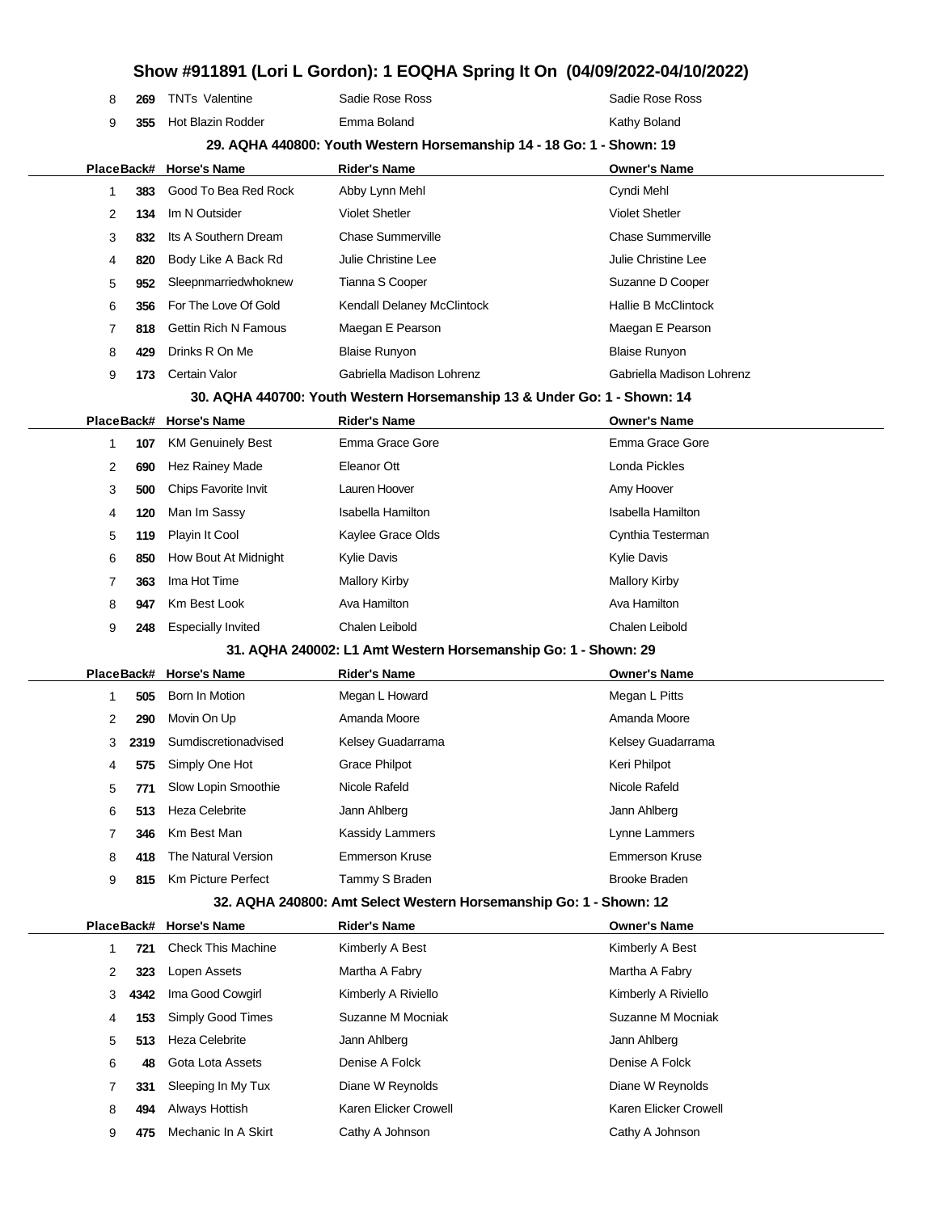## Show #911891 (Lori L Gordon): 1 EOQHA Spring It On (04/09/2022-04/10/2022)

| Place | Back# | Horse's Name | Rider's Name | Owner's Name |
|---|---|---|---|---|
| 8 | 269 | TNTs Valentine | Sadie Rose Ross | Sadie Rose Ross |
| 9 | 355 | Hot Blazin Rodder | Emma Boland | Kathy Boland |

### 29. AQHA 440800: Youth Western Horsemanship 14 - 18 Go: 1 - Shown: 19

| Place | Back# | Horse's Name | Rider's Name | Owner's Name |
|---|---|---|---|---|
| 1 | 383 | Good To Bea Red Rock | Abby Lynn Mehl | Cyndi Mehl |
| 2 | 134 | Im N Outsider | Violet Shetler | Violet Shetler |
| 3 | 832 | Its A Southern Dream | Chase Summerville | Chase Summerville |
| 4 | 820 | Body Like A Back Rd | Julie Christine Lee | Julie Christine Lee |
| 5 | 952 | Sleepnmarriedwhoknew | Tianna S Cooper | Suzanne D Cooper |
| 6 | 356 | For The Love Of Gold | Kendall Delaney McClintock | Hallie B McClintock |
| 7 | 818 | Gettin Rich N Famous | Maegan E Pearson | Maegan E Pearson |
| 8 | 429 | Drinks R On Me | Blaise Runyon | Blaise Runyon |
| 9 | 173 | Certain Valor | Gabriella Madison Lohrenz | Gabriella Madison Lohrenz |

### 30. AQHA 440700: Youth Western Horsemanship 13 & Under Go: 1 - Shown: 14

| Place | Back# | Horse's Name | Rider's Name | Owner's Name |
|---|---|---|---|---|
| 1 | 107 | KM Genuinely Best | Emma Grace Gore | Emma Grace Gore |
| 2 | 690 | Hez Rainey Made | Eleanor Ott | Londa Pickles |
| 3 | 500 | Chips Favorite Invit | Lauren Hoover | Amy Hoover |
| 4 | 120 | Man Im Sassy | Isabella Hamilton | Isabella Hamilton |
| 5 | 119 | Playin It Cool | Kaylee Grace Olds | Cynthia Testerman |
| 6 | 850 | How Bout At Midnight | Kylie Davis | Kylie Davis |
| 7 | 363 | Ima Hot Time | Mallory Kirby | Mallory Kirby |
| 8 | 947 | Km Best Look | Ava Hamilton | Ava Hamilton |
| 9 | 248 | Especially Invited | Chalen Leibold | Chalen Leibold |

### 31. AQHA 240002: L1 Amt Western Horsemanship Go: 1 - Shown: 29

| Place | Back# | Horse's Name | Rider's Name | Owner's Name |
|---|---|---|---|---|
| 1 | 505 | Born In Motion | Megan L Howard | Megan L Pitts |
| 2 | 290 | Movin On Up | Amanda Moore | Amanda Moore |
| 3 | 2319 | Sumdiscretionadvised | Kelsey Guadarrama | Kelsey Guadarrama |
| 4 | 575 | Simply One Hot | Grace Philpot | Keri Philpot |
| 5 | 771 | Slow Lopin Smoothie | Nicole Rafeld | Nicole Rafeld |
| 6 | 513 | Heza Celebrite | Jann Ahlberg | Jann Ahlberg |
| 7 | 346 | Km Best Man | Kassidy Lammers | Lynne Lammers |
| 8 | 418 | The Natural Version | Emmerson Kruse | Emmerson Kruse |
| 9 | 815 | Km Picture Perfect | Tammy S Braden | Brooke Braden |

### 32. AQHA 240800: Amt Select Western Horsemanship Go: 1 - Shown: 12

| Place | Back# | Horse's Name | Rider's Name | Owner's Name |
|---|---|---|---|---|
| 1 | 721 | Check This Machine | Kimberly A Best | Kimberly A Best |
| 2 | 323 | Lopen Assets | Martha A Fabry | Martha A Fabry |
| 3 | 4342 | Ima Good Cowgirl | Kimberly A Riviello | Kimberly A Riviello |
| 4 | 153 | Simply Good Times | Suzanne M Mocniak | Suzanne M Mocniak |
| 5 | 513 | Heza Celebrite | Jann Ahlberg | Jann Ahlberg |
| 6 | 48 | Gota Lota Assets | Denise A Folck | Denise A Folck |
| 7 | 331 | Sleeping In My Tux | Diane W Reynolds | Diane W Reynolds |
| 8 | 494 | Always Hottish | Karen Elicker Crowell | Karen Elicker Crowell |
| 9 | 475 | Mechanic In A Skirt | Cathy A Johnson | Cathy A Johnson |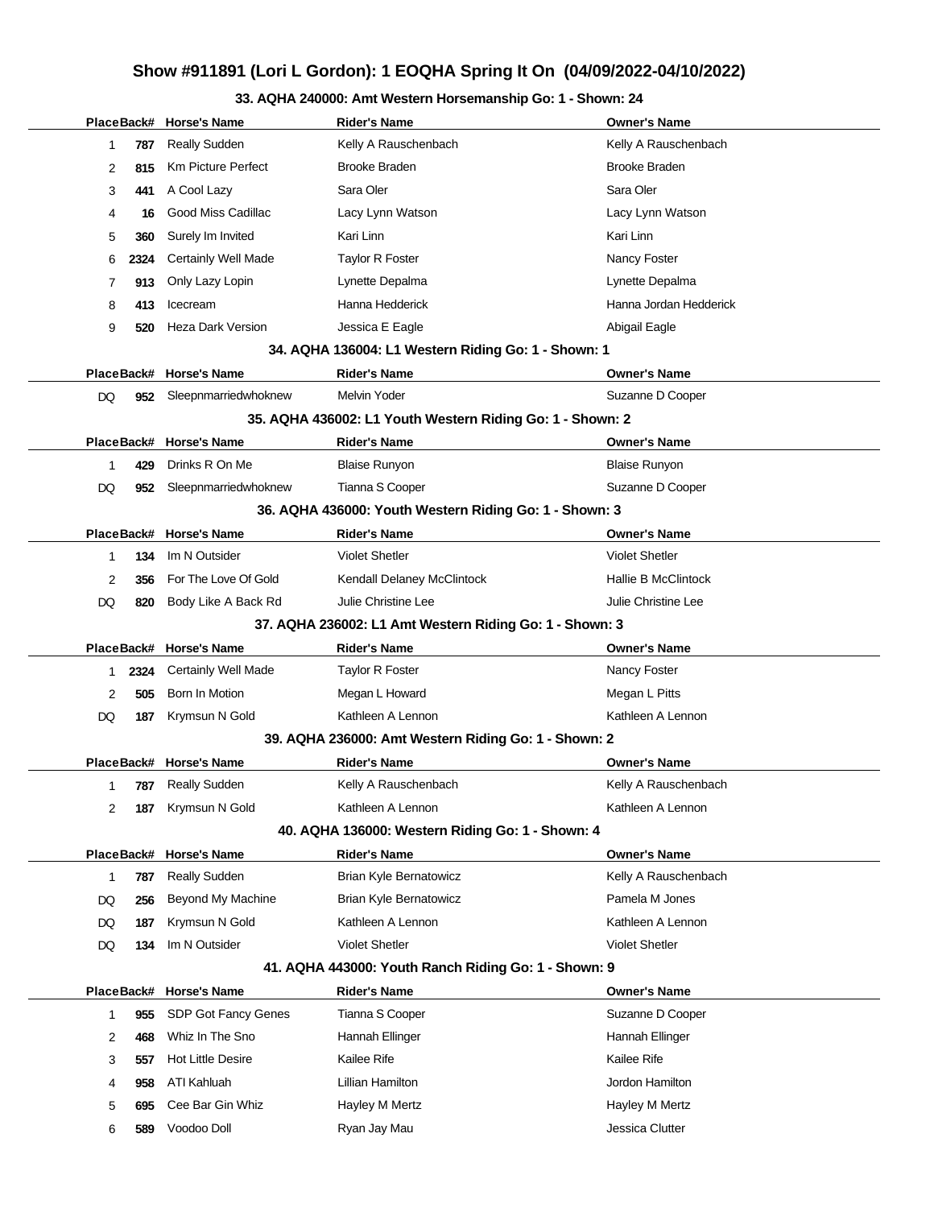# Show #911891 (Lori L Gordon): 1 EOQHA Spring It On (04/09/2022-04/10/2022)

### 33. AQHA 240000: Amt Western Horsemanship Go: 1 - Shown: 24

| Place | Back# | Horse's Name | Rider's Name | Owner's Name |
|---|---|---|---|---|
| 1 | 787 | Really Sudden | Kelly A Rauschenbach | Kelly A Rauschenbach |
| 2 | 815 | Km Picture Perfect | Brooke Braden | Brooke Braden |
| 3 | 441 | A Cool Lazy | Sara Oler | Sara Oler |
| 4 | 16 | Good Miss Cadillac | Lacy Lynn Watson | Lacy Lynn Watson |
| 5 | 360 | Surely Im Invited | Kari Linn | Kari Linn |
| 6 | 2324 | Certainly Well Made | Taylor R Foster | Nancy Foster |
| 7 | 913 | Only Lazy Lopin | Lynette Depalma | Lynette Depalma |
| 8 | 413 | Icecream | Hanna Hedderick | Hanna Jordan Hedderick |
| 9 | 520 | Heza Dark Version | Jessica E Eagle | Abigail Eagle |

### 34. AQHA 136004: L1 Western Riding Go: 1 - Shown: 1

| Place | Back# | Horse's Name | Rider's Name | Owner's Name |
|---|---|---|---|---|
| DQ | 952 | Sleepnmarriedwhoknew | Melvin Yoder | Suzanne D Cooper |

### 35. AQHA 436002: L1 Youth Western Riding Go: 1 - Shown: 2

| Place | Back# | Horse's Name | Rider's Name | Owner's Name |
|---|---|---|---|---|
| 1 | 429 | Drinks R On Me | Blaise Runyon | Blaise Runyon |
| DQ | 952 | Sleepnmarriedwhoknew | Tianna S Cooper | Suzanne D Cooper |

### 36. AQHA 436000: Youth Western Riding Go: 1 - Shown: 3

| Place | Back# | Horse's Name | Rider's Name | Owner's Name |
|---|---|---|---|---|
| 1 | 134 | Im N Outsider | Violet Shetler | Violet Shetler |
| 2 | 356 | For The Love Of Gold | Kendall Delaney McClintock | Hallie B McClintock |
| DQ | 820 | Body Like A Back Rd | Julie Christine Lee | Julie Christine Lee |

### 37. AQHA 236002: L1 Amt Western Riding Go: 1 - Shown: 3

| Place | Back# | Horse's Name | Rider's Name | Owner's Name |
|---|---|---|---|---|
| 1 | 2324 | Certainly Well Made | Taylor R Foster | Nancy Foster |
| 2 | 505 | Born In Motion | Megan L Howard | Megan L Pitts |
| DQ | 187 | Krymsun N Gold | Kathleen A Lennon | Kathleen A Lennon |

### 39. AQHA 236000: Amt Western Riding Go: 1 - Shown: 2

| Place | Back# | Horse's Name | Rider's Name | Owner's Name |
|---|---|---|---|---|
| 1 | 787 | Really Sudden | Kelly A Rauschenbach | Kelly A Rauschenbach |
| 2 | 187 | Krymsun N Gold | Kathleen A Lennon | Kathleen A Lennon |

### 40. AQHA 136000: Western Riding Go: 1 - Shown: 4

| Place | Back# | Horse's Name | Rider's Name | Owner's Name |
|---|---|---|---|---|
| 1 | 787 | Really Sudden | Brian Kyle Bernatowicz | Kelly A Rauschenbach |
| DQ | 256 | Beyond My Machine | Brian Kyle Bernatowicz | Pamela M Jones |
| DQ | 187 | Krymsun N Gold | Kathleen A Lennon | Kathleen A Lennon |
| DQ | 134 | Im N Outsider | Violet Shetler | Violet Shetler |

### 41. AQHA 443000: Youth Ranch Riding Go: 1 - Shown: 9

| Place | Back# | Horse's Name | Rider's Name | Owner's Name |
|---|---|---|---|---|
| 1 | 955 | SDP Got Fancy Genes | Tianna S Cooper | Suzanne D Cooper |
| 2 | 468 | Whiz In The Sno | Hannah Ellinger | Hannah Ellinger |
| 3 | 557 | Hot Little Desire | Kailee Rife | Kailee Rife |
| 4 | 958 | ATI Kahluah | Lillian Hamilton | Jordon Hamilton |
| 5 | 695 | Cee Bar Gin Whiz | Hayley M Mertz | Hayley M Mertz |
| 6 | 589 | Voodoo Doll | Ryan Jay Mau | Jessica Clutter |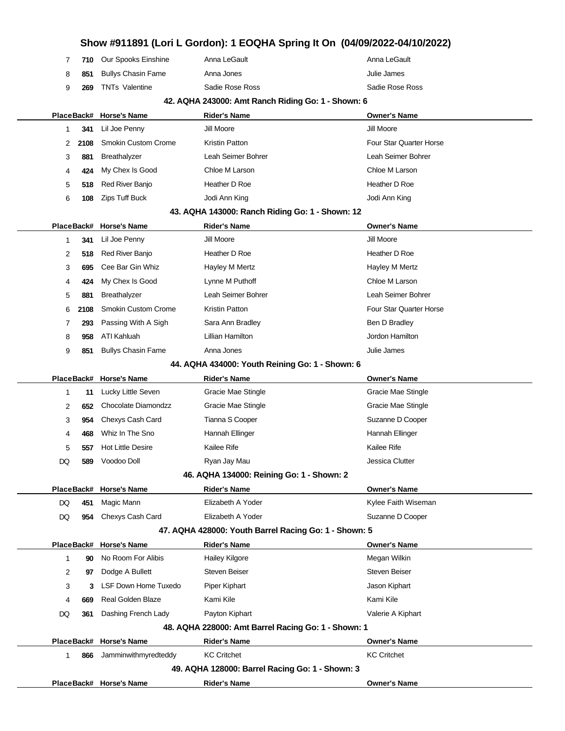# Show #911891 (Lori L Gordon): 1 EOQHA Spring It On (04/09/2022-04/10/2022)

| Place | Back# | Horse's Name | Rider's Name | Owner's Name |
|---|---|---|---|---|
| 7 | 710 | Our Spooks Einshine | Anna LeGault | Anna LeGault |
| 8 | 851 | Bullys Chasin Fame | Anna Jones | Julie James |
| 9 | 269 | TNTs Valentine | Sadie Rose Ross | Sadie Rose Ross |

### 42. AQHA 243000: Amt Ranch Riding Go: 1 - Shown: 6

| Place | Back# | Horse's Name | Rider's Name | Owner's Name |
|---|---|---|---|---|
| 1 | 341 | Lil Joe Penny | Jill Moore | Jill Moore |
| 2 | 2108 | Smokin Custom Crome | Kristin Patton | Four Star Quarter Horse |
| 3 | 881 | Breathalyzer | Leah Seimer Bohrer | Leah Seimer Bohrer |
| 4 | 424 | My Chex Is Good | Chloe M Larson | Chloe M Larson |
| 5 | 518 | Red River Banjo | Heather D Roe | Heather D Roe |
| 6 | 108 | Zips Tuff Buck | Jodi Ann King | Jodi Ann King |

### 43. AQHA 143000: Ranch Riding Go: 1 - Shown: 12

| Place | Back# | Horse's Name | Rider's Name | Owner's Name |
|---|---|---|---|---|
| 1 | 341 | Lil Joe Penny | Jill Moore | Jill Moore |
| 2 | 518 | Red River Banjo | Heather D Roe | Heather D Roe |
| 3 | 695 | Cee Bar Gin Whiz | Hayley M Mertz | Hayley M Mertz |
| 4 | 424 | My Chex Is Good | Lynne M Puthoff | Chloe M Larson |
| 5 | 881 | Breathalyzer | Leah Seimer Bohrer | Leah Seimer Bohrer |
| 6 | 2108 | Smokin Custom Crome | Kristin Patton | Four Star Quarter Horse |
| 7 | 293 | Passing With A Sigh | Sara Ann Bradley | Ben D Bradley |
| 8 | 958 | ATI Kahluah | Lillian Hamilton | Jordon Hamilton |
| 9 | 851 | Bullys Chasin Fame | Anna Jones | Julie James |

### 44. AQHA 434000: Youth Reining Go: 1 - Shown: 6

| Place | Back# | Horse's Name | Rider's Name | Owner's Name |
|---|---|---|---|---|
| 1 | 11 | Lucky Little Seven | Gracie Mae Stingle | Gracie Mae Stingle |
| 2 | 652 | Chocolate Diamondzz | Gracie Mae Stingle | Gracie Mae Stingle |
| 3 | 954 | Chexys Cash Card | Tianna S Cooper | Suzanne D Cooper |
| 4 | 468 | Whiz In The Sno | Hannah Ellinger | Hannah Ellinger |
| 5 | 557 | Hot Little Desire | Kailee Rife | Kailee Rife |
| DQ | 589 | Voodoo Doll | Ryan Jay Mau | Jessica Clutter |

### 46. AQHA 134000: Reining Go: 1 - Shown: 2

| Place | Back# | Horse's Name | Rider's Name | Owner's Name |
|---|---|---|---|---|
| DQ | 451 | Magic Mann | Elizabeth A Yoder | Kylee Faith Wiseman |
| DQ | 954 | Chexys Cash Card | Elizabeth A Yoder | Suzanne D Cooper |

### 47. AQHA 428000: Youth Barrel Racing Go: 1 - Shown: 5

| Place | Back# | Horse's Name | Rider's Name | Owner's Name |
|---|---|---|---|---|
| 1 | 90 | No Room For Alibis | Hailey Kilgore | Megan Wilkin |
| 2 | 97 | Dodge A Bullett | Steven Beiser | Steven Beiser |
| 3 | 3 | LSF Down Home Tuxedo | Piper Kiphart | Jason Kiphart |
| 4 | 669 | Real Golden Blaze | Kami Kile | Kami Kile |
| DQ | 361 | Dashing French Lady | Payton Kiphart | Valerie A Kiphart |

### 48. AQHA 228000: Amt Barrel Racing Go: 1 - Shown: 1

| Place | Back# | Horse's Name | Rider's Name | Owner's Name |
|---|---|---|---|---|
| 1 | 866 | Jamminwithmyredteddy | KC Critchet | KC Critchet |

### 49. AQHA 128000: Barrel Racing Go: 1 - Shown: 3

| Place | Back# | Horse's Name | Rider's Name | Owner's Name |
|---|---|---|---|---|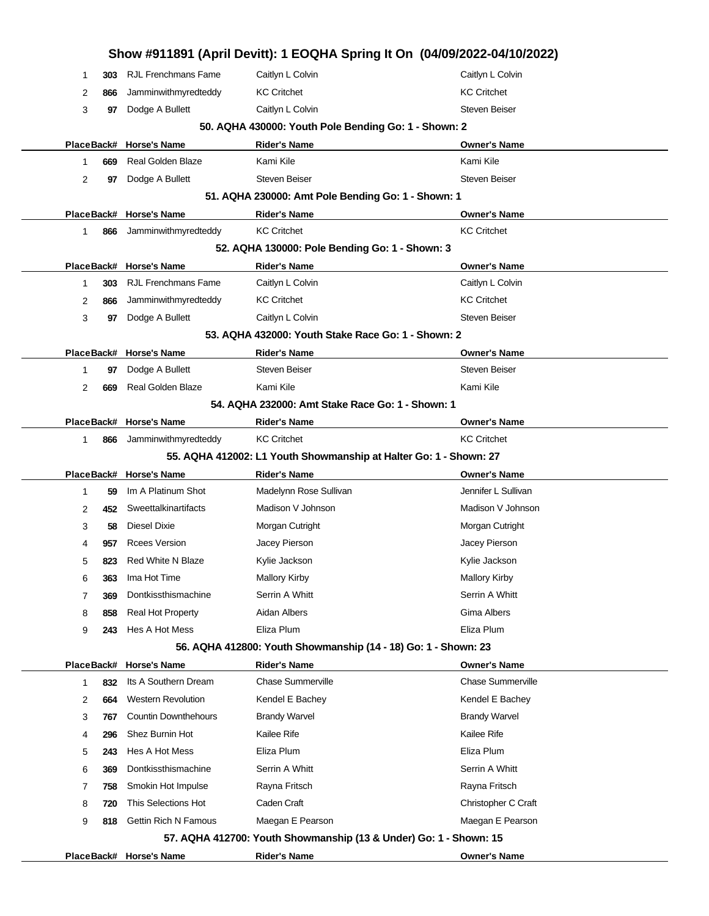# Show #911891 (April Devitt): 1 EOQHA Spring It On (04/09/2022-04/10/2022)

| Place | Back# | Horse's Name | Rider's Name | Owner's Name |
|---|---|---|---|---|
| 1 | 303 | RJL Frenchmans Fame | Caitlyn L Colvin | Caitlyn L Colvin |
| 2 | 866 | Jamminwithmyredteddy | KC Critchet | KC Critchet |
| 3 | 97 | Dodge A Bullett | Caitlyn L Colvin | Steven Beiser |

### 50. AQHA 430000: Youth Pole Bending Go: 1 - Shown: 2

| Place | Back# | Horse's Name | Rider's Name | Owner's Name |
|---|---|---|---|---|
| 1 | 669 | Real Golden Blaze | Kami Kile | Kami Kile |
| 2 | 97 | Dodge A Bullett | Steven Beiser | Steven Beiser |

### 51. AQHA 230000: Amt Pole Bending Go: 1 - Shown: 1

| Place | Back# | Horse's Name | Rider's Name | Owner's Name |
|---|---|---|---|---|
| 1 | 866 | Jamminwithmyredteddy | KC Critchet | KC Critchet |

### 52. AQHA 130000: Pole Bending Go: 1 - Shown: 3

| Place | Back# | Horse's Name | Rider's Name | Owner's Name |
|---|---|---|---|---|
| 1 | 303 | RJL Frenchmans Fame | Caitlyn L Colvin | Caitlyn L Colvin |
| 2 | 866 | Jamminwithmyredteddy | KC Critchet | KC Critchet |
| 3 | 97 | Dodge A Bullett | Caitlyn L Colvin | Steven Beiser |

### 53. AQHA 432000: Youth Stake Race Go: 1 - Shown: 2

| Place | Back# | Horse's Name | Rider's Name | Owner's Name |
|---|---|---|---|---|
| 1 | 97 | Dodge A Bullett | Steven Beiser | Steven Beiser |
| 2 | 669 | Real Golden Blaze | Kami Kile | Kami Kile |

### 54. AQHA 232000: Amt Stake Race Go: 1 - Shown: 1

| Place | Back# | Horse's Name | Rider's Name | Owner's Name |
|---|---|---|---|---|
| 1 | 866 | Jamminwithmyredteddy | KC Critchet | KC Critchet |

### 55. AQHA 412002: L1 Youth Showmanship at Halter Go: 1 - Shown: 27

| Place | Back# | Horse's Name | Rider's Name | Owner's Name |
|---|---|---|---|---|
| 1 | 59 | Im A Platinum Shot | Madelynn Rose Sullivan | Jennifer L Sullivan |
| 2 | 452 | Sweettalkinartifacts | Madison V Johnson | Madison V Johnson |
| 3 | 58 | Diesel Dixie | Morgan Cutright | Morgan Cutright |
| 4 | 957 | Rcees Version | Jacey Pierson | Jacey Pierson |
| 5 | 823 | Red White N Blaze | Kylie Jackson | Kylie Jackson |
| 6 | 363 | Ima Hot Time | Mallory Kirby | Mallory Kirby |
| 7 | 369 | Dontkissthismachine | Serrin A Whitt | Serrin A Whitt |
| 8 | 858 | Real Hot Property | Aidan Albers | Gima Albers |
| 9 | 243 | Hes A Hot Mess | Eliza Plum | Eliza Plum |

### 56. AQHA 412800: Youth Showmanship (14 - 18) Go: 1 - Shown: 23

| Place | Back# | Horse's Name | Rider's Name | Owner's Name |
|---|---|---|---|---|
| 1 | 832 | Its A Southern Dream | Chase Summerville | Chase Summerville |
| 2 | 664 | Western Revolution | Kendel E Bachey | Kendel E Bachey |
| 3 | 767 | Countin Downthehours | Brandy Warvel | Brandy Warvel |
| 4 | 296 | Shez Burnin Hot | Kailee Rife | Kailee Rife |
| 5 | 243 | Hes A Hot Mess | Eliza Plum | Eliza Plum |
| 6 | 369 | Dontkissthismachine | Serrin A Whitt | Serrin A Whitt |
| 7 | 758 | Smokin Hot Impulse | Rayna Fritsch | Rayna Fritsch |
| 8 | 720 | This Selections Hot | Caden Craft | Christopher C Craft |
| 9 | 818 | Gettin Rich N Famous | Maegan E Pearson | Maegan E Pearson |

### 57. AQHA 412700: Youth Showmanship (13 & Under) Go: 1 - Shown: 15

| Place | Back# | Horse's Name | Rider's Name | Owner's Name |
|---|---|---|---|---|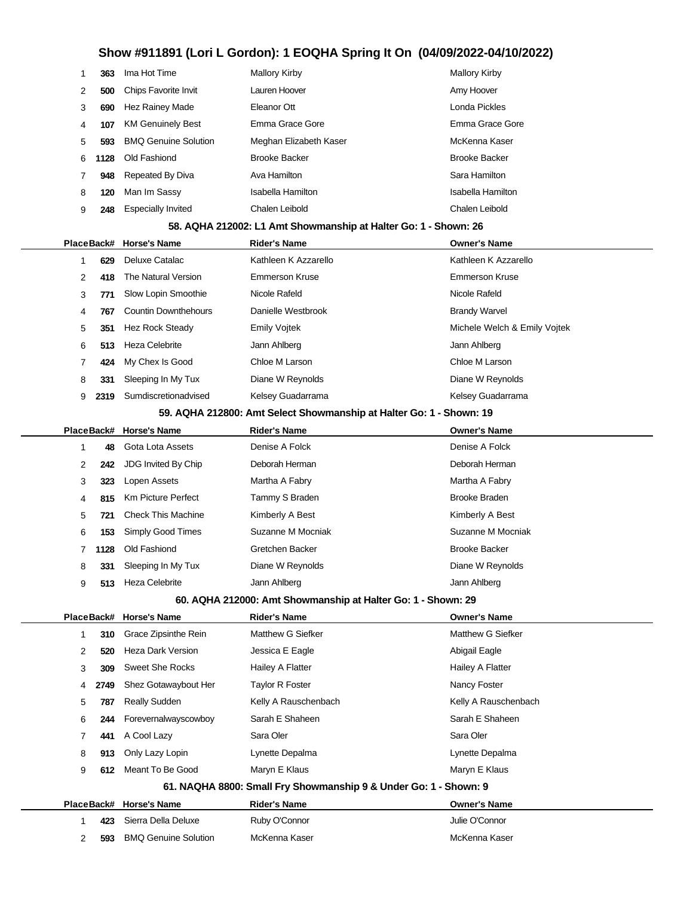# Show #911891 (Lori L Gordon): 1 EOQHA Spring It On (04/09/2022-04/10/2022)

| Place | Back# | Horse's Name | Rider's Name | Owner's Name |
|---|---|---|---|---|
| 1 | 363 | Ima Hot Time | Mallory Kirby | Mallory Kirby |
| 2 | 500 | Chips Favorite Invit | Lauren Hoover | Amy Hoover |
| 3 | 690 | Hez Rainey Made | Eleanor Ott | Londa Pickles |
| 4 | 107 | KM Genuinely Best | Emma Grace Gore | Emma Grace Gore |
| 5 | 593 | BMQ Genuine Solution | Meghan Elizabeth Kaser | McKenna Kaser |
| 6 | 1128 | Old Fashiond | Brooke Backer | Brooke Backer |
| 7 | 948 | Repeated By Diva | Ava Hamilton | Sara Hamilton |
| 8 | 120 | Man Im Sassy | Isabella Hamilton | Isabella Hamilton |
| 9 | 248 | Especially Invited | Chalen Leibold | Chalen Leibold |

### 58. AQHA 212002: L1 Amt Showmanship at Halter Go: 1 - Shown: 26

| Place | Back# | Horse's Name | Rider's Name | Owner's Name |
|---|---|---|---|---|
| 1 | 629 | Deluxe Catalac | Kathleen K Azzarello | Kathleen K Azzarello |
| 2 | 418 | The Natural Version | Emmerson Kruse | Emmerson Kruse |
| 3 | 771 | Slow Lopin Smoothie | Nicole Rafeld | Nicole Rafeld |
| 4 | 767 | Countin Downthehours | Danielle Westbrook | Brandy Warvel |
| 5 | 351 | Hez Rock Steady | Emily Vojtek | Michele Welch & Emily Vojtek |
| 6 | 513 | Heza Celebrite | Jann Ahlberg | Jann Ahlberg |
| 7 | 424 | My Chex Is Good | Chloe M Larson | Chloe M Larson |
| 8 | 331 | Sleeping In My Tux | Diane W Reynolds | Diane W Reynolds |
| 9 | 2319 | Sumdiscretionadvised | Kelsey Guadarrama | Kelsey Guadarrama |

### 59. AQHA 212800: Amt Select Showmanship at Halter Go: 1 - Shown: 19

| Place | Back# | Horse's Name | Rider's Name | Owner's Name |
|---|---|---|---|---|
| 1 | 48 | Gota Lota Assets | Denise A Folck | Denise A Folck |
| 2 | 242 | JDG Invited By Chip | Deborah Herman | Deborah Herman |
| 3 | 323 | Lopen Assets | Martha A Fabry | Martha A Fabry |
| 4 | 815 | Km Picture Perfect | Tammy S Braden | Brooke Braden |
| 5 | 721 | Check This Machine | Kimberly A Best | Kimberly A Best |
| 6 | 153 | Simply Good Times | Suzanne M Mocniak | Suzanne M Mocniak |
| 7 | 1128 | Old Fashiond | Gretchen Backer | Brooke Backer |
| 8 | 331 | Sleeping In My Tux | Diane W Reynolds | Diane W Reynolds |
| 9 | 513 | Heza Celebrite | Jann Ahlberg | Jann Ahlberg |

### 60. AQHA 212000: Amt Showmanship at Halter Go: 1 - Shown: 29

| Place | Back# | Horse's Name | Rider's Name | Owner's Name |
|---|---|---|---|---|
| 1 | 310 | Grace Zipsinthe Rein | Matthew G Siefker | Matthew G Siefker |
| 2 | 520 | Heza Dark Version | Jessica E Eagle | Abigail Eagle |
| 3 | 309 | Sweet She Rocks | Hailey A Flatter | Hailey A Flatter |
| 4 | 2749 | Shez Gotawaybout Her | Taylor R Foster | Nancy Foster |
| 5 | 787 | Really Sudden | Kelly A Rauschenbach | Kelly A Rauschenbach |
| 6 | 244 | Forevernalwayscowboy | Sarah E Shaheen | Sarah E Shaheen |
| 7 | 441 | A Cool Lazy | Sara Oler | Sara Oler |
| 8 | 913 | Only Lazy Lopin | Lynette Depalma | Lynette Depalma |
| 9 | 612 | Meant To Be Good | Maryn E Klaus | Maryn E Klaus |

### 61. NAQHA 8800: Small Fry Showmanship 9 & Under Go: 1 - Shown: 9

| Place | Back# | Horse's Name | Rider's Name | Owner's Name |
|---|---|---|---|---|
| 1 | 423 | Sierra Della Deluxe | Ruby O'Connor | Julie O'Connor |
| 2 | 593 | BMQ Genuine Solution | McKenna Kaser | McKenna Kaser |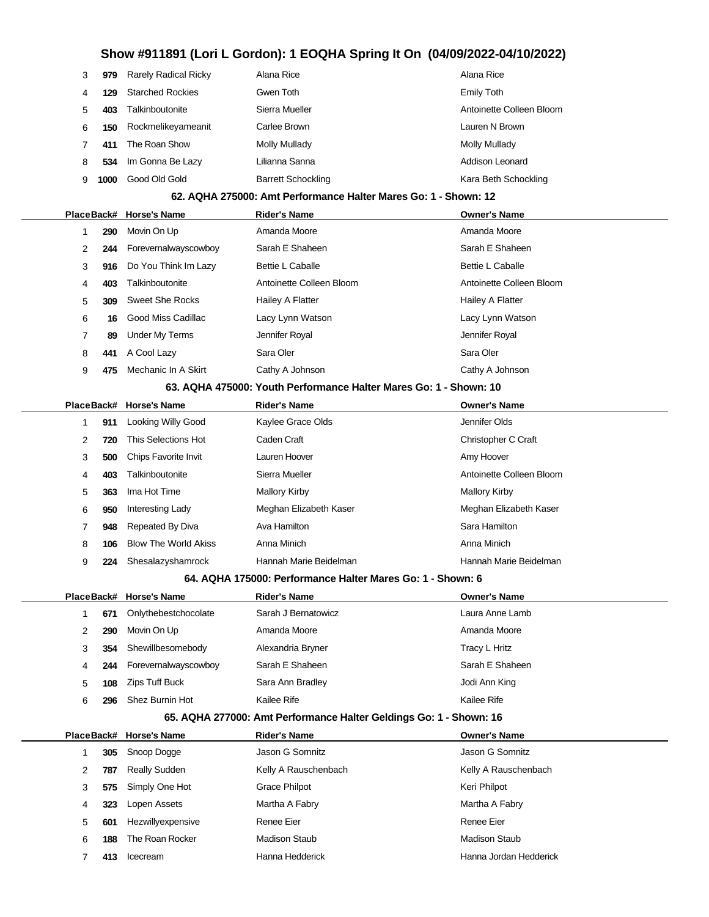| Place | Back# | Horse's Name | Rider's Name | Owner's Name |
|---|---|---|---|---|
| 3 | 979 | Rarely Radical Ricky | Alana Rice | Alana Rice |
| 4 | 129 | Starched Rockies | Gwen Toth | Emily Toth |
| 5 | 403 | Talkinboutonite | Sierra Mueller | Antoinette Colleen Bloom |
| 6 | 150 | Rockmelikeyameanit | Carlee Brown | Lauren N Brown |
| 7 | 411 | The Roan Show | Molly Mullady | Molly Mullady |
| 8 | 534 | Im Gonna Be Lazy | Lilianna Sanna | Addison Leonard |
| 9 | 1000 | Good Old Gold | Barrett Schockling | Kara Beth Schockling |

### 62. AQHA 275000: Amt Performance Halter Mares Go: 1 - Shown: 12

| Place | Back# | Horse's Name | Rider's Name | Owner's Name |
|---|---|---|---|---|
| 1 | 290 | Movin On Up | Amanda Moore | Amanda Moore |
| 2 | 244 | Forevernalwayscowboy | Sarah E Shaheen | Sarah E Shaheen |
| 3 | 916 | Do You Think Im Lazy | Bettie L Caballe | Bettie L Caballe |
| 4 | 403 | Talkinboutonite | Antoinette Colleen Bloom | Antoinette Colleen Bloom |
| 5 | 309 | Sweet She Rocks | Hailey A Flatter | Hailey A Flatter |
| 6 | 16 | Good Miss Cadillac | Lacy Lynn Watson | Lacy Lynn Watson |
| 7 | 89 | Under My Terms | Jennifer Royal | Jennifer Royal |
| 8 | 441 | A Cool Lazy | Sara Oler | Sara Oler |
| 9 | 475 | Mechanic In A Skirt | Cathy A Johnson | Cathy A Johnson |

### 63. AQHA 475000: Youth Performance Halter Mares Go: 1 - Shown: 10

| Place | Back# | Horse's Name | Rider's Name | Owner's Name |
|---|---|---|---|---|
| 1 | 911 | Looking Willy Good | Kaylee Grace Olds | Jennifer Olds |
| 2 | 720 | This Selections Hot | Caden Craft | Christopher C Craft |
| 3 | 500 | Chips Favorite Invit | Lauren Hoover | Amy Hoover |
| 4 | 403 | Talkinboutonite | Sierra Mueller | Antoinette Colleen Bloom |
| 5 | 363 | Ima Hot Time | Mallory Kirby | Mallory Kirby |
| 6 | 950 | Interesting Lady | Meghan Elizabeth Kaser | Meghan Elizabeth Kaser |
| 7 | 948 | Repeated By Diva | Ava Hamilton | Sara Hamilton |
| 8 | 106 | Blow The World Akiss | Anna Minich | Anna Minich |
| 9 | 224 | Shesalazyshamrock | Hannah Marie Beidelman | Hannah Marie Beidelman |

### 64. AQHA 175000: Performance Halter Mares Go: 1 - Shown: 6

| Place | Back# | Horse's Name | Rider's Name | Owner's Name |
|---|---|---|---|---|
| 1 | 671 | Onlythebestchocolate | Sarah J Bernatowicz | Laura Anne Lamb |
| 2 | 290 | Movin On Up | Amanda Moore | Amanda Moore |
| 3 | 354 | Shewillbesomebody | Alexandria Bryner | Tracy L Hritz |
| 4 | 244 | Forevernalwayscowboy | Sarah E Shaheen | Sarah E Shaheen |
| 5 | 108 | Zips Tuff Buck | Sara Ann Bradley | Jodi Ann King |
| 6 | 296 | Shez Burnin Hot | Kailee Rife | Kailee Rife |

### 65. AQHA 277000: Amt Performance Halter Geldings Go: 1 - Shown: 16

| Place | Back# | Horse's Name | Rider's Name | Owner's Name |
|---|---|---|---|---|
| 1 | 305 | Snoop Dogge | Jason G Somnitz | Jason G Somnitz |
| 2 | 787 | Really Sudden | Kelly A Rauschenbach | Kelly A Rauschenbach |
| 3 | 575 | Simply One Hot | Grace Philpot | Keri Philpot |
| 4 | 323 | Lopen Assets | Martha A Fabry | Martha A Fabry |
| 5 | 601 | Hezwillyexpensive | Renee Eier | Renee Eier |
| 6 | 188 | The Roan Rocker | Madison Staub | Madison Staub |
| 7 | 413 | Icecream | Hanna Hedderick | Hanna Jordan Hedderick |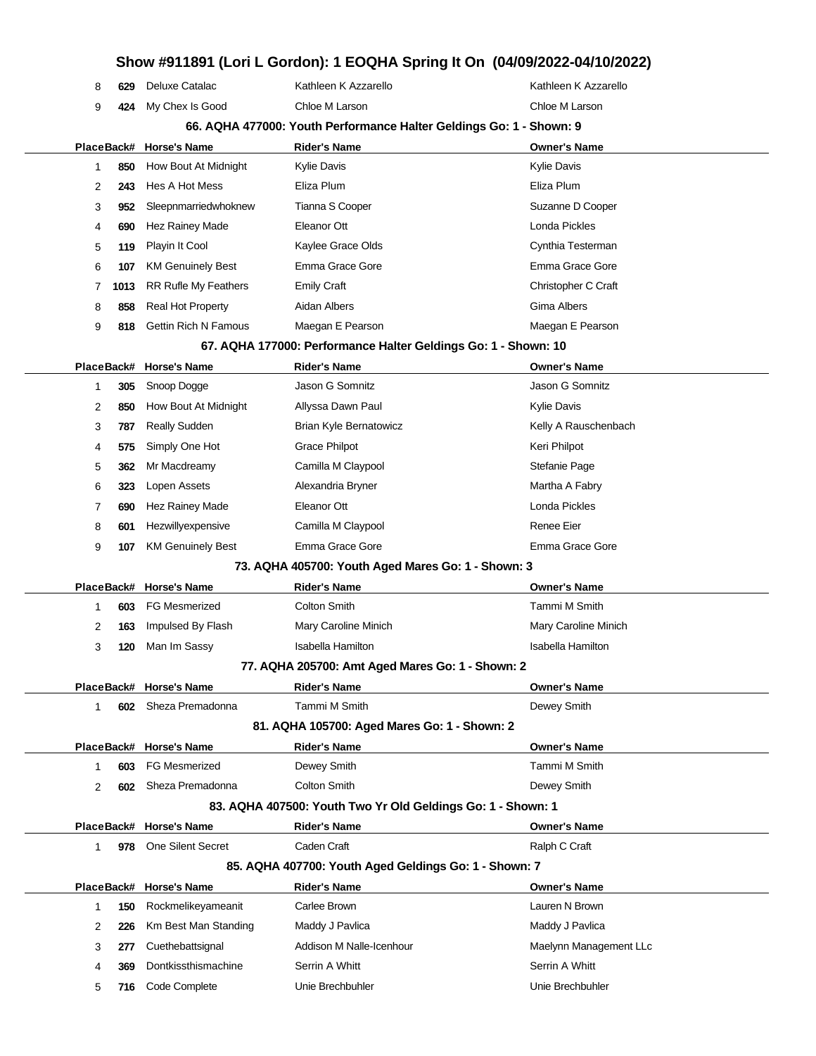# Show #911891 (Lori L Gordon): 1 EOQHA Spring It On (04/09/2022-04/10/2022)

| Place | Back# | Horse's Name | Rider's Name | Owner's Name |
|---|---|---|---|---|
| 8 | 629 | Deluxe Catalac | Kathleen K Azzarello | Kathleen K Azzarello |
| 9 | 424 | My Chex Is Good | Chloe M Larson | Chloe M Larson |

### 66. AQHA 477000: Youth Performance Halter Geldings Go: 1 - Shown: 9

| Place | Back# | Horse's Name | Rider's Name | Owner's Name |
|---|---|---|---|---|
| 1 | 850 | How Bout At Midnight | Kylie Davis | Kylie Davis |
| 2 | 243 | Hes A Hot Mess | Eliza Plum | Eliza Plum |
| 3 | 952 | Sleepnmarriedwhoknew | Tianna S Cooper | Suzanne D Cooper |
| 4 | 690 | Hez Rainey Made | Eleanor Ott | Londa Pickles |
| 5 | 119 | Playin It Cool | Kaylee Grace Olds | Cynthia Testerman |
| 6 | 107 | KM Genuinely Best | Emma Grace Gore | Emma Grace Gore |
| 7 | 1013 | RR Rufle My Feathers | Emily Craft | Christopher C Craft |
| 8 | 858 | Real Hot Property | Aidan Albers | Gima Albers |
| 9 | 818 | Gettin Rich N Famous | Maegan E Pearson | Maegan E Pearson |

### 67. AQHA 177000: Performance Halter Geldings Go: 1 - Shown: 10

| Place | Back# | Horse's Name | Rider's Name | Owner's Name |
|---|---|---|---|---|
| 1 | 305 | Snoop Dogge | Jason G Somnitz | Jason G Somnitz |
| 2 | 850 | How Bout At Midnight | Allyssa Dawn Paul | Kylie Davis |
| 3 | 787 | Really Sudden | Brian Kyle Bernatowicz | Kelly A Rauschenbach |
| 4 | 575 | Simply One Hot | Grace Philpot | Keri Philpot |
| 5 | 362 | Mr Macdreamy | Camilla M Claypool | Stefanie Page |
| 6 | 323 | Lopen Assets | Alexandria Bryner | Martha A Fabry |
| 7 | 690 | Hez Rainey Made | Eleanor Ott | Londa Pickles |
| 8 | 601 | Hezwillyexpensive | Camilla M Claypool | Renee Eier |
| 9 | 107 | KM Genuinely Best | Emma Grace Gore | Emma Grace Gore |

### 73. AQHA 405700: Youth Aged Mares Go: 1 - Shown: 3

| Place | Back# | Horse's Name | Rider's Name | Owner's Name |
|---|---|---|---|---|
| 1 | 603 | FG Mesmerized | Colton Smith | Tammi M Smith |
| 2 | 163 | Impulsed By Flash | Mary Caroline Minich | Mary Caroline Minich |
| 3 | 120 | Man Im Sassy | Isabella Hamilton | Isabella Hamilton |

### 77. AQHA 205700: Amt Aged Mares Go: 1 - Shown: 2

| Place | Back# | Horse's Name | Rider's Name | Owner's Name |
|---|---|---|---|---|
| 1 | 602 | Sheza Premadonna | Tammi M Smith | Dewey Smith |

### 81. AQHA 105700: Aged Mares Go: 1 - Shown: 2

| Place | Back# | Horse's Name | Rider's Name | Owner's Name |
|---|---|---|---|---|
| 1 | 603 | FG Mesmerized | Dewey Smith | Tammi M Smith |
| 2 | 602 | Sheza Premadonna | Colton Smith | Dewey Smith |

### 83. AQHA 407500: Youth Two Yr Old Geldings Go: 1 - Shown: 1

| Place | Back# | Horse's Name | Rider's Name | Owner's Name |
|---|---|---|---|---|
| 1 | 978 | One Silent Secret | Caden Craft | Ralph C Craft |

### 85. AQHA 407700: Youth Aged Geldings Go: 1 - Shown: 7

| Place | Back# | Horse's Name | Rider's Name | Owner's Name |
|---|---|---|---|---|
| 1 | 150 | Rockmelikeyameanit | Carlee Brown | Lauren N Brown |
| 2 | 226 | Km Best Man Standing | Maddy J Pavlica | Maddy J Pavlica |
| 3 | 277 | Cuethebattsignal | Addison M Nalle-Icenhour | Maelynn Management LLc |
| 4 | 369 | Dontkissthismachine | Serrin A Whitt | Serrin A Whitt |
| 5 | 716 | Code Complete | Unie Brechbuhler | Unie Brechbuhler |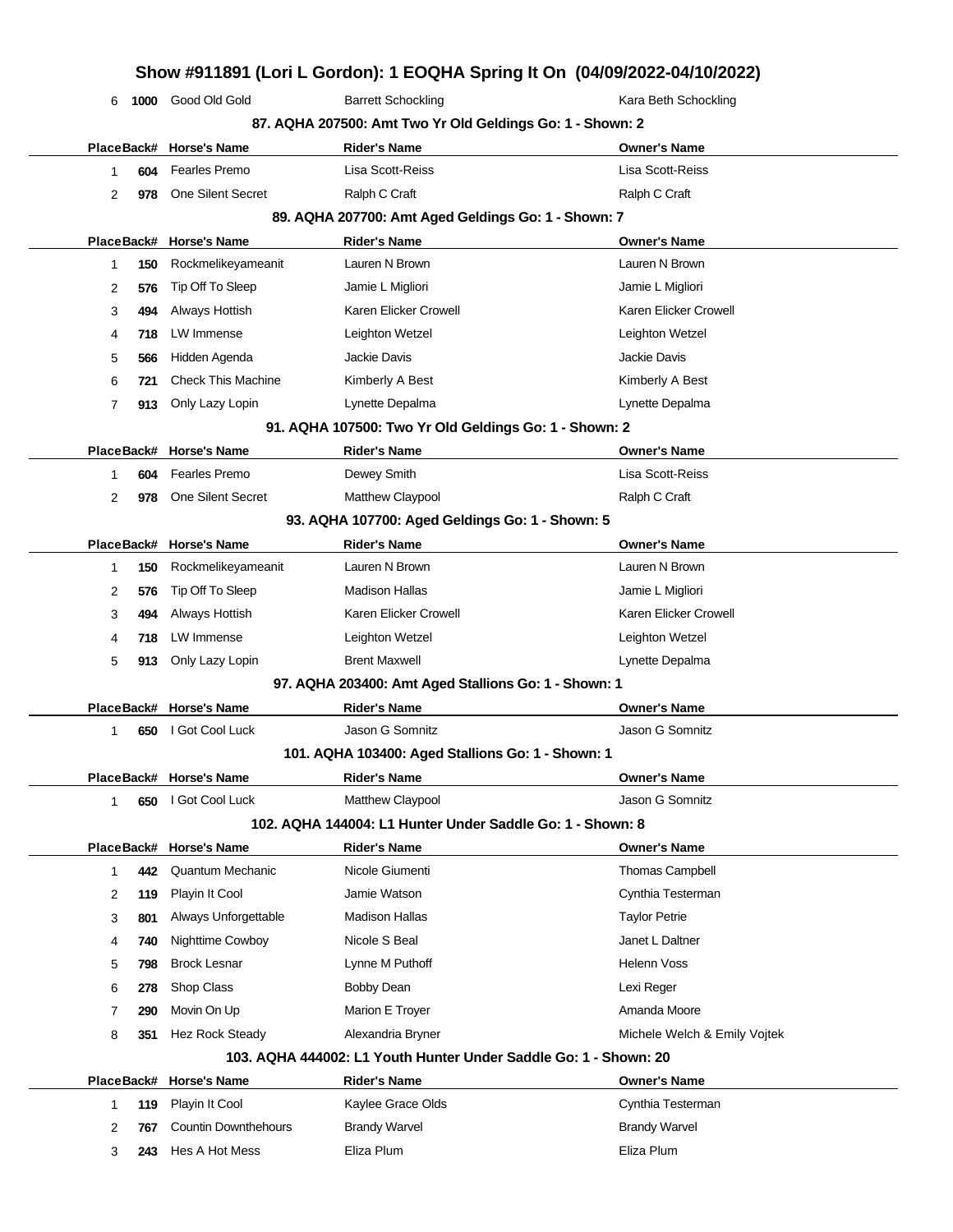## Show #911891 (Lori L Gordon): 1 EOQHA Spring It On (04/09/2022-04/10/2022)

| Place | Back# | Horse's Name | Rider's Name | Owner's Name |
|---|---|---|---|---|
| 6 | 1000 | Good Old Gold | Barrett Schockling | Kara Beth Schockling |

### 87. AQHA 207500: Amt Two Yr Old Geldings Go: 1 - Shown: 2

| Place | Back# | Horse's Name | Rider's Name | Owner's Name |
|---|---|---|---|---|
| 1 | 604 | Fearles Premo | Lisa Scott-Reiss | Lisa Scott-Reiss |
| 2 | 978 | One Silent Secret | Ralph C Craft | Ralph C Craft |

### 89. AQHA 207700: Amt Aged Geldings Go: 1 - Shown: 7

| Place | Back# | Horse's Name | Rider's Name | Owner's Name |
|---|---|---|---|---|
| 1 | 150 | Rockmelikeyameanit | Lauren N Brown | Lauren N Brown |
| 2 | 576 | Tip Off To Sleep | Jamie L Migliori | Jamie L Migliori |
| 3 | 494 | Always Hottish | Karen Elicker Crowell | Karen Elicker Crowell |
| 4 | 718 | LW Immense | Leighton Wetzel | Leighton Wetzel |
| 5 | 566 | Hidden Agenda | Jackie Davis | Jackie Davis |
| 6 | 721 | Check This Machine | Kimberly A Best | Kimberly A Best |
| 7 | 913 | Only Lazy Lopin | Lynette Depalma | Lynette Depalma |

### 91. AQHA 107500: Two Yr Old Geldings Go: 1 - Shown: 2

| Place | Back# | Horse's Name | Rider's Name | Owner's Name |
|---|---|---|---|---|
| 1 | 604 | Fearles Premo | Dewey Smith | Lisa Scott-Reiss |
| 2 | 978 | One Silent Secret | Matthew Claypool | Ralph C Craft |

### 93. AQHA 107700: Aged Geldings Go: 1 - Shown: 5

| Place | Back# | Horse's Name | Rider's Name | Owner's Name |
|---|---|---|---|---|
| 1 | 150 | Rockmelikeyameanit | Lauren N Brown | Lauren N Brown |
| 2 | 576 | Tip Off To Sleep | Madison Hallas | Jamie L Migliori |
| 3 | 494 | Always Hottish | Karen Elicker Crowell | Karen Elicker Crowell |
| 4 | 718 | LW Immense | Leighton Wetzel | Leighton Wetzel |
| 5 | 913 | Only Lazy Lopin | Brent Maxwell | Lynette Depalma |

### 97. AQHA 203400: Amt Aged Stallions Go: 1 - Shown: 1

| Place | Back# | Horse's Name | Rider's Name | Owner's Name |
|---|---|---|---|---|
| 1 | 650 | I Got Cool Luck | Jason G Somnitz | Jason G Somnitz |

### 101. AQHA 103400: Aged Stallions Go: 1 - Shown: 1

| Place | Back# | Horse's Name | Rider's Name | Owner's Name |
|---|---|---|---|---|
| 1 | 650 | I Got Cool Luck | Matthew Claypool | Jason G Somnitz |

### 102. AQHA 144004: L1 Hunter Under Saddle Go: 1 - Shown: 8

| Place | Back# | Horse's Name | Rider's Name | Owner's Name |
|---|---|---|---|---|
| 1 | 442 | Quantum Mechanic | Nicole Giumenti | Thomas Campbell |
| 2 | 119 | Playin It Cool | Jamie Watson | Cynthia Testerman |
| 3 | 801 | Always Unforgettable | Madison Hallas | Taylor Petrie |
| 4 | 740 | Nighttime Cowboy | Nicole S Beal | Janet L Daltner |
| 5 | 798 | Brock Lesnar | Lynne M Puthoff | Helenn Voss |
| 6 | 278 | Shop Class | Bobby Dean | Lexi Reger |
| 7 | 290 | Movin On Up | Marion E Troyer | Amanda Moore |
| 8 | 351 | Hez Rock Steady | Alexandria Bryner | Michele Welch & Emily Vojtek |

### 103. AQHA 444002: L1 Youth Hunter Under Saddle Go: 1 - Shown: 20

| Place | Back# | Horse's Name | Rider's Name | Owner's Name |
|---|---|---|---|---|
| 1 | 119 | Playin It Cool | Kaylee Grace Olds | Cynthia Testerman |
| 2 | 767 | Countin Downthehours | Brandy Warvel | Brandy Warvel |
| 3 | 243 | Hes A Hot Mess | Eliza Plum | Eliza Plum |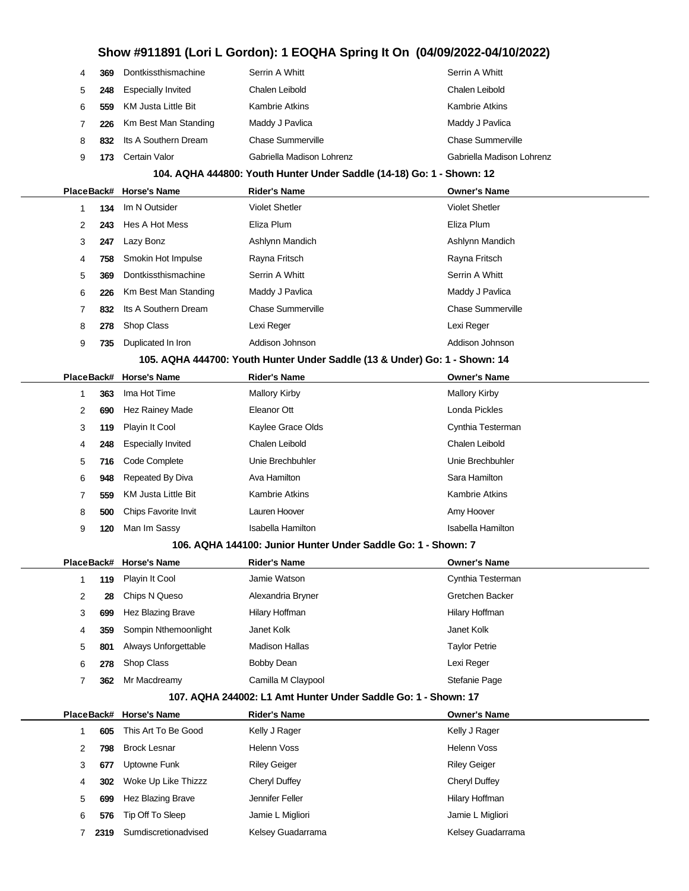| Place | Back# | Horse's Name | Rider's Name | Owner's Name |
|---|---|---|---|---|
| 4 | 369 | Dontkissthismachine | Serrin A Whitt | Serrin A Whitt |
| 5 | 248 | Especially Invited | Chalen Leibold | Chalen Leibold |
| 6 | 559 | KM Justa Little Bit | Kambrie Atkins | Kambrie Atkins |
| 7 | 226 | Km Best Man Standing | Maddy J Pavlica | Maddy J Pavlica |
| 8 | 832 | Its A Southern Dream | Chase Summerville | Chase Summerville |
| 9 | 173 | Certain Valor | Gabriella Madison Lohrenz | Gabriella Madison Lohrenz |

### 104. AQHA 444800: Youth Hunter Under Saddle (14-18) Go: 1 - Shown: 12

| Place | Back# | Horse's Name | Rider's Name | Owner's Name |
|---|---|---|---|---|
| 1 | 134 | Im N Outsider | Violet Shetler | Violet Shetler |
| 2 | 243 | Hes A Hot Mess | Eliza Plum | Eliza Plum |
| 3 | 247 | Lazy Bonz | Ashlynn Mandich | Ashlynn Mandich |
| 4 | 758 | Smokin Hot Impulse | Rayna Fritsch | Rayna Fritsch |
| 5 | 369 | Dontkissthismachine | Serrin A Whitt | Serrin A Whitt |
| 6 | 226 | Km Best Man Standing | Maddy J Pavlica | Maddy J Pavlica |
| 7 | 832 | Its A Southern Dream | Chase Summerville | Chase Summerville |
| 8 | 278 | Shop Class | Lexi Reger | Lexi Reger |
| 9 | 735 | Duplicated In Iron | Addison Johnson | Addison Johnson |

### 105. AQHA 444700: Youth Hunter Under Saddle (13 & Under) Go: 1 - Shown: 14

| Place | Back# | Horse's Name | Rider's Name | Owner's Name |
|---|---|---|---|---|
| 1 | 363 | Ima Hot Time | Mallory Kirby | Mallory Kirby |
| 2 | 690 | Hez Rainey Made | Eleanor Ott | Londa Pickles |
| 3 | 119 | Playin It Cool | Kaylee Grace Olds | Cynthia Testerman |
| 4 | 248 | Especially Invited | Chalen Leibold | Chalen Leibold |
| 5 | 716 | Code Complete | Unie Brechbuhler | Unie Brechbuhler |
| 6 | 948 | Repeated By Diva | Ava Hamilton | Sara Hamilton |
| 7 | 559 | KM Justa Little Bit | Kambrie Atkins | Kambrie Atkins |
| 8 | 500 | Chips Favorite Invit | Lauren Hoover | Amy Hoover |
| 9 | 120 | Man Im Sassy | Isabella Hamilton | Isabella Hamilton |

### 106. AQHA 144100: Junior Hunter Under Saddle Go: 1 - Shown: 7

| Place | Back# | Horse's Name | Rider's Name | Owner's Name |
|---|---|---|---|---|
| 1 | 119 | Playin It Cool | Jamie Watson | Cynthia Testerman |
| 2 | 28 | Chips N Queso | Alexandria Bryner | Gretchen Backer |
| 3 | 699 | Hez Blazing Brave | Hilary Hoffman | Hilary Hoffman |
| 4 | 359 | Sompin Nthemoonlight | Janet Kolk | Janet Kolk |
| 5 | 801 | Always Unforgettable | Madison Hallas | Taylor Petrie |
| 6 | 278 | Shop Class | Bobby Dean | Lexi Reger |
| 7 | 362 | Mr Macdreamy | Camilla M Claypool | Stefanie Page |

### 107. AQHA 244002: L1 Amt Hunter Under Saddle Go: 1 - Shown: 17

| Place | Back# | Horse's Name | Rider's Name | Owner's Name |
|---|---|---|---|---|
| 1 | 605 | This Art To Be Good | Kelly J Rager | Kelly J Rager |
| 2 | 798 | Brock Lesnar | Helenn Voss | Helenn Voss |
| 3 | 677 | Uptowne Funk | Riley Geiger | Riley Geiger |
| 4 | 302 | Woke Up Like Thizzz | Cheryl Duffey | Cheryl Duffey |
| 5 | 699 | Hez Blazing Brave | Jennifer Feller | Hilary Hoffman |
| 6 | 576 | Tip Off To Sleep | Jamie L Migliori | Jamie L Migliori |
| 7 | 2319 | Sumdiscretionadvised | Kelsey Guadarrama | Kelsey Guadarrama |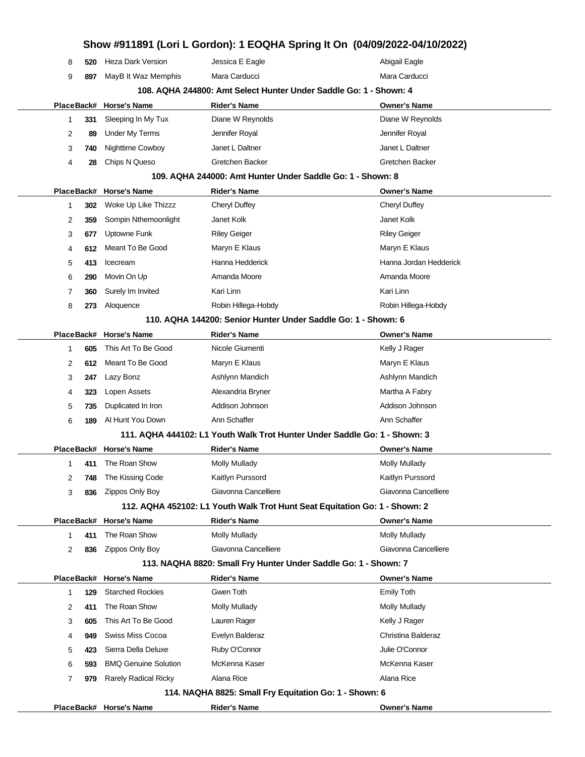# Show #911891 (Lori L Gordon): 1 EOQHA Spring It On (04/09/2022-04/10/2022)

| Place | Back# | Horse's Name | Rider's Name | Owner's Name |
|---|---|---|---|---|
| 8 | 520 | Heza Dark Version | Jessica E Eagle | Abigail Eagle |
| 9 | 897 | MayB It Waz Memphis | Mara Carducci | Mara Carducci |

### 108. AQHA 244800: Amt Select Hunter Under Saddle Go: 1 - Shown: 4

| Place | Back# | Horse's Name | Rider's Name | Owner's Name |
|---|---|---|---|---|
| 1 | 331 | Sleeping In My Tux | Diane W Reynolds | Diane W Reynolds |
| 2 | 89 | Under My Terms | Jennifer Royal | Jennifer Royal |
| 3 | 740 | Nighttime Cowboy | Janet L Daltner | Janet L Daltner |
| 4 | 28 | Chips N Queso | Gretchen Backer | Gretchen Backer |

### 109. AQHA 244000: Amt Hunter Under Saddle Go: 1 - Shown: 8

| Place | Back# | Horse's Name | Rider's Name | Owner's Name |
|---|---|---|---|---|
| 1 | 302 | Woke Up Like Thizzz | Cheryl Duffey | Cheryl Duffey |
| 2 | 359 | Sompin Nthemoonlight | Janet Kolk | Janet Kolk |
| 3 | 677 | Uptowne Funk | Riley Geiger | Riley Geiger |
| 4 | 612 | Meant To Be Good | Maryn E Klaus | Maryn E Klaus |
| 5 | 413 | Icecream | Hanna Hedderick | Hanna Jordan Hedderick |
| 6 | 290 | Movin On Up | Amanda Moore | Amanda Moore |
| 7 | 360 | Surely Im Invited | Kari Linn | Kari Linn |
| 8 | 273 | Aloquence | Robin Hillega-Hobdy | Robin Hillega-Hobdy |

### 110. AQHA 144200: Senior Hunter Under Saddle Go: 1 - Shown: 6

| Place | Back# | Horse's Name | Rider's Name | Owner's Name |
|---|---|---|---|---|
| 1 | 605 | This Art To Be Good | Nicole Giumenti | Kelly J Rager |
| 2 | 612 | Meant To Be Good | Maryn E Klaus | Maryn E Klaus |
| 3 | 247 | Lazy Bonz | Ashlynn Mandich | Ashlynn Mandich |
| 4 | 323 | Lopen Assets | Alexandria Bryner | Martha A Fabry |
| 5 | 735 | Duplicated In Iron | Addison Johnson | Addison Johnson |
| 6 | 189 | Al Hunt You Down | Ann Schaffer | Ann Schaffer |

### 111. AQHA 444102: L1 Youth Walk Trot Hunter Under Saddle Go: 1 - Shown: 3

| Place | Back# | Horse's Name | Rider's Name | Owner's Name |
|---|---|---|---|---|
| 1 | 411 | The Roan Show | Molly Mullady | Molly Mullady |
| 2 | 748 | The Kissing Code | Kaitlyn Purssord | Kaitlyn Purssord |
| 3 | 836 | Zippos Only Boy | Giavonna Cancelliere | Giavonna Cancelliere |

### 112. AQHA 452102: L1 Youth Walk Trot Hunt Seat Equitation Go: 1 - Shown: 2

| Place | Back# | Horse's Name | Rider's Name | Owner's Name |
|---|---|---|---|---|
| 1 | 411 | The Roan Show | Molly Mullady | Molly Mullady |
| 2 | 836 | Zippos Only Boy | Giavonna Cancelliere | Giavonna Cancelliere |

### 113. NAQHA 8820: Small Fry Hunter Under Saddle Go: 1 - Shown: 7

| Place | Back# | Horse's Name | Rider's Name | Owner's Name |
|---|---|---|---|---|
| 1 | 129 | Starched Rockies | Gwen Toth | Emily Toth |
| 2 | 411 | The Roan Show | Molly Mullady | Molly Mullady |
| 3 | 605 | This Art To Be Good | Lauren Rager | Kelly J Rager |
| 4 | 949 | Swiss Miss Cocoa | Evelyn Balderaz | Christina Balderaz |
| 5 | 423 | Sierra Della Deluxe | Ruby O'Connor | Julie O'Connor |
| 6 | 593 | BMQ Genuine Solution | McKenna Kaser | McKenna Kaser |
| 7 | 979 | Rarely Radical Ricky | Alana Rice | Alana Rice |

### 114. NAQHA 8825: Small Fry Equitation Go: 1 - Shown: 6

| Place | Back# | Horse's Name | Rider's Name | Owner's Name |
|---|---|---|---|---|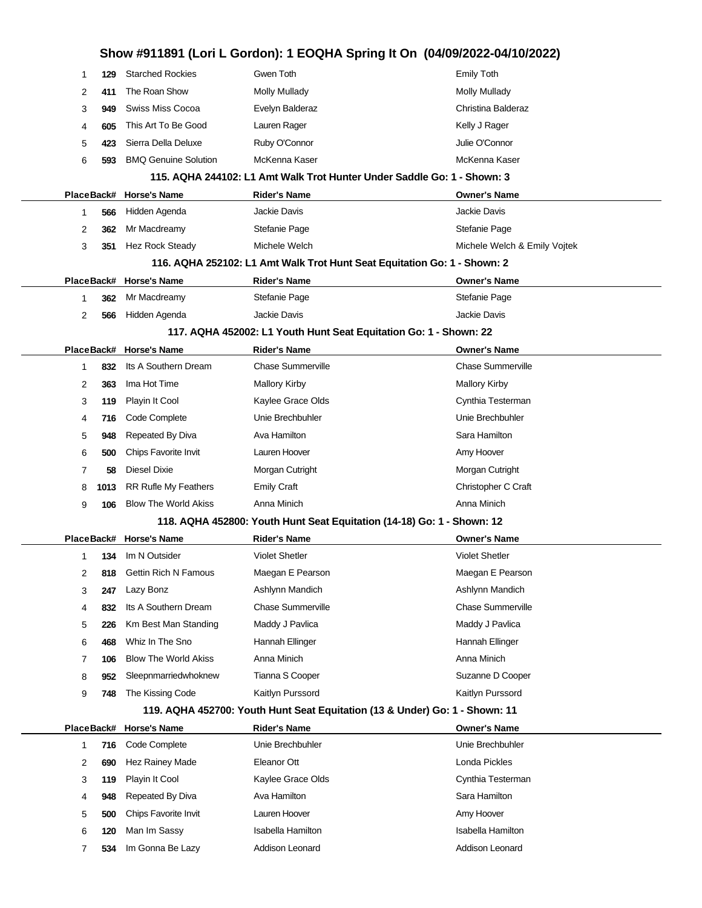## Show #911891 (Lori L Gordon): 1 EOQHA Spring It On (04/09/2022-04/10/2022)

| Place | Back# | Horse's Name | Rider's Name | Owner's Name |
|---|---|---|---|---|
| 1 | 129 | Starched Rockies | Gwen Toth | Emily Toth |
| 2 | 411 | The Roan Show | Molly Mullady | Molly Mullady |
| 3 | 949 | Swiss Miss Cocoa | Evelyn Balderaz | Christina Balderaz |
| 4 | 605 | This Art To Be Good | Lauren Rager | Kelly J Rager |
| 5 | 423 | Sierra Della Deluxe | Ruby O'Connor | Julie O'Connor |
| 6 | 593 | BMQ Genuine Solution | McKenna Kaser | McKenna Kaser |

### 115. AQHA 244102: L1 Amt Walk Trot Hunter Under Saddle Go: 1 - Shown: 3

| Place | Back# | Horse's Name | Rider's Name | Owner's Name |
|---|---|---|---|---|
| 1 | 566 | Hidden Agenda | Jackie Davis | Jackie Davis |
| 2 | 362 | Mr Macdreamy | Stefanie Page | Stefanie Page |
| 3 | 351 | Hez Rock Steady | Michele Welch | Michele Welch & Emily Vojtek |

### 116. AQHA 252102: L1 Amt Walk Trot Hunt Seat Equitation Go: 1 - Shown: 2

| Place | Back# | Horse's Name | Rider's Name | Owner's Name |
|---|---|---|---|---|
| 1 | 362 | Mr Macdreamy | Stefanie Page | Stefanie Page |
| 2 | 566 | Hidden Agenda | Jackie Davis | Jackie Davis |

### 117. AQHA 452002: L1 Youth Hunt Seat Equitation Go: 1 - Shown: 22

| Place | Back# | Horse's Name | Rider's Name | Owner's Name |
|---|---|---|---|---|
| 1 | 832 | Its A Southern Dream | Chase Summerville | Chase Summerville |
| 2 | 363 | Ima Hot Time | Mallory Kirby | Mallory Kirby |
| 3 | 119 | Playin It Cool | Kaylee Grace Olds | Cynthia Testerman |
| 4 | 716 | Code Complete | Unie Brechbuhler | Unie Brechbuhler |
| 5 | 948 | Repeated By Diva | Ava Hamilton | Sara Hamilton |
| 6 | 500 | Chips Favorite Invit | Lauren Hoover | Amy Hoover |
| 7 | 58 | Diesel Dixie | Morgan Cutright | Morgan Cutright |
| 8 | 1013 | RR Rufle My Feathers | Emily Craft | Christopher C Craft |
| 9 | 106 | Blow The World Akiss | Anna Minich | Anna Minich |

### 118. AQHA 452800: Youth Hunt Seat Equitation (14-18) Go: 1 - Shown: 12

| Place | Back# | Horse's Name | Rider's Name | Owner's Name |
|---|---|---|---|---|
| 1 | 134 | Im N Outsider | Violet Shetler | Violet Shetler |
| 2 | 818 | Gettin Rich N Famous | Maegan E Pearson | Maegan E Pearson |
| 3 | 247 | Lazy Bonz | Ashlynn Mandich | Ashlynn Mandich |
| 4 | 832 | Its A Southern Dream | Chase Summerville | Chase Summerville |
| 5 | 226 | Km Best Man Standing | Maddy J Pavlica | Maddy J Pavlica |
| 6 | 468 | Whiz In The Sno | Hannah Ellinger | Hannah Ellinger |
| 7 | 106 | Blow The World Akiss | Anna Minich | Anna Minich |
| 8 | 952 | Sleepnmarriedwhoknew | Tianna S Cooper | Suzanne D Cooper |
| 9 | 748 | The Kissing Code | Kaitlyn Purssord | Kaitlyn Purssord |

### 119. AQHA 452700: Youth Hunt Seat Equitation (13 & Under) Go: 1 - Shown: 11

| Place | Back# | Horse's Name | Rider's Name | Owner's Name |
|---|---|---|---|---|
| 1 | 716 | Code Complete | Unie Brechbuhler | Unie Brechbuhler |
| 2 | 690 | Hez Rainey Made | Eleanor Ott | Londa Pickles |
| 3 | 119 | Playin It Cool | Kaylee Grace Olds | Cynthia Testerman |
| 4 | 948 | Repeated By Diva | Ava Hamilton | Sara Hamilton |
| 5 | 500 | Chips Favorite Invit | Lauren Hoover | Amy Hoover |
| 6 | 120 | Man Im Sassy | Isabella Hamilton | Isabella Hamilton |
| 7 | 534 | Im Gonna Be Lazy | Addison Leonard | Addison Leonard |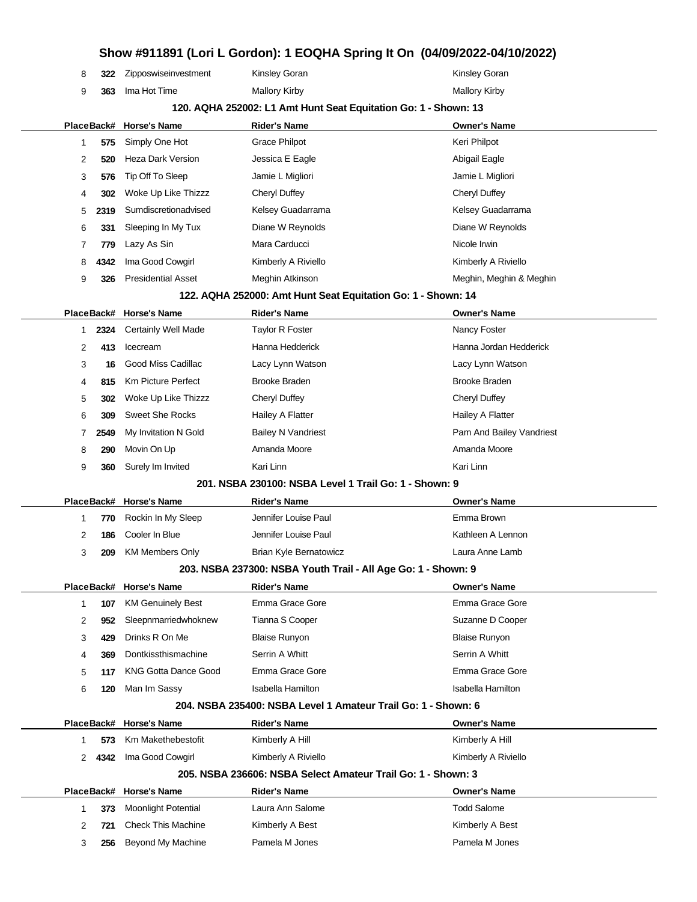# Show #911891 (Lori L Gordon): 1 EOQHA Spring It On (04/09/2022-04/10/2022)

| Place | Back# | Horse's Name | Rider's Name | Owner's Name |
|---|---|---|---|---|
| 8 | 322 | Zipposwiseinvestment | Kinsley Goran | Kinsley Goran |
| 9 | 363 | Ima Hot Time | Mallory Kirby | Mallory Kirby |

### 120. AQHA 252002: L1 Amt Hunt Seat Equitation Go: 1 - Shown: 13

| Place | Back# | Horse's Name | Rider's Name | Owner's Name |
|---|---|---|---|---|
| 1 | 575 | Simply One Hot | Grace Philpot | Keri Philpot |
| 2 | 520 | Heza Dark Version | Jessica E Eagle | Abigail Eagle |
| 3 | 576 | Tip Off To Sleep | Jamie L Migliori | Jamie L Migliori |
| 4 | 302 | Woke Up Like Thizzz | Cheryl Duffey | Cheryl Duffey |
| 5 | 2319 | Sumdiscretionadvised | Kelsey Guadarrama | Kelsey Guadarrama |
| 6 | 331 | Sleeping In My Tux | Diane W Reynolds | Diane W Reynolds |
| 7 | 779 | Lazy As Sin | Mara Carducci | Nicole Irwin |
| 8 | 4342 | Ima Good Cowgirl | Kimberly A Riviello | Kimberly A Riviello |
| 9 | 326 | Presidential Asset | Meghin Atkinson | Meghin, Meghin & Meghin |

### 122. AQHA 252000: Amt Hunt Seat Equitation Go: 1 - Shown: 14

| Place | Back# | Horse's Name | Rider's Name | Owner's Name |
|---|---|---|---|---|
| 1 | 2324 | Certainly Well Made | Taylor R Foster | Nancy Foster |
| 2 | 413 | Icecream | Hanna Hedderick | Hanna Jordan Hedderick |
| 3 | 16 | Good Miss Cadillac | Lacy Lynn Watson | Lacy Lynn Watson |
| 4 | 815 | Km Picture Perfect | Brooke Braden | Brooke Braden |
| 5 | 302 | Woke Up Like Thizzz | Cheryl Duffey | Cheryl Duffey |
| 6 | 309 | Sweet She Rocks | Hailey A Flatter | Hailey A Flatter |
| 7 | 2549 | My Invitation N Gold | Bailey N Vandriest | Pam And Bailey Vandriest |
| 8 | 290 | Movin On Up | Amanda Moore | Amanda Moore |
| 9 | 360 | Surely Im Invited | Kari Linn | Kari Linn |

### 201. NSBA 230100: NSBA Level 1 Trail Go: 1 - Shown: 9

| Place | Back# | Horse's Name | Rider's Name | Owner's Name |
|---|---|---|---|---|
| 1 | 770 | Rockin In My Sleep | Jennifer Louise Paul | Emma Brown |
| 2 | 186 | Cooler In Blue | Jennifer Louise Paul | Kathleen A Lennon |
| 3 | 209 | KM Members Only | Brian Kyle Bernatowicz | Laura Anne Lamb |

### 203. NSBA 237300: NSBA Youth Trail - All Age Go: 1 - Shown: 9

| Place | Back# | Horse's Name | Rider's Name | Owner's Name |
|---|---|---|---|---|
| 1 | 107 | KM Genuinely Best | Emma Grace Gore | Emma Grace Gore |
| 2 | 952 | Sleepnmarriedwhoknew | Tianna S Cooper | Suzanne D Cooper |
| 3 | 429 | Drinks R On Me | Blaise Runyon | Blaise Runyon |
| 4 | 369 | Dontkissthismachine | Serrin A Whitt | Serrin A Whitt |
| 5 | 117 | KNG Gotta Dance Good | Emma Grace Gore | Emma Grace Gore |
| 6 | 120 | Man Im Sassy | Isabella Hamilton | Isabella Hamilton |

### 204. NSBA 235400: NSBA Level 1 Amateur Trail Go: 1 - Shown: 6

| Place | Back# | Horse's Name | Rider's Name | Owner's Name |
|---|---|---|---|---|
| 1 | 573 | Km Makethebestofit | Kimberly A Hill | Kimberly A Hill |
| 2 | 4342 | Ima Good Cowgirl | Kimberly A Riviello | Kimberly A Riviello |

### 205. NSBA 236606: NSBA Select Amateur Trail Go: 1 - Shown: 3

| Place | Back# | Horse's Name | Rider's Name | Owner's Name |
|---|---|---|---|---|
| 1 | 373 | Moonlight Potential | Laura Ann Salome | Todd Salome |
| 2 | 721 | Check This Machine | Kimberly A Best | Kimberly A Best |
| 3 | 256 | Beyond My Machine | Pamela M Jones | Pamela M Jones |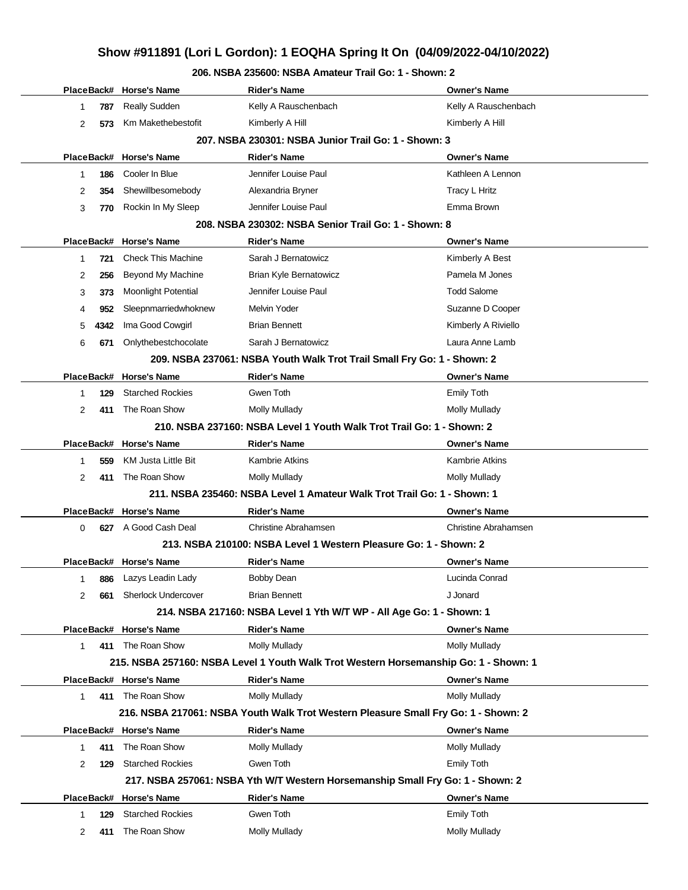# Show #911891 (Lori L Gordon): 1 EOQHA Spring It On (04/09/2022-04/10/2022)

### 206. NSBA 235600: NSBA Amateur Trail Go: 1 - Shown: 2

| Place | Back# | Horse's Name | Rider's Name | Owner's Name |
|---|---|---|---|---|
| 1 | 787 | Really Sudden | Kelly A Rauschenbach | Kelly A Rauschenbach |
| 2 | 573 | Km Makethebestofit | Kimberly A Hill | Kimberly A Hill |

### 207. NSBA 230301: NSBA Junior Trail Go: 1 - Shown: 3

| Place | Back# | Horse's Name | Rider's Name | Owner's Name |
|---|---|---|---|---|
| 1 | 186 | Cooler In Blue | Jennifer Louise Paul | Kathleen A Lennon |
| 2 | 354 | Shewillbesomebody | Alexandria Bryner | Tracy L Hritz |
| 3 | 770 | Rockin In My Sleep | Jennifer Louise Paul | Emma Brown |

### 208. NSBA 230302: NSBA Senior Trail Go: 1 - Shown: 8

| Place | Back# | Horse's Name | Rider's Name | Owner's Name |
|---|---|---|---|---|
| 1 | 721 | Check This Machine | Sarah J Bernatowicz | Kimberly A Best |
| 2 | 256 | Beyond My Machine | Brian Kyle Bernatowicz | Pamela M Jones |
| 3 | 373 | Moonlight Potential | Jennifer Louise Paul | Todd Salome |
| 4 | 952 | Sleepnmarriedwhoknew | Melvin Yoder | Suzanne D Cooper |
| 5 | 4342 | Ima Good Cowgirl | Brian Bennett | Kimberly A Riviello |
| 6 | 671 | Onlythebestchocolate | Sarah J Bernatowicz | Laura Anne Lamb |

### 209. NSBA 237061: NSBA Youth Walk Trot Trail Small Fry Go: 1 - Shown: 2

| Place | Back# | Horse's Name | Rider's Name | Owner's Name |
|---|---|---|---|---|
| 1 | 129 | Starched Rockies | Gwen Toth | Emily Toth |
| 2 | 411 | The Roan Show | Molly Mullady | Molly Mullady |

### 210. NSBA 237160: NSBA Level 1 Youth Walk Trot Trail Go: 1 - Shown: 2

| Place | Back# | Horse's Name | Rider's Name | Owner's Name |
|---|---|---|---|---|
| 1 | 559 | KM Justa Little Bit | Kambrie Atkins | Kambrie Atkins |
| 2 | 411 | The Roan Show | Molly Mullady | Molly Mullady |

### 211. NSBA 235460: NSBA Level 1 Amateur Walk Trot Trail Go: 1 - Shown: 1

| Place | Back# | Horse's Name | Rider's Name | Owner's Name |
|---|---|---|---|---|
| 0 | 627 | A Good Cash Deal | Christine Abrahamsen | Christine Abrahamsen |

### 213. NSBA 210100: NSBA Level 1 Western Pleasure Go: 1 - Shown: 2

| Place | Back# | Horse's Name | Rider's Name | Owner's Name |
|---|---|---|---|---|
| 1 | 886 | Lazys Leadin Lady | Bobby Dean | Lucinda Conrad |
| 2 | 661 | Sherlock Undercover | Brian Bennett | J Jonard |

### 214. NSBA 217160: NSBA Level 1 Yth W/T WP - All Age Go: 1 - Shown: 1

| Place | Back# | Horse's Name | Rider's Name | Owner's Name |
|---|---|---|---|---|
| 1 | 411 | The Roan Show | Molly Mullady | Molly Mullady |

### 215. NSBA 257160: NSBA Level 1 Youth Walk Trot Western Horsemanship Go: 1 - Shown: 1

| Place | Back# | Horse's Name | Rider's Name | Owner's Name |
|---|---|---|---|---|
| 1 | 411 | The Roan Show | Molly Mullady | Molly Mullady |

### 216. NSBA 217061: NSBA Youth Walk Trot Western Pleasure Small Fry Go: 1 - Shown: 2

| Place | Back# | Horse's Name | Rider's Name | Owner's Name |
|---|---|---|---|---|
| 1 | 411 | The Roan Show | Molly Mullady | Molly Mullady |
| 2 | 129 | Starched Rockies | Gwen Toth | Emily Toth |

### 217. NSBA 257061: NSBA Yth W/T Western Horsemanship Small Fry Go: 1 - Shown: 2

| Place | Back# | Horse's Name | Rider's Name | Owner's Name |
|---|---|---|---|---|
| 1 | 129 | Starched Rockies | Gwen Toth | Emily Toth |
| 2 | 411 | The Roan Show | Molly Mullady | Molly Mullady |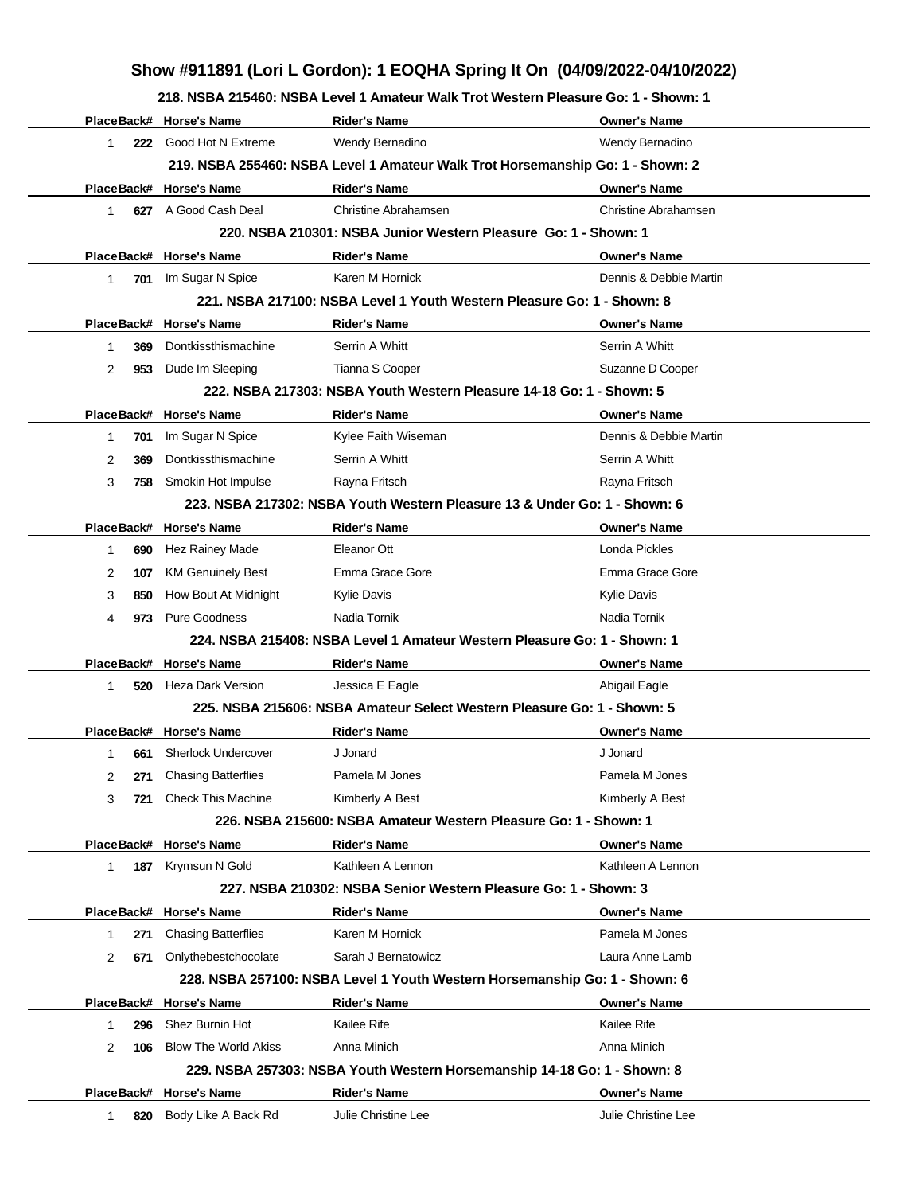# Show #911891 (Lori L Gordon): 1 EOQHA Spring It On (04/09/2022-04/10/2022)

### 218. NSBA 215460: NSBA Level 1 Amateur Walk Trot Western Pleasure Go: 1 - Shown: 1

| Place | Back# | Horse's Name | Rider's Name | Owner's Name |
|---|---|---|---|---|
| 1 | 222 | Good Hot N Extreme | Wendy Bernadino | Wendy Bernadino |

### 219. NSBA 255460: NSBA Level 1 Amateur Walk Trot Horsemanship Go: 1 - Shown: 2

| Place | Back# | Horse's Name | Rider's Name | Owner's Name |
|---|---|---|---|---|
| 1 | 627 | A Good Cash Deal | Christine Abrahamsen | Christine Abrahamsen |

### 220. NSBA 210301: NSBA Junior Western Pleasure Go: 1 - Shown: 1

| Place | Back# | Horse's Name | Rider's Name | Owner's Name |
|---|---|---|---|---|
| 1 | 701 | Im Sugar N Spice | Karen M Hornick | Dennis & Debbie Martin |

### 221. NSBA 217100: NSBA Level 1 Youth Western Pleasure Go: 1 - Shown: 8

| Place | Back# | Horse's Name | Rider's Name | Owner's Name |
|---|---|---|---|---|
| 1 | 369 | Dontkissthismachine | Serrin A Whitt | Serrin A Whitt |
| 2 | 953 | Dude Im Sleeping | Tianna S Cooper | Suzanne D Cooper |

### 222. NSBA 217303: NSBA Youth Western Pleasure 14-18 Go: 1 - Shown: 5

| Place | Back# | Horse's Name | Rider's Name | Owner's Name |
|---|---|---|---|---|
| 1 | 701 | Im Sugar N Spice | Kylee Faith Wiseman | Dennis & Debbie Martin |
| 2 | 369 | Dontkissthismachine | Serrin A Whitt | Serrin A Whitt |
| 3 | 758 | Smokin Hot Impulse | Rayna Fritsch | Rayna Fritsch |

### 223. NSBA 217302: NSBA Youth Western Pleasure 13 & Under Go: 1 - Shown: 6

| Place | Back# | Horse's Name | Rider's Name | Owner's Name |
|---|---|---|---|---|
| 1 | 690 | Hez Rainey Made | Eleanor Ott | Londa Pickles |
| 2 | 107 | KM Genuinely Best | Emma Grace Gore | Emma Grace Gore |
| 3 | 850 | How Bout At Midnight | Kylie Davis | Kylie Davis |
| 4 | 973 | Pure Goodness | Nadia Tornik | Nadia Tornik |

### 224. NSBA 215408: NSBA Level 1 Amateur Western Pleasure Go: 1 - Shown: 1

| Place | Back# | Horse's Name | Rider's Name | Owner's Name |
|---|---|---|---|---|
| 1 | 520 | Heza Dark Version | Jessica E Eagle | Abigail Eagle |

### 225. NSBA 215606: NSBA Amateur Select Western Pleasure Go: 1 - Shown: 5

| Place | Back# | Horse's Name | Rider's Name | Owner's Name |
|---|---|---|---|---|
| 1 | 661 | Sherlock Undercover | J Jonard | J Jonard |
| 2 | 271 | Chasing Batterflies | Pamela M Jones | Pamela M Jones |
| 3 | 721 | Check This Machine | Kimberly A Best | Kimberly A Best |

### 226. NSBA 215600: NSBA Amateur Western Pleasure Go: 1 - Shown: 1

| Place | Back# | Horse's Name | Rider's Name | Owner's Name |
|---|---|---|---|---|
| 1 | 187 | Krymsun N Gold | Kathleen A Lennon | Kathleen A Lennon |

### 227. NSBA 210302: NSBA Senior Western Pleasure Go: 1 - Shown: 3

| Place | Back# | Horse's Name | Rider's Name | Owner's Name |
|---|---|---|---|---|
| 1 | 271 | Chasing Batterflies | Karen M Hornick | Pamela M Jones |
| 2 | 671 | Onlythebestchocolate | Sarah J Bernatowicz | Laura Anne Lamb |

### 228. NSBA 257100: NSBA Level 1 Youth Western Horsemanship Go: 1 - Shown: 6

| Place | Back# | Horse's Name | Rider's Name | Owner's Name |
|---|---|---|---|---|
| 1 | 296 | Shez Burnin Hot | Kailee Rife | Kailee Rife |
| 2 | 106 | Blow The World Akiss | Anna Minich | Anna Minich |

### 229. NSBA 257303: NSBA Youth Western Horsemanship 14-18 Go: 1 - Shown: 8

| Place | Back# | Horse's Name | Rider's Name | Owner's Name |
|---|---|---|---|---|
| 1 | 820 | Body Like A Back Rd | Julie Christine Lee | Julie Christine Lee |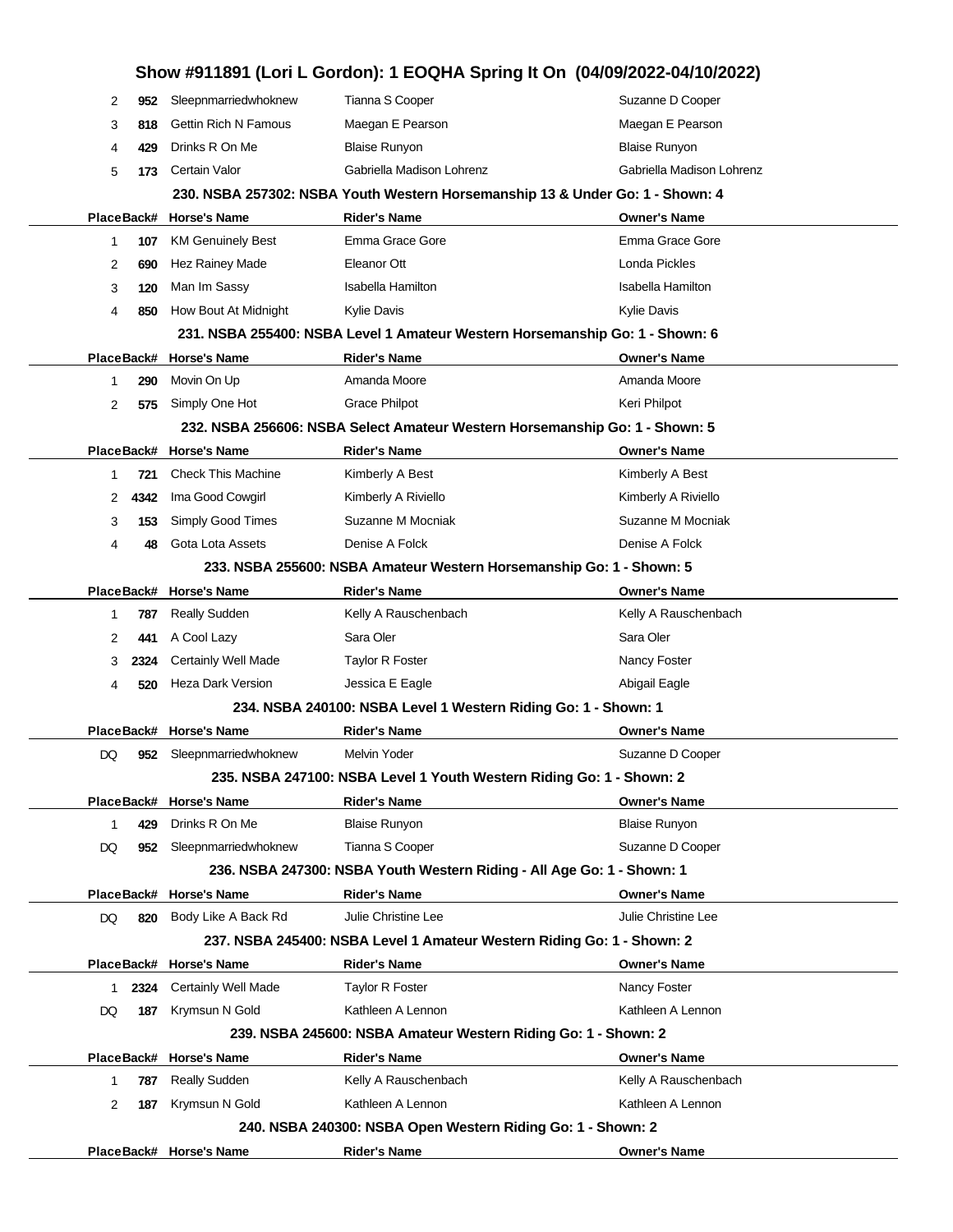| Place | Back# | Horse's Name | Rider's Name | Owner's Name |
|---|---|---|---|---|
| 2 | 952 | Sleepnmarriedwhoknew | Tianna S Cooper | Suzanne D Cooper |
| 3 | 818 | Gettin Rich N Famous | Maegan E Pearson | Maegan E Pearson |
| 4 | 429 | Drinks R On Me | Blaise Runyon | Blaise Runyon |
| 5 | 173 | Certain Valor | Gabriella Madison Lohrenz | Gabriella Madison Lohrenz |

### 230. NSBA 257302: NSBA Youth Western Horsemanship 13 & Under Go: 1 - Shown: 4

| Place | Back# | Horse's Name | Rider's Name | Owner's Name |
|---|---|---|---|---|
| 1 | 107 | KM Genuinely Best | Emma Grace Gore | Emma Grace Gore |
| 2 | 690 | Hez Rainey Made | Eleanor Ott | Londa Pickles |
| 3 | 120 | Man Im Sassy | Isabella Hamilton | Isabella Hamilton |
| 4 | 850 | How Bout At Midnight | Kylie Davis | Kylie Davis |

### 231. NSBA 255400: NSBA Level 1 Amateur Western Horsemanship Go: 1 - Shown: 6

| Place | Back# | Horse's Name | Rider's Name | Owner's Name |
|---|---|---|---|---|
| 1 | 290 | Movin On Up | Amanda Moore | Amanda Moore |
| 2 | 575 | Simply One Hot | Grace Philpot | Keri Philpot |

### 232. NSBA 256606: NSBA Select Amateur Western Horsemanship Go: 1 - Shown: 5

| Place | Back# | Horse's Name | Rider's Name | Owner's Name |
|---|---|---|---|---|
| 1 | 721 | Check This Machine | Kimberly A Best | Kimberly A Best |
| 2 | 4342 | Ima Good Cowgirl | Kimberly A Riviello | Kimberly A Riviello |
| 3 | 153 | Simply Good Times | Suzanne M Mocniak | Suzanne M Mocniak |
| 4 | 48 | Gota Lota Assets | Denise A Folck | Denise A Folck |

### 233. NSBA 255600: NSBA Amateur Western Horsemanship Go: 1 - Shown: 5

| Place | Back# | Horse's Name | Rider's Name | Owner's Name |
|---|---|---|---|---|
| 1 | 787 | Really Sudden | Kelly A Rauschenbach | Kelly A Rauschenbach |
| 2 | 441 | A Cool Lazy | Sara Oler | Sara Oler |
| 3 | 2324 | Certainly Well Made | Taylor R Foster | Nancy Foster |
| 4 | 520 | Heza Dark Version | Jessica E Eagle | Abigail Eagle |

### 234. NSBA 240100: NSBA Level 1 Western Riding Go: 1 - Shown: 1

| Place | Back# | Horse's Name | Rider's Name | Owner's Name |
|---|---|---|---|---|
| DQ | 952 | Sleepnmarriedwhoknew | Melvin Yoder | Suzanne D Cooper |

### 235. NSBA 247100: NSBA Level 1 Youth Western Riding Go: 1 - Shown: 2

| Place | Back# | Horse's Name | Rider's Name | Owner's Name |
|---|---|---|---|---|
| 1 | 429 | Drinks R On Me | Blaise Runyon | Blaise Runyon |
| DQ | 952 | Sleepnmarriedwhoknew | Tianna S Cooper | Suzanne D Cooper |

### 236. NSBA 247300: NSBA Youth Western Riding - All Age Go: 1 - Shown: 1

| Place | Back# | Horse's Name | Rider's Name | Owner's Name |
|---|---|---|---|---|
| DQ | 820 | Body Like A Back Rd | Julie Christine Lee | Julie Christine Lee |

### 237. NSBA 245400: NSBA Level 1 Amateur Western Riding Go: 1 - Shown: 2

| Place | Back# | Horse's Name | Rider's Name | Owner's Name |
|---|---|---|---|---|
| 1 | 2324 | Certainly Well Made | Taylor R Foster | Nancy Foster |
| DQ | 187 | Krymsun N Gold | Kathleen A Lennon | Kathleen A Lennon |

### 239. NSBA 245600: NSBA Amateur Western Riding Go: 1 - Shown: 2

| Place | Back# | Horse's Name | Rider's Name | Owner's Name |
|---|---|---|---|---|
| 1 | 787 | Really Sudden | Kelly A Rauschenbach | Kelly A Rauschenbach |
| 2 | 187 | Krymsun N Gold | Kathleen A Lennon | Kathleen A Lennon |

### 240. NSBA 240300: NSBA Open Western Riding Go: 1 - Shown: 2

| Place | Back# | Horse's Name | Rider's Name | Owner's Name |
|---|---|---|---|---|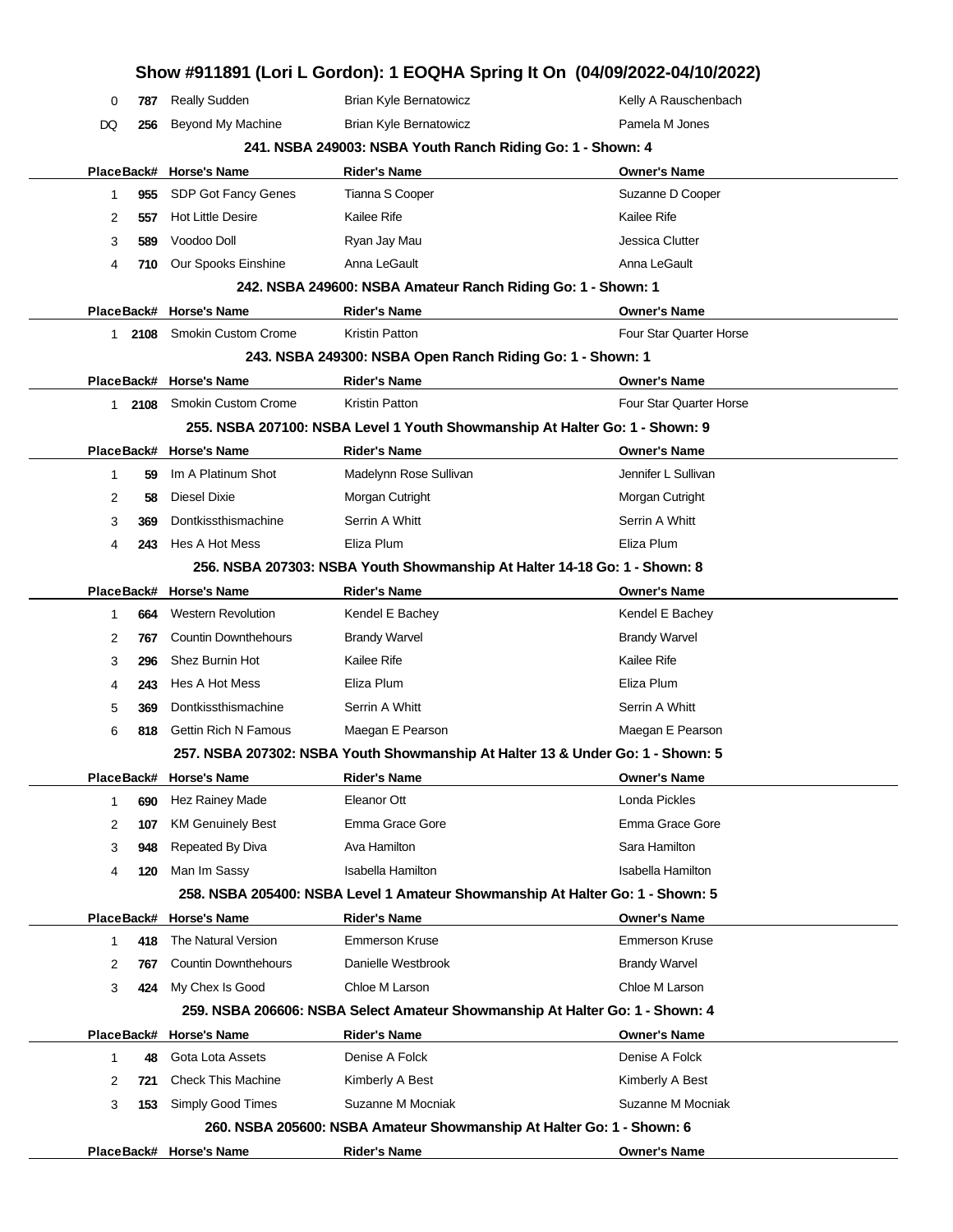# Show #911891 (Lori L Gordon): 1 EOQHA Spring It On (04/09/2022-04/10/2022)

| Place | Back# | Horse's Name | Rider's Name | Owner's Name |
|---|---|---|---|---|
| 0 | 787 | Really Sudden | Brian Kyle Bernatowicz | Kelly A Rauschenbach |
| DQ | 256 | Beyond My Machine | Brian Kyle Bernatowicz | Pamela M Jones |

### 241. NSBA 249003: NSBA Youth Ranch Riding Go: 1 - Shown: 4

| Place | Back# | Horse's Name | Rider's Name | Owner's Name |
|---|---|---|---|---|
| 1 | 955 | SDP Got Fancy Genes | Tianna S Cooper | Suzanne D Cooper |
| 2 | 557 | Hot Little Desire | Kailee Rife | Kailee Rife |
| 3 | 589 | Voodoo Doll | Ryan Jay Mau | Jessica Clutter |
| 4 | 710 | Our Spooks Einshine | Anna LeGault | Anna LeGault |

### 242. NSBA 249600: NSBA Amateur Ranch Riding Go: 1 - Shown: 1

| Place | Back# | Horse's Name | Rider's Name | Owner's Name |
|---|---|---|---|---|
| 1 | 2108 | Smokin Custom Crome | Kristin Patton | Four Star Quarter Horse |

### 243. NSBA 249300: NSBA Open Ranch Riding Go: 1 - Shown: 1

| Place | Back# | Horse's Name | Rider's Name | Owner's Name |
|---|---|---|---|---|
| 1 | 2108 | Smokin Custom Crome | Kristin Patton | Four Star Quarter Horse |

### 255. NSBA 207100: NSBA Level 1 Youth Showmanship At Halter Go: 1 - Shown: 9

| Place | Back# | Horse's Name | Rider's Name | Owner's Name |
|---|---|---|---|---|
| 1 | 59 | Im A Platinum Shot | Madelynn Rose Sullivan | Jennifer L Sullivan |
| 2 | 58 | Diesel Dixie | Morgan Cutright | Morgan Cutright |
| 3 | 369 | Dontkissthismachine | Serrin A Whitt | Serrin A Whitt |
| 4 | 243 | Hes A Hot Mess | Eliza Plum | Eliza Plum |

### 256. NSBA 207303: NSBA Youth Showmanship At Halter 14-18 Go: 1 - Shown: 8

| Place | Back# | Horse's Name | Rider's Name | Owner's Name |
|---|---|---|---|---|
| 1 | 664 | Western Revolution | Kendel E Bachey | Kendel E Bachey |
| 2 | 767 | Countin Downthehours | Brandy Warvel | Brandy Warvel |
| 3 | 296 | Shez Burnin Hot | Kailee Rife | Kailee Rife |
| 4 | 243 | Hes A Hot Mess | Eliza Plum | Eliza Plum |
| 5 | 369 | Dontkissthismachine | Serrin A Whitt | Serrin A Whitt |
| 6 | 818 | Gettin Rich N Famous | Maegan E Pearson | Maegan E Pearson |

### 257. NSBA 207302: NSBA Youth Showmanship At Halter 13 & Under Go: 1 - Shown: 5

| Place | Back# | Horse's Name | Rider's Name | Owner's Name |
|---|---|---|---|---|
| 1 | 690 | Hez Rainey Made | Eleanor Ott | Londa Pickles |
| 2 | 107 | KM Genuinely Best | Emma Grace Gore | Emma Grace Gore |
| 3 | 948 | Repeated By Diva | Ava Hamilton | Sara Hamilton |
| 4 | 120 | Man Im Sassy | Isabella Hamilton | Isabella Hamilton |

### 258. NSBA 205400: NSBA Level 1 Amateur Showmanship At Halter Go: 1 - Shown: 5

| Place | Back# | Horse's Name | Rider's Name | Owner's Name |
|---|---|---|---|---|
| 1 | 418 | The Natural Version | Emmerson Kruse | Emmerson Kruse |
| 2 | 767 | Countin Downthehours | Danielle Westbrook | Brandy Warvel |
| 3 | 424 | My Chex Is Good | Chloe M Larson | Chloe M Larson |

### 259. NSBA 206606: NSBA Select Amateur Showmanship At Halter Go: 1 - Shown: 4

| Place | Back# | Horse's Name | Rider's Name | Owner's Name |
|---|---|---|---|---|
| 1 | 48 | Gota Lota Assets | Denise A Folck | Denise A Folck |
| 2 | 721 | Check This Machine | Kimberly A Best | Kimberly A Best |
| 3 | 153 | Simply Good Times | Suzanne M Mocniak | Suzanne M Mocniak |

### 260. NSBA 205600: NSBA Amateur Showmanship At Halter Go: 1 - Shown: 6

| Place | Back# | Horse's Name | Rider's Name | Owner's Name |
|---|---|---|---|---|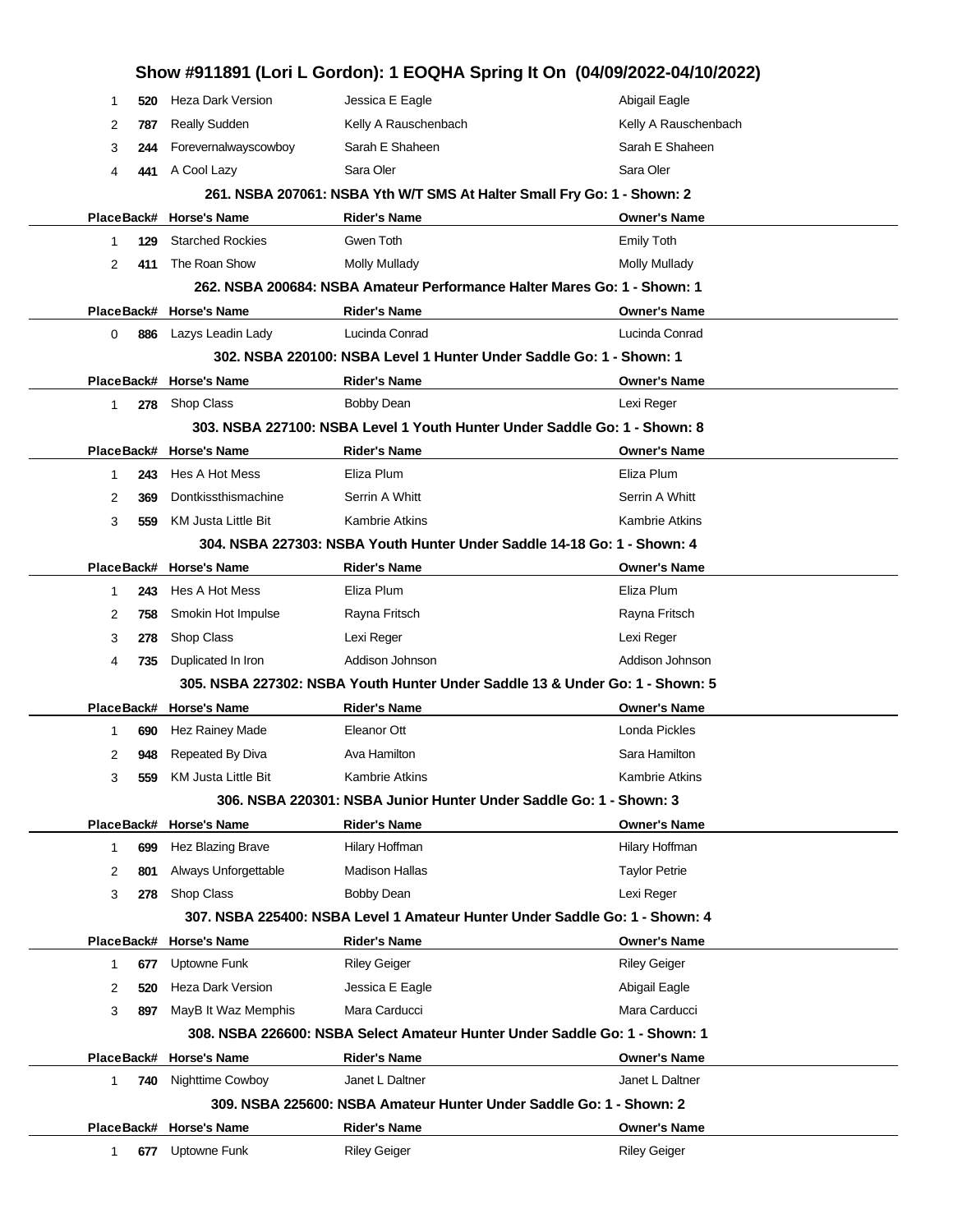## Show #911891 (Lori L Gordon): 1 EOQHA Spring It On (04/09/2022-04/10/2022)

| Place | Back# | Horse's Name | Rider's Name | Owner's Name |
|---|---|---|---|---|
| 1 | 520 | Heza Dark Version | Jessica E Eagle | Abigail Eagle |
| 2 | 787 | Really Sudden | Kelly A Rauschenbach | Kelly A Rauschenbach |
| 3 | 244 | Forevernalwayscowboy | Sarah E Shaheen | Sarah E Shaheen |
| 4 | 441 | A Cool Lazy | Sara Oler | Sara Oler |

### 261. NSBA 207061: NSBA Yth W/T SMS At Halter Small Fry Go: 1 - Shown: 2

| Place | Back# | Horse's Name | Rider's Name | Owner's Name |
|---|---|---|---|---|
| 1 | 129 | Starched Rockies | Gwen Toth | Emily Toth |
| 2 | 411 | The Roan Show | Molly Mullady | Molly Mullady |

### 262. NSBA 200684: NSBA Amateur Performance Halter Mares Go: 1 - Shown: 1

| Place | Back# | Horse's Name | Rider's Name | Owner's Name |
|---|---|---|---|---|
| 0 | 886 | Lazys Leadin Lady | Lucinda Conrad | Lucinda Conrad |

### 302. NSBA 220100: NSBA Level 1 Hunter Under Saddle Go: 1 - Shown: 1

| Place | Back# | Horse's Name | Rider's Name | Owner's Name |
|---|---|---|---|---|
| 1 | 278 | Shop Class | Bobby Dean | Lexi Reger |

### 303. NSBA 227100: NSBA Level 1 Youth Hunter Under Saddle Go: 1 - Shown: 8

| Place | Back# | Horse's Name | Rider's Name | Owner's Name |
|---|---|---|---|---|
| 1 | 243 | Hes A Hot Mess | Eliza Plum | Eliza Plum |
| 2 | 369 | Dontkissthismachine | Serrin A Whitt | Serrin A Whitt |
| 3 | 559 | KM Justa Little Bit | Kambrie Atkins | Kambrie Atkins |

### 304. NSBA 227303: NSBA Youth Hunter Under Saddle 14-18 Go: 1 - Shown: 4

| Place | Back# | Horse's Name | Rider's Name | Owner's Name |
|---|---|---|---|---|
| 1 | 243 | Hes A Hot Mess | Eliza Plum | Eliza Plum |
| 2 | 758 | Smokin Hot Impulse | Rayna Fritsch | Rayna Fritsch |
| 3 | 278 | Shop Class | Lexi Reger | Lexi Reger |
| 4 | 735 | Duplicated In Iron | Addison Johnson | Addison Johnson |

### 305. NSBA 227302: NSBA Youth Hunter Under Saddle 13 & Under Go: 1 - Shown: 5

| Place | Back# | Horse's Name | Rider's Name | Owner's Name |
|---|---|---|---|---|
| 1 | 690 | Hez Rainey Made | Eleanor Ott | Londa Pickles |
| 2 | 948 | Repeated By Diva | Ava Hamilton | Sara Hamilton |
| 3 | 559 | KM Justa Little Bit | Kambrie Atkins | Kambrie Atkins |

### 306. NSBA 220301: NSBA Junior Hunter Under Saddle Go: 1 - Shown: 3

| Place | Back# | Horse's Name | Rider's Name | Owner's Name |
|---|---|---|---|---|
| 1 | 699 | Hez Blazing Brave | Hilary Hoffman | Hilary Hoffman |
| 2 | 801 | Always Unforgettable | Madison Hallas | Taylor Petrie |
| 3 | 278 | Shop Class | Bobby Dean | Lexi Reger |

### 307. NSBA 225400: NSBA Level 1 Amateur Hunter Under Saddle Go: 1 - Shown: 4

| Place | Back# | Horse's Name | Rider's Name | Owner's Name |
|---|---|---|---|---|
| 1 | 677 | Uptowne Funk | Riley Geiger | Riley Geiger |
| 2 | 520 | Heza Dark Version | Jessica E Eagle | Abigail Eagle |
| 3 | 897 | MayB It Waz Memphis | Mara Carducci | Mara Carducci |

### 308. NSBA 226600: NSBA Select Amateur Hunter Under Saddle Go: 1 - Shown: 1

| Place | Back# | Horse's Name | Rider's Name | Owner's Name |
|---|---|---|---|---|
| 1 | 740 | Nighttime Cowboy | Janet L Daltner | Janet L Daltner |

### 309. NSBA 225600: NSBA Amateur Hunter Under Saddle Go: 1 - Shown: 2

| Place | Back# | Horse's Name | Rider's Name | Owner's Name |
|---|---|---|---|---|
| 1 | 677 | Uptowne Funk | Riley Geiger | Riley Geiger |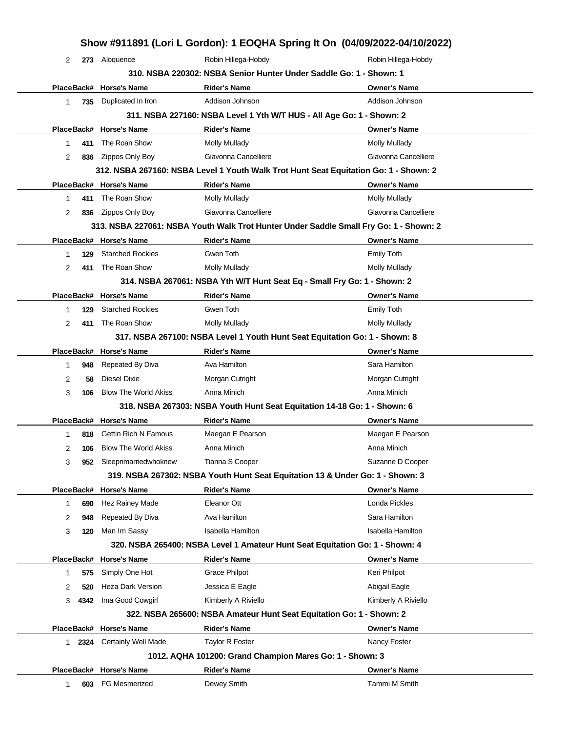| Place | Back# | Horse's Name | Rider's Name | Owner's Name |
|---|---|---|---|---|
| 2 | 273 | Aloquence | Robin Hillega-Hobdy | Robin Hillega-Hobdy |

### 310. NSBA 220302: NSBA Senior Hunter Under Saddle Go: 1 - Shown: 1

| Place | Back# | Horse's Name | Rider's Name | Owner's Name |
|---|---|---|---|---|
| 1 | 735 | Duplicated In Iron | Addison Johnson | Addison Johnson |

### 311. NSBA 227160: NSBA Level 1 Yth W/T HUS - All Age Go: 1 - Shown: 2

| Place | Back# | Horse's Name | Rider's Name | Owner's Name |
|---|---|---|---|---|
| 1 | 411 | The Roan Show | Molly Mullady | Molly Mullady |
| 2 | 836 | Zippos Only Boy | Giavonna Cancelliere | Giavonna Cancelliere |

### 312. NSBA 267160: NSBA Level 1 Youth Walk Trot Hunt Seat Equitation Go: 1 - Shown: 2

| Place | Back# | Horse's Name | Rider's Name | Owner's Name |
|---|---|---|---|---|
| 1 | 411 | The Roan Show | Molly Mullady | Molly Mullady |
| 2 | 836 | Zippos Only Boy | Giavonna Cancelliere | Giavonna Cancelliere |

### 313. NSBA 227061: NSBA Youth Walk Trot Hunter Under Saddle Small Fry Go: 1 - Shown: 2

| Place | Back# | Horse's Name | Rider's Name | Owner's Name |
|---|---|---|---|---|
| 1 | 129 | Starched Rockies | Gwen Toth | Emily Toth |
| 2 | 411 | The Roan Show | Molly Mullady | Molly Mullady |

### 314. NSBA 267061: NSBA Yth W/T Hunt Seat Eq - Small Fry Go: 1 - Shown: 2

| Place | Back# | Horse's Name | Rider's Name | Owner's Name |
|---|---|---|---|---|
| 1 | 129 | Starched Rockies | Gwen Toth | Emily Toth |
| 2 | 411 | The Roan Show | Molly Mullady | Molly Mullady |

### 317. NSBA 267100: NSBA Level 1 Youth Hunt Seat Equitation Go: 1 - Shown: 8

| Place | Back# | Horse's Name | Rider's Name | Owner's Name |
|---|---|---|---|---|
| 1 | 948 | Repeated By Diva | Ava Hamilton | Sara Hamilton |
| 2 | 58 | Diesel Dixie | Morgan Cutright | Morgan Cutright |
| 3 | 106 | Blow The World Akiss | Anna Minich | Anna Minich |

### 318. NSBA 267303: NSBA Youth Hunt Seat Equitation 14-18 Go: 1 - Shown: 6

| Place | Back# | Horse's Name | Rider's Name | Owner's Name |
|---|---|---|---|---|
| 1 | 818 | Gettin Rich N Famous | Maegan E Pearson | Maegan E Pearson |
| 2 | 106 | Blow The World Akiss | Anna Minich | Anna Minich |
| 3 | 952 | Sleepnmarriedwhoknew | Tianna S Cooper | Suzanne D Cooper |

### 319. NSBA 267302: NSBA Youth Hunt Seat Equitation 13 & Under Go: 1 - Shown: 3

| Place | Back# | Horse's Name | Rider's Name | Owner's Name |
|---|---|---|---|---|
| 1 | 690 | Hez Rainey Made | Eleanor Ott | Londa Pickles |
| 2 | 948 | Repeated By Diva | Ava Hamilton | Sara Hamilton |
| 3 | 120 | Man Im Sassy | Isabella Hamilton | Isabella Hamilton |

### 320. NSBA 265400: NSBA Level 1 Amateur Hunt Seat Equitation Go: 1 - Shown: 4

| Place | Back# | Horse's Name | Rider's Name | Owner's Name |
|---|---|---|---|---|
| 1 | 575 | Simply One Hot | Grace Philpot | Keri Philpot |
| 2 | 520 | Heza Dark Version | Jessica E Eagle | Abigail Eagle |
| 3 | 4342 | Ima Good Cowgirl | Kimberly A Riviello | Kimberly A Riviello |

### 322. NSBA 265600: NSBA Amateur Hunt Seat Equitation Go: 1 - Shown: 2

| Place | Back# | Horse's Name | Rider's Name | Owner's Name |
|---|---|---|---|---|
| 1 | 2324 | Certainly Well Made | Taylor R Foster | Nancy Foster |

### 1012. AQHA 101200: Grand Champion Mares Go: 1 - Shown: 3

| Place | Back# | Horse's Name | Rider's Name | Owner's Name |
|---|---|---|---|---|
| 1 | 603 | FG Mesmerized | Dewey Smith | Tammi M Smith |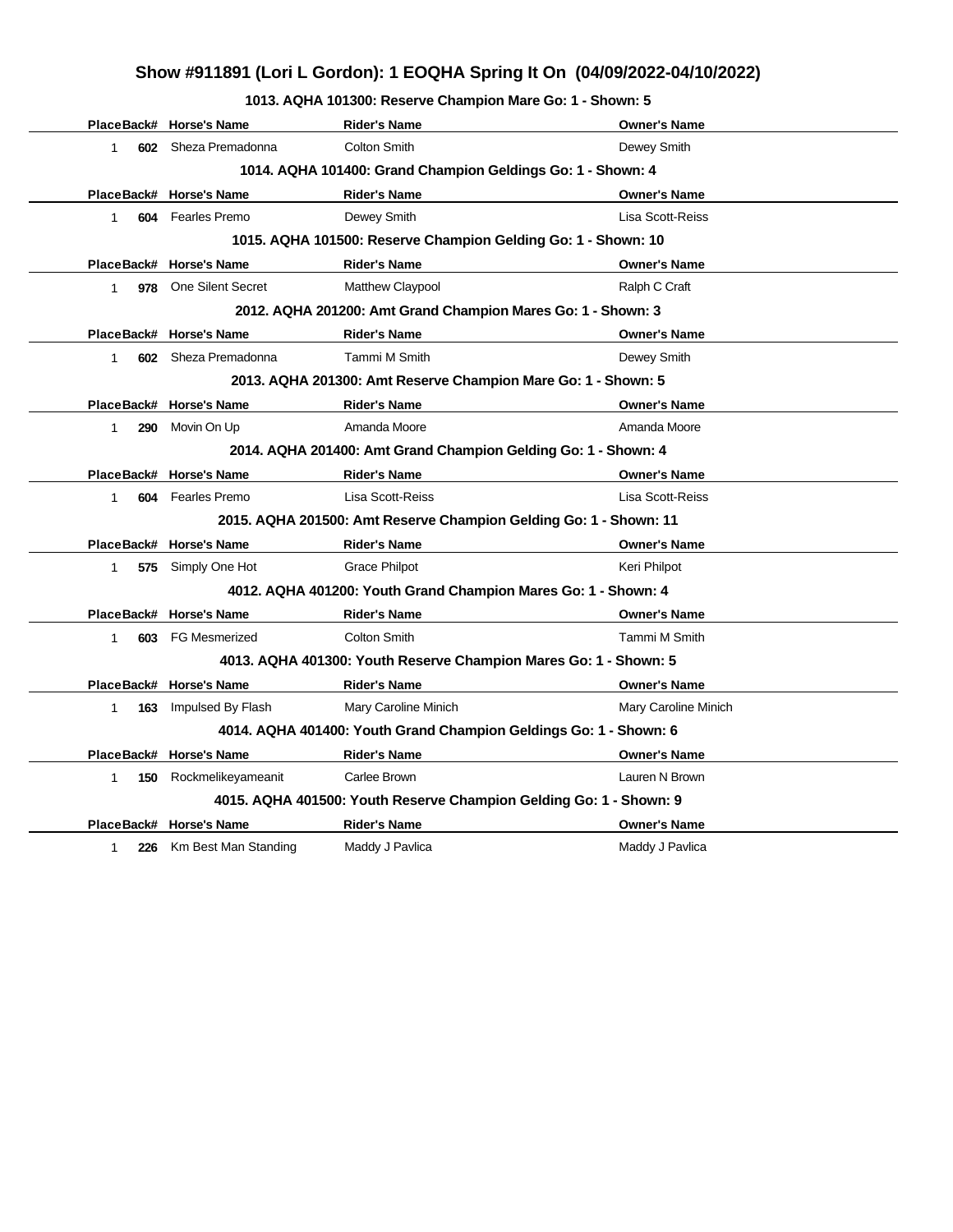# Show #911891 (Lori L Gordon): 1 EOQHA Spring It On (04/09/2022-04/10/2022)

### 1013. AQHA 101300: Reserve Champion Mare Go: 1 - Shown: 5

| Place | Back# | Horse's Name | Rider's Name | Owner's Name |
|---|---|---|---|---|
| 1 | 602 | Sheza Premadonna | Colton Smith | Dewey Smith |

### 1014. AQHA 101400: Grand Champion Geldings Go: 1 - Shown: 4

| Place | Back# | Horse's Name | Rider's Name | Owner's Name |
|---|---|---|---|---|
| 1 | 604 | Fearles Premo | Dewey Smith | Lisa Scott-Reiss |

### 1015. AQHA 101500: Reserve Champion Gelding Go: 1 - Shown: 10

| Place | Back# | Horse's Name | Rider's Name | Owner's Name |
|---|---|---|---|---|
| 1 | 978 | One Silent Secret | Matthew Claypool | Ralph C Craft |

### 2012. AQHA 201200: Amt Grand Champion Mares Go: 1 - Shown: 3

| Place | Back# | Horse's Name | Rider's Name | Owner's Name |
|---|---|---|---|---|
| 1 | 602 | Sheza Premadonna | Tammi M Smith | Dewey Smith |

### 2013. AQHA 201300: Amt Reserve Champion Mare Go: 1 - Shown: 5

| Place | Back# | Horse's Name | Rider's Name | Owner's Name |
|---|---|---|---|---|
| 1 | 290 | Movin On Up | Amanda Moore | Amanda Moore |

### 2014. AQHA 201400: Amt Grand Champion Gelding Go: 1 - Shown: 4

| Place | Back# | Horse's Name | Rider's Name | Owner's Name |
|---|---|---|---|---|
| 1 | 604 | Fearles Premo | Lisa Scott-Reiss | Lisa Scott-Reiss |

### 2015. AQHA 201500: Amt Reserve Champion Gelding Go: 1 - Shown: 11

| Place | Back# | Horse's Name | Rider's Name | Owner's Name |
|---|---|---|---|---|
| 1 | 575 | Simply One Hot | Grace Philpot | Keri Philpot |

### 4012. AQHA 401200: Youth Grand Champion Mares Go: 1 - Shown: 4

| Place | Back# | Horse's Name | Rider's Name | Owner's Name |
|---|---|---|---|---|
| 1 | 603 | FG Mesmerized | Colton Smith | Tammi M Smith |

### 4013. AQHA 401300: Youth Reserve Champion Mares Go: 1 - Shown: 5

| Place | Back# | Horse's Name | Rider's Name | Owner's Name |
|---|---|---|---|---|
| 1 | 163 | Impulsed By Flash | Mary Caroline Minich | Mary Caroline Minich |

### 4014. AQHA 401400: Youth Grand Champion Geldings Go: 1 - Shown: 6

| Place | Back# | Horse's Name | Rider's Name | Owner's Name |
|---|---|---|---|---|
| 1 | 150 | Rockmelikeyameanit | Carlee Brown | Lauren N Brown |

### 4015. AQHA 401500: Youth Reserve Champion Gelding Go: 1 - Shown: 9

| Place | Back# | Horse's Name | Rider's Name | Owner's Name |
|---|---|---|---|---|
| 1 | 226 | Km Best Man Standing | Maddy J Pavlica | Maddy J Pavlica |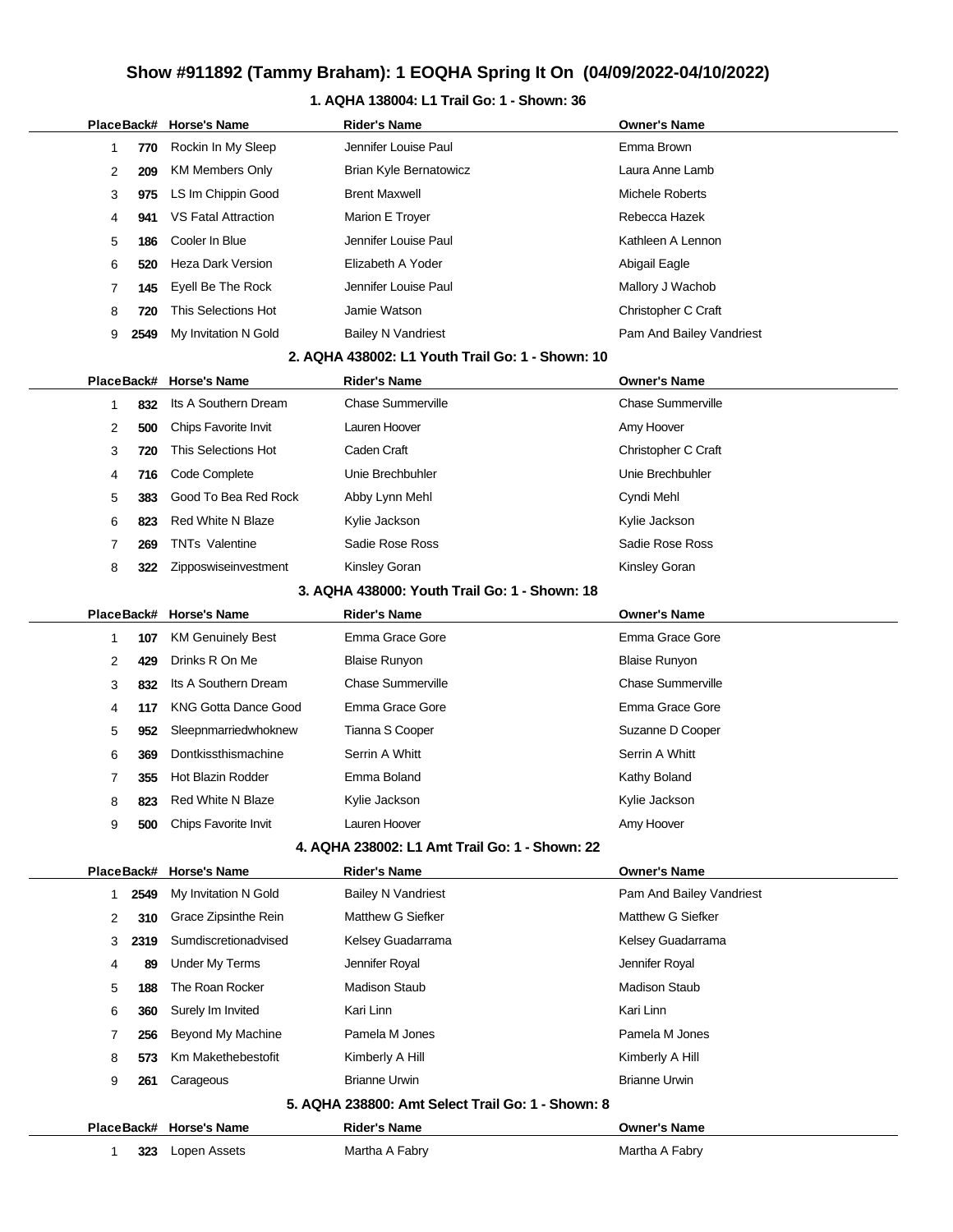# Show #911892 (Tammy Braham): 1 EOQHA Spring It On (04/09/2022-04/10/2022)

### 1. AQHA 138004: L1 Trail Go: 1 - Shown: 36

| Place | Back# | Horse's Name | Rider's Name | Owner's Name |
|---|---|---|---|---|
| 1 | 770 | Rockin In My Sleep | Jennifer Louise Paul | Emma Brown |
| 2 | 209 | KM Members Only | Brian Kyle Bernatowicz | Laura Anne Lamb |
| 3 | 975 | LS Im Chippin Good | Brent Maxwell | Michele Roberts |
| 4 | 941 | VS Fatal Attraction | Marion E Troyer | Rebecca Hazek |
| 5 | 186 | Cooler In Blue | Jennifer Louise Paul | Kathleen A Lennon |
| 6 | 520 | Heza Dark Version | Elizabeth A Yoder | Abigail Eagle |
| 7 | 145 | Eyell Be The Rock | Jennifer Louise Paul | Mallory J Wachob |
| 8 | 720 | This Selections Hot | Jamie Watson | Christopher C Craft |
| 9 | 2549 | My Invitation N Gold | Bailey N Vandriest | Pam And Bailey Vandriest |

### 2. AQHA 438002: L1 Youth Trail Go: 1 - Shown: 10

| Place | Back# | Horse's Name | Rider's Name | Owner's Name |
|---|---|---|---|---|
| 1 | 832 | Its A Southern Dream | Chase Summerville | Chase Summerville |
| 2 | 500 | Chips Favorite Invit | Lauren Hoover | Amy Hoover |
| 3 | 720 | This Selections Hot | Caden Craft | Christopher C Craft |
| 4 | 716 | Code Complete | Unie Brechbuhler | Unie Brechbuhler |
| 5 | 383 | Good To Bea Red Rock | Abby Lynn Mehl | Cyndi Mehl |
| 6 | 823 | Red White N Blaze | Kylie Jackson | Kylie Jackson |
| 7 | 269 | TNTs Valentine | Sadie Rose Ross | Sadie Rose Ross |
| 8 | 322 | Zipposwiseinvestment | Kinsley Goran | Kinsley Goran |

### 3. AQHA 438000: Youth Trail Go: 1 - Shown: 18

| Place | Back# | Horse's Name | Rider's Name | Owner's Name |
|---|---|---|---|---|
| 1 | 107 | KM Genuinely Best | Emma Grace Gore | Emma Grace Gore |
| 2 | 429 | Drinks R On Me | Blaise Runyon | Blaise Runyon |
| 3 | 832 | Its A Southern Dream | Chase Summerville | Chase Summerville |
| 4 | 117 | KNG Gotta Dance Good | Emma Grace Gore | Emma Grace Gore |
| 5 | 952 | Sleepnmarriedwhoknew | Tianna S Cooper | Suzanne D Cooper |
| 6 | 369 | Dontkissthismachine | Serrin A Whitt | Serrin A Whitt |
| 7 | 355 | Hot Blazin Rodder | Emma Boland | Kathy Boland |
| 8 | 823 | Red White N Blaze | Kylie Jackson | Kylie Jackson |
| 9 | 500 | Chips Favorite Invit | Lauren Hoover | Amy Hoover |

### 4. AQHA 238002: L1 Amt Trail Go: 1 - Shown: 22

| Place | Back# | Horse's Name | Rider's Name | Owner's Name |
|---|---|---|---|---|
| 1 | 2549 | My Invitation N Gold | Bailey N Vandriest | Pam And Bailey Vandriest |
| 2 | 310 | Grace Zipsinthe Rein | Matthew G Siefker | Matthew G Siefker |
| 3 | 2319 | Sumdiscretionadvised | Kelsey Guadarrama | Kelsey Guadarrama |
| 4 | 89 | Under My Terms | Jennifer Royal | Jennifer Royal |
| 5 | 188 | The Roan Rocker | Madison Staub | Madison Staub |
| 6 | 360 | Surely Im Invited | Kari Linn | Kari Linn |
| 7 | 256 | Beyond My Machine | Pamela M Jones | Pamela M Jones |
| 8 | 573 | Km Makethebestofit | Kimberly A Hill | Kimberly A Hill |
| 9 | 261 | Carageous | Brianne Urwin | Brianne Urwin |

### 5. AQHA 238800: Amt Select Trail Go: 1 - Shown: 8

| Place | Back# | Horse's Name | Rider's Name | Owner's Name |
|---|---|---|---|---|
| 1 | 323 | Lopen Assets | Martha A Fabry | Martha A Fabry |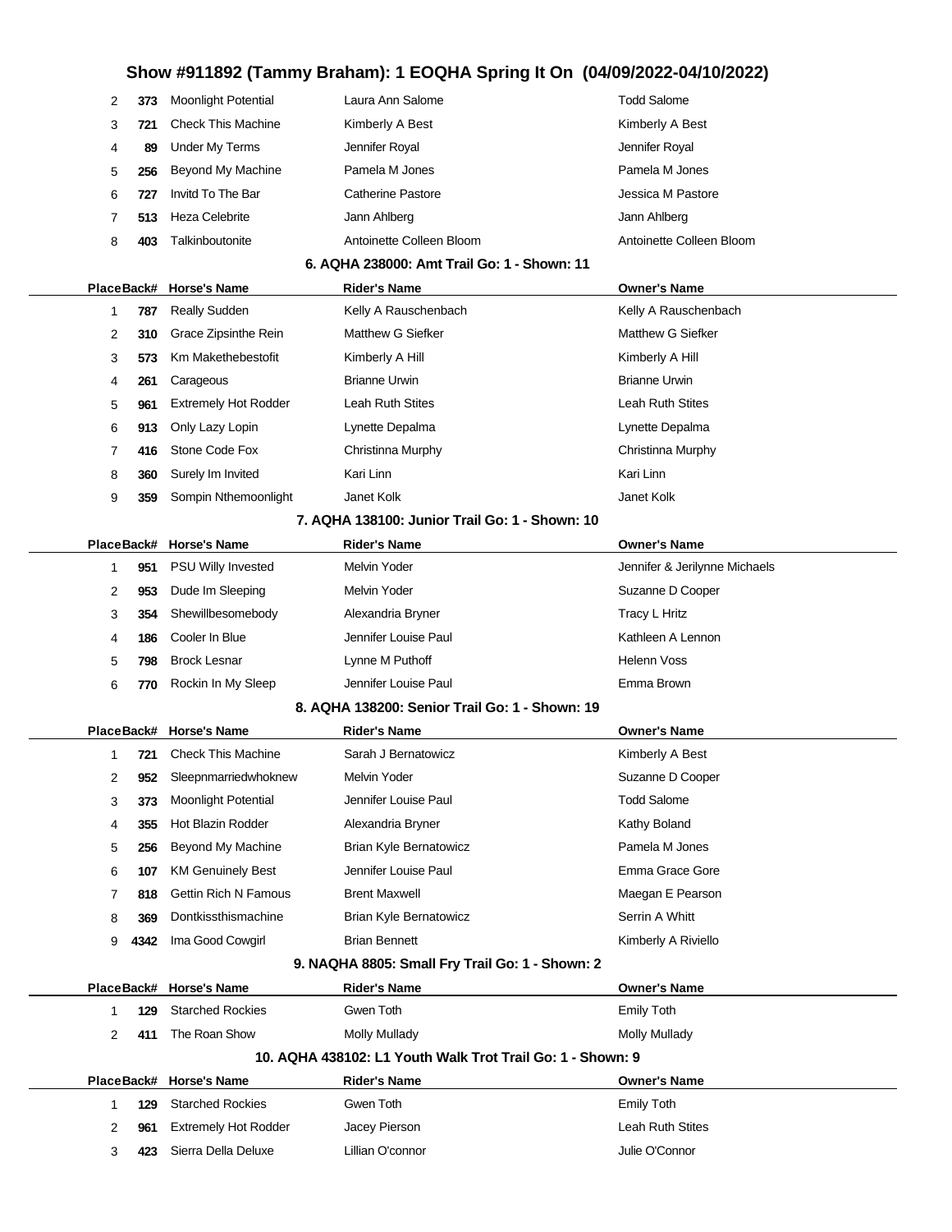# Show #911892 (Tammy Braham): 1 EOQHA Spring It On (04/09/2022-04/10/2022)

| Place | Back# | Horse's Name | Rider's Name | Owner's Name |
|---|---|---|---|---|
| 2 | 373 | Moonlight Potential | Laura Ann Salome | Todd Salome |
| 3 | 721 | Check This Machine | Kimberly A Best | Kimberly A Best |
| 4 | 89 | Under My Terms | Jennifer Royal | Jennifer Royal |
| 5 | 256 | Beyond My Machine | Pamela M Jones | Pamela M Jones |
| 6 | 727 | Invitd To The Bar | Catherine Pastore | Jessica M Pastore |
| 7 | 513 | Heza Celebrite | Jann Ahlberg | Jann Ahlberg |
| 8 | 403 | Talkinboutonite | Antoinette Colleen Bloom | Antoinette Colleen Bloom |

### 6. AQHA 238000: Amt Trail Go: 1 - Shown: 11

| Place | Back# | Horse's Name | Rider's Name | Owner's Name |
|---|---|---|---|---|
| 1 | 787 | Really Sudden | Kelly A Rauschenbach | Kelly A Rauschenbach |
| 2 | 310 | Grace Zipsinthe Rein | Matthew G Siefker | Matthew G Siefker |
| 3 | 573 | Km Makethebestofit | Kimberly A Hill | Kimberly A Hill |
| 4 | 261 | Carageous | Brianne Urwin | Brianne Urwin |
| 5 | 961 | Extremely Hot Rodder | Leah Ruth Stites | Leah Ruth Stites |
| 6 | 913 | Only Lazy Lopin | Lynette Depalma | Lynette Depalma |
| 7 | 416 | Stone Code Fox | Christinna Murphy | Christinna Murphy |
| 8 | 360 | Surely Im Invited | Kari Linn | Kari Linn |
| 9 | 359 | Sompin Nthemoonlight | Janet Kolk | Janet Kolk |

### 7. AQHA 138100: Junior Trail Go: 1 - Shown: 10

| Place | Back# | Horse's Name | Rider's Name | Owner's Name |
|---|---|---|---|---|
| 1 | 951 | PSU Willy Invested | Melvin Yoder | Jennifer & Jerilynne Michaels |
| 2 | 953 | Dude Im Sleeping | Melvin Yoder | Suzanne D Cooper |
| 3 | 354 | Shewillbesomebody | Alexandria Bryner | Tracy L Hritz |
| 4 | 186 | Cooler In Blue | Jennifer Louise Paul | Kathleen A Lennon |
| 5 | 798 | Brock Lesnar | Lynne M Puthoff | Helenn Voss |
| 6 | 770 | Rockin In My Sleep | Jennifer Louise Paul | Emma Brown |

### 8. AQHA 138200: Senior Trail Go: 1 - Shown: 19

| Place | Back# | Horse's Name | Rider's Name | Owner's Name |
|---|---|---|---|---|
| 1 | 721 | Check This Machine | Sarah J Bernatowicz | Kimberly A Best |
| 2 | 952 | Sleepnmarriedwhoknew | Melvin Yoder | Suzanne D Cooper |
| 3 | 373 | Moonlight Potential | Jennifer Louise Paul | Todd Salome |
| 4 | 355 | Hot Blazin Rodder | Alexandria Bryner | Kathy Boland |
| 5 | 256 | Beyond My Machine | Brian Kyle Bernatowicz | Pamela M Jones |
| 6 | 107 | KM Genuinely Best | Jennifer Louise Paul | Emma Grace Gore |
| 7 | 818 | Gettin Rich N Famous | Brent Maxwell | Maegan E Pearson |
| 8 | 369 | Dontkissthismachine | Brian Kyle Bernatowicz | Serrin A Whitt |
| 9 | 4342 | Ima Good Cowgirl | Brian Bennett | Kimberly A Riviello |

### 9. NAQHA 8805: Small Fry Trail Go: 1 - Shown: 2

| Place | Back# | Horse's Name | Rider's Name | Owner's Name |
|---|---|---|---|---|
| 1 | 129 | Starched Rockies | Gwen Toth | Emily Toth |
| 2 | 411 | The Roan Show | Molly Mullady | Molly Mullady |

### 10. AQHA 438102: L1 Youth Walk Trot Trail Go: 1 - Shown: 9

| Place | Back# | Horse's Name | Rider's Name | Owner's Name |
|---|---|---|---|---|
| 1 | 129 | Starched Rockies | Gwen Toth | Emily Toth |
| 2 | 961 | Extremely Hot Rodder | Jacey Pierson | Leah Ruth Stites |
| 3 | 423 | Sierra Della Deluxe | Lillian O'connor | Julie O'Connor |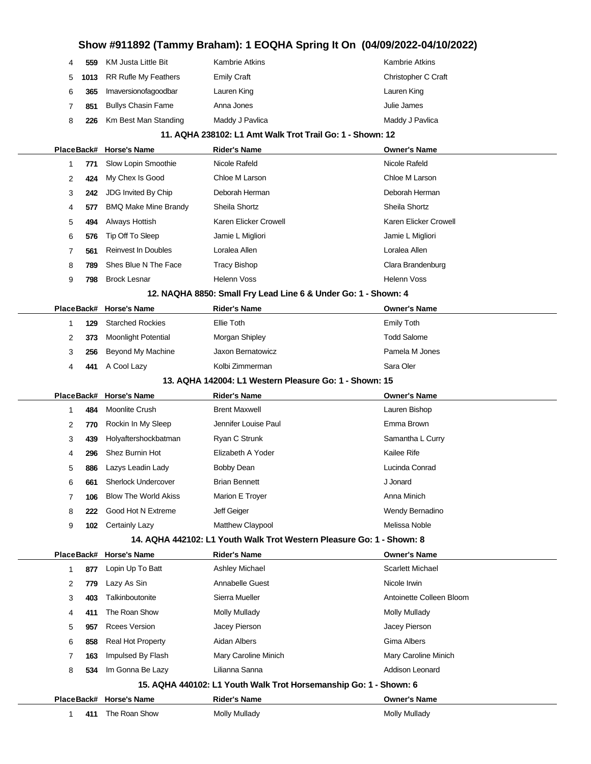## Show #911892 (Tammy Braham): 1 EOQHA Spring It On (04/09/2022-04/10/2022)

| Place | Back# | Horse's Name | Rider's Name | Owner's Name |
|---|---|---|---|---|
| 4 | 559 | KM Justa Little Bit | Kambrie Atkins | Kambrie Atkins |
| 5 | 1013 | RR Rufle My Feathers | Emily Craft | Christopher C Craft |
| 6 | 365 | Imaversionofagoodbar | Lauren King | Lauren King |
| 7 | 851 | Bullys Chasin Fame | Anna Jones | Julie James |
| 8 | 226 | Km Best Man Standing | Maddy J Pavlica | Maddy J Pavlica |

### 11. AQHA 238102: L1 Amt Walk Trot Trail Go: 1 - Shown: 12

| Place | Back# | Horse's Name | Rider's Name | Owner's Name |
|---|---|---|---|---|
| 1 | 771 | Slow Lopin Smoothie | Nicole Rafeld | Nicole Rafeld |
| 2 | 424 | My Chex Is Good | Chloe M Larson | Chloe M Larson |
| 3 | 242 | JDG Invited By Chip | Deborah Herman | Deborah Herman |
| 4 | 577 | BMQ Make Mine Brandy | Sheila Shortz | Sheila Shortz |
| 5 | 494 | Always Hottish | Karen Elicker Crowell | Karen Elicker Crowell |
| 6 | 576 | Tip Off To Sleep | Jamie L Migliori | Jamie L Migliori |
| 7 | 561 | Reinvest In Doubles | Loralea Allen | Loralea Allen |
| 8 | 789 | Shes Blue N The Face | Tracy Bishop | Clara Brandenburg |
| 9 | 798 | Brock Lesnar | Helenn Voss | Helenn Voss |

### 12. NAQHA 8850: Small Fry Lead Line 6 & Under Go: 1 - Shown: 4

| Place | Back# | Horse's Name | Rider's Name | Owner's Name |
|---|---|---|---|---|
| 1 | 129 | Starched Rockies | Ellie Toth | Emily Toth |
| 2 | 373 | Moonlight Potential | Morgan Shipley | Todd Salome |
| 3 | 256 | Beyond My Machine | Jaxon Bernatowicz | Pamela M Jones |
| 4 | 441 | A Cool Lazy | Kolbi Zimmerman | Sara Oler |

### 13. AQHA 142004: L1 Western Pleasure Go: 1 - Shown: 15

| Place | Back# | Horse's Name | Rider's Name | Owner's Name |
|---|---|---|---|---|
| 1 | 484 | Moonlite Crush | Brent Maxwell | Lauren Bishop |
| 2 | 770 | Rockin In My Sleep | Jennifer Louise Paul | Emma Brown |
| 3 | 439 | Holyaftershockbatman | Ryan C Strunk | Samantha L Curry |
| 4 | 296 | Shez Burnin Hot | Elizabeth A Yoder | Kailee Rife |
| 5 | 886 | Lazys Leadin Lady | Bobby Dean | Lucinda Conrad |
| 6 | 661 | Sherlock Undercover | Brian Bennett | J Jonard |
| 7 | 106 | Blow The World Akiss | Marion E Troyer | Anna Minich |
| 8 | 222 | Good Hot N Extreme | Jeff Geiger | Wendy Bernadino |
| 9 | 102 | Certainly Lazy | Matthew Claypool | Melissa Noble |

### 14. AQHA 442102: L1 Youth Walk Trot Western Pleasure Go: 1 - Shown: 8

| Place | Back# | Horse's Name | Rider's Name | Owner's Name |
|---|---|---|---|---|
| 1 | 877 | Lopin Up To Batt | Ashley Michael | Scarlett Michael |
| 2 | 779 | Lazy As Sin | Annabelle Guest | Nicole Irwin |
| 3 | 403 | Talkinboutonite | Sierra Mueller | Antoinette Colleen Bloom |
| 4 | 411 | The Roan Show | Molly Mullady | Molly Mullady |
| 5 | 957 | Rcees Version | Jacey Pierson | Jacey Pierson |
| 6 | 858 | Real Hot Property | Aidan Albers | Gima Albers |
| 7 | 163 | Impulsed By Flash | Mary Caroline Minich | Mary Caroline Minich |
| 8 | 534 | Im Gonna Be Lazy | Lilianna Sanna | Addison Leonard |

### 15. AQHA 440102: L1 Youth Walk Trot Horsemanship Go: 1 - Shown: 6

| Place | Back# | Horse's Name | Rider's Name | Owner's Name |
|---|---|---|---|---|
| 1 | 411 | The Roan Show | Molly Mullady | Molly Mullady |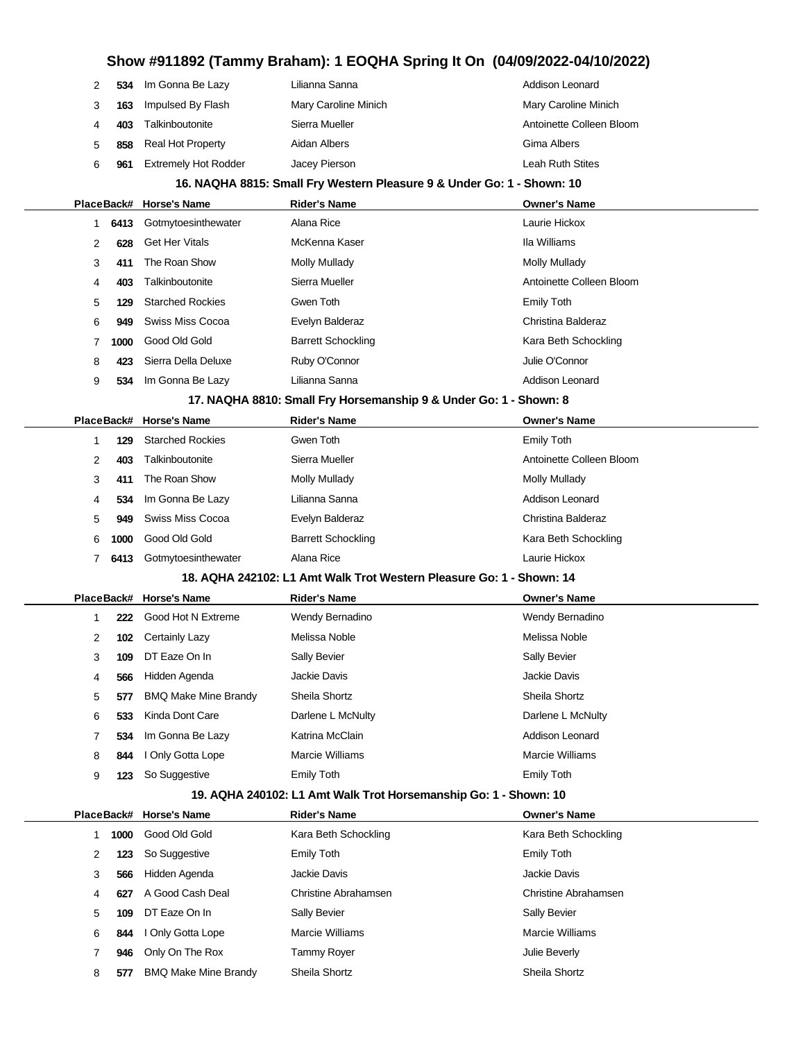# Show #911892 (Tammy Braham): 1 EOQHA Spring It On (04/09/2022-04/10/2022)

| Place | Back# | Horse's Name | Rider's Name | Owner's Name |
|---|---|---|---|---|
| 2 | 534 | Im Gonna Be Lazy | Lilianna Sanna | Addison Leonard |
| 3 | 163 | Impulsed By Flash | Mary Caroline Minich | Mary Caroline Minich |
| 4 | 403 | Talkinboutonite | Sierra Mueller | Antoinette Colleen Bloom |
| 5 | 858 | Real Hot Property | Aidan Albers | Gima Albers |
| 6 | 961 | Extremely Hot Rodder | Jacey Pierson | Leah Ruth Stites |

## 16. NAQHA 8815: Small Fry Western Pleasure 9 & Under Go: 1 - Shown: 10

| Place | Back# | Horse's Name | Rider's Name | Owner's Name |
|---|---|---|---|---|
| 1 | 6413 | Gotmytoesinthewater | Alana Rice | Laurie Hickox |
| 2 | 628 | Get Her Vitals | McKenna Kaser | Ila Williams |
| 3 | 411 | The Roan Show | Molly Mullady | Molly Mullady |
| 4 | 403 | Talkinboutonite | Sierra Mueller | Antoinette Colleen Bloom |
| 5 | 129 | Starched Rockies | Gwen Toth | Emily Toth |
| 6 | 949 | Swiss Miss Cocoa | Evelyn Balderaz | Christina Balderaz |
| 7 | 1000 | Good Old Gold | Barrett Schockling | Kara Beth Schockling |
| 8 | 423 | Sierra Della Deluxe | Ruby O'Connor | Julie O'Connor |
| 9 | 534 | Im Gonna Be Lazy | Lilianna Sanna | Addison Leonard |

## 17. NAQHA 8810: Small Fry Horsemanship 9 & Under Go: 1 - Shown: 8

| Place | Back# | Horse's Name | Rider's Name | Owner's Name |
|---|---|---|---|---|
| 1 | 129 | Starched Rockies | Gwen Toth | Emily Toth |
| 2 | 403 | Talkinboutonite | Sierra Mueller | Antoinette Colleen Bloom |
| 3 | 411 | The Roan Show | Molly Mullady | Molly Mullady |
| 4 | 534 | Im Gonna Be Lazy | Lilianna Sanna | Addison Leonard |
| 5 | 949 | Swiss Miss Cocoa | Evelyn Balderaz | Christina Balderaz |
| 6 | 1000 | Good Old Gold | Barrett Schockling | Kara Beth Schockling |
| 7 | 6413 | Gotmytoesinthewater | Alana Rice | Laurie Hickox |

## 18. AQHA 242102: L1 Amt Walk Trot Western Pleasure Go: 1 - Shown: 14

| Place | Back# | Horse's Name | Rider's Name | Owner's Name |
|---|---|---|---|---|
| 1 | 222 | Good Hot N Extreme | Wendy Bernadino | Wendy Bernadino |
| 2 | 102 | Certainly Lazy | Melissa Noble | Melissa Noble |
| 3 | 109 | DT Eaze On In | Sally Bevier | Sally Bevier |
| 4 | 566 | Hidden Agenda | Jackie Davis | Jackie Davis |
| 5 | 577 | BMQ Make Mine Brandy | Sheila Shortz | Sheila Shortz |
| 6 | 533 | Kinda Dont Care | Darlene L McNulty | Darlene L McNulty |
| 7 | 534 | Im Gonna Be Lazy | Katrina McClain | Addison Leonard |
| 8 | 844 | I Only Gotta Lope | Marcie Williams | Marcie Williams |
| 9 | 123 | So Suggestive | Emily Toth | Emily Toth |

## 19. AQHA 240102: L1 Amt Walk Trot Horsemanship Go: 1 - Shown: 10

| Place | Back# | Horse's Name | Rider's Name | Owner's Name |
|---|---|---|---|---|
| 1 | 1000 | Good Old Gold | Kara Beth Schockling | Kara Beth Schockling |
| 2 | 123 | So Suggestive | Emily Toth | Emily Toth |
| 3 | 566 | Hidden Agenda | Jackie Davis | Jackie Davis |
| 4 | 627 | A Good Cash Deal | Christine Abrahamsen | Christine Abrahamsen |
| 5 | 109 | DT Eaze On In | Sally Bevier | Sally Bevier |
| 6 | 844 | I Only Gotta Lope | Marcie Williams | Marcie Williams |
| 7 | 946 | Only On The Rox | Tammy Royer | Julie Beverly |
| 8 | 577 | BMQ Make Mine Brandy | Sheila Shortz | Sheila Shortz |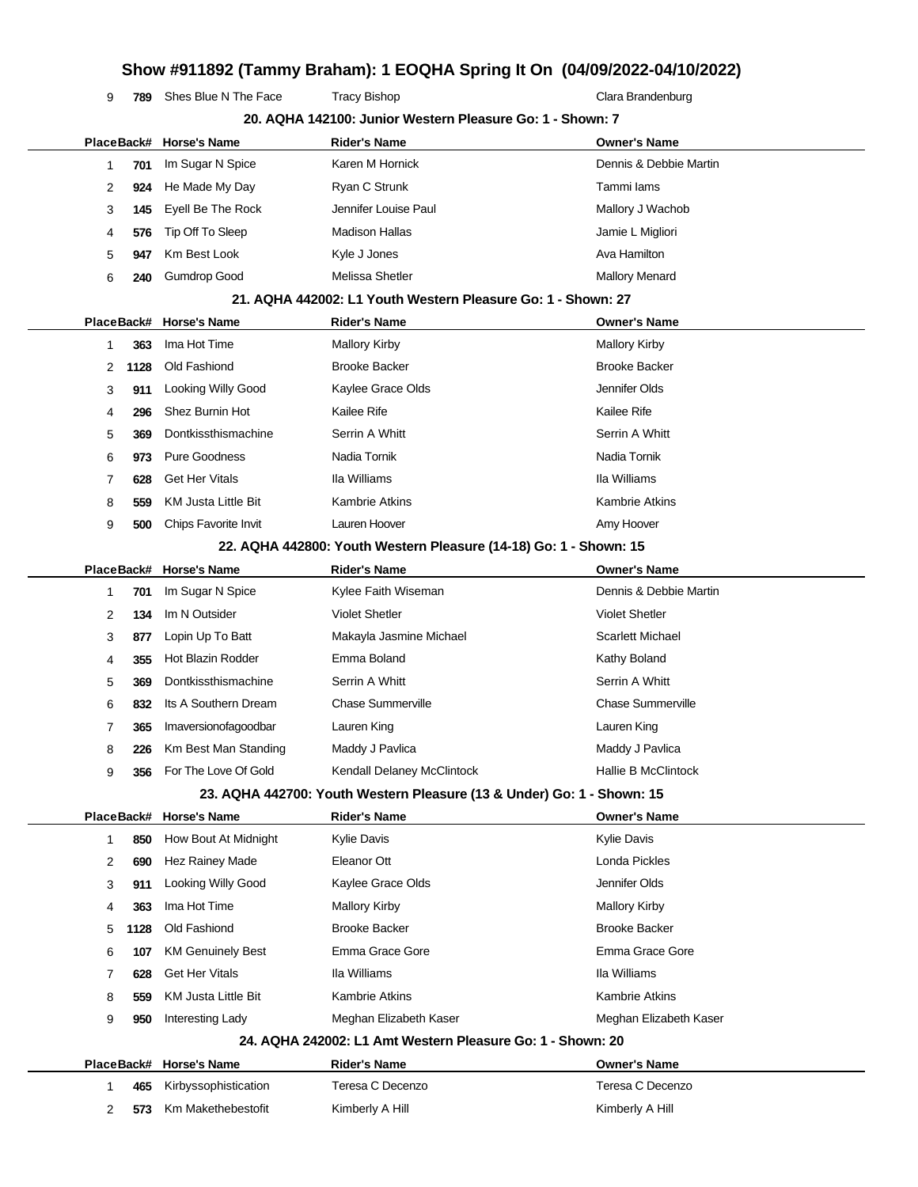# Show #911892 (Tammy Braham): 1 EOQHA Spring It On (04/09/2022-04/10/2022)

| Place | Back# | Horse's Name | Rider's Name | Owner's Name |
|---|---|---|---|---|
| 9 | 789 | Shes Blue N The Face | Tracy Bishop | Clara Brandenburg |

### 20. AQHA 142100: Junior Western Pleasure Go: 1 - Shown: 7

| Place | Back# | Horse's Name | Rider's Name | Owner's Name |
|---|---|---|---|---|
| 1 | 701 | Im Sugar N Spice | Karen M Hornick | Dennis & Debbie Martin |
| 2 | 924 | He Made My Day | Ryan C Strunk | Tammi Iams |
| 3 | 145 | Eyell Be The Rock | Jennifer Louise Paul | Mallory J Wachob |
| 4 | 576 | Tip Off To Sleep | Madison Hallas | Jamie L Migliori |
| 5 | 947 | Km Best Look | Kyle J Jones | Ava Hamilton |
| 6 | 240 | Gumdrop Good | Melissa Shetler | Mallory Menard |

### 21. AQHA 442002: L1 Youth Western Pleasure Go: 1 - Shown: 27

| Place | Back# | Horse's Name | Rider's Name | Owner's Name |
|---|---|---|---|---|
| 1 | 363 | Ima Hot Time | Mallory Kirby | Mallory Kirby |
| 2 | 1128 | Old Fashiond | Brooke Backer | Brooke Backer |
| 3 | 911 | Looking Willy Good | Kaylee Grace Olds | Jennifer Olds |
| 4 | 296 | Shez Burnin Hot | Kailee Rife | Kailee Rife |
| 5 | 369 | Dontkissthismachine | Serrin A Whitt | Serrin A Whitt |
| 6 | 973 | Pure Goodness | Nadia Tornik | Nadia Tornik |
| 7 | 628 | Get Her Vitals | Ila Williams | Ila Williams |
| 8 | 559 | KM Justa Little Bit | Kambrie Atkins | Kambrie Atkins |
| 9 | 500 | Chips Favorite Invit | Lauren Hoover | Amy Hoover |

### 22. AQHA 442800: Youth Western Pleasure (14-18) Go: 1 - Shown: 15

| Place | Back# | Horse's Name | Rider's Name | Owner's Name |
|---|---|---|---|---|
| 1 | 701 | Im Sugar N Spice | Kylee Faith Wiseman | Dennis & Debbie Martin |
| 2 | 134 | Im N Outsider | Violet Shetler | Violet Shetler |
| 3 | 877 | Lopin Up To Batt | Makayla Jasmine Michael | Scarlett Michael |
| 4 | 355 | Hot Blazin Rodder | Emma Boland | Kathy Boland |
| 5 | 369 | Dontkissthismachine | Serrin A Whitt | Serrin A Whitt |
| 6 | 832 | Its A Southern Dream | Chase Summerville | Chase Summerville |
| 7 | 365 | Imaversionofagoodbar | Lauren King | Lauren King |
| 8 | 226 | Km Best Man Standing | Maddy J Pavlica | Maddy J Pavlica |
| 9 | 356 | For The Love Of Gold | Kendall Delaney McClintock | Hallie B McClintock |

### 23. AQHA 442700: Youth Western Pleasure (13 & Under) Go: 1 - Shown: 15

| Place | Back# | Horse's Name | Rider's Name | Owner's Name |
|---|---|---|---|---|
| 1 | 850 | How Bout At Midnight | Kylie Davis | Kylie Davis |
| 2 | 690 | Hez Rainey Made | Eleanor Ott | Londa Pickles |
| 3 | 911 | Looking Willy Good | Kaylee Grace Olds | Jennifer Olds |
| 4 | 363 | Ima Hot Time | Mallory Kirby | Mallory Kirby |
| 5 | 1128 | Old Fashiond | Brooke Backer | Brooke Backer |
| 6 | 107 | KM Genuinely Best | Emma Grace Gore | Emma Grace Gore |
| 7 | 628 | Get Her Vitals | Ila Williams | Ila Williams |
| 8 | 559 | KM Justa Little Bit | Kambrie Atkins | Kambrie Atkins |
| 9 | 950 | Interesting Lady | Meghan Elizabeth Kaser | Meghan Elizabeth Kaser |

### 24. AQHA 242002: L1 Amt Western Pleasure Go: 1 - Shown: 20

| Place | Back# | Horse's Name | Rider's Name | Owner's Name |
|---|---|---|---|---|
| 1 | 465 | Kirbyssophistication | Teresa C Decenzo | Teresa C Decenzo |
| 2 | 573 | Km Makethebestofit | Kimberly A Hill | Kimberly A Hill |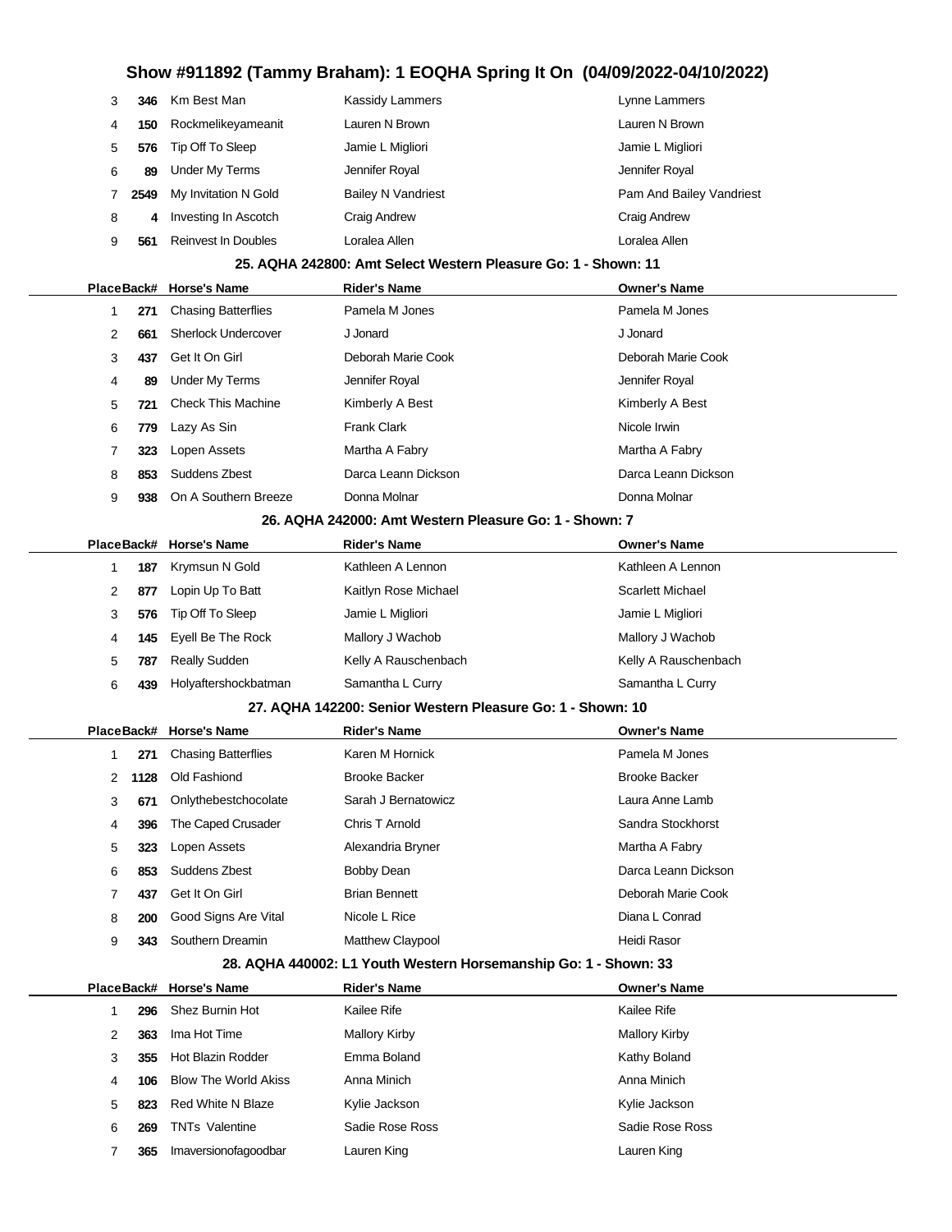| Place | Back# | Horse's Name | Rider's Name | Owner's Name |
|---|---|---|---|---|
| 3 | 346 | Km Best Man | Kassidy Lammers | Lynne Lammers |
| 4 | 150 | Rockmelikeyameanit | Lauren N Brown | Lauren N Brown |
| 5 | 576 | Tip Off To Sleep | Jamie L Migliori | Jamie L Migliori |
| 6 | 89 | Under My Terms | Jennifer Royal | Jennifer Royal |
| 7 | 2549 | My Invitation N Gold | Bailey N Vandriest | Pam And Bailey Vandriest |
| 8 | 4 | Investing In Ascotch | Craig Andrew | Craig Andrew |
| 9 | 561 | Reinvest In Doubles | Loralea Allen | Loralea Allen |

### 25. AQHA 242800: Amt Select Western Pleasure Go: 1 - Shown: 11

| Place | Back# | Horse's Name | Rider's Name | Owner's Name |
|---|---|---|---|---|
| 1 | 271 | Chasing Batterflies | Pamela M Jones | Pamela M Jones |
| 2 | 661 | Sherlock Undercover | J Jonard | J Jonard |
| 3 | 437 | Get It On Girl | Deborah Marie Cook | Deborah Marie Cook |
| 4 | 89 | Under My Terms | Jennifer Royal | Jennifer Royal |
| 5 | 721 | Check This Machine | Kimberly A Best | Kimberly A Best |
| 6 | 779 | Lazy As Sin | Frank Clark | Nicole Irwin |
| 7 | 323 | Lopen Assets | Martha A Fabry | Martha A Fabry |
| 8 | 853 | Suddens Zbest | Darca Leann Dickson | Darca Leann Dickson |
| 9 | 938 | On A Southern Breeze | Donna Molnar | Donna Molnar |

### 26. AQHA 242000: Amt Western Pleasure Go: 1 - Shown: 7

| Place | Back# | Horse's Name | Rider's Name | Owner's Name |
|---|---|---|---|---|
| 1 | 187 | Krymsun N Gold | Kathleen A Lennon | Kathleen A Lennon |
| 2 | 877 | Lopin Up To Batt | Kaitlyn Rose Michael | Scarlett Michael |
| 3 | 576 | Tip Off To Sleep | Jamie L Migliori | Jamie L Migliori |
| 4 | 145 | Eyell Be The Rock | Mallory J Wachob | Mallory J Wachob |
| 5 | 787 | Really Sudden | Kelly A Rauschenbach | Kelly A Rauschenbach |
| 6 | 439 | Holyaftershockbatman | Samantha L Curry | Samantha L Curry |

### 27. AQHA 142200: Senior Western Pleasure Go: 1 - Shown: 10

| Place | Back# | Horse's Name | Rider's Name | Owner's Name |
|---|---|---|---|---|
| 1 | 271 | Chasing Batterflies | Karen M Hornick | Pamela M Jones |
| 2 | 1128 | Old Fashiond | Brooke Backer | Brooke Backer |
| 3 | 671 | Onlythebestchocolate | Sarah J Bernatowicz | Laura Anne Lamb |
| 4 | 396 | The Caped Crusader | Chris T Arnold | Sandra Stockhorst |
| 5 | 323 | Lopen Assets | Alexandria Bryner | Martha A Fabry |
| 6 | 853 | Suddens Zbest | Bobby Dean | Darca Leann Dickson |
| 7 | 437 | Get It On Girl | Brian Bennett | Deborah Marie Cook |
| 8 | 200 | Good Signs Are Vital | Nicole L Rice | Diana L Conrad |
| 9 | 343 | Southern Dreamin | Matthew Claypool | Heidi Rasor |

### 28. AQHA 440002: L1 Youth Western Horsemanship Go: 1 - Shown: 33

| Place | Back# | Horse's Name | Rider's Name | Owner's Name |
|---|---|---|---|---|
| 1 | 296 | Shez Burnin Hot | Kailee Rife | Kailee Rife |
| 2 | 363 | Ima Hot Time | Mallory Kirby | Mallory Kirby |
| 3 | 355 | Hot Blazin Rodder | Emma Boland | Kathy Boland |
| 4 | 106 | Blow The World Akiss | Anna Minich | Anna Minich |
| 5 | 823 | Red White N Blaze | Kylie Jackson | Kylie Jackson |
| 6 | 269 | TNTs Valentine | Sadie Rose Ross | Sadie Rose Ross |
| 7 | 365 | Imaversionofagoodbar | Lauren King | Lauren King |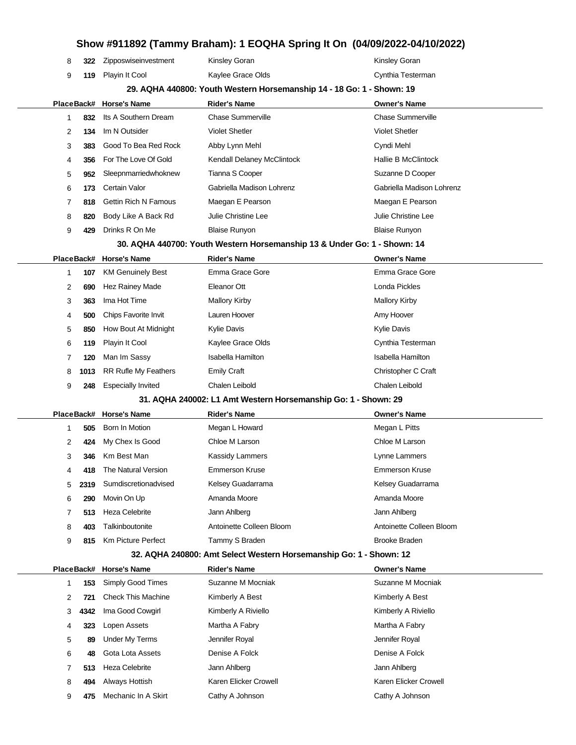| Place | Back# | Horse's Name | Rider's Name | Owner's Name |
|---|---|---|---|---|
| 8 | 322 | Zipposwiseinvestment | Kinsley Goran | Kinsley Goran |
| 9 | 119 | Playin It Cool | Kaylee Grace Olds | Cynthia Testerman |

### 29. AQHA 440800: Youth Western Horsemanship 14 - 18 Go: 1 - Shown: 19

| Place | Back# | Horse's Name | Rider's Name | Owner's Name |
|---|---|---|---|---|
| 1 | 832 | Its A Southern Dream | Chase Summerville | Chase Summerville |
| 2 | 134 | Im N Outsider | Violet Shetler | Violet Shetler |
| 3 | 383 | Good To Bea Red Rock | Abby Lynn Mehl | Cyndi Mehl |
| 4 | 356 | For The Love Of Gold | Kendall Delaney McClintock | Hallie B McClintock |
| 5 | 952 | Sleepnmarriedwhoknew | Tianna S Cooper | Suzanne D Cooper |
| 6 | 173 | Certain Valor | Gabriella Madison Lohrenz | Gabriella Madison Lohrenz |
| 7 | 818 | Gettin Rich N Famous | Maegan E Pearson | Maegan E Pearson |
| 8 | 820 | Body Like A Back Rd | Julie Christine Lee | Julie Christine Lee |
| 9 | 429 | Drinks R On Me | Blaise Runyon | Blaise Runyon |

### 30. AQHA 440700: Youth Western Horsemanship 13 & Under Go: 1 - Shown: 14

| Place | Back# | Horse's Name | Rider's Name | Owner's Name |
|---|---|---|---|---|
| 1 | 107 | KM Genuinely Best | Emma Grace Gore | Emma Grace Gore |
| 2 | 690 | Hez Rainey Made | Eleanor Ott | Londa Pickles |
| 3 | 363 | Ima Hot Time | Mallory Kirby | Mallory Kirby |
| 4 | 500 | Chips Favorite Invit | Lauren Hoover | Amy Hoover |
| 5 | 850 | How Bout At Midnight | Kylie Davis | Kylie Davis |
| 6 | 119 | Playin It Cool | Kaylee Grace Olds | Cynthia Testerman |
| 7 | 120 | Man Im Sassy | Isabella Hamilton | Isabella Hamilton |
| 8 | 1013 | RR Rufle My Feathers | Emily Craft | Christopher C Craft |
| 9 | 248 | Especially Invited | Chalen Leibold | Chalen Leibold |

### 31. AQHA 240002: L1 Amt Western Horsemanship Go: 1 - Shown: 29

| Place | Back# | Horse's Name | Rider's Name | Owner's Name |
|---|---|---|---|---|
| 1 | 505 | Born In Motion | Megan L Howard | Megan L Pitts |
| 2 | 424 | My Chex Is Good | Chloe M Larson | Chloe M Larson |
| 3 | 346 | Km Best Man | Kassidy Lammers | Lynne Lammers |
| 4 | 418 | The Natural Version | Emmerson Kruse | Emmerson Kruse |
| 5 | 2319 | Sumdiscretionadvised | Kelsey Guadarrama | Kelsey Guadarrama |
| 6 | 290 | Movin On Up | Amanda Moore | Amanda Moore |
| 7 | 513 | Heza Celebrite | Jann Ahlberg | Jann Ahlberg |
| 8 | 403 | Talkinboutonite | Antoinette Colleen Bloom | Antoinette Colleen Bloom |
| 9 | 815 | Km Picture Perfect | Tammy S Braden | Brooke Braden |

### 32. AQHA 240800: Amt Select Western Horsemanship Go: 1 - Shown: 12

| Place | Back# | Horse's Name | Rider's Name | Owner's Name |
|---|---|---|---|---|
| 1 | 153 | Simply Good Times | Suzanne M Mocniak | Suzanne M Mocniak |
| 2 | 721 | Check This Machine | Kimberly A Best | Kimberly A Best |
| 3 | 4342 | Ima Good Cowgirl | Kimberly A Riviello | Kimberly A Riviello |
| 4 | 323 | Lopen Assets | Martha A Fabry | Martha A Fabry |
| 5 | 89 | Under My Terms | Jennifer Royal | Jennifer Royal |
| 6 | 48 | Gota Lota Assets | Denise A Folck | Denise A Folck |
| 7 | 513 | Heza Celebrite | Jann Ahlberg | Jann Ahlberg |
| 8 | 494 | Always Hottish | Karen Elicker Crowell | Karen Elicker Crowell |
| 9 | 475 | Mechanic In A Skirt | Cathy A Johnson | Cathy A Johnson |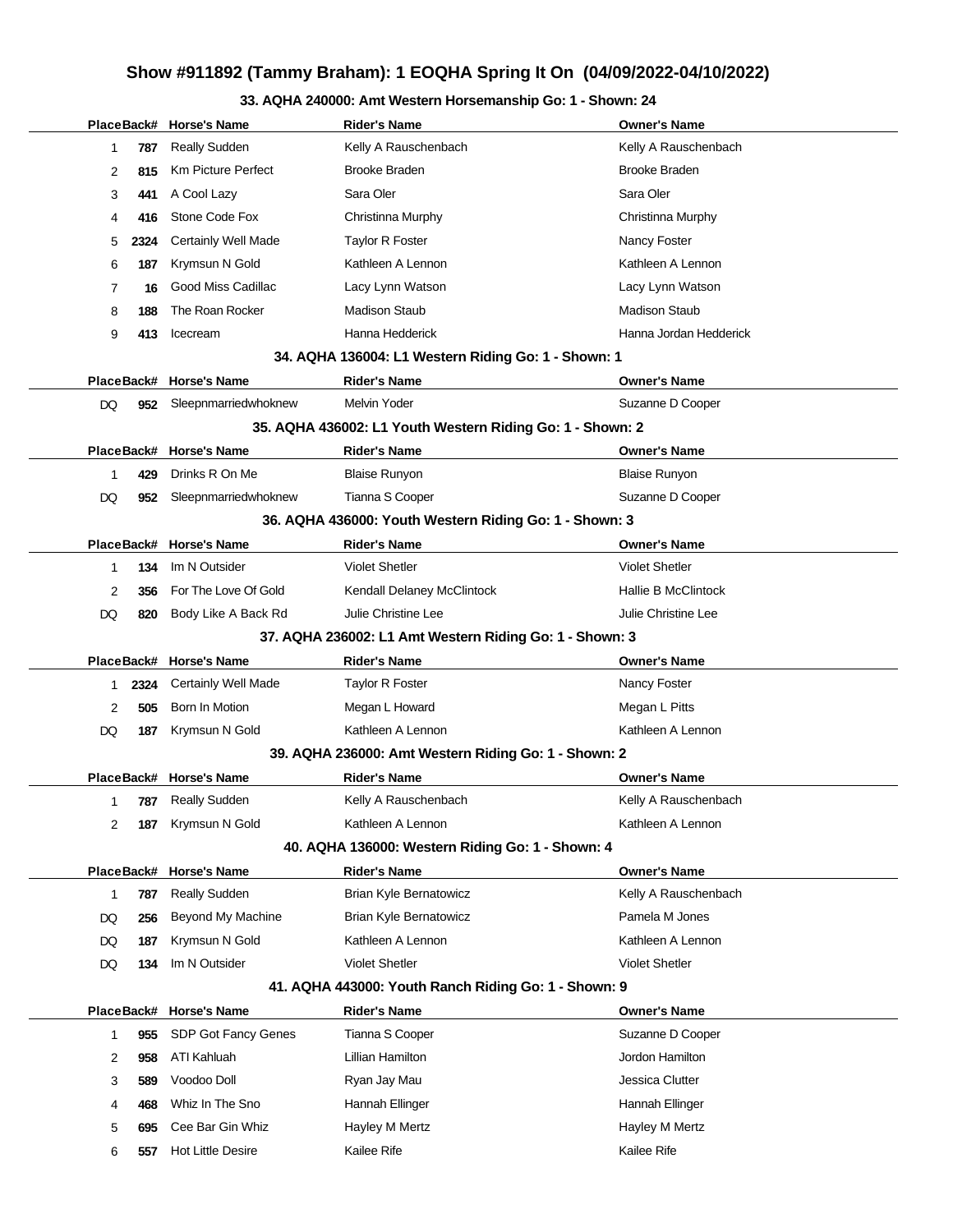# Show #911892 (Tammy Braham): 1 EOQHA Spring It On (04/09/2022-04/10/2022)

### 33. AQHA 240000: Amt Western Horsemanship Go: 1 - Shown: 24

| Place | Back# | Horse's Name | Rider's Name | Owner's Name |
|---|---|---|---|---|
| 1 | 787 | Really Sudden | Kelly A Rauschenbach | Kelly A Rauschenbach |
| 2 | 815 | Km Picture Perfect | Brooke Braden | Brooke Braden |
| 3 | 441 | A Cool Lazy | Sara Oler | Sara Oler |
| 4 | 416 | Stone Code Fox | Christinna Murphy | Christinna Murphy |
| 5 | 2324 | Certainly Well Made | Taylor R Foster | Nancy Foster |
| 6 | 187 | Krymsun N Gold | Kathleen A Lennon | Kathleen A Lennon |
| 7 | 16 | Good Miss Cadillac | Lacy Lynn Watson | Lacy Lynn Watson |
| 8 | 188 | The Roan Rocker | Madison Staub | Madison Staub |
| 9 | 413 | Icecream | Hanna Hedderick | Hanna Jordan Hedderick |

### 34. AQHA 136004: L1 Western Riding Go: 1 - Shown: 1

| Place | Back# | Horse's Name | Rider's Name | Owner's Name |
|---|---|---|---|---|
| DQ | 952 | Sleepnmarriedwhoknew | Melvin Yoder | Suzanne D Cooper |

### 35. AQHA 436002: L1 Youth Western Riding Go: 1 - Shown: 2

| Place | Back# | Horse's Name | Rider's Name | Owner's Name |
|---|---|---|---|---|
| 1 | 429 | Drinks R On Me | Blaise Runyon | Blaise Runyon |
| DQ | 952 | Sleepnmarriedwhoknew | Tianna S Cooper | Suzanne D Cooper |

### 36. AQHA 436000: Youth Western Riding Go: 1 - Shown: 3

| Place | Back# | Horse's Name | Rider's Name | Owner's Name |
|---|---|---|---|---|
| 1 | 134 | Im N Outsider | Violet Shetler | Violet Shetler |
| 2 | 356 | For The Love Of Gold | Kendall Delaney McClintock | Hallie B McClintock |
| DQ | 820 | Body Like A Back Rd | Julie Christine Lee | Julie Christine Lee |

### 37. AQHA 236002: L1 Amt Western Riding Go: 1 - Shown: 3

| Place | Back# | Horse's Name | Rider's Name | Owner's Name |
|---|---|---|---|---|
| 1 | 2324 | Certainly Well Made | Taylor R Foster | Nancy Foster |
| 2 | 505 | Born In Motion | Megan L Howard | Megan L Pitts |
| DQ | 187 | Krymsun N Gold | Kathleen A Lennon | Kathleen A Lennon |

### 39. AQHA 236000: Amt Western Riding Go: 1 - Shown: 2

| Place | Back# | Horse's Name | Rider's Name | Owner's Name |
|---|---|---|---|---|
| 1 | 787 | Really Sudden | Kelly A Rauschenbach | Kelly A Rauschenbach |
| 2 | 187 | Krymsun N Gold | Kathleen A Lennon | Kathleen A Lennon |

### 40. AQHA 136000: Western Riding Go: 1 - Shown: 4

| Place | Back# | Horse's Name | Rider's Name | Owner's Name |
|---|---|---|---|---|
| 1 | 787 | Really Sudden | Brian Kyle Bernatowicz | Kelly A Rauschenbach |
| DQ | 256 | Beyond My Machine | Brian Kyle Bernatowicz | Pamela M Jones |
| DQ | 187 | Krymsun N Gold | Kathleen A Lennon | Kathleen A Lennon |
| DQ | 134 | Im N Outsider | Violet Shetler | Violet Shetler |

### 41. AQHA 443000: Youth Ranch Riding Go: 1 - Shown: 9

| Place | Back# | Horse's Name | Rider's Name | Owner's Name |
|---|---|---|---|---|
| 1 | 955 | SDP Got Fancy Genes | Tianna S Cooper | Suzanne D Cooper |
| 2 | 958 | ATI Kahluah | Lillian Hamilton | Jordon Hamilton |
| 3 | 589 | Voodoo Doll | Ryan Jay Mau | Jessica Clutter |
| 4 | 468 | Whiz In The Sno | Hannah Ellinger | Hannah Ellinger |
| 5 | 695 | Cee Bar Gin Whiz | Hayley M Mertz | Hayley M Mertz |
| 6 | 557 | Hot Little Desire | Kailee Rife | Kailee Rife |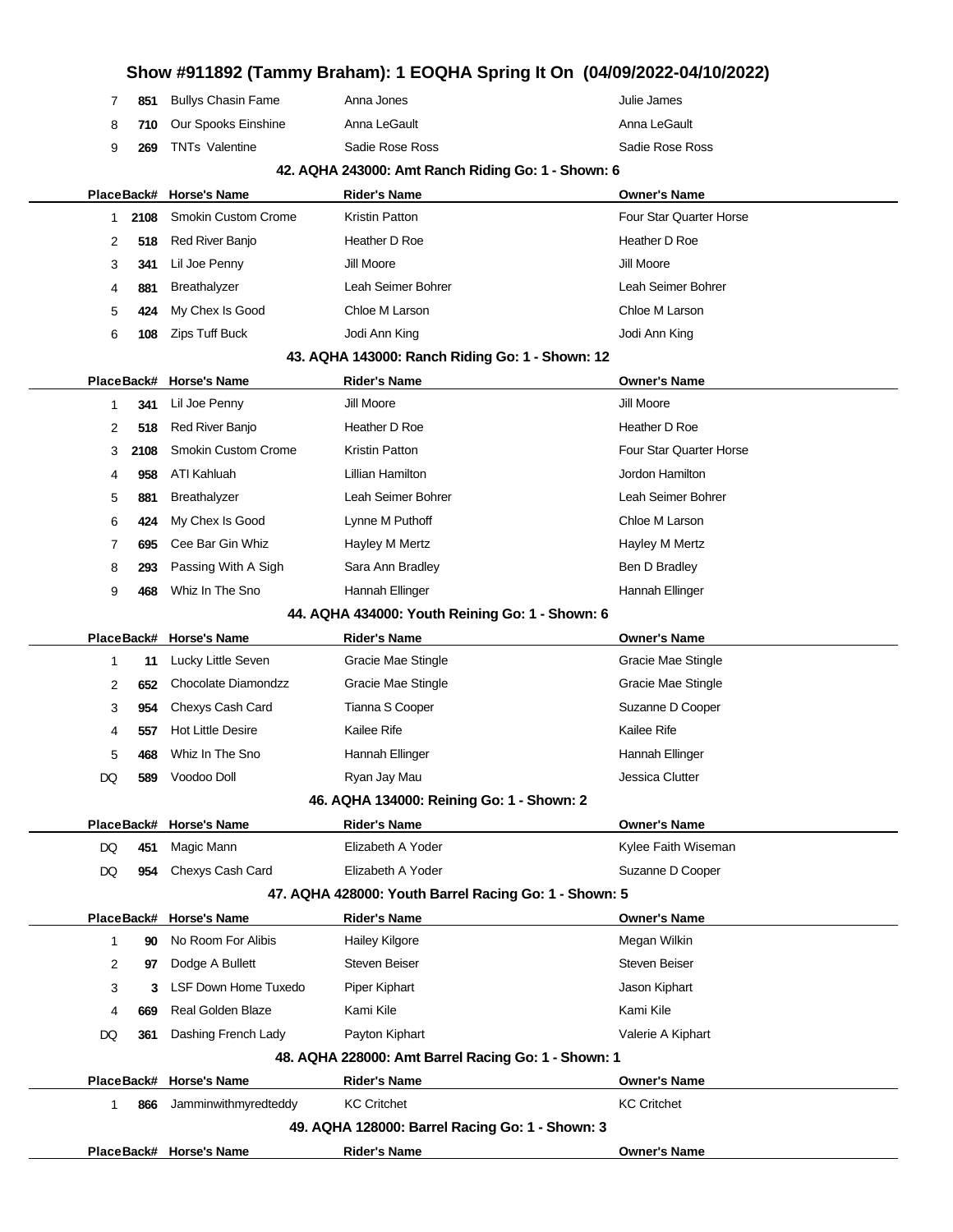| Place | Back# | Horse's Name | Rider's Name | Owner's Name |
|---|---|---|---|---|
| 7 | 851 | Bullys Chasin Fame | Anna Jones | Julie James |
| 8 | 710 | Our Spooks Einshine | Anna LeGault | Anna LeGault |
| 9 | 269 | TNTs Valentine | Sadie Rose Ross | Sadie Rose Ross |

### 42. AQHA 243000: Amt Ranch Riding Go: 1 - Shown: 6

| Place | Back# | Horse's Name | Rider's Name | Owner's Name |
|---|---|---|---|---|
| 1 | 2108 | Smokin Custom Crome | Kristin Patton | Four Star Quarter Horse |
| 2 | 518 | Red River Banjo | Heather D Roe | Heather D Roe |
| 3 | 341 | Lil Joe Penny | Jill Moore | Jill Moore |
| 4 | 881 | Breathalyzer | Leah Seimer Bohrer | Leah Seimer Bohrer |
| 5 | 424 | My Chex Is Good | Chloe M Larson | Chloe M Larson |
| 6 | 108 | Zips Tuff Buck | Jodi Ann King | Jodi Ann King |

### 43. AQHA 143000: Ranch Riding Go: 1 - Shown: 12

| Place | Back# | Horse's Name | Rider's Name | Owner's Name |
|---|---|---|---|---|
| 1 | 341 | Lil Joe Penny | Jill Moore | Jill Moore |
| 2 | 518 | Red River Banjo | Heather D Roe | Heather D Roe |
| 3 | 2108 | Smokin Custom Crome | Kristin Patton | Four Star Quarter Horse |
| 4 | 958 | ATI Kahluah | Lillian Hamilton | Jordon Hamilton |
| 5 | 881 | Breathalyzer | Leah Seimer Bohrer | Leah Seimer Bohrer |
| 6 | 424 | My Chex Is Good | Lynne M Puthoff | Chloe M Larson |
| 7 | 695 | Cee Bar Gin Whiz | Hayley M Mertz | Hayley M Mertz |
| 8 | 293 | Passing With A Sigh | Sara Ann Bradley | Ben D Bradley |
| 9 | 468 | Whiz In The Sno | Hannah Ellinger | Hannah Ellinger |

### 44. AQHA 434000: Youth Reining Go: 1 - Shown: 6

| Place | Back# | Horse's Name | Rider's Name | Owner's Name |
|---|---|---|---|---|
| 1 | 11 | Lucky Little Seven | Gracie Mae Stingle | Gracie Mae Stingle |
| 2 | 652 | Chocolate Diamondzz | Gracie Mae Stingle | Gracie Mae Stingle |
| 3 | 954 | Chexys Cash Card | Tianna S Cooper | Suzanne D Cooper |
| 4 | 557 | Hot Little Desire | Kailee Rife | Kailee Rife |
| 5 | 468 | Whiz In The Sno | Hannah Ellinger | Hannah Ellinger |
| DQ | 589 | Voodoo Doll | Ryan Jay Mau | Jessica Clutter |

### 46. AQHA 134000: Reining Go: 1 - Shown: 2

| Place | Back# | Horse's Name | Rider's Name | Owner's Name |
|---|---|---|---|---|
| DQ | 451 | Magic Mann | Elizabeth A Yoder | Kylee Faith Wiseman |
| DQ | 954 | Chexys Cash Card | Elizabeth A Yoder | Suzanne D Cooper |

### 47. AQHA 428000: Youth Barrel Racing Go: 1 - Shown: 5

| Place | Back# | Horse's Name | Rider's Name | Owner's Name |
|---|---|---|---|---|
| 1 | 90 | No Room For Alibis | Hailey Kilgore | Megan Wilkin |
| 2 | 97 | Dodge A Bullett | Steven Beiser | Steven Beiser |
| 3 | 3 | LSF Down Home Tuxedo | Piper Kiphart | Jason Kiphart |
| 4 | 669 | Real Golden Blaze | Kami Kile | Kami Kile |
| DQ | 361 | Dashing French Lady | Payton Kiphart | Valerie A Kiphart |

### 48. AQHA 228000: Amt Barrel Racing Go: 1 - Shown: 1

| Place | Back# | Horse's Name | Rider's Name | Owner's Name |
|---|---|---|---|---|
| 1 | 866 | Jamminwithmyredteddy | KC Critchet | KC Critchet |

### 49. AQHA 128000: Barrel Racing Go: 1 - Shown: 3

| Place | Back# | Horse's Name | Rider's Name | Owner's Name |
|---|---|---|---|---|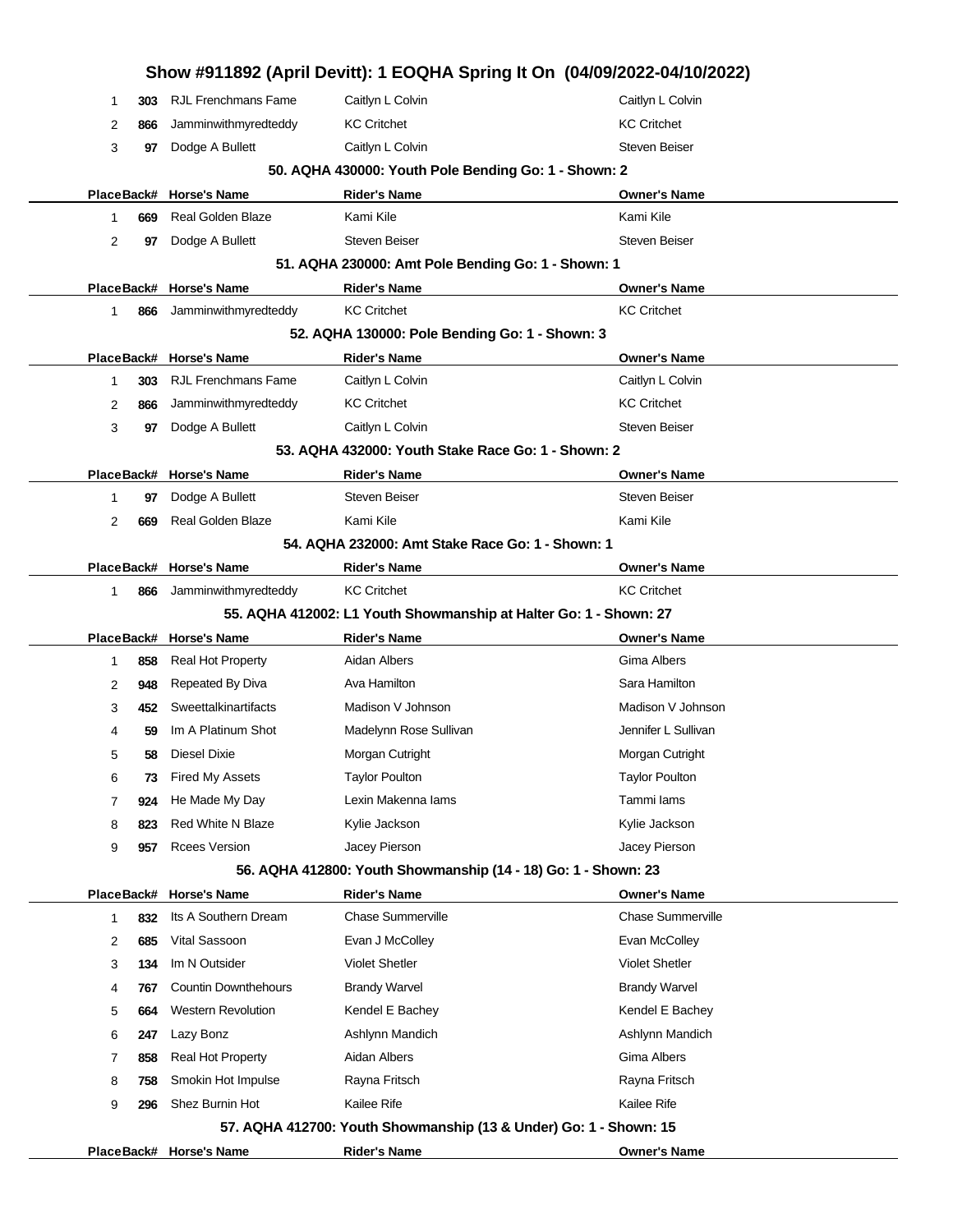## Show #911892 (April Devitt): 1 EOQHA Spring It On (04/09/2022-04/10/2022)

| Place | Back# | Horse's Name | Rider's Name | Owner's Name |
|---|---|---|---|---|
| 1 | 303 | RJL Frenchmans Fame | Caitlyn L Colvin | Caitlyn L Colvin |
| 2 | 866 | Jamminwithmyredteddy | KC Critchet | KC Critchet |
| 3 | 97 | Dodge A Bullett | Caitlyn L Colvin | Steven Beiser |

### 50. AQHA 430000: Youth Pole Bending Go: 1 - Shown: 2

| Place | Back# | Horse's Name | Rider's Name | Owner's Name |
|---|---|---|---|---|
| 1 | 669 | Real Golden Blaze | Kami Kile | Kami Kile |
| 2 | 97 | Dodge A Bullett | Steven Beiser | Steven Beiser |

### 51. AQHA 230000: Amt Pole Bending Go: 1 - Shown: 1

| Place | Back# | Horse's Name | Rider's Name | Owner's Name |
|---|---|---|---|---|
| 1 | 866 | Jamminwithmyredteddy | KC Critchet | KC Critchet |

### 52. AQHA 130000: Pole Bending Go: 1 - Shown: 3

| Place | Back# | Horse's Name | Rider's Name | Owner's Name |
|---|---|---|---|---|
| 1 | 303 | RJL Frenchmans Fame | Caitlyn L Colvin | Caitlyn L Colvin |
| 2 | 866 | Jamminwithmyredteddy | KC Critchet | KC Critchet |
| 3 | 97 | Dodge A Bullett | Caitlyn L Colvin | Steven Beiser |

### 53. AQHA 432000: Youth Stake Race Go: 1 - Shown: 2

| Place | Back# | Horse's Name | Rider's Name | Owner's Name |
|---|---|---|---|---|
| 1 | 97 | Dodge A Bullett | Steven Beiser | Steven Beiser |
| 2 | 669 | Real Golden Blaze | Kami Kile | Kami Kile |

### 54. AQHA 232000: Amt Stake Race Go: 1 - Shown: 1

| Place | Back# | Horse's Name | Rider's Name | Owner's Name |
|---|---|---|---|---|
| 1 | 866 | Jamminwithmyredteddy | KC Critchet | KC Critchet |

### 55. AQHA 412002: L1 Youth Showmanship at Halter Go: 1 - Shown: 27

| Place | Back# | Horse's Name | Rider's Name | Owner's Name |
|---|---|---|---|---|
| 1 | 858 | Real Hot Property | Aidan Albers | Gima Albers |
| 2 | 948 | Repeated By Diva | Ava Hamilton | Sara Hamilton |
| 3 | 452 | Sweettalkinartifacts | Madison V Johnson | Madison V Johnson |
| 4 | 59 | Im A Platinum Shot | Madelynn Rose Sullivan | Jennifer L Sullivan |
| 5 | 58 | Diesel Dixie | Morgan Cutright | Morgan Cutright |
| 6 | 73 | Fired My Assets | Taylor Poulton | Taylor Poulton |
| 7 | 924 | He Made My Day | Lexin Makenna Iams | Tammi Iams |
| 8 | 823 | Red White N Blaze | Kylie Jackson | Kylie Jackson |
| 9 | 957 | Rcees Version | Jacey Pierson | Jacey Pierson |

### 56. AQHA 412800: Youth Showmanship (14 - 18) Go: 1 - Shown: 23

| Place | Back# | Horse's Name | Rider's Name | Owner's Name |
|---|---|---|---|---|
| 1 | 832 | Its A Southern Dream | Chase Summerville | Chase Summerville |
| 2 | 685 | Vital Sassoon | Evan J McColley | Evan McColley |
| 3 | 134 | Im N Outsider | Violet Shetler | Violet Shetler |
| 4 | 767 | Countin Downthehours | Brandy Warvel | Brandy Warvel |
| 5 | 664 | Western Revolution | Kendel E Bachey | Kendel E Bachey |
| 6 | 247 | Lazy Bonz | Ashlynn Mandich | Ashlynn Mandich |
| 7 | 858 | Real Hot Property | Aidan Albers | Gima Albers |
| 8 | 758 | Smokin Hot Impulse | Rayna Fritsch | Rayna Fritsch |
| 9 | 296 | Shez Burnin Hot | Kailee Rife | Kailee Rife |

### 57. AQHA 412700: Youth Showmanship (13 & Under) Go: 1 - Shown: 15

| Place | Back# | Horse's Name | Rider's Name | Owner's Name |
|---|---|---|---|---|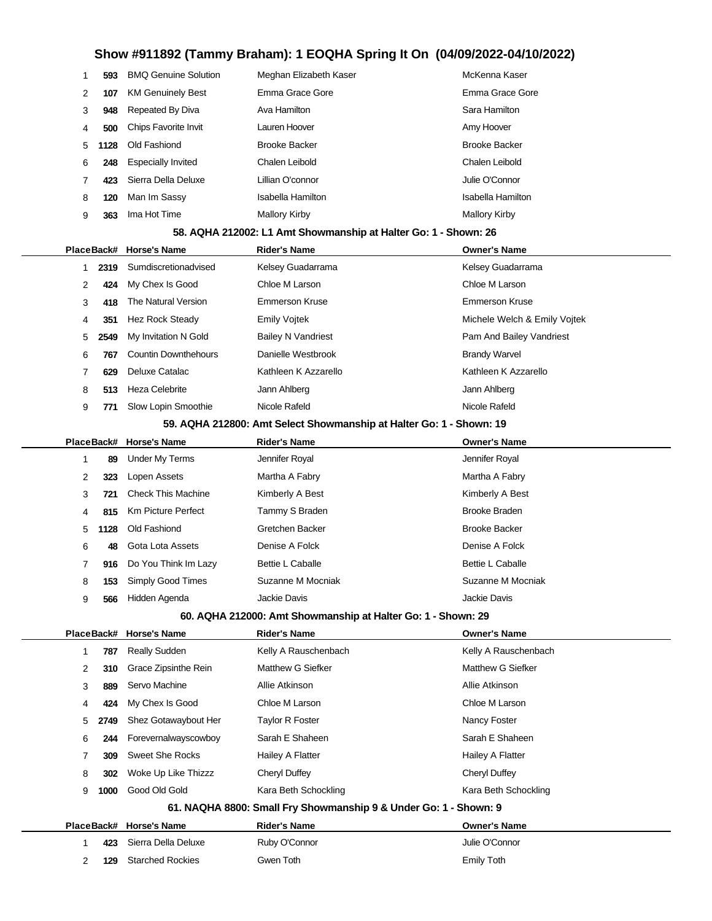# Show #911892 (Tammy Braham): 1 EOQHA Spring It On (04/09/2022-04/10/2022)

| Place | Back# | Horse's Name | Rider's Name | Owner's Name |
|---|---|---|---|---|
| 1 | 593 | BMQ Genuine Solution | Meghan Elizabeth Kaser | McKenna Kaser |
| 2 | 107 | KM Genuinely Best | Emma Grace Gore | Emma Grace Gore |
| 3 | 948 | Repeated By Diva | Ava Hamilton | Sara Hamilton |
| 4 | 500 | Chips Favorite Invit | Lauren Hoover | Amy Hoover |
| 5 | 1128 | Old Fashiond | Brooke Backer | Brooke Backer |
| 6 | 248 | Especially Invited | Chalen Leibold | Chalen Leibold |
| 7 | 423 | Sierra Della Deluxe | Lillian O'connor | Julie O'Connor |
| 8 | 120 | Man Im Sassy | Isabella Hamilton | Isabella Hamilton |
| 9 | 363 | Ima Hot Time | Mallory Kirby | Mallory Kirby |

### 58. AQHA 212002: L1 Amt Showmanship at Halter Go: 1 - Shown: 26

| Place | Back# | Horse's Name | Rider's Name | Owner's Name |
|---|---|---|---|---|
| 1 | 2319 | Sumdiscretionadvised | Kelsey Guadarrama | Kelsey Guadarrama |
| 2 | 424 | My Chex Is Good | Chloe M Larson | Chloe M Larson |
| 3 | 418 | The Natural Version | Emmerson Kruse | Emmerson Kruse |
| 4 | 351 | Hez Rock Steady | Emily Vojtek | Michele Welch & Emily Vojtek |
| 5 | 2549 | My Invitation N Gold | Bailey N Vandriest | Pam And Bailey Vandriest |
| 6 | 767 | Countin Downthehours | Danielle Westbrook | Brandy Warvel |
| 7 | 629 | Deluxe Catalac | Kathleen K Azzarello | Kathleen K Azzarello |
| 8 | 513 | Heza Celebrite | Jann Ahlberg | Jann Ahlberg |
| 9 | 771 | Slow Lopin Smoothie | Nicole Rafeld | Nicole Rafeld |

### 59. AQHA 212800: Amt Select Showmanship at Halter Go: 1 - Shown: 19

| Place | Back# | Horse's Name | Rider's Name | Owner's Name |
|---|---|---|---|---|
| 1 | 89 | Under My Terms | Jennifer Royal | Jennifer Royal |
| 2 | 323 | Lopen Assets | Martha A Fabry | Martha A Fabry |
| 3 | 721 | Check This Machine | Kimberly A Best | Kimberly A Best |
| 4 | 815 | Km Picture Perfect | Tammy S Braden | Brooke Braden |
| 5 | 1128 | Old Fashiond | Gretchen Backer | Brooke Backer |
| 6 | 48 | Gota Lota Assets | Denise A Folck | Denise A Folck |
| 7 | 916 | Do You Think Im Lazy | Bettie L Caballe | Bettie L Caballe |
| 8 | 153 | Simply Good Times | Suzanne M Mocniak | Suzanne M Mocniak |
| 9 | 566 | Hidden Agenda | Jackie Davis | Jackie Davis |

### 60. AQHA 212000: Amt Showmanship at Halter Go: 1 - Shown: 29

| Place | Back# | Horse's Name | Rider's Name | Owner's Name |
|---|---|---|---|---|
| 1 | 787 | Really Sudden | Kelly A Rauschenbach | Kelly A Rauschenbach |
| 2 | 310 | Grace Zipsinthe Rein | Matthew G Siefker | Matthew G Siefker |
| 3 | 889 | Servo Machine | Allie Atkinson | Allie Atkinson |
| 4 | 424 | My Chex Is Good | Chloe M Larson | Chloe M Larson |
| 5 | 2749 | Shez Gotawaybout Her | Taylor R Foster | Nancy Foster |
| 6 | 244 | Forevernalwayscowboy | Sarah E Shaheen | Sarah E Shaheen |
| 7 | 309 | Sweet She Rocks | Hailey A Flatter | Hailey A Flatter |
| 8 | 302 | Woke Up Like Thizzz | Cheryl Duffey | Cheryl Duffey |
| 9 | 1000 | Good Old Gold | Kara Beth Schockling | Kara Beth Schockling |

### 61. NAQHA 8800: Small Fry Showmanship 9 & Under Go: 1 - Shown: 9

| Place | Back# | Horse's Name | Rider's Name | Owner's Name |
|---|---|---|---|---|
| 1 | 423 | Sierra Della Deluxe | Ruby O'Connor | Julie O'Connor |
| 2 | 129 | Starched Rockies | Gwen Toth | Emily Toth |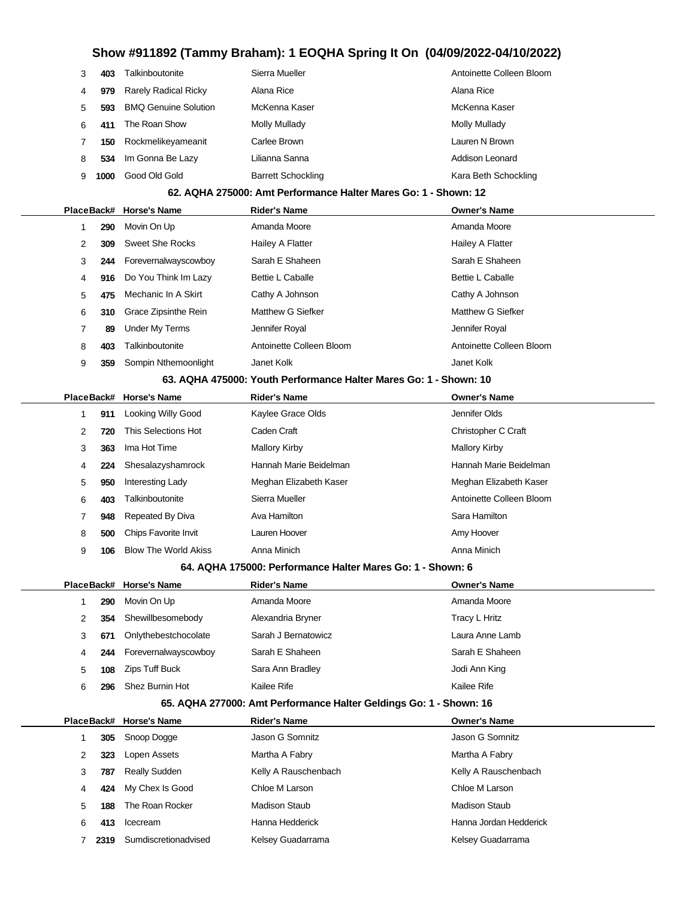| Place | Back# | Horse's Name | Rider's Name | Owner's Name |
|---|---|---|---|---|
| 3 | 403 | Talkinboutonite | Sierra Mueller | Antoinette Colleen Bloom |
| 4 | 979 | Rarely Radical Ricky | Alana Rice | Alana Rice |
| 5 | 593 | BMQ Genuine Solution | McKenna Kaser | McKenna Kaser |
| 6 | 411 | The Roan Show | Molly Mullady | Molly Mullady |
| 7 | 150 | Rockmelikeyameanit | Carlee Brown | Lauren N Brown |
| 8 | 534 | Im Gonna Be Lazy | Lilianna Sanna | Addison Leonard |
| 9 | 1000 | Good Old Gold | Barrett Schockling | Kara Beth Schockling |

### 62. AQHA 275000: Amt Performance Halter Mares Go: 1 - Shown: 12

| Place | Back# | Horse's Name | Rider's Name | Owner's Name |
|---|---|---|---|---|
| 1 | 290 | Movin On Up | Amanda Moore | Amanda Moore |
| 2 | 309 | Sweet She Rocks | Hailey A Flatter | Hailey A Flatter |
| 3 | 244 | Forevernalwayscowboy | Sarah E Shaheen | Sarah E Shaheen |
| 4 | 916 | Do You Think Im Lazy | Bettie L Caballe | Bettie L Caballe |
| 5 | 475 | Mechanic In A Skirt | Cathy A Johnson | Cathy A Johnson |
| 6 | 310 | Grace Zipsinthe Rein | Matthew G Siefker | Matthew G Siefker |
| 7 | 89 | Under My Terms | Jennifer Royal | Jennifer Royal |
| 8 | 403 | Talkinboutonite | Antoinette Colleen Bloom | Antoinette Colleen Bloom |
| 9 | 359 | Sompin Nthemoonlight | Janet Kolk | Janet Kolk |

### 63. AQHA 475000: Youth Performance Halter Mares Go: 1 - Shown: 10

| Place | Back# | Horse's Name | Rider's Name | Owner's Name |
|---|---|---|---|---|
| 1 | 911 | Looking Willy Good | Kaylee Grace Olds | Jennifer Olds |
| 2 | 720 | This Selections Hot | Caden Craft | Christopher C Craft |
| 3 | 363 | Ima Hot Time | Mallory Kirby | Mallory Kirby |
| 4 | 224 | Shesalazyshamrock | Hannah Marie Beidelman | Hannah Marie Beidelman |
| 5 | 950 | Interesting Lady | Meghan Elizabeth Kaser | Meghan Elizabeth Kaser |
| 6 | 403 | Talkinboutonite | Sierra Mueller | Antoinette Colleen Bloom |
| 7 | 948 | Repeated By Diva | Ava Hamilton | Sara Hamilton |
| 8 | 500 | Chips Favorite Invit | Lauren Hoover | Amy Hoover |
| 9 | 106 | Blow The World Akiss | Anna Minich | Anna Minich |

### 64. AQHA 175000: Performance Halter Mares Go: 1 - Shown: 6

| Place | Back# | Horse's Name | Rider's Name | Owner's Name |
|---|---|---|---|---|
| 1 | 290 | Movin On Up | Amanda Moore | Amanda Moore |
| 2 | 354 | Shewillbesomebody | Alexandria Bryner | Tracy L Hritz |
| 3 | 671 | Onlythebestchocolate | Sarah J Bernatowicz | Laura Anne Lamb |
| 4 | 244 | Forevernalwayscowboy | Sarah E Shaheen | Sarah E Shaheen |
| 5 | 108 | Zips Tuff Buck | Sara Ann Bradley | Jodi Ann King |
| 6 | 296 | Shez Burnin Hot | Kailee Rife | Kailee Rife |

### 65. AQHA 277000: Amt Performance Halter Geldings Go: 1 - Shown: 16

| Place | Back# | Horse's Name | Rider's Name | Owner's Name |
|---|---|---|---|---|
| 1 | 305 | Snoop Dogge | Jason G Somnitz | Jason G Somnitz |
| 2 | 323 | Lopen Assets | Martha A Fabry | Martha A Fabry |
| 3 | 787 | Really Sudden | Kelly A Rauschenbach | Kelly A Rauschenbach |
| 4 | 424 | My Chex Is Good | Chloe M Larson | Chloe M Larson |
| 5 | 188 | The Roan Rocker | Madison Staub | Madison Staub |
| 6 | 413 | Icecream | Hanna Hedderick | Hanna Jordan Hedderick |
| 7 | 2319 | Sumdiscretionadvised | Kelsey Guadarrama | Kelsey Guadarrama |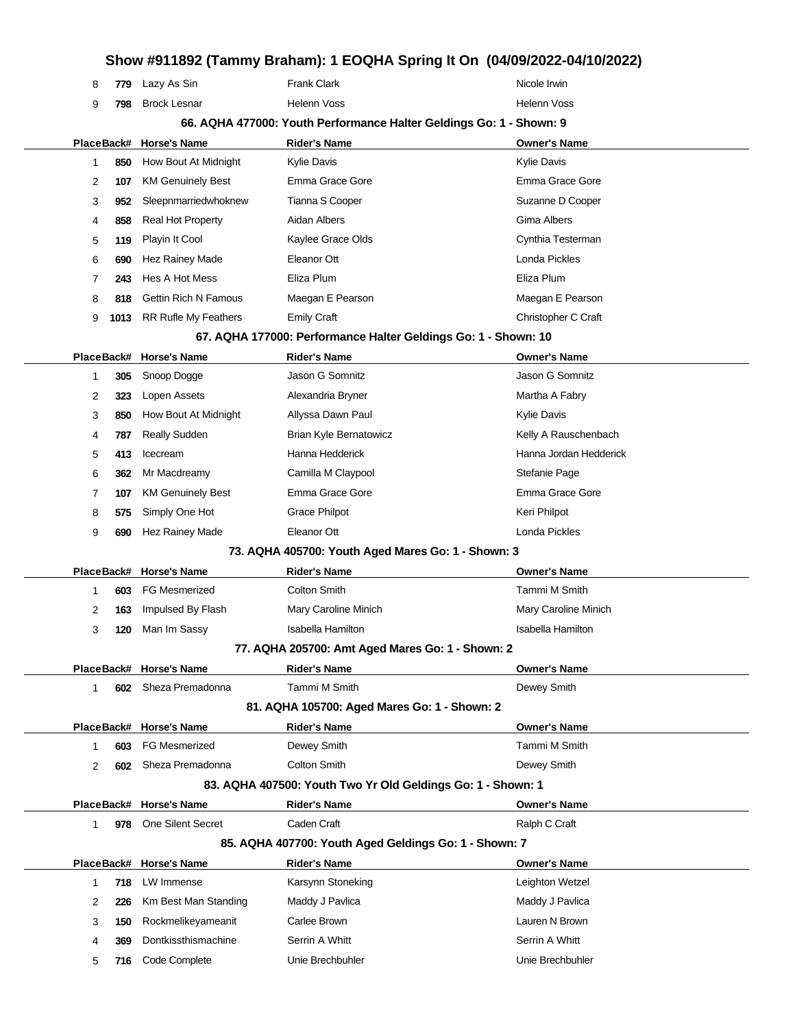# Show #911892 (Tammy Braham): 1 EOQHA Spring It On (04/09/2022-04/10/2022)

| Place | Back# | Horse's Name | Rider's Name | Owner's Name |
|---|---|---|---|---|
| 8 | 779 | Lazy As Sin | Frank Clark | Nicole Irwin |
| 9 | 798 | Brock Lesnar | Helenn Voss | Helenn Voss |

### 66. AQHA 477000: Youth Performance Halter Geldings Go: 1 - Shown: 9

| Place | Back# | Horse's Name | Rider's Name | Owner's Name |
|---|---|---|---|---|
| 1 | 850 | How Bout At Midnight | Kylie Davis | Kylie Davis |
| 2 | 107 | KM Genuinely Best | Emma Grace Gore | Emma Grace Gore |
| 3 | 952 | Sleepnmarriedwhoknew | Tianna S Cooper | Suzanne D Cooper |
| 4 | 858 | Real Hot Property | Aidan Albers | Gima Albers |
| 5 | 119 | Playin It Cool | Kaylee Grace Olds | Cynthia Testerman |
| 6 | 690 | Hez Rainey Made | Eleanor Ott | Londa Pickles |
| 7 | 243 | Hes A Hot Mess | Eliza Plum | Eliza Plum |
| 8 | 818 | Gettin Rich N Famous | Maegan E Pearson | Maegan E Pearson |
| 9 | 1013 | RR Rufle My Feathers | Emily Craft | Christopher C Craft |

### 67. AQHA 177000: Performance Halter Geldings Go: 1 - Shown: 10

| Place | Back# | Horse's Name | Rider's Name | Owner's Name |
|---|---|---|---|---|
| 1 | 305 | Snoop Dogge | Jason G Somnitz | Jason G Somnitz |
| 2 | 323 | Lopen Assets | Alexandria Bryner | Martha A Fabry |
| 3 | 850 | How Bout At Midnight | Allyssa Dawn Paul | Kylie Davis |
| 4 | 787 | Really Sudden | Brian Kyle Bernatowicz | Kelly A Rauschenbach |
| 5 | 413 | Icecream | Hanna Hedderick | Hanna Jordan Hedderick |
| 6 | 362 | Mr Macdreamy | Camilla M Claypool | Stefanie Page |
| 7 | 107 | KM Genuinely Best | Emma Grace Gore | Emma Grace Gore |
| 8 | 575 | Simply One Hot | Grace Philpot | Keri Philpot |
| 9 | 690 | Hez Rainey Made | Eleanor Ott | Londa Pickles |

### 73. AQHA 405700: Youth Aged Mares Go: 1 - Shown: 3

| Place | Back# | Horse's Name | Rider's Name | Owner's Name |
|---|---|---|---|---|
| 1 | 603 | FG Mesmerized | Colton Smith | Tammi M Smith |
| 2 | 163 | Impulsed By Flash | Mary Caroline Minich | Mary Caroline Minich |
| 3 | 120 | Man Im Sassy | Isabella Hamilton | Isabella Hamilton |

### 77. AQHA 205700: Amt Aged Mares Go: 1 - Shown: 2

| Place | Back# | Horse's Name | Rider's Name | Owner's Name |
|---|---|---|---|---|
| 1 | 602 | Sheza Premadonna | Tammi M Smith | Dewey Smith |

### 81. AQHA 105700: Aged Mares Go: 1 - Shown: 2

| Place | Back# | Horse's Name | Rider's Name | Owner's Name |
|---|---|---|---|---|
| 1 | 603 | FG Mesmerized | Dewey Smith | Tammi M Smith |
| 2 | 602 | Sheza Premadonna | Colton Smith | Dewey Smith |

### 83. AQHA 407500: Youth Two Yr Old Geldings Go: 1 - Shown: 1

| Place | Back# | Horse's Name | Rider's Name | Owner's Name |
|---|---|---|---|---|
| 1 | 978 | One Silent Secret | Caden Craft | Ralph C Craft |

### 85. AQHA 407700: Youth Aged Geldings Go: 1 - Shown: 7

| Place | Back# | Horse's Name | Rider's Name | Owner's Name |
|---|---|---|---|---|
| 1 | 718 | LW Immense | Karsynn Stoneking | Leighton Wetzel |
| 2 | 226 | Km Best Man Standing | Maddy J Pavlica | Maddy J Pavlica |
| 3 | 150 | Rockmelikeyameanit | Carlee Brown | Lauren N Brown |
| 4 | 369 | Dontkissthismachine | Serrin A Whitt | Serrin A Whitt |
| 5 | 716 | Code Complete | Unie Brechbuhler | Unie Brechbuhler |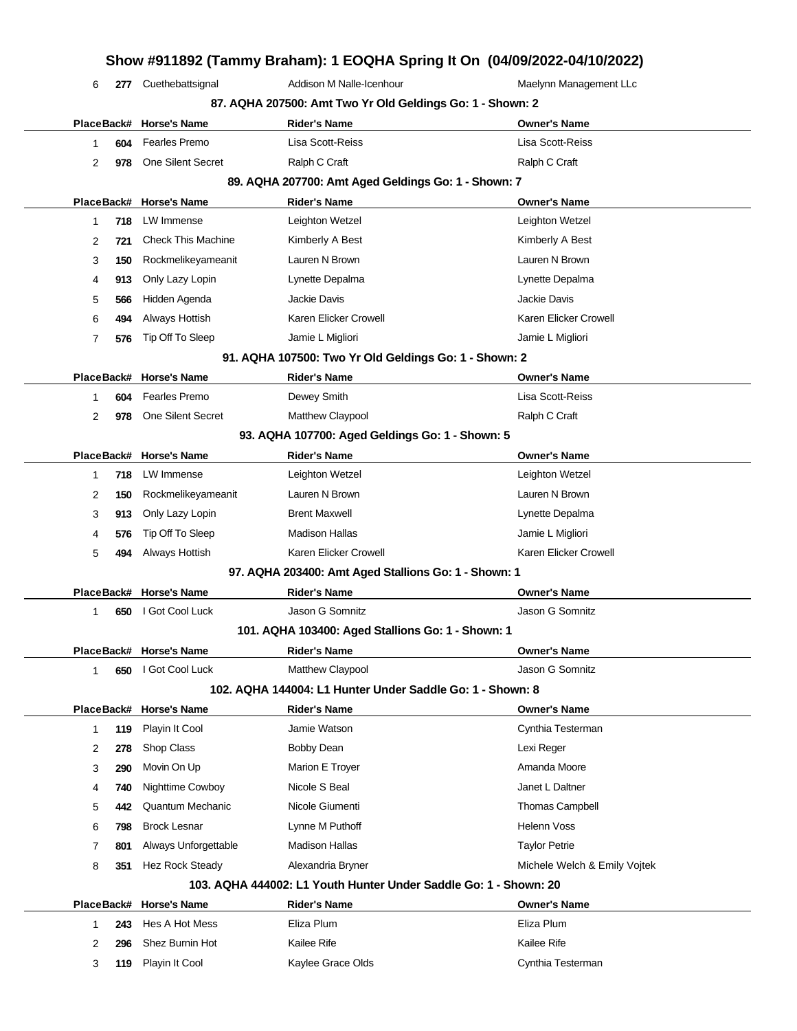# Show #911892 (Tammy Braham): 1 EOQHA Spring It On (04/09/2022-04/10/2022)

| 6 | 277 | Cuethebattsignal | Addison M Nalle-Icenhour | Maelynn Management LLc |
|---|---|---|---|---|

### 87. AQHA 207500: Amt Two Yr Old Geldings Go: 1 - Shown: 2

| Place | Back# | Horse's Name | Rider's Name | Owner's Name |
|---|---|---|---|---|
| 1 | 604 | Fearles Premo | Lisa Scott-Reiss | Lisa Scott-Reiss |
| 2 | 978 | One Silent Secret | Ralph C Craft | Ralph C Craft |

### 89. AQHA 207700: Amt Aged Geldings Go: 1 - Shown: 7

| Place | Back# | Horse's Name | Rider's Name | Owner's Name |
|---|---|---|---|---|
| 1 | 718 | LW Immense | Leighton Wetzel | Leighton Wetzel |
| 2 | 721 | Check This Machine | Kimberly A Best | Kimberly A Best |
| 3 | 150 | Rockmelikeyameanit | Lauren N Brown | Lauren N Brown |
| 4 | 913 | Only Lazy Lopin | Lynette Depalma | Lynette Depalma |
| 5 | 566 | Hidden Agenda | Jackie Davis | Jackie Davis |
| 6 | 494 | Always Hottish | Karen Elicker Crowell | Karen Elicker Crowell |
| 7 | 576 | Tip Off To Sleep | Jamie L Migliori | Jamie L Migliori |

### 91. AQHA 107500: Two Yr Old Geldings Go: 1 - Shown: 2

| Place | Back# | Horse's Name | Rider's Name | Owner's Name |
|---|---|---|---|---|
| 1 | 604 | Fearles Premo | Dewey Smith | Lisa Scott-Reiss |
| 2 | 978 | One Silent Secret | Matthew Claypool | Ralph C Craft |

### 93. AQHA 107700: Aged Geldings Go: 1 - Shown: 5

| Place | Back# | Horse's Name | Rider's Name | Owner's Name |
|---|---|---|---|---|
| 1 | 718 | LW Immense | Leighton Wetzel | Leighton Wetzel |
| 2 | 150 | Rockmelikeyameanit | Lauren N Brown | Lauren N Brown |
| 3 | 913 | Only Lazy Lopin | Brent Maxwell | Lynette Depalma |
| 4 | 576 | Tip Off To Sleep | Madison Hallas | Jamie L Migliori |
| 5 | 494 | Always Hottish | Karen Elicker Crowell | Karen Elicker Crowell |

### 97. AQHA 203400: Amt Aged Stallions Go: 1 - Shown: 1

| Place | Back# | Horse's Name | Rider's Name | Owner's Name |
|---|---|---|---|---|
| 1 | 650 | I Got Cool Luck | Jason G Somnitz | Jason G Somnitz |

### 101. AQHA 103400: Aged Stallions Go: 1 - Shown: 1

| Place | Back# | Horse's Name | Rider's Name | Owner's Name |
|---|---|---|---|---|
| 1 | 650 | I Got Cool Luck | Matthew Claypool | Jason G Somnitz |

### 102. AQHA 144004: L1 Hunter Under Saddle Go: 1 - Shown: 8

| Place | Back# | Horse's Name | Rider's Name | Owner's Name |
|---|---|---|---|---|
| 1 | 119 | Playin It Cool | Jamie Watson | Cynthia Testerman |
| 2 | 278 | Shop Class | Bobby Dean | Lexi Reger |
| 3 | 290 | Movin On Up | Marion E Troyer | Amanda Moore |
| 4 | 740 | Nighttime Cowboy | Nicole S Beal | Janet L Daltner |
| 5 | 442 | Quantum Mechanic | Nicole Giumenti | Thomas Campbell |
| 6 | 798 | Brock Lesnar | Lynne M Puthoff | Helenn Voss |
| 7 | 801 | Always Unforgettable | Madison Hallas | Taylor Petrie |
| 8 | 351 | Hez Rock Steady | Alexandria Bryner | Michele Welch & Emily Vojtek |

### 103. AQHA 444002: L1 Youth Hunter Under Saddle Go: 1 - Shown: 20

| Place | Back# | Horse's Name | Rider's Name | Owner's Name |
|---|---|---|---|---|
| 1 | 243 | Hes A Hot Mess | Eliza Plum | Eliza Plum |
| 2 | 296 | Shez Burnin Hot | Kailee Rife | Kailee Rife |
| 3 | 119 | Playin It Cool | Kaylee Grace Olds | Cynthia Testerman |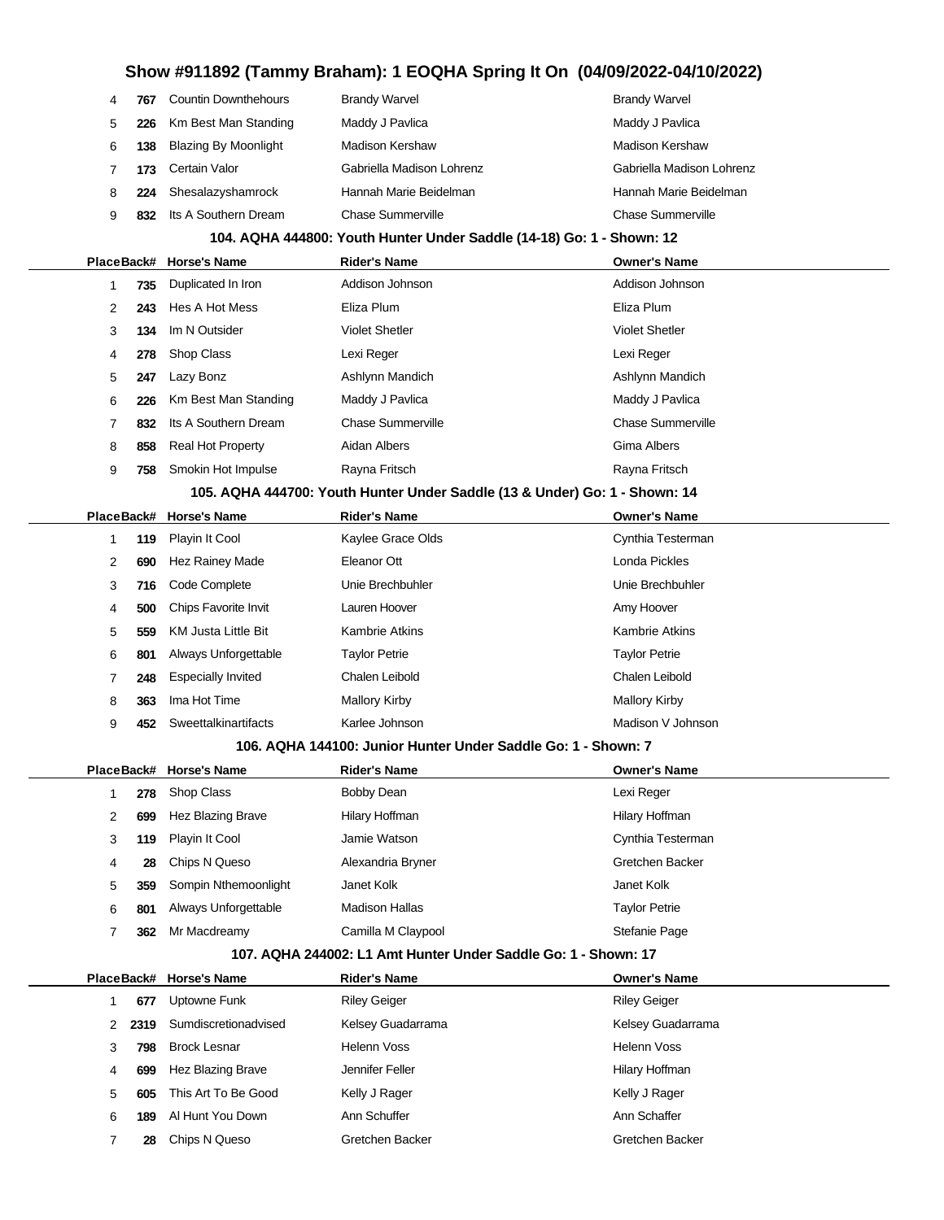# Show #911892 (Tammy Braham): 1 EOQHA Spring It On (04/09/2022-04/10/2022)

| Place | Back# | Horse's Name | Rider's Name | Owner's Name |
|---|---|---|---|---|
| 4 | 767 | Countin Downthehours | Brandy Warvel | Brandy Warvel |
| 5 | 226 | Km Best Man Standing | Maddy J Pavlica | Maddy J Pavlica |
| 6 | 138 | Blazing By Moonlight | Madison Kershaw | Madison Kershaw |
| 7 | 173 | Certain Valor | Gabriella Madison Lohrenz | Gabriella Madison Lohrenz |
| 8 | 224 | Shesalazyshamrock | Hannah Marie Beidelman | Hannah Marie Beidelman |
| 9 | 832 | Its A Southern Dream | Chase Summerville | Chase Summerville |

### 104. AQHA 444800: Youth Hunter Under Saddle (14-18) Go: 1 - Shown: 12

| Place | Back# | Horse's Name | Rider's Name | Owner's Name |
|---|---|---|---|---|
| 1 | 735 | Duplicated In Iron | Addison Johnson | Addison Johnson |
| 2 | 243 | Hes A Hot Mess | Eliza Plum | Eliza Plum |
| 3 | 134 | Im N Outsider | Violet Shetler | Violet Shetler |
| 4 | 278 | Shop Class | Lexi Reger | Lexi Reger |
| 5 | 247 | Lazy Bonz | Ashlynn Mandich | Ashlynn Mandich |
| 6 | 226 | Km Best Man Standing | Maddy J Pavlica | Maddy J Pavlica |
| 7 | 832 | Its A Southern Dream | Chase Summerville | Chase Summerville |
| 8 | 858 | Real Hot Property | Aidan Albers | Gima Albers |
| 9 | 758 | Smokin Hot Impulse | Rayna Fritsch | Rayna Fritsch |

### 105. AQHA 444700: Youth Hunter Under Saddle (13 & Under) Go: 1 - Shown: 14

| Place | Back# | Horse's Name | Rider's Name | Owner's Name |
|---|---|---|---|---|
| 1 | 119 | Playin It Cool | Kaylee Grace Olds | Cynthia Testerman |
| 2 | 690 | Hez Rainey Made | Eleanor Ott | Londa Pickles |
| 3 | 716 | Code Complete | Unie Brechbuhler | Unie Brechbuhler |
| 4 | 500 | Chips Favorite Invit | Lauren Hoover | Amy Hoover |
| 5 | 559 | KM Justa Little Bit | Kambrie Atkins | Kambrie Atkins |
| 6 | 801 | Always Unforgettable | Taylor Petrie | Taylor Petrie |
| 7 | 248 | Especially Invited | Chalen Leibold | Chalen Leibold |
| 8 | 363 | Ima Hot Time | Mallory Kirby | Mallory Kirby |
| 9 | 452 | Sweettalkinartifacts | Karlee Johnson | Madison V Johnson |

### 106. AQHA 144100: Junior Hunter Under Saddle Go: 1 - Shown: 7

| Place | Back# | Horse's Name | Rider's Name | Owner's Name |
|---|---|---|---|---|
| 1 | 278 | Shop Class | Bobby Dean | Lexi Reger |
| 2 | 699 | Hez Blazing Brave | Hilary Hoffman | Hilary Hoffman |
| 3 | 119 | Playin It Cool | Jamie Watson | Cynthia Testerman |
| 4 | 28 | Chips N Queso | Alexandria Bryner | Gretchen Backer |
| 5 | 359 | Sompin Nthemoonlight | Janet Kolk | Janet Kolk |
| 6 | 801 | Always Unforgettable | Madison Hallas | Taylor Petrie |
| 7 | 362 | Mr Macdreamy | Camilla M Claypool | Stefanie Page |

### 107. AQHA 244002: L1 Amt Hunter Under Saddle Go: 1 - Shown: 17

| Place | Back# | Horse's Name | Rider's Name | Owner's Name |
|---|---|---|---|---|
| 1 | 677 | Uptowne Funk | Riley Geiger | Riley Geiger |
| 2 | 2319 | Sumdiscretionadvised | Kelsey Guadarrama | Kelsey Guadarrama |
| 3 | 798 | Brock Lesnar | Helenn Voss | Helenn Voss |
| 4 | 699 | Hez Blazing Brave | Jennifer Feller | Hilary Hoffman |
| 5 | 605 | This Art To Be Good | Kelly J Rager | Kelly J Rager |
| 6 | 189 | Al Hunt You Down | Ann Schuffer | Ann Schaffer |
| 7 | 28 | Chips N Queso | Gretchen Backer | Gretchen Backer |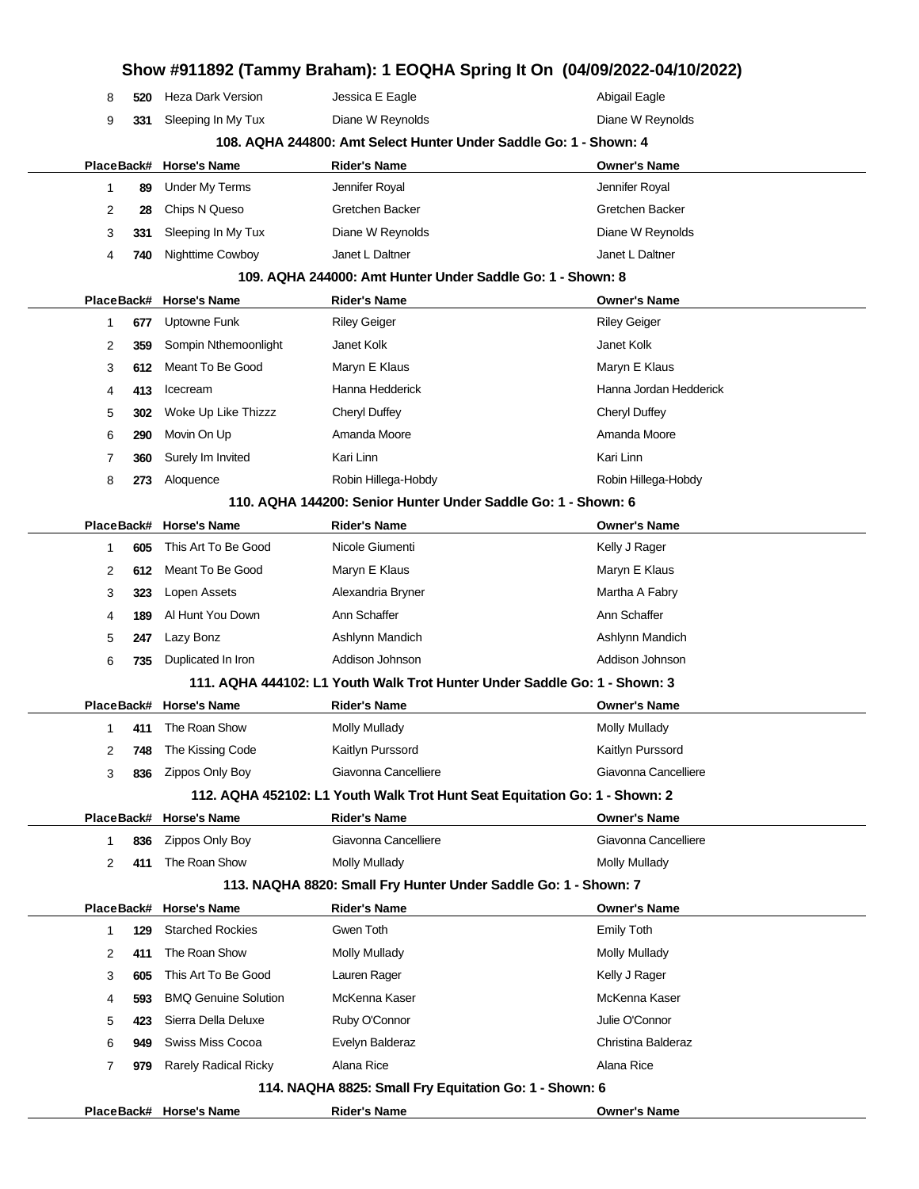| Place | Back# | Horse's Name | Rider's Name | Owner's Name |
|---|---|---|---|---|
| 8 | **520** | Heza Dark Version | Jessica E Eagle | Abigail Eagle |
| 9 | **331** | Sleeping In My Tux | Diane W Reynolds | Diane W Reynolds |

### 108. AQHA 244800: Amt Select Hunter Under Saddle Go: 1 - Shown: 4

| Place | Back# | Horse's Name | Rider's Name | Owner's Name |
|---|---|---|---|---|
| 1 | **89** | Under My Terms | Jennifer Royal | Jennifer Royal |
| 2 | **28** | Chips N Queso | Gretchen Backer | Gretchen Backer |
| 3 | **331** | Sleeping In My Tux | Diane W Reynolds | Diane W Reynolds |
| 4 | **740** | Nighttime Cowboy | Janet L Daltner | Janet L Daltner |

### 109. AQHA 244000: Amt Hunter Under Saddle Go: 1 - Shown: 8

| Place | Back# | Horse's Name | Rider's Name | Owner's Name |
|---|---|---|---|---|
| 1 | **677** | Uptowne Funk | Riley Geiger | Riley Geiger |
| 2 | **359** | Sompin Nthemoonlight | Janet Kolk | Janet Kolk |
| 3 | **612** | Meant To Be Good | Maryn E Klaus | Maryn E Klaus |
| 4 | **413** | Icecream | Hanna Hedderick | Hanna Jordan Hedderick |
| 5 | **302** | Woke Up Like Thizzz | Cheryl Duffey | Cheryl Duffey |
| 6 | **290** | Movin On Up | Amanda Moore | Amanda Moore |
| 7 | **360** | Surely Im Invited | Kari Linn | Kari Linn |
| 8 | **273** | Aloquence | Robin Hillega-Hobdy | Robin Hillega-Hobdy |

### 110. AQHA 144200: Senior Hunter Under Saddle Go: 1 - Shown: 6

| Place | Back# | Horse's Name | Rider's Name | Owner's Name |
|---|---|---|---|---|
| 1 | **605** | This Art To Be Good | Nicole Giumenti | Kelly J Rager |
| 2 | **612** | Meant To Be Good | Maryn E Klaus | Maryn E Klaus |
| 3 | **323** | Lopen Assets | Alexandria Bryner | Martha A Fabry |
| 4 | **189** | Al Hunt You Down | Ann Schaffer | Ann Schaffer |
| 5 | **247** | Lazy Bonz | Ashlynn Mandich | Ashlynn Mandich |
| 6 | **735** | Duplicated In Iron | Addison Johnson | Addison Johnson |

### 111. AQHA 444102: L1 Youth Walk Trot Hunter Under Saddle Go: 1 - Shown: 3

| Place | Back# | Horse's Name | Rider's Name | Owner's Name |
|---|---|---|---|---|
| 1 | **411** | The Roan Show | Molly Mullady | Molly Mullady |
| 2 | **748** | The Kissing Code | Kaitlyn Purssord | Kaitlyn Purssord |
| 3 | **836** | Zippos Only Boy | Giavonna Cancelliere | Giavonna Cancelliere |

### 112. AQHA 452102: L1 Youth Walk Trot Hunt Seat Equitation Go: 1 - Shown: 2

| Place | Back# | Horse's Name | Rider's Name | Owner's Name |
|---|---|---|---|---|
| 1 | **836** | Zippos Only Boy | Giavonna Cancelliere | Giavonna Cancelliere |
| 2 | **411** | The Roan Show | Molly Mullady | Molly Mullady |

### 113. NAQHA 8820: Small Fry Hunter Under Saddle Go: 1 - Shown: 7

| Place | Back# | Horse's Name | Rider's Name | Owner's Name |
|---|---|---|---|---|
| 1 | **129** | Starched Rockies | Gwen Toth | Emily Toth |
| 2 | **411** | The Roan Show | Molly Mullady | Molly Mullady |
| 3 | **605** | This Art To Be Good | Lauren Rager | Kelly J Rager |
| 4 | **593** | BMQ Genuine Solution | McKenna Kaser | McKenna Kaser |
| 5 | **423** | Sierra Della Deluxe | Ruby O'Connor | Julie O'Connor |
| 6 | **949** | Swiss Miss Cocoa | Evelyn Balderaz | Christina Balderaz |
| 7 | **979** | Rarely Radical Ricky | Alana Rice | Alana Rice |

### 114. NAQHA 8825: Small Fry Equitation Go: 1 - Shown: 6

| Place | Back# | Horse's Name | Rider's Name | Owner's Name |
|---|---|---|---|---|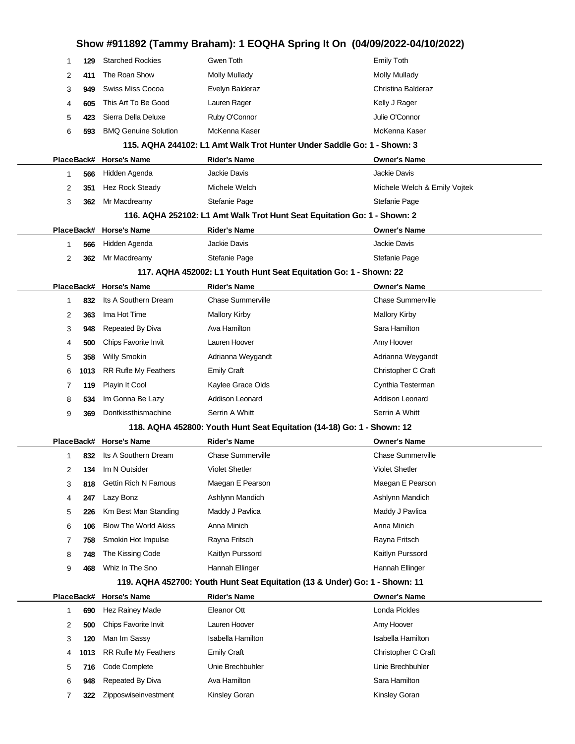## Show #911892 (Tammy Braham): 1 EOQHA Spring It On (04/09/2022-04/10/2022)

| Place | Back# | Horse's Name | Rider's Name | Owner's Name |
|---|---|---|---|---|
| 1 | 129 | Starched Rockies | Gwen Toth | Emily Toth |
| 2 | 411 | The Roan Show | Molly Mullady | Molly Mullady |
| 3 | 949 | Swiss Miss Cocoa | Evelyn Balderaz | Christina Balderaz |
| 4 | 605 | This Art To Be Good | Lauren Rager | Kelly J Rager |
| 5 | 423 | Sierra Della Deluxe | Ruby O'Connor | Julie O'Connor |
| 6 | 593 | BMQ Genuine Solution | McKenna Kaser | McKenna Kaser |

### 115. AQHA 244102: L1 Amt Walk Trot Hunter Under Saddle Go: 1 - Shown: 3

| Place | Back# | Horse's Name | Rider's Name | Owner's Name |
|---|---|---|---|---|
| 1 | 566 | Hidden Agenda | Jackie Davis | Jackie Davis |
| 2 | 351 | Hez Rock Steady | Michele Welch | Michele Welch & Emily Vojtek |
| 3 | 362 | Mr Macdreamy | Stefanie Page | Stefanie Page |

### 116. AQHA 252102: L1 Amt Walk Trot Hunt Seat Equitation Go: 1 - Shown: 2

| Place | Back# | Horse's Name | Rider's Name | Owner's Name |
|---|---|---|---|---|
| 1 | 566 | Hidden Agenda | Jackie Davis | Jackie Davis |
| 2 | 362 | Mr Macdreamy | Stefanie Page | Stefanie Page |

### 117. AQHA 452002: L1 Youth Hunt Seat Equitation Go: 1 - Shown: 22

| Place | Back# | Horse's Name | Rider's Name | Owner's Name |
|---|---|---|---|---|
| 1 | 832 | Its A Southern Dream | Chase Summerville | Chase Summerville |
| 2 | 363 | Ima Hot Time | Mallory Kirby | Mallory Kirby |
| 3 | 948 | Repeated By Diva | Ava Hamilton | Sara Hamilton |
| 4 | 500 | Chips Favorite Invit | Lauren Hoover | Amy Hoover |
| 5 | 358 | Willy Smokin | Adrianna Weygandt | Adrianna Weygandt |
| 6 | 1013 | RR Rufle My Feathers | Emily Craft | Christopher C Craft |
| 7 | 119 | Playin It Cool | Kaylee Grace Olds | Cynthia Testerman |
| 8 | 534 | Im Gonna Be Lazy | Addison Leonard | Addison Leonard |
| 9 | 369 | Dontkissthismachine | Serrin A Whitt | Serrin A Whitt |

### 118. AQHA 452800: Youth Hunt Seat Equitation (14-18) Go: 1 - Shown: 12

| Place | Back# | Horse's Name | Rider's Name | Owner's Name |
|---|---|---|---|---|
| 1 | 832 | Its A Southern Dream | Chase Summerville | Chase Summerville |
| 2 | 134 | Im N Outsider | Violet Shetler | Violet Shetler |
| 3 | 818 | Gettin Rich N Famous | Maegan E Pearson | Maegan E Pearson |
| 4 | 247 | Lazy Bonz | Ashlynn Mandich | Ashlynn Mandich |
| 5 | 226 | Km Best Man Standing | Maddy J Pavlica | Maddy J Pavlica |
| 6 | 106 | Blow The World Akiss | Anna Minich | Anna Minich |
| 7 | 758 | Smokin Hot Impulse | Rayna Fritsch | Rayna Fritsch |
| 8 | 748 | The Kissing Code | Kaitlyn Purssord | Kaitlyn Purssord |
| 9 | 468 | Whiz In The Sno | Hannah Ellinger | Hannah Ellinger |

### 119. AQHA 452700: Youth Hunt Seat Equitation (13 & Under) Go: 1 - Shown: 11

| Place | Back# | Horse's Name | Rider's Name | Owner's Name |
|---|---|---|---|---|
| 1 | 690 | Hez Rainey Made | Eleanor Ott | Londa Pickles |
| 2 | 500 | Chips Favorite Invit | Lauren Hoover | Amy Hoover |
| 3 | 120 | Man Im Sassy | Isabella Hamilton | Isabella Hamilton |
| 4 | 1013 | RR Rufle My Feathers | Emily Craft | Christopher C Craft |
| 5 | 716 | Code Complete | Unie Brechbuhler | Unie Brechbuhler |
| 6 | 948 | Repeated By Diva | Ava Hamilton | Sara Hamilton |
| 7 | 322 | Zipposwiseinvestment | Kinsley Goran | Kinsley Goran |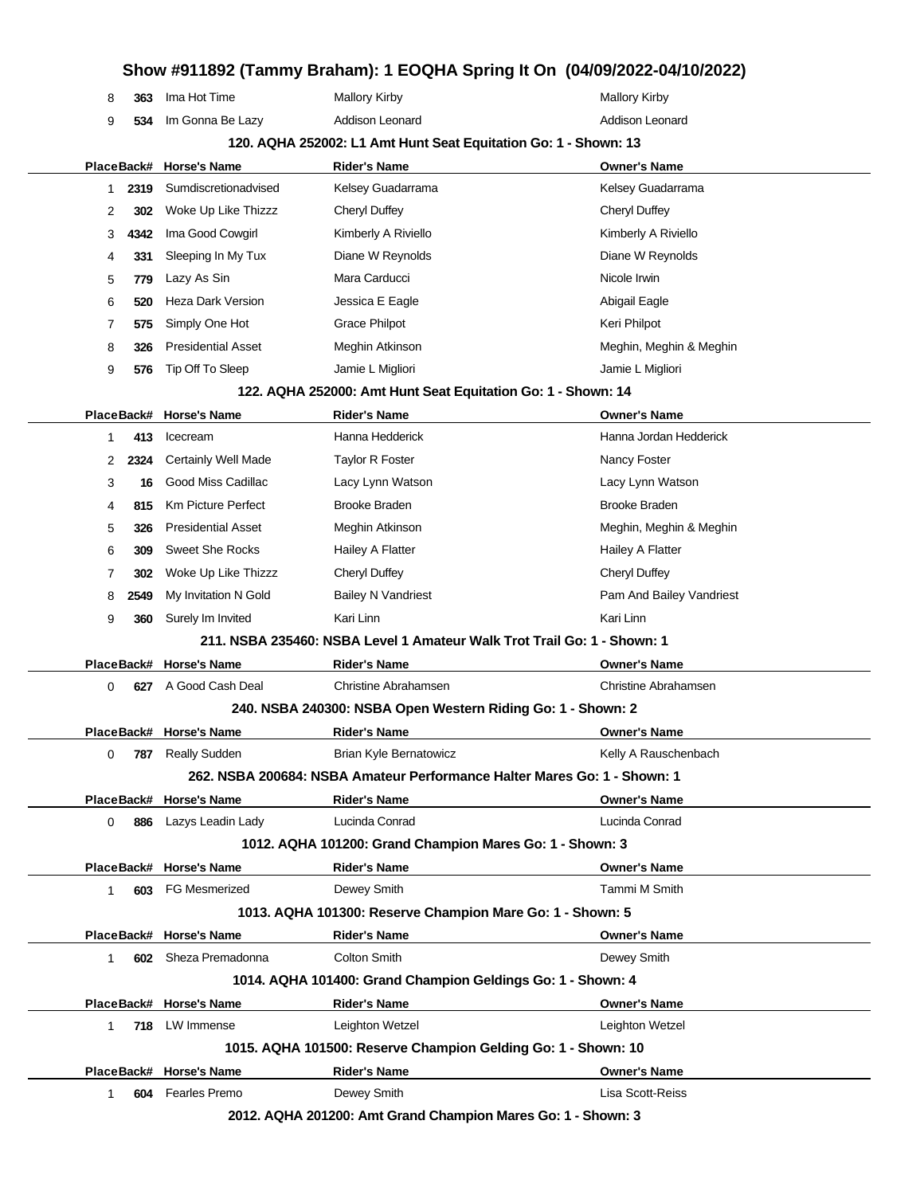| Place | Back# | Horse's Name | Rider's Name | Owner's Name |
|---|---|---|---|---|
| 8 | 363 | Ima Hot Time | Mallory Kirby | Mallory Kirby |
| 9 | 534 | Im Gonna Be Lazy | Addison Leonard | Addison Leonard |

### 120. AQHA 252002: L1 Amt Hunt Seat Equitation Go: 1 - Shown: 13

| Place | Back# | Horse's Name | Rider's Name | Owner's Name |
|---|---|---|---|---|
| 1 | 2319 | Sumdiscretionadvised | Kelsey Guadarrama | Kelsey Guadarrama |
| 2 | 302 | Woke Up Like Thizzz | Cheryl Duffey | Cheryl Duffey |
| 3 | 4342 | Ima Good Cowgirl | Kimberly A Riviello | Kimberly A Riviello |
| 4 | 331 | Sleeping In My Tux | Diane W Reynolds | Diane W Reynolds |
| 5 | 779 | Lazy As Sin | Mara Carducci | Nicole Irwin |
| 6 | 520 | Heza Dark Version | Jessica E Eagle | Abigail Eagle |
| 7 | 575 | Simply One Hot | Grace Philpot | Keri Philpot |
| 8 | 326 | Presidential Asset | Meghin Atkinson | Meghin, Meghin & Meghin |
| 9 | 576 | Tip Off To Sleep | Jamie L Migliori | Jamie L Migliori |

### 122. AQHA 252000: Amt Hunt Seat Equitation Go: 1 - Shown: 14

| Place | Back# | Horse's Name | Rider's Name | Owner's Name |
|---|---|---|---|---|
| 1 | 413 | Icecream | Hanna Hedderick | Hanna Jordan Hedderick |
| 2 | 2324 | Certainly Well Made | Taylor R Foster | Nancy Foster |
| 3 | 16 | Good Miss Cadillac | Lacy Lynn Watson | Lacy Lynn Watson |
| 4 | 815 | Km Picture Perfect | Brooke Braden | Brooke Braden |
| 5 | 326 | Presidential Asset | Meghin Atkinson | Meghin, Meghin & Meghin |
| 6 | 309 | Sweet She Rocks | Hailey A Flatter | Hailey A Flatter |
| 7 | 302 | Woke Up Like Thizzz | Cheryl Duffey | Cheryl Duffey |
| 8 | 2549 | My Invitation N Gold | Bailey N Vandriest | Pam And Bailey Vandriest |
| 9 | 360 | Surely Im Invited | Kari Linn | Kari Linn |

### 211. NSBA 235460: NSBA Level 1 Amateur Walk Trot Trail Go: 1 - Shown: 1

| Place | Back# | Horse's Name | Rider's Name | Owner's Name |
|---|---|---|---|---|
| 0 | 627 | A Good Cash Deal | Christine Abrahamsen | Christine Abrahamsen |

### 240. NSBA 240300: NSBA Open Western Riding Go: 1 - Shown: 2

| Place | Back# | Horse's Name | Rider's Name | Owner's Name |
|---|---|---|---|---|
| 0 | 787 | Really Sudden | Brian Kyle Bernatowicz | Kelly A Rauschenbach |

### 262. NSBA 200684: NSBA Amateur Performance Halter Mares Go: 1 - Shown: 1

| Place | Back# | Horse's Name | Rider's Name | Owner's Name |
|---|---|---|---|---|
| 0 | 886 | Lazys Leadin Lady | Lucinda Conrad | Lucinda Conrad |

### 1012. AQHA 101200: Grand Champion Mares Go: 1 - Shown: 3

| Place | Back# | Horse's Name | Rider's Name | Owner's Name |
|---|---|---|---|---|
| 1 | 603 | FG Mesmerized | Dewey Smith | Tammi M Smith |

### 1013. AQHA 101300: Reserve Champion Mare Go: 1 - Shown: 5

| Place | Back# | Horse's Name | Rider's Name | Owner's Name |
|---|---|---|---|---|
| 1 | 602 | Sheza Premadonna | Colton Smith | Dewey Smith |

### 1014. AQHA 101400: Grand Champion Geldings Go: 1 - Shown: 4

| Place | Back# | Horse's Name | Rider's Name | Owner's Name |
|---|---|---|---|---|
| 1 | 718 | LW Immense | Leighton Wetzel | Leighton Wetzel |

### 1015. AQHA 101500: Reserve Champion Gelding Go: 1 - Shown: 10

| Place | Back# | Horse's Name | Rider's Name | Owner's Name |
|---|---|---|---|---|
| 1 | 604 | Fearles Premo | Dewey Smith | Lisa Scott-Reiss |

### 2012. AQHA 201200: Amt Grand Champion Mares Go: 1 - Shown: 3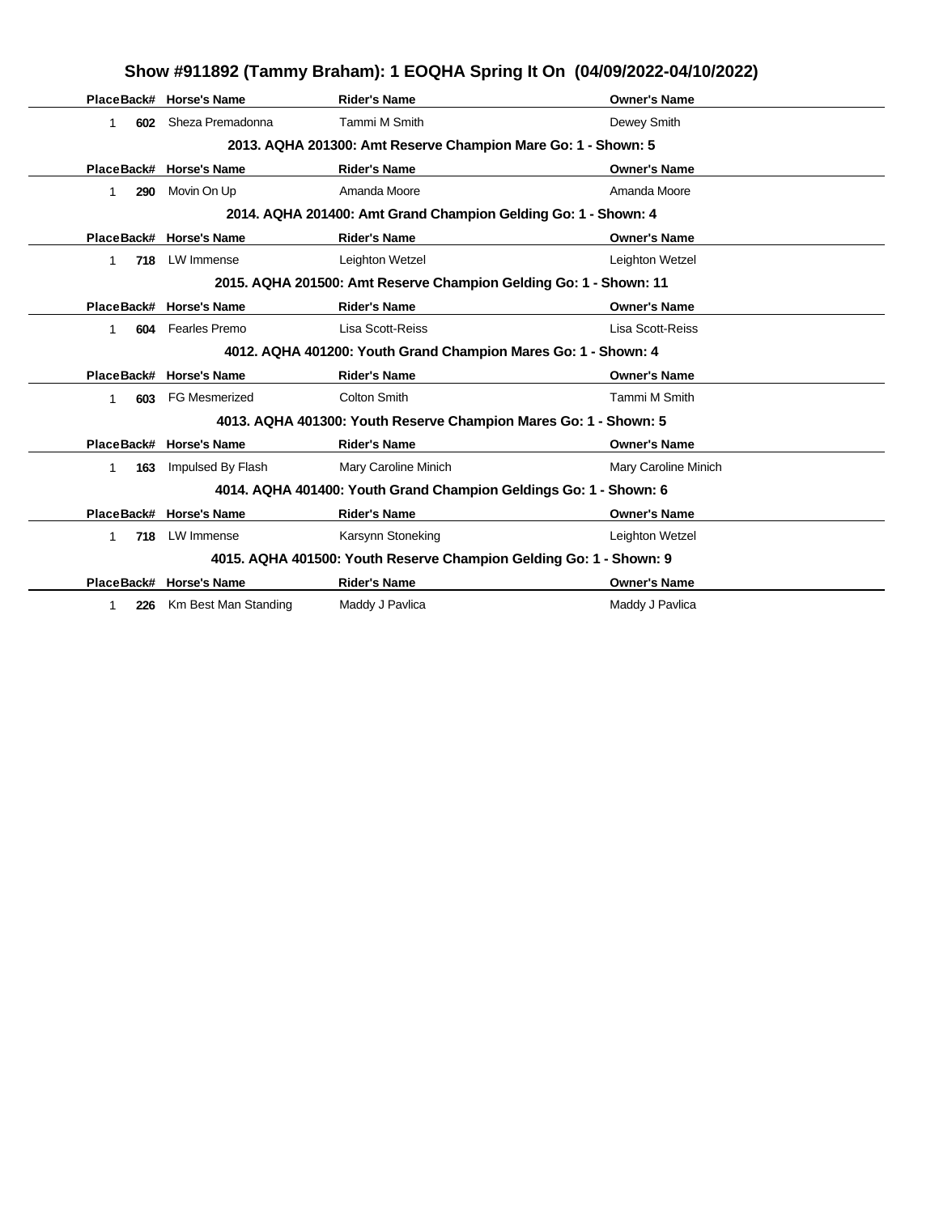## Show #911892 (Tammy Braham): 1 EOQHA Spring It On (04/09/2022-04/10/2022)

| Place | Back# | Horse's Name | Rider's Name | Owner's Name |
|---|---|---|---|---|
| 1 | 602 | Sheza Premadonna | Tammi M Smith | Dewey Smith |

### 2013. AQHA 201300: Amt Reserve Champion Mare Go: 1 - Shown: 5

| Place | Back# | Horse's Name | Rider's Name | Owner's Name |
|---|---|---|---|---|
| 1 | 290 | Movin On Up | Amanda Moore | Amanda Moore |

### 2014. AQHA 201400: Amt Grand Champion Gelding Go: 1 - Shown: 4

| Place | Back# | Horse's Name | Rider's Name | Owner's Name |
|---|---|---|---|---|
| 1 | 718 | LW Immense | Leighton Wetzel | Leighton Wetzel |

### 2015. AQHA 201500: Amt Reserve Champion Gelding Go: 1 - Shown: 11

| Place | Back# | Horse's Name | Rider's Name | Owner's Name |
|---|---|---|---|---|
| 1 | 604 | Fearles Premo | Lisa Scott-Reiss | Lisa Scott-Reiss |

### 4012. AQHA 401200: Youth Grand Champion Mares Go: 1 - Shown: 4

| Place | Back# | Horse's Name | Rider's Name | Owner's Name |
|---|---|---|---|---|
| 1 | 603 | FG Mesmerized | Colton Smith | Tammi M Smith |

### 4013. AQHA 401300: Youth Reserve Champion Mares Go: 1 - Shown: 5

| Place | Back# | Horse's Name | Rider's Name | Owner's Name |
|---|---|---|---|---|
| 1 | 163 | Impulsed By Flash | Mary Caroline Minich | Mary Caroline Minich |

### 4014. AQHA 401400: Youth Grand Champion Geldings Go: 1 - Shown: 6

| Place | Back# | Horse's Name | Rider's Name | Owner's Name |
|---|---|---|---|---|
| 1 | 718 | LW Immense | Karsynn Stoneking | Leighton Wetzel |

### 4015. AQHA 401500: Youth Reserve Champion Gelding Go: 1 - Shown: 9

| Place | Back# | Horse's Name | Rider's Name | Owner's Name |
|---|---|---|---|---|
| 1 | 226 | Km Best Man Standing | Maddy J Pavlica | Maddy J Pavlica |